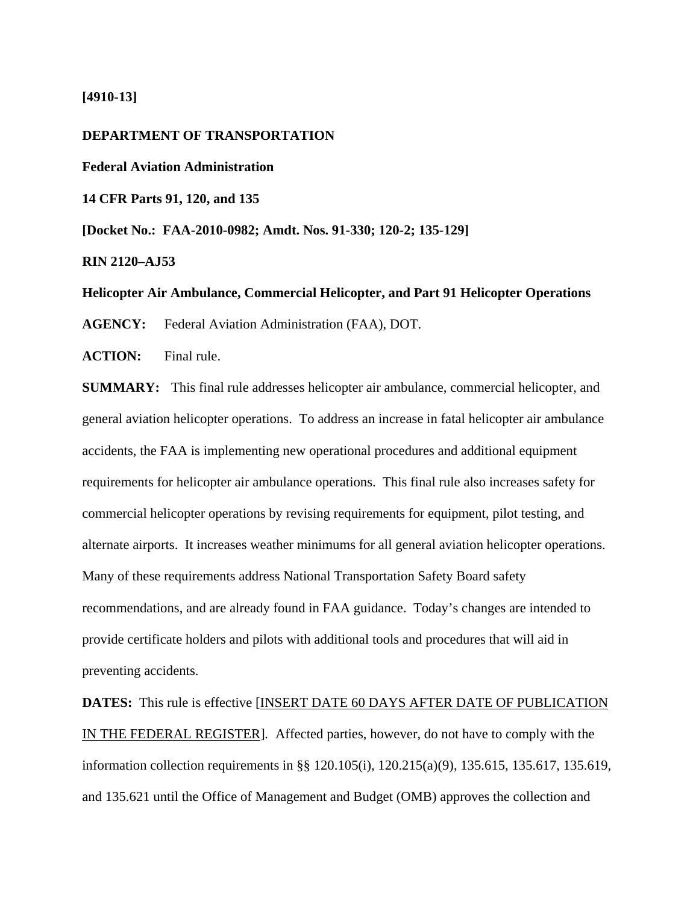**[4910-13]**

**DEPARTMENT OF TRANSPORTATION**

**Federal Aviation Administration**

**14 CFR Parts 91, 120, and 135**

**[Docket No.: FAA-2010-0982; Amdt. Nos. 91-330; 120-2; 135-129]**

**RIN 2120–AJ53**

**Helicopter Air Ambulance, Commercial Helicopter, and Part 91 Helicopter Operations**

**AGENCY:** Federal Aviation Administration (FAA), DOT.

**ACTION:** Final rule.

**SUMMARY:** This final rule addresses helicopter air ambulance, commercial helicopter, and general aviation helicopter operations. To address an increase in fatal helicopter air ambulance accidents, the FAA is implementing new operational procedures and additional equipment requirements for helicopter air ambulance operations. This final rule also increases safety for commercial helicopter operations by revising requirements for equipment, pilot testing, and alternate airports. It increases weather minimums for all general aviation helicopter operations. Many of these requirements address National Transportation Safety Board safety recommendations, and are already found in FAA guidance. Today's changes are intended to provide certificate holders and pilots with additional tools and procedures that will aid in preventing accidents.

**DATES:** This rule is effective [INSERT DATE 60 DAYS AFTER DATE OF PUBLICATION IN THE FEDERAL REGISTER]. Affected parties, however, do not have to comply with the information collection requirements in §§ 120.105(i), 120.215(a)(9), 135.615, 135.617, 135.619, and 135.621 until the Office of Management and Budget (OMB) approves the collection and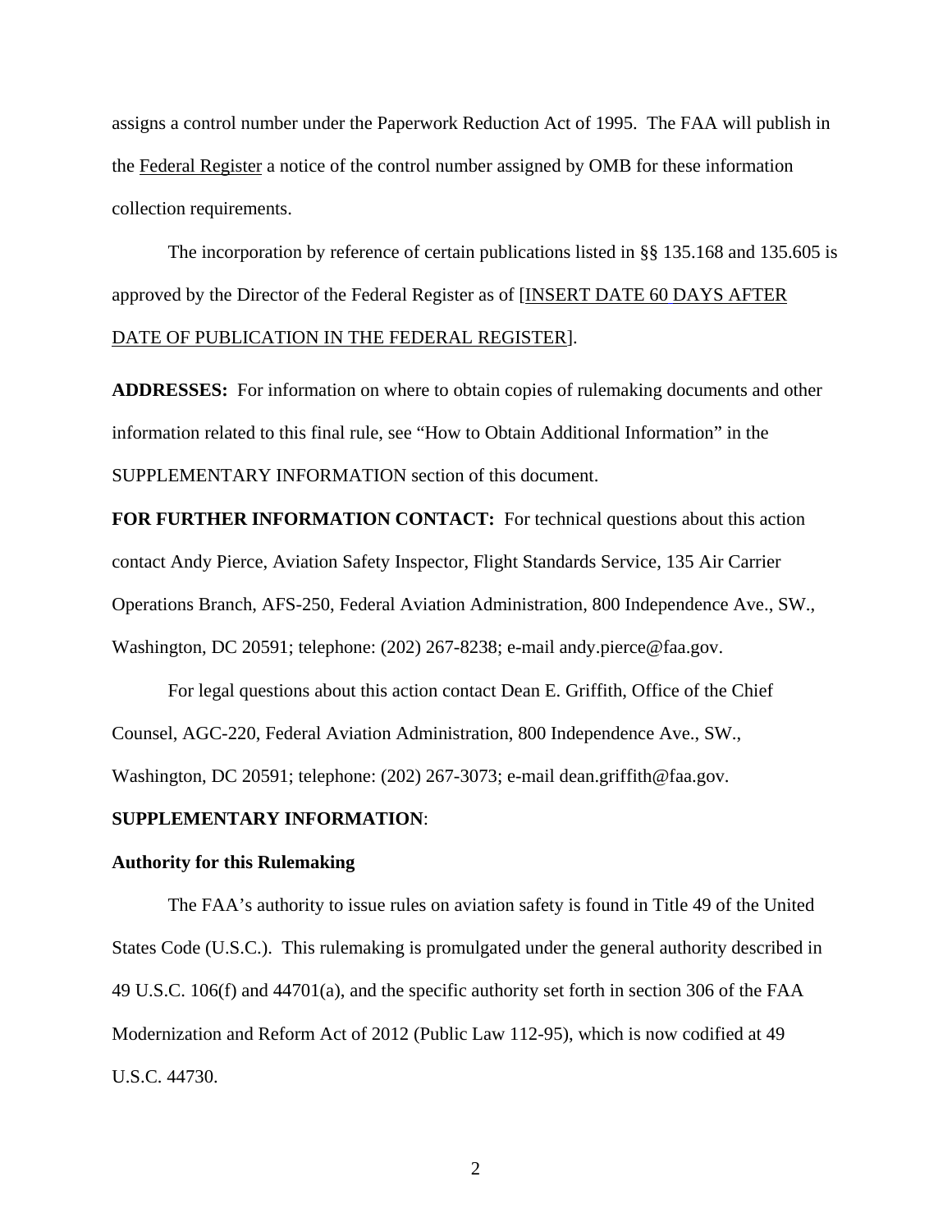assigns a control number under the Paperwork Reduction Act of 1995. The FAA will publish in the Federal Register a notice of the control number assigned by OMB for these information collection requirements.

The incorporation by reference of certain publications listed in §§ 135.168 and 135.605 is approved by the Director of the Federal Register as of [INSERT DATE 60 DAYS AFTER DATE OF PUBLICATION IN THE FEDERAL REGISTER].

**ADDRESSES:** For information on where to obtain copies of rulemaking documents and other information related to this final rule, see "How to Obtain Additional Information" in the SUPPLEMENTARY INFORMATION section of this document.

**FOR FURTHER INFORMATION CONTACT:** For technical questions about this action contact Andy Pierce, Aviation Safety Inspector, Flight Standards Service, 135 Air Carrier Operations Branch, AFS-250, Federal Aviation Administration, 800 Independence Ave., SW., Washington, DC 20591; telephone: (202) 267-8238; e-mail andy.pierce@faa.gov.

For legal questions about this action contact Dean E. Griffith, Office of the Chief Counsel, AGC-220, Federal Aviation Administration, 800 Independence Ave., SW., Washington, DC 20591; telephone: (202) 267-3073; e-mail dean.griffith@faa.gov.

**SUPPLEMENTARY INFORMATION**:

**Authority for this Rulemaking**

The FAA's authority to issue rules on aviation safety is found in Title 49 of the United States Code (U.S.C.). This rulemaking is promulgated under the general authority described in 49 U.S.C. 106(f) and 44701(a), and the specific authority set forth in section 306 of the FAA Modernization and Reform Act of 2012 (Public Law 112-95), which is now codified at 49 U.S.C. 44730.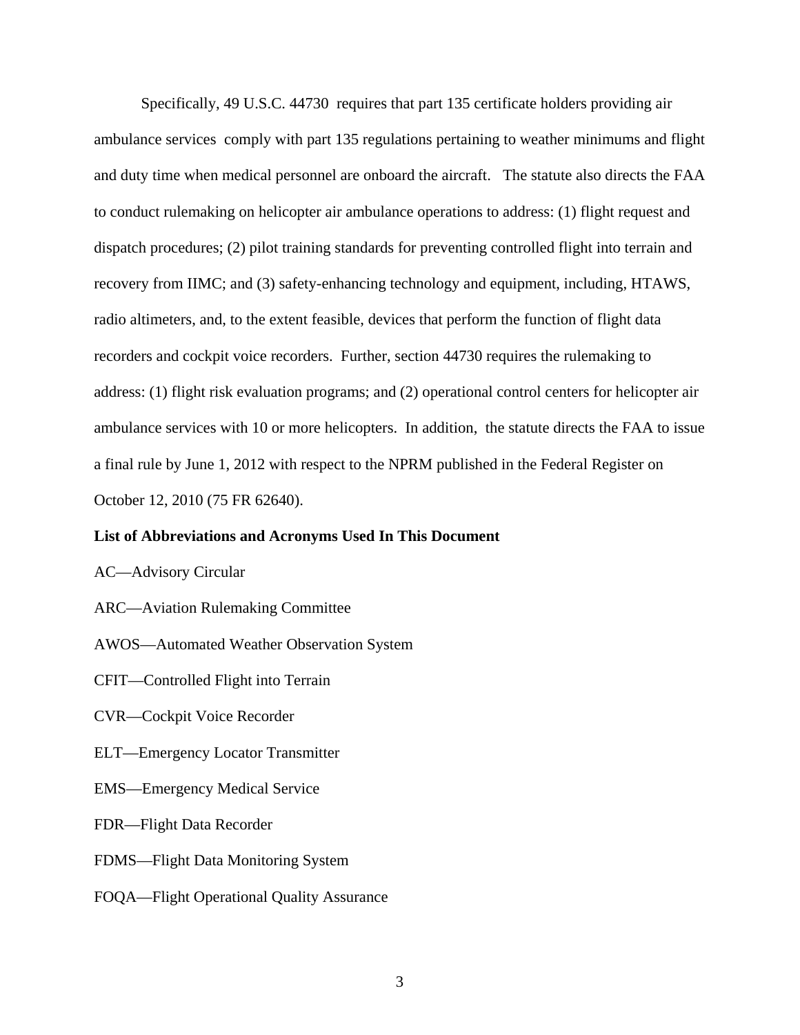Specifically, 49 U.S.C. 44730 requires that part 135 certificate holders providing air ambulance services comply with part 135 regulations pertaining to weather minimums and flight and duty time when medical personnel are onboard the aircraft. The statute also directs the FAA to conduct rulemaking on helicopter air ambulance operations to address: (1) flight request and dispatch procedures; (2) pilot training standards for preventing controlled flight into terrain and recovery from IIMC; and (3) safety-enhancing technology and equipment, including, HTAWS, radio altimeters, and, to the extent feasible, devices that perform the function of flight data recorders and cockpit voice recorders. Further, section 44730 requires the rulemaking to address: (1) flight risk evaluation programs; and (2) operational control centers for helicopter air ambulance services with 10 or more helicopters. In addition, the statute directs the FAA to issue a final rule by June 1, 2012 with respect to the NPRM published in the Federal Register on October 12, 2010 (75 FR 62640).

**List of Abbreviations and Acronyms Used In This Document**

AC—Advisory Circular

ARC—Aviation Rulemaking Committee

AWOS—Automated Weather Observation System

CFIT—Controlled Flight into Terrain

CVR—Cockpit Voice Recorder

ELT—Emergency Locator Transmitter

EMS—Emergency Medical Service

FDR—Flight Data Recorder

FDMS—Flight Data Monitoring System

FOQA—Flight Operational Quality Assurance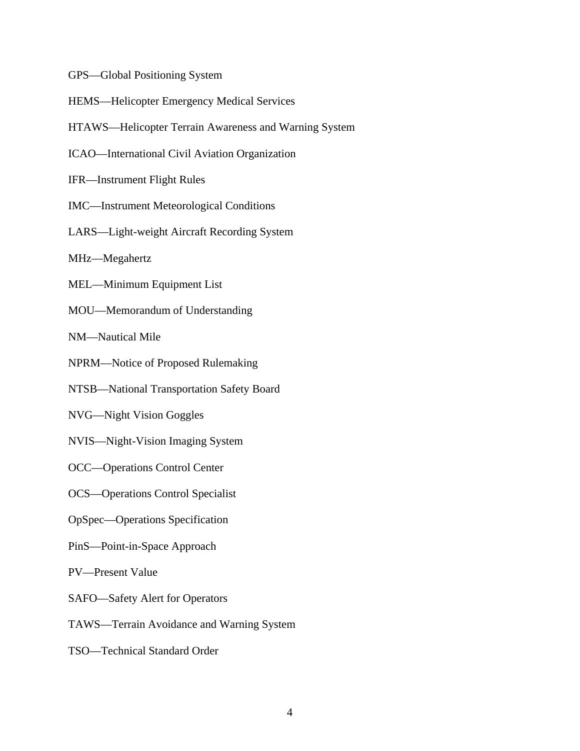GPS—Global Positioning System

HEMS—Helicopter Emergency Medical Services

HTAWS—Helicopter Terrain Awareness and Warning System

ICAO—International Civil Aviation Organization

IFR—Instrument Flight Rules

IMC—Instrument Meteorological Conditions

LARS—Light-weight Aircraft Recording System

MHz—Megahertz

MEL—Minimum Equipment List

MOU—Memorandum of Understanding

NM—Nautical Mile

NPRM—Notice of Proposed Rulemaking

NTSB—National Transportation Safety Board

NVG—Night Vision Goggles

NVIS—Night-Vision Imaging System

OCC—Operations Control Center

OCS—Operations Control Specialist

OpSpec—Operations Specification

PinS—Point-in-Space Approach

PV—Present Value

SAFO—Safety Alert for Operators

TAWS—Terrain Avoidance and Warning System

TSO—Technical Standard Order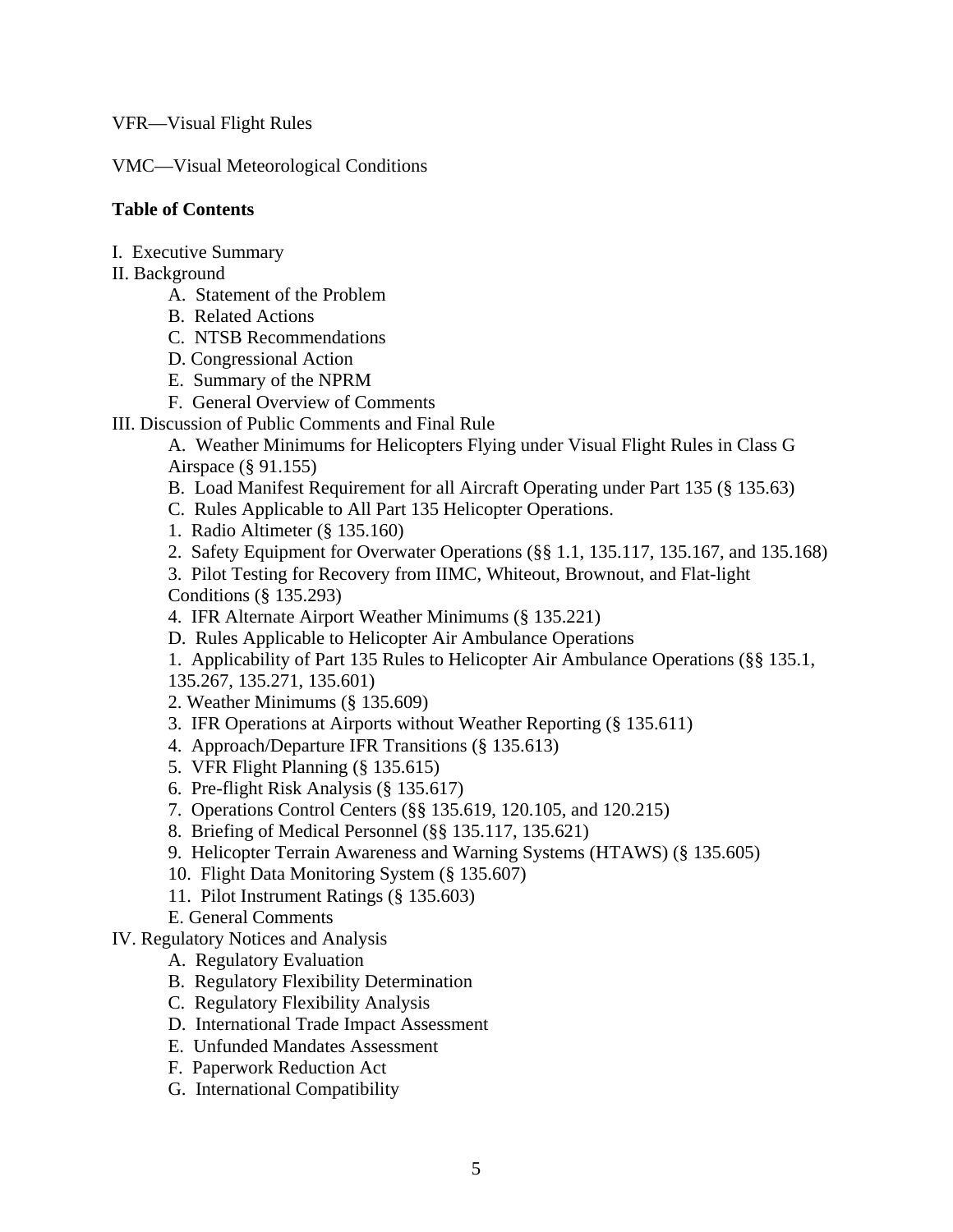VFR—Visual Flight Rules

VMC—Visual Meteorological Conditions

**Table of Contents**

I. Executive Summary

II. Background

- A. Statement of the Problem
- B. Related Actions
- C. NTSB Recommendations
- D. Congressional Action
- E. Summary of the NPRM
- F. General Overview of Comments

III. Discussion of Public Comments and Final Rule

- A. Weather Minimums for Helicopters Flying under Visual Flight Rules in Class G Airspace (§ 91.155)
- B. Load Manifest Requirement for all Aircraft Operating under Part 135 (§ 135.63)
- C. Rules Applicable to All Part 135 Helicopter Operations.
- 1. Radio Altimeter (§ 135.160)
- 2. Safety Equipment for Overwater Operations (§§ 1.1, 135.117, 135.167, and 135.168)
- 3. Pilot Testing for Recovery from IIMC, Whiteout, Brownout, and Flat-light Conditions (§ 135.293)
- 4. IFR Alternate Airport Weather Minimums (§ 135.221)
- D. Rules Applicable to Helicopter Air Ambulance Operations
- 1. Applicability of Part 135 Rules to Helicopter Air Ambulance Operations (§§ 135.1, 135.267, 135.271, 135.601)
- 2. Weather Minimums (§ 135.609)
- 3. IFR Operations at Airports without Weather Reporting (§ 135.611)
- 4. Approach/Departure IFR Transitions (§ 135.613)
- 5. VFR Flight Planning (§ 135.615)
- 6. Pre-flight Risk Analysis (§ 135.617)
- 7. Operations Control Centers (§§ 135.619, 120.105, and 120.215)
- 8. Briefing of Medical Personnel (§§ 135.117, 135.621)
- 9. Helicopter Terrain Awareness and Warning Systems (HTAWS) (§ 135.605)
- 10. Flight Data Monitoring System (§ 135.607)
- 11. Pilot Instrument Ratings (§ 135.603)
- E. General Comments

IV. Regulatory Notices and Analysis

- A. Regulatory Evaluation
- B. Regulatory Flexibility Determination
- C. Regulatory Flexibility Analysis
- D. International Trade Impact Assessment
- E. Unfunded Mandates Assessment
- F. Paperwork Reduction Act
- G. International Compatibility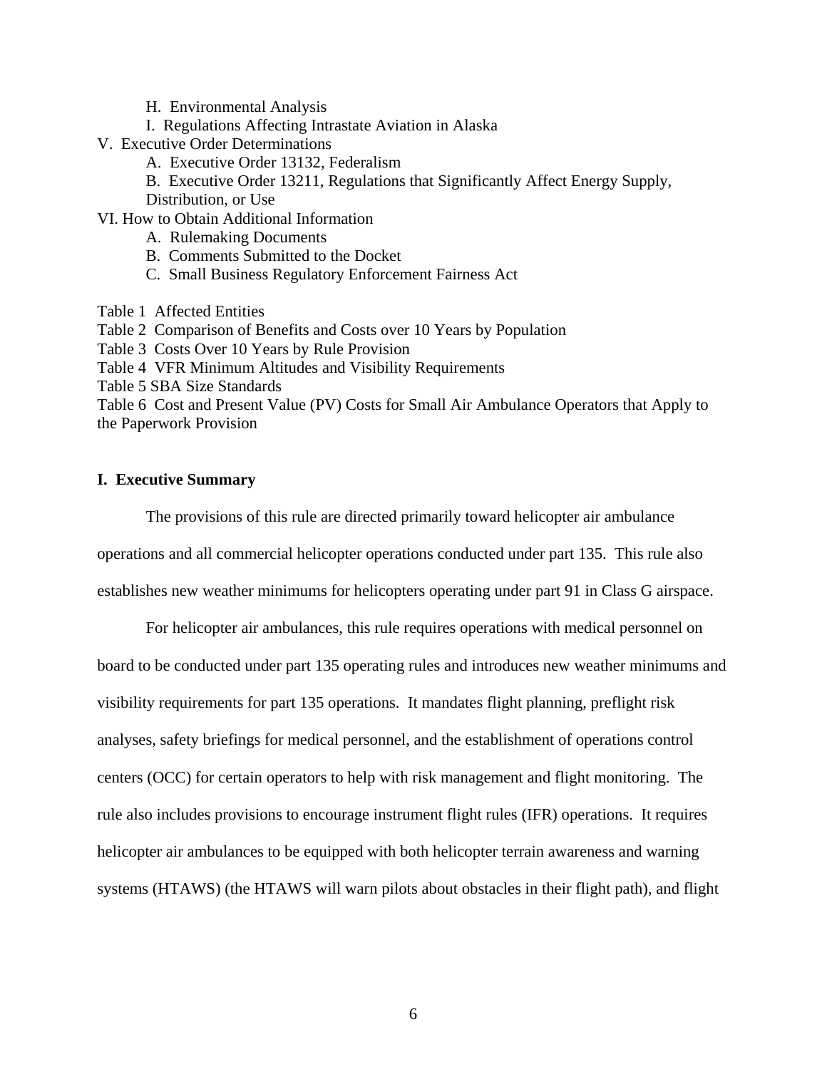H. Environmental Analysis

I. Regulations Affecting Intrastate Aviation in Alaska

V. Executive Order Determinations

A. Executive Order 13132, Federalism

B. Executive Order 13211, Regulations that Significantly Affect Energy Supply, Distribution, or Use

VI. How to Obtain Additional Information

A. Rulemaking Documents

B. Comments Submitted to the Docket

C. Small Business Regulatory Enforcement Fairness Act

Table 1 Affected Entities

Table 2 Comparison of Benefits and Costs over 10 Years by Population

Table 3 Costs Over 10 Years by Rule Provision

Table 4 VFR Minimum Altitudes and Visibility Requirements

Table 5 SBA Size Standards

Table 6 Cost and Present Value (PV) Costs for Small Air Ambulance Operators that Apply to the Paperwork Provision

## I. Executive Summary

The provisions of this rule are directed primarily toward helicopter air ambulance operations and all commercial helicopter operations conducted under part 135. This rule also establishes new weather minimums for helicopters operating under part 91 in Class G airspace.

For helicopter air ambulances, this rule requires operations with medical personnel on board to be conducted under part 135 operating rules and introduces new weather minimums and visibility requirements for part 135 operations. It mandates flight planning, preflight risk analyses, safety briefings for medical personnel, and the establishment of operations control centers (OCC) for certain operators to help with risk management and flight monitoring. The rule also includes provisions to encourage instrument flight rules (IFR) operations. It requires helicopter air ambulances to be equipped with both helicopter terrain awareness and warning systems (HTAWS) (the HTAWS will warn pilots about obstacles in their flight path), and flight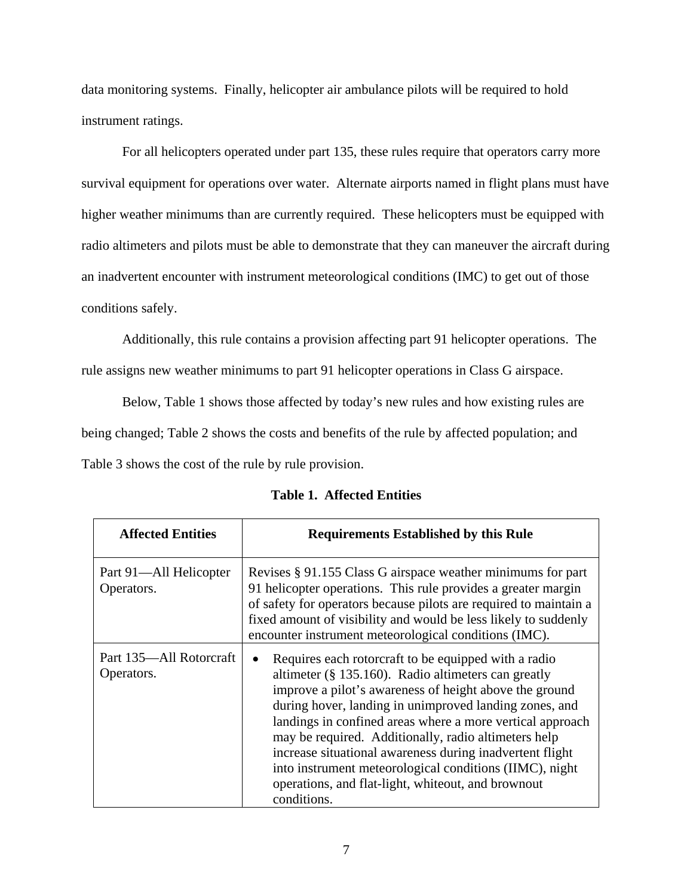data monitoring systems. Finally, helicopter air ambulance pilots will be required to hold instrument ratings.

For all helicopters operated under part 135, these rules require that operators carry more survival equipment for operations over water. Alternate airports named in flight plans must have higher weather minimums than are currently required. These helicopters must be equipped with radio altimeters and pilots must be able to demonstrate that they can maneuver the aircraft during an inadvertent encounter with instrument meteorological conditions (IMC) to get out of those conditions safely.

Additionally, this rule contains a provision affecting part 91 helicopter operations. The rule assigns new weather minimums to part 91 helicopter operations in Class G airspace.

Below, Table 1 shows those affected by today's new rules and how existing rules are being changed; Table 2 shows the costs and benefits of the rule by affected population; and Table 3 shows the cost of the rule by rule provision.

**Table 1. Affected Entities**

| Affected Entities | Requirements Established by this Rule |
| --- | --- |
| Part 91—All Helicopter Operators. | Revises § 91.155 Class G airspace weather minimums for part 91 helicopter operations. This rule provides a greater margin of safety for operators because pilots are required to maintain a fixed amount of visibility and would be less likely to suddenly encounter instrument meteorological conditions (IMC). |
| Part 135—All Rotorcraft Operators. | • Requires each rotorcraft to be equipped with a radio altimeter (§ 135.160). Radio altimeters can greatly improve a pilot's awareness of height above the ground during hover, landing in unimproved landing zones, and landings in confined areas where a more vertical approach may be required. Additionally, radio altimeters help increase situational awareness during inadvertent flight into instrument meteorological conditions (IIMC), night operations, and flat-light, whiteout, and brownout conditions. |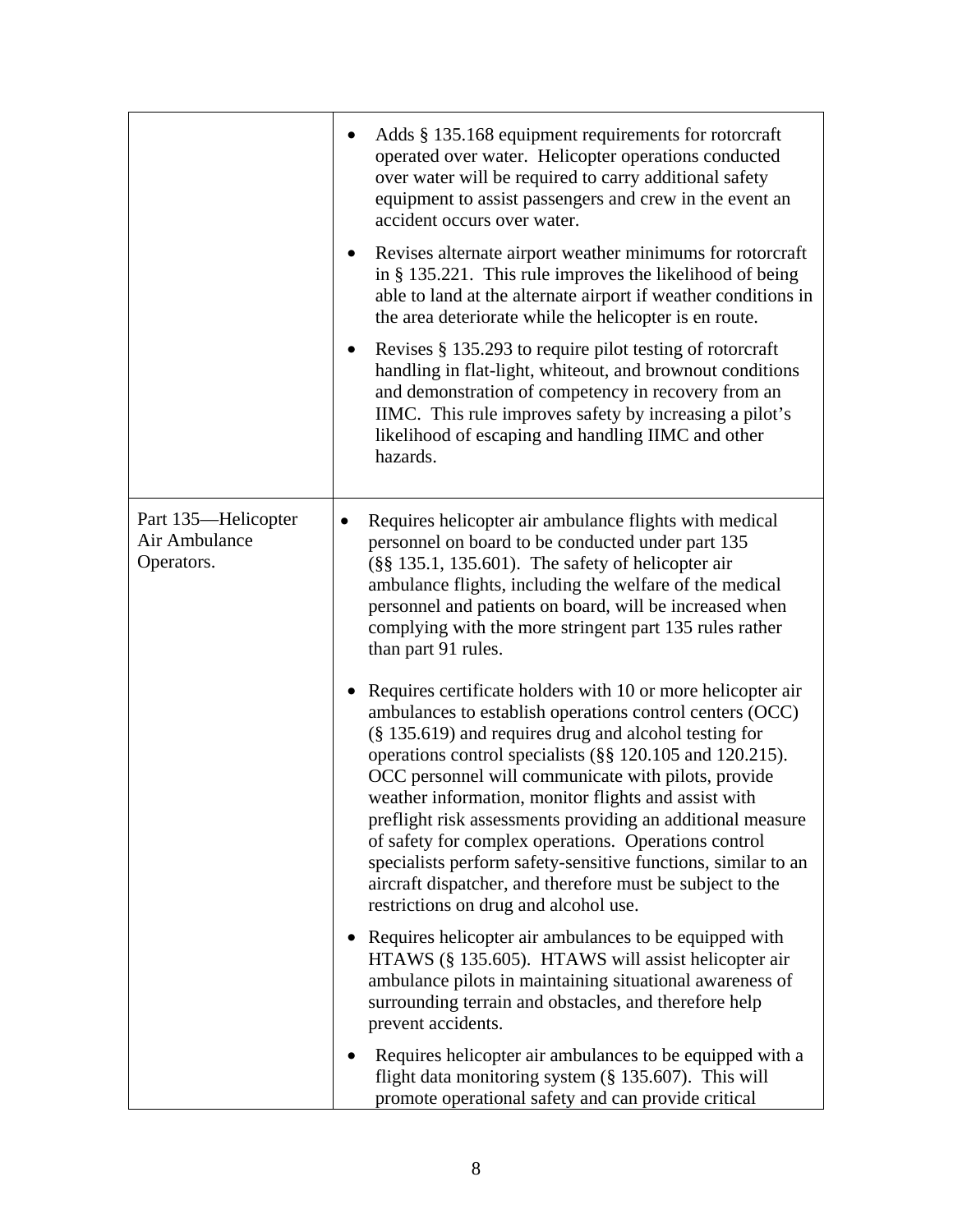| | |
|---|---|
| | • Adds § 135.168 equipment requirements for rotorcraft operated over water. Helicopter operations conducted over water will be required to carry additional safety equipment to assist passengers and crew in the event an accident occurs over water.<br><br>• Revises alternate airport weather minimums for rotorcraft in § 135.221. This rule improves the likelihood of being able to land at the alternate airport if weather conditions in the area deteriorate while the helicopter is en route.<br><br>• Revises § 135.293 to require pilot testing of rotorcraft handling in flat-light, whiteout, and brownout conditions and demonstration of competency in recovery from an IIMC. This rule improves safety by increasing a pilot's likelihood of escaping and handling IIMC and other hazards. |
| Part 135—Helicopter Air Ambulance Operators. | • Requires helicopter air ambulance flights with medical personnel on board to be conducted under part 135 (§§ 135.1, 135.601). The safety of helicopter air ambulance flights, including the welfare of the medical personnel and patients on board, will be increased when complying with the more stringent part 135 rules rather than part 91 rules.<br><br>• Requires certificate holders with 10 or more helicopter air ambulances to establish operations control centers (OCC) (§ 135.619) and requires drug and alcohol testing for operations control specialists (§§ 120.105 and 120.215). OCC personnel will communicate with pilots, provide weather information, monitor flights and assist with preflight risk assessments providing an additional measure of safety for complex operations. Operations control specialists perform safety-sensitive functions, similar to an aircraft dispatcher, and therefore must be subject to the restrictions on drug and alcohol use.<br><br>• Requires helicopter air ambulances to be equipped with HTAWS (§ 135.605). HTAWS will assist helicopter air ambulance pilots in maintaining situational awareness of surrounding terrain and obstacles, and therefore help prevent accidents.<br><br>• Requires helicopter air ambulances to be equipped with a flight data monitoring system (§ 135.607). This will promote operational safety and can provide critical |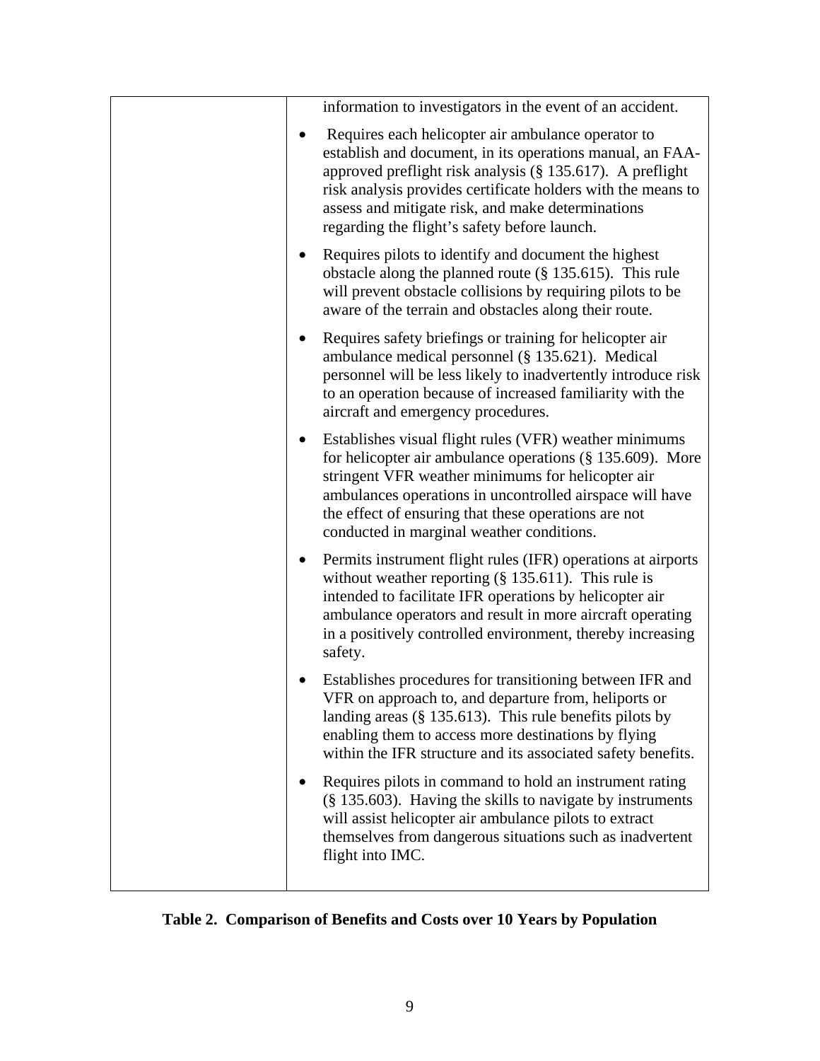| | |
|---|---|
| | information to investigators in the event of an accident.<br>• Requires each helicopter air ambulance operator to establish and document, in its operations manual, an FAA-approved preflight risk analysis (§ 135.617). A preflight risk analysis provides certificate holders with the means to assess and mitigate risk, and make determinations regarding the flight's safety before launch.<br>• Requires pilots to identify and document the highest obstacle along the planned route (§ 135.615). This rule will prevent obstacle collisions by requiring pilots to be aware of the terrain and obstacles along their route.<br>• Requires safety briefings or training for helicopter air ambulance medical personnel (§ 135.621). Medical personnel will be less likely to inadvertently introduce risk to an operation because of increased familiarity with the aircraft and emergency procedures.<br>• Establishes visual flight rules (VFR) weather minimums for helicopter air ambulance operations (§ 135.609). More stringent VFR weather minimums for helicopter air ambulances operations in uncontrolled airspace will have the effect of ensuring that these operations are not conducted in marginal weather conditions.<br>• Permits instrument flight rules (IFR) operations at airports without weather reporting (§ 135.611). This rule is intended to facilitate IFR operations by helicopter air ambulance operators and result in more aircraft operating in a positively controlled environment, thereby increasing safety.<br>• Establishes procedures for transitioning between IFR and VFR on approach to, and departure from, heliports or landing areas (§ 135.613). This rule benefits pilots by enabling them to access more destinations by flying within the IFR structure and its associated safety benefits.<br>• Requires pilots in command to hold an instrument rating (§ 135.603). Having the skills to navigate by instruments will assist helicopter air ambulance pilots to extract themselves from dangerous situations such as inadvertent flight into IMC. |

**Table 2. Comparison of Benefits and Costs over 10 Years by Population**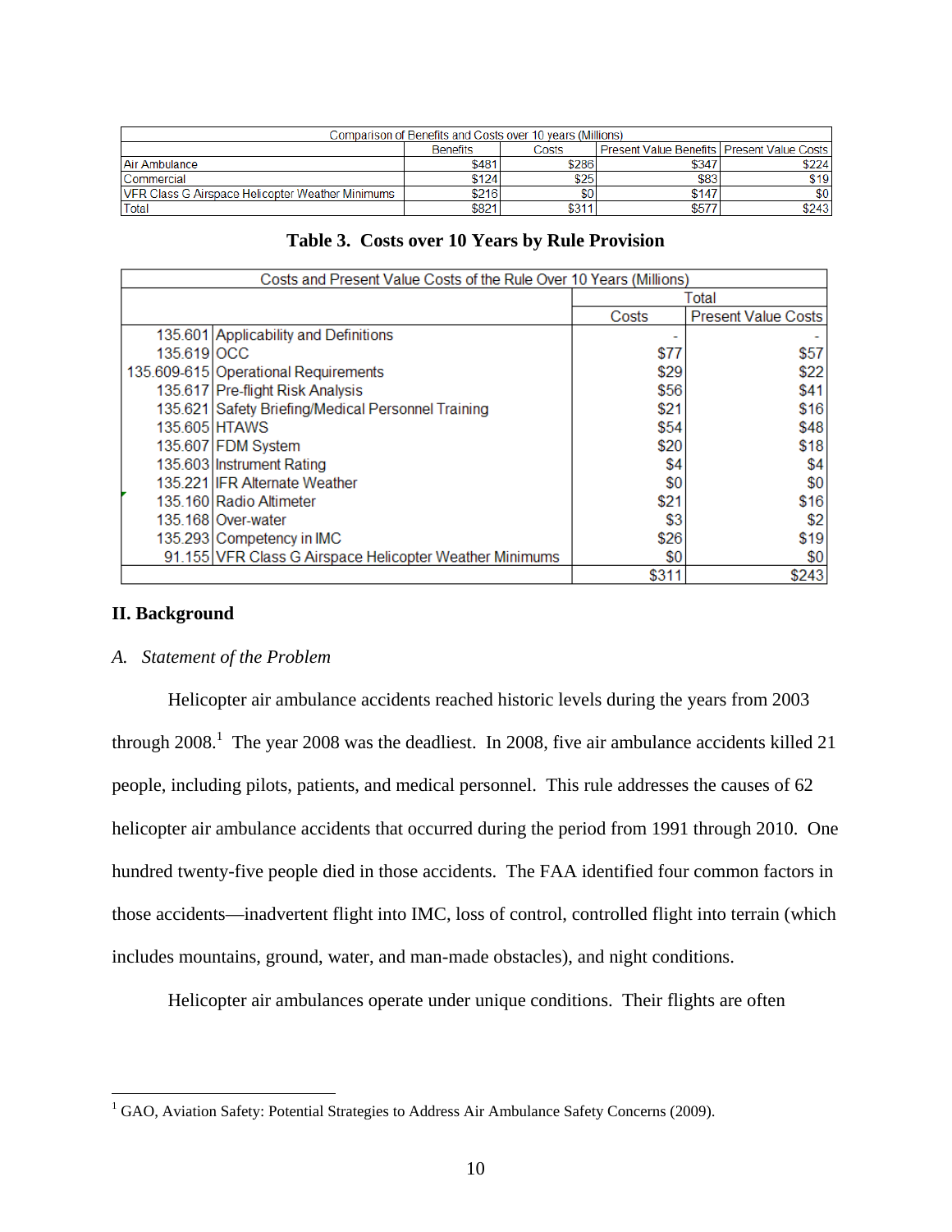| Comparison of Benefits and Costs over 10 years (Millions) | | | | |
|---|---|---|---|---|
| | Benefits | Costs | Present Value Benefits | Present Value Costs |
| Air Ambulance | $481 | $286 | $347 | $224 |
| Commercial | $124 | $25 | $83 | $19 |
| VFR Class G Airspace Helicopter Weather Minimums | $216 | $0 | $147 | $0 |
| Total | $821 | $311 | $577 | $243 |

**Table 3. Costs over 10 Years by Rule Provision**

| Costs and Present Value Costs of the Rule Over 10 Years (Millions) | | | |
|---|---|---|---|
| | | Total | |
| | | Costs | Present Value Costs |
| 135.601 | Applicability and Definitions | - | - |
| 135.619 | OCC | $77 | $57 |
| 135.609-615 | Operational Requirements | $29 | $22 |
| 135.617 | Pre-flight Risk Analysis | $56 | $41 |
| 135.621 | Safety Briefing/Medical Personnel Training | $21 | $16 |
| 135.605 | HTAWS | $54 | $48 |
| 135.607 | FDM System | $20 | $18 |
| 135.603 | Instrument Rating | $4 | $4 |
| 135.221 | IFR Alternate Weather | $0 | $0 |
| 135.160 | Radio Altimeter | $21 | $16 |
| 135.168 | Over-water | $3 | $2 |
| 135.293 | Competency in IMC | $26 | $19 |
| 91.155 | VFR Class G Airspace Helicopter Weather Minimums | $0 | $0 |
| | | $311 | $243 |

## II. Background

### *A. Statement of the Problem*

Helicopter air ambulance accidents reached historic levels during the years from 2003 through 2008.[1] The year 2008 was the deadliest. In 2008, five air ambulance accidents killed 21 people, including pilots, patients, and medical personnel. This rule addresses the causes of 62 helicopter air ambulance accidents that occurred during the period from 1991 through 2010. One hundred twenty-five people died in those accidents. The FAA identified four common factors in those accidents—inadvertent flight into IMC, loss of control, controlled flight into terrain (which includes mountains, ground, water, and man-made obstacles), and night conditions.

Helicopter air ambulances operate under unique conditions. Their flights are often

[1] GAO, Aviation Safety: Potential Strategies to Address Air Ambulance Safety Concerns (2009).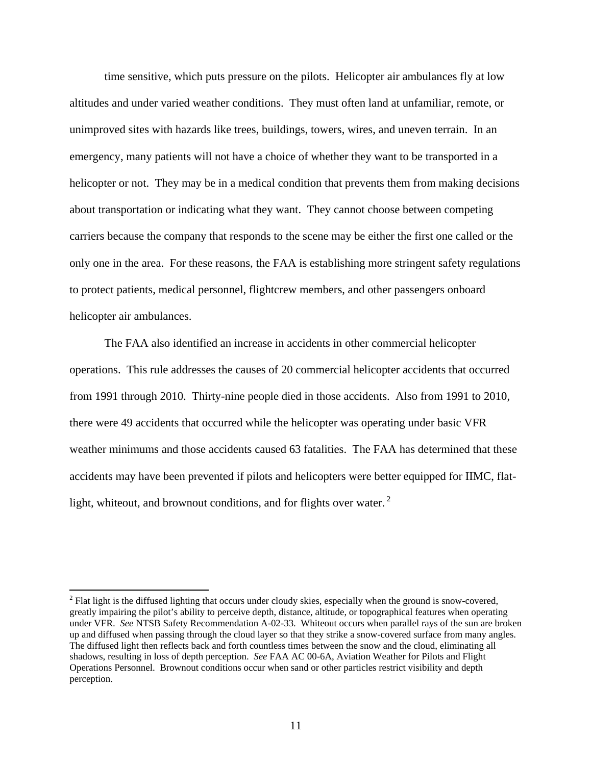time sensitive, which puts pressure on the pilots. Helicopter air ambulances fly at low altitudes and under varied weather conditions. They must often land at unfamiliar, remote, or unimproved sites with hazards like trees, buildings, towers, wires, and uneven terrain. In an emergency, many patients will not have a choice of whether they want to be transported in a helicopter or not. They may be in a medical condition that prevents them from making decisions about transportation or indicating what they want. They cannot choose between competing carriers because the company that responds to the scene may be either the first one called or the only one in the area. For these reasons, the FAA is establishing more stringent safety regulations to protect patients, medical personnel, flightcrew members, and other passengers onboard helicopter air ambulances.

The FAA also identified an increase in accidents in other commercial helicopter operations. This rule addresses the causes of 20 commercial helicopter accidents that occurred from 1991 through 2010. Thirty-nine people died in those accidents. Also from 1991 to 2010, there were 49 accidents that occurred while the helicopter was operating under basic VFR weather minimums and those accidents caused 63 fatalities. The FAA has determined that these accidents may have been prevented if pilots and helicopters were better equipped for IIMC, flat-light, whiteout, and brownout conditions, and for flights over water. [2]

---

[2] Flat light is the diffused lighting that occurs under cloudy skies, especially when the ground is snow-covered, greatly impairing the pilot's ability to perceive depth, distance, altitude, or topographical features when operating under VFR. *See* NTSB Safety Recommendation A-02-33. Whiteout occurs when parallel rays of the sun are broken up and diffused when passing through the cloud layer so that they strike a snow-covered surface from many angles. The diffused light then reflects back and forth countless times between the snow and the cloud, eliminating all shadows, resulting in loss of depth perception. *See* FAA AC 00-6A, Aviation Weather for Pilots and Flight Operations Personnel. Brownout conditions occur when sand or other particles restrict visibility and depth perception.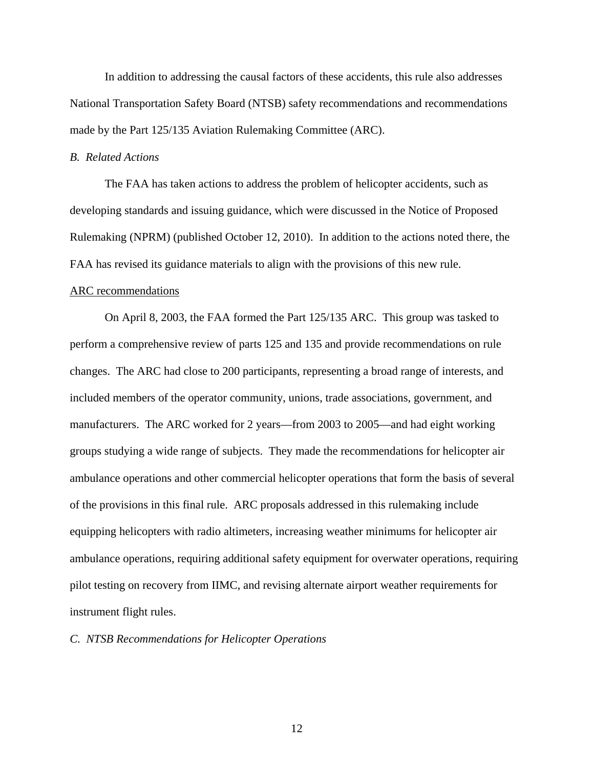In addition to addressing the causal factors of these accidents, this rule also addresses National Transportation Safety Board (NTSB) safety recommendations and recommendations made by the Part 125/135 Aviation Rulemaking Committee (ARC).

### *B. Related Actions*

The FAA has taken actions to address the problem of helicopter accidents, such as developing standards and issuing guidance, which were discussed in the Notice of Proposed Rulemaking (NPRM) (published October 12, 2010). In addition to the actions noted there, the FAA has revised its guidance materials to align with the provisions of this new rule.

#### ARC recommendations

On April 8, 2003, the FAA formed the Part 125/135 ARC. This group was tasked to perform a comprehensive review of parts 125 and 135 and provide recommendations on rule changes. The ARC had close to 200 participants, representing a broad range of interests, and included members of the operator community, unions, trade associations, government, and manufacturers. The ARC worked for 2 years—from 2003 to 2005—and had eight working groups studying a wide range of subjects. They made the recommendations for helicopter air ambulance operations and other commercial helicopter operations that form the basis of several of the provisions in this final rule. ARC proposals addressed in this rulemaking include equipping helicopters with radio altimeters, increasing weather minimums for helicopter air ambulance operations, requiring additional safety equipment for overwater operations, requiring pilot testing on recovery from IIMC, and revising alternate airport weather requirements for instrument flight rules.

### *C. NTSB Recommendations for Helicopter Operations*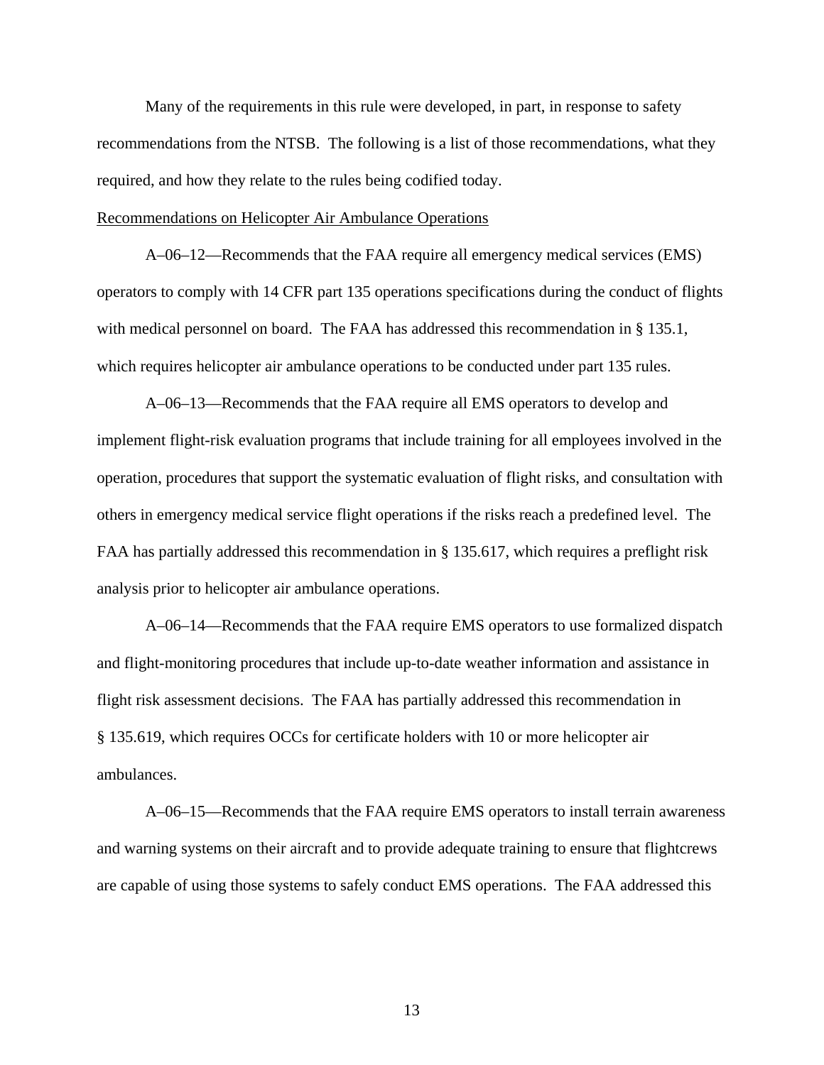Many of the requirements in this rule were developed, in part, in response to safety recommendations from the NTSB. The following is a list of those recommendations, what they required, and how they relate to the rules being codified today.

<u>Recommendations on Helicopter Air Ambulance Operations</u>

A–06–12—Recommends that the FAA require all emergency medical services (EMS) operators to comply with 14 CFR part 135 operations specifications during the conduct of flights with medical personnel on board. The FAA has addressed this recommendation in § 135.1, which requires helicopter air ambulance operations to be conducted under part 135 rules.

A–06–13—Recommends that the FAA require all EMS operators to develop and implement flight-risk evaluation programs that include training for all employees involved in the operation, procedures that support the systematic evaluation of flight risks, and consultation with others in emergency medical service flight operations if the risks reach a predefined level. The FAA has partially addressed this recommendation in § 135.617, which requires a preflight risk analysis prior to helicopter air ambulance operations.

A–06–14—Recommends that the FAA require EMS operators to use formalized dispatch and flight-monitoring procedures that include up-to-date weather information and assistance in flight risk assessment decisions. The FAA has partially addressed this recommendation in § 135.619, which requires OCCs for certificate holders with 10 or more helicopter air ambulances.

A–06–15—Recommends that the FAA require EMS operators to install terrain awareness and warning systems on their aircraft and to provide adequate training to ensure that flightcrews are capable of using those systems to safely conduct EMS operations. The FAA addressed this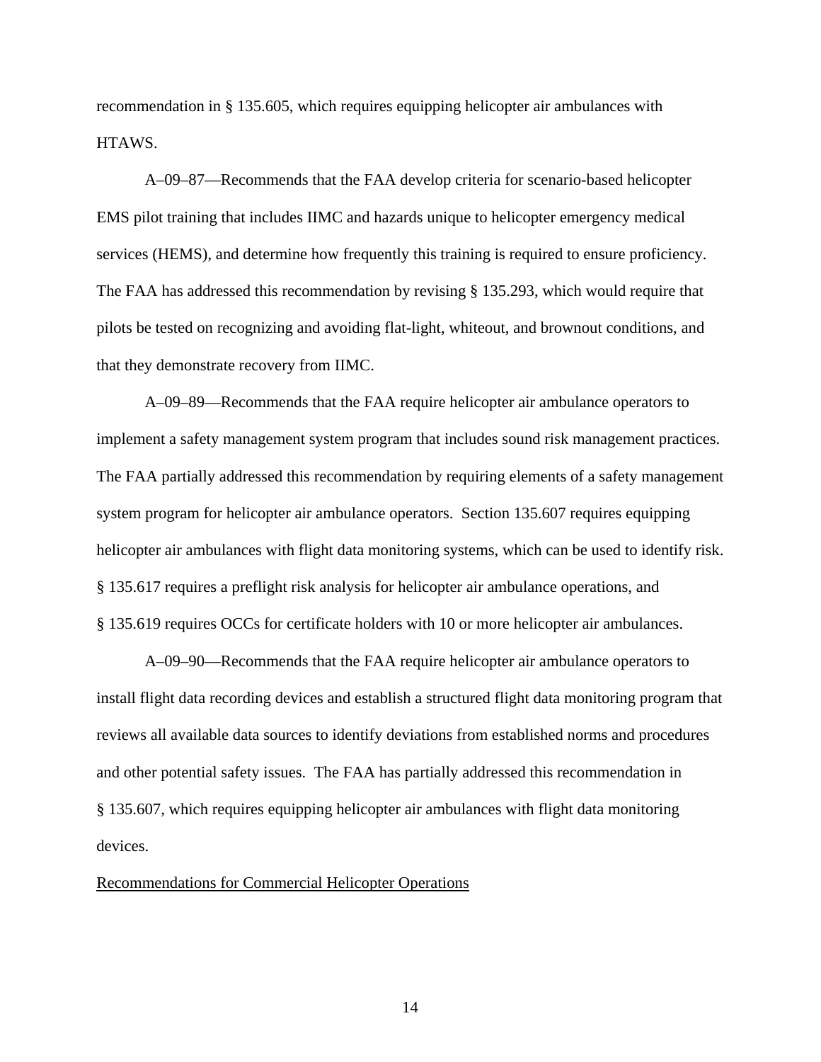recommendation in § 135.605, which requires equipping helicopter air ambulances with HTAWS.

A–09–87—Recommends that the FAA develop criteria for scenario-based helicopter EMS pilot training that includes IIMC and hazards unique to helicopter emergency medical services (HEMS), and determine how frequently this training is required to ensure proficiency. The FAA has addressed this recommendation by revising § 135.293, which would require that pilots be tested on recognizing and avoiding flat-light, whiteout, and brownout conditions, and that they demonstrate recovery from IIMC.

A–09–89—Recommends that the FAA require helicopter air ambulance operators to implement a safety management system program that includes sound risk management practices. The FAA partially addressed this recommendation by requiring elements of a safety management system program for helicopter air ambulance operators. Section 135.607 requires equipping helicopter air ambulances with flight data monitoring systems, which can be used to identify risk. § 135.617 requires a preflight risk analysis for helicopter air ambulance operations, and § 135.619 requires OCCs for certificate holders with 10 or more helicopter air ambulances.

A–09–90—Recommends that the FAA require helicopter air ambulance operators to install flight data recording devices and establish a structured flight data monitoring program that reviews all available data sources to identify deviations from established norms and procedures and other potential safety issues. The FAA has partially addressed this recommendation in § 135.607, which requires equipping helicopter air ambulances with flight data monitoring devices.

<u>Recommendations for Commercial Helicopter Operations</u>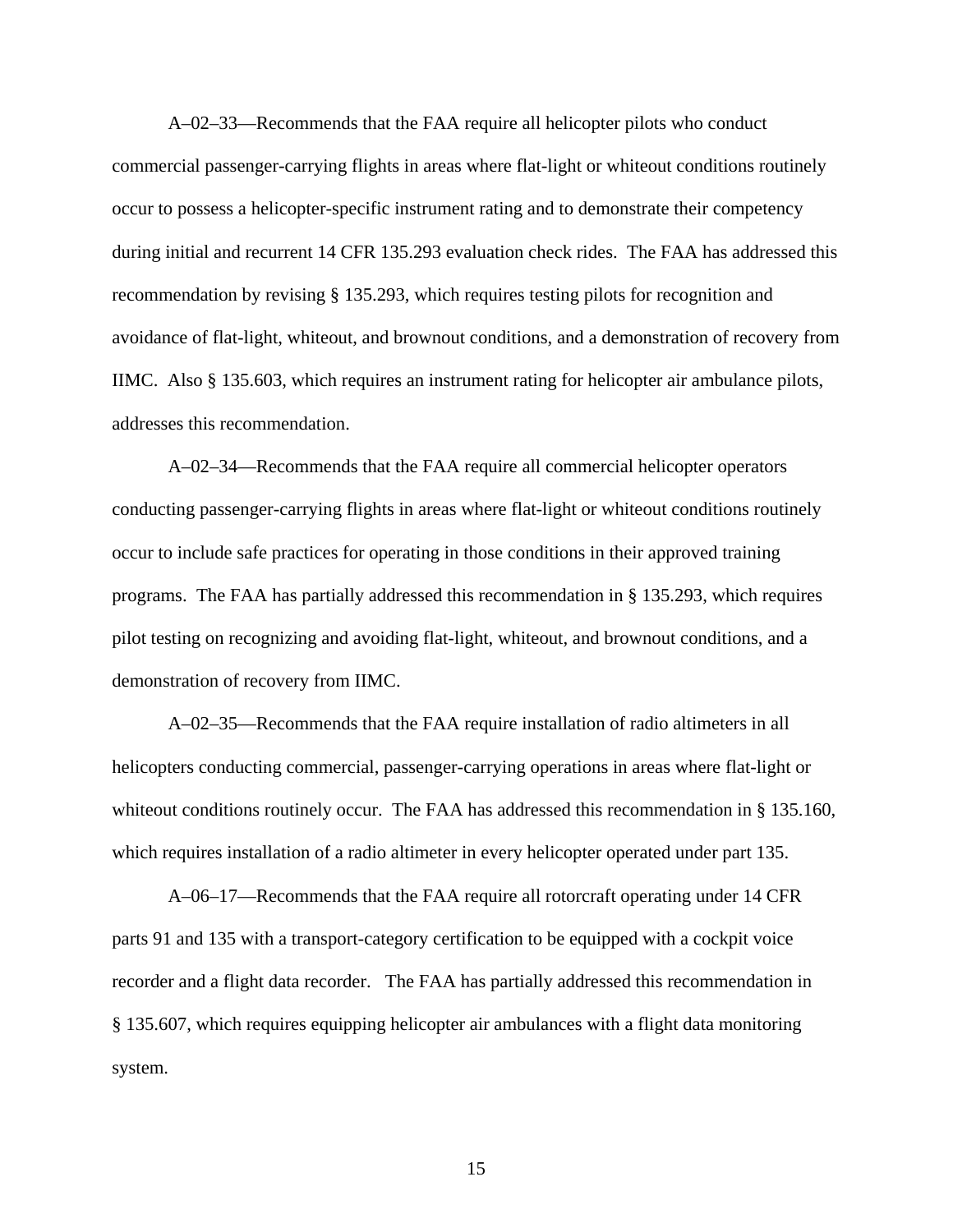A–02–33—Recommends that the FAA require all helicopter pilots who conduct commercial passenger-carrying flights in areas where flat-light or whiteout conditions routinely occur to possess a helicopter-specific instrument rating and to demonstrate their competency during initial and recurrent 14 CFR 135.293 evaluation check rides. The FAA has addressed this recommendation by revising § 135.293, which requires testing pilots for recognition and avoidance of flat-light, whiteout, and brownout conditions, and a demonstration of recovery from IIMC. Also § 135.603, which requires an instrument rating for helicopter air ambulance pilots, addresses this recommendation.

A–02–34—Recommends that the FAA require all commercial helicopter operators conducting passenger-carrying flights in areas where flat-light or whiteout conditions routinely occur to include safe practices for operating in those conditions in their approved training programs. The FAA has partially addressed this recommendation in § 135.293, which requires pilot testing on recognizing and avoiding flat-light, whiteout, and brownout conditions, and a demonstration of recovery from IIMC.

A–02–35—Recommends that the FAA require installation of radio altimeters in all helicopters conducting commercial, passenger-carrying operations in areas where flat-light or whiteout conditions routinely occur. The FAA has addressed this recommendation in § 135.160, which requires installation of a radio altimeter in every helicopter operated under part 135.

A–06–17—Recommends that the FAA require all rotorcraft operating under 14 CFR parts 91 and 135 with a transport-category certification to be equipped with a cockpit voice recorder and a flight data recorder. The FAA has partially addressed this recommendation in § 135.607, which requires equipping helicopter air ambulances with a flight data monitoring system.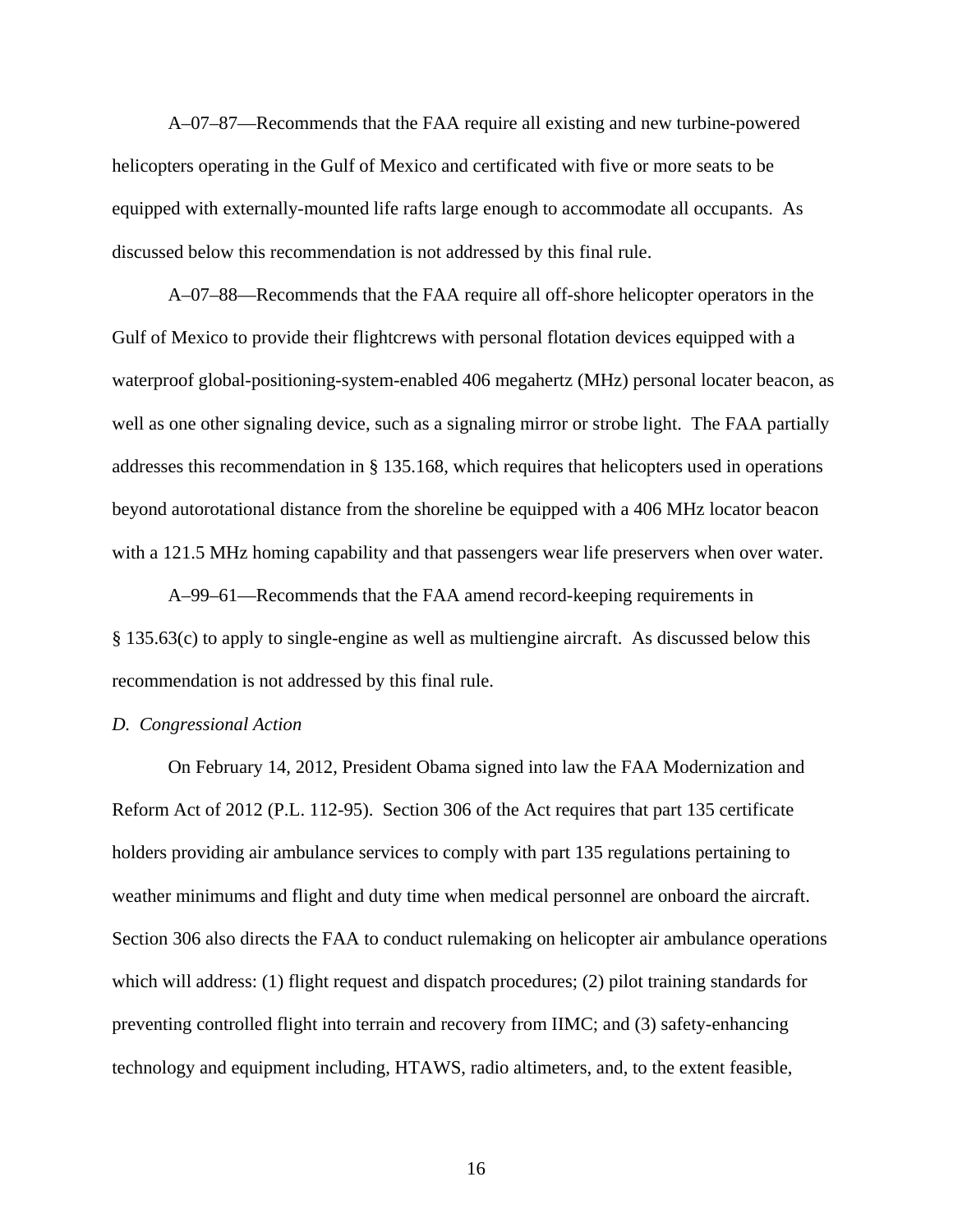A–07–87—Recommends that the FAA require all existing and new turbine-powered helicopters operating in the Gulf of Mexico and certificated with five or more seats to be equipped with externally-mounted life rafts large enough to accommodate all occupants. As discussed below this recommendation is not addressed by this final rule.

A–07–88—Recommends that the FAA require all off-shore helicopter operators in the Gulf of Mexico to provide their flightcrews with personal flotation devices equipped with a waterproof global-positioning-system-enabled 406 megahertz (MHz) personal locater beacon, as well as one other signaling device, such as a signaling mirror or strobe light. The FAA partially addresses this recommendation in § 135.168, which requires that helicopters used in operations beyond autorotational distance from the shoreline be equipped with a 406 MHz locator beacon with a 121.5 MHz homing capability and that passengers wear life preservers when over water.

A–99–61—Recommends that the FAA amend record-keeping requirements in § 135.63(c) to apply to single-engine as well as multiengine aircraft. As discussed below this recommendation is not addressed by this final rule.

*D. Congressional Action*

On February 14, 2012, President Obama signed into law the FAA Modernization and Reform Act of 2012 (P.L. 112-95). Section 306 of the Act requires that part 135 certificate holders providing air ambulance services to comply with part 135 regulations pertaining to weather minimums and flight and duty time when medical personnel are onboard the aircraft. Section 306 also directs the FAA to conduct rulemaking on helicopter air ambulance operations which will address: (1) flight request and dispatch procedures; (2) pilot training standards for preventing controlled flight into terrain and recovery from IIMC; and (3) safety-enhancing technology and equipment including, HTAWS, radio altimeters, and, to the extent feasible,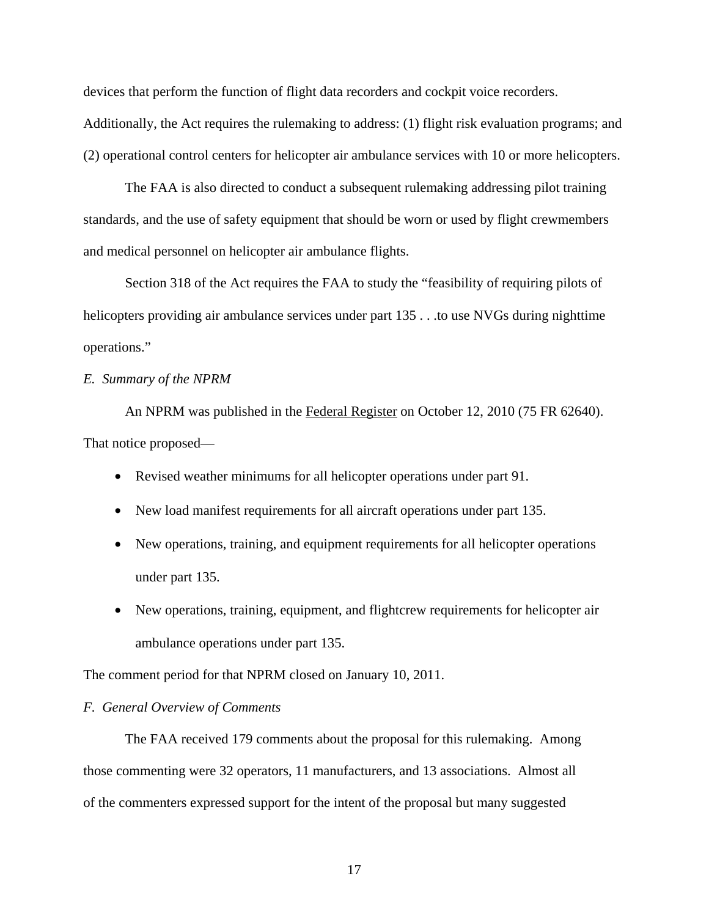devices that perform the function of flight data recorders and cockpit voice recorders. Additionally, the Act requires the rulemaking to address: (1) flight risk evaluation programs; and (2) operational control centers for helicopter air ambulance services with 10 or more helicopters.

The FAA is also directed to conduct a subsequent rulemaking addressing pilot training standards, and the use of safety equipment that should be worn or used by flight crewmembers and medical personnel on helicopter air ambulance flights.

Section 318 of the Act requires the FAA to study the "feasibility of requiring pilots of helicopters providing air ambulance services under part 135 . . .to use NVGs during nighttime operations."

*E. Summary of the NPRM*

An NPRM was published in the Federal Register on October 12, 2010 (75 FR 62640). That notice proposed—

- Revised weather minimums for all helicopter operations under part 91.
- New load manifest requirements for all aircraft operations under part 135.
- New operations, training, and equipment requirements for all helicopter operations under part 135.
- New operations, training, equipment, and flightcrew requirements for helicopter air ambulance operations under part 135.

The comment period for that NPRM closed on January 10, 2011.

*F. General Overview of Comments*

The FAA received 179 comments about the proposal for this rulemaking. Among those commenting were 32 operators, 11 manufacturers, and 13 associations. Almost all of the commenters expressed support for the intent of the proposal but many suggested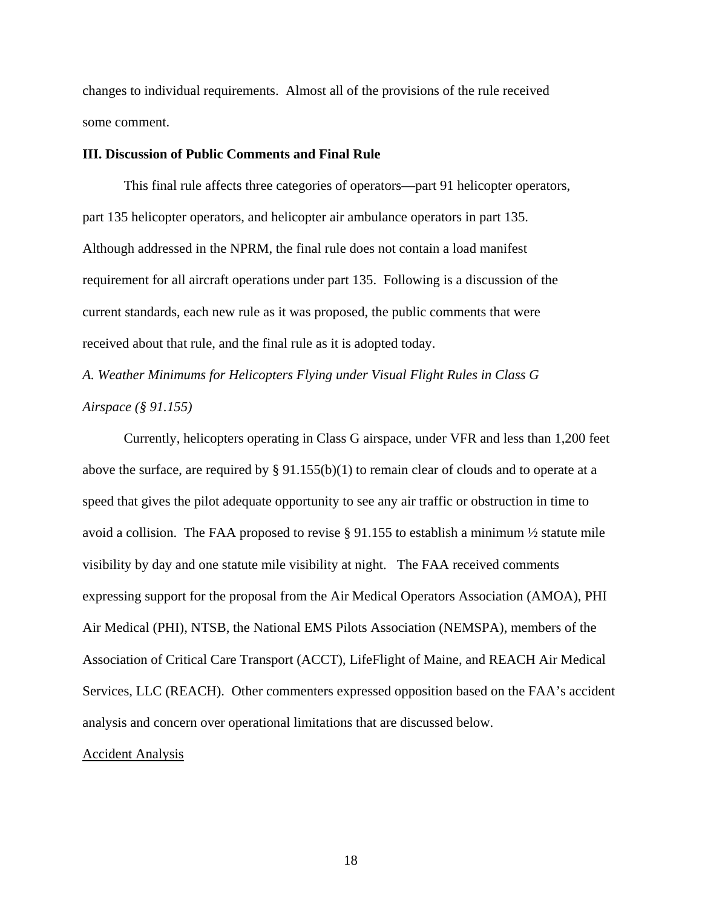changes to individual requirements. Almost all of the provisions of the rule received some comment.

**III. Discussion of Public Comments and Final Rule**

This final rule affects three categories of operators—part 91 helicopter operators, part 135 helicopter operators, and helicopter air ambulance operators in part 135. Although addressed in the NPRM, the final rule does not contain a load manifest requirement for all aircraft operations under part 135. Following is a discussion of the current standards, each new rule as it was proposed, the public comments that were received about that rule, and the final rule as it is adopted today.

*A. Weather Minimums for Helicopters Flying under Visual Flight Rules in Class G Airspace (§ 91.155)*

Currently, helicopters operating in Class G airspace, under VFR and less than 1,200 feet above the surface, are required by § 91.155(b)(1) to remain clear of clouds and to operate at a speed that gives the pilot adequate opportunity to see any air traffic or obstruction in time to avoid a collision. The FAA proposed to revise § 91.155 to establish a minimum ½ statute mile visibility by day and one statute mile visibility at night. The FAA received comments expressing support for the proposal from the Air Medical Operators Association (AMOA), PHI Air Medical (PHI), NTSB, the National EMS Pilots Association (NEMSPA), members of the Association of Critical Care Transport (ACCT), LifeFlight of Maine, and REACH Air Medical Services, LLC (REACH). Other commenters expressed opposition based on the FAA's accident analysis and concern over operational limitations that are discussed below.

<u>Accident Analysis</u>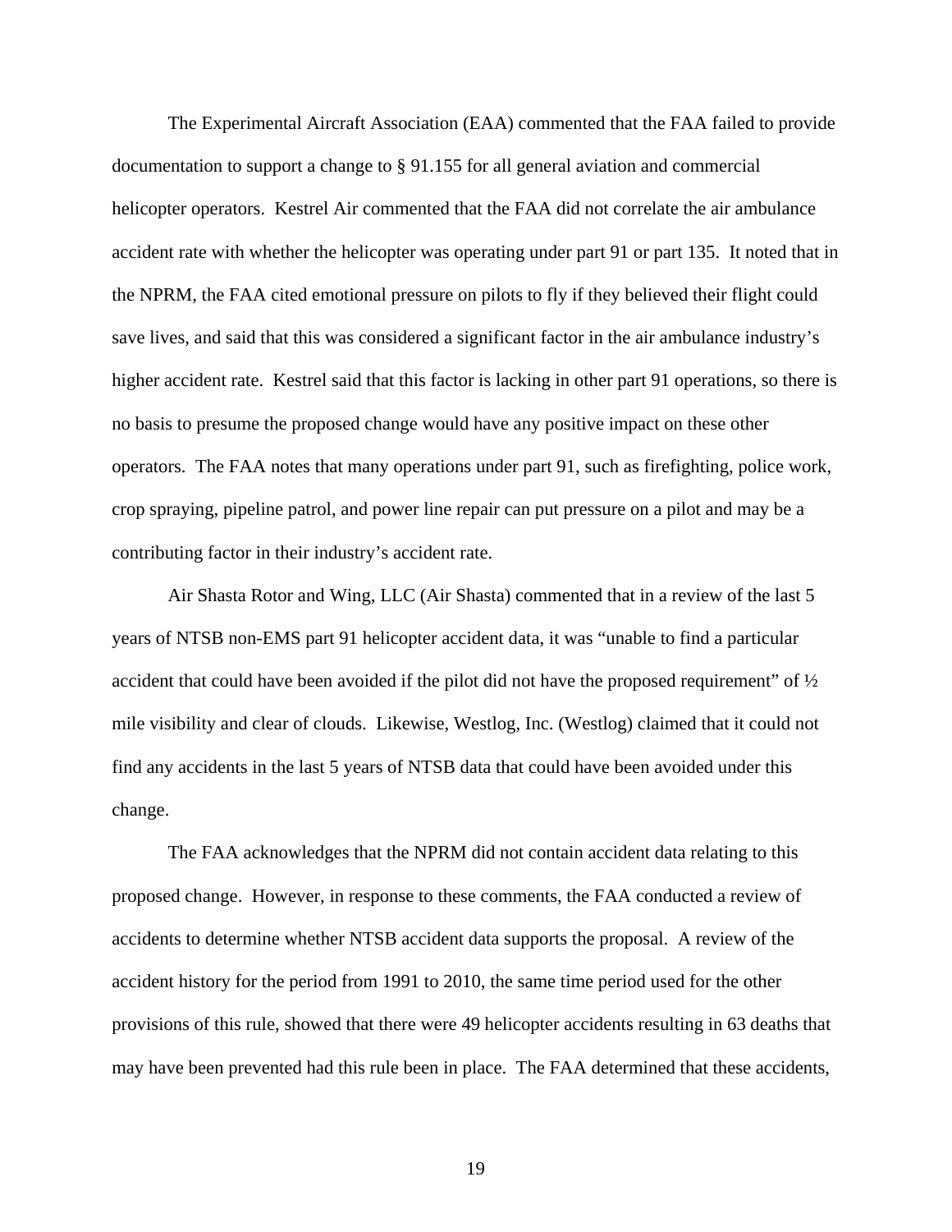The Experimental Aircraft Association (EAA) commented that the FAA failed to provide documentation to support a change to § 91.155 for all general aviation and commercial helicopter operators. Kestrel Air commented that the FAA did not correlate the air ambulance accident rate with whether the helicopter was operating under part 91 or part 135. It noted that in the NPRM, the FAA cited emotional pressure on pilots to fly if they believed their flight could save lives, and said that this was considered a significant factor in the air ambulance industry's higher accident rate. Kestrel said that this factor is lacking in other part 91 operations, so there is no basis to presume the proposed change would have any positive impact on these other operators. The FAA notes that many operations under part 91, such as firefighting, police work, crop spraying, pipeline patrol, and power line repair can put pressure on a pilot and may be a contributing factor in their industry's accident rate.

Air Shasta Rotor and Wing, LLC (Air Shasta) commented that in a review of the last 5 years of NTSB non-EMS part 91 helicopter accident data, it was "unable to find a particular accident that could have been avoided if the pilot did not have the proposed requirement" of ½ mile visibility and clear of clouds. Likewise, Westlog, Inc. (Westlog) claimed that it could not find any accidents in the last 5 years of NTSB data that could have been avoided under this change.

The FAA acknowledges that the NPRM did not contain accident data relating to this proposed change. However, in response to these comments, the FAA conducted a review of accidents to determine whether NTSB accident data supports the proposal. A review of the accident history for the period from 1991 to 2010, the same time period used for the other provisions of this rule, showed that there were 49 helicopter accidents resulting in 63 deaths that may have been prevented had this rule been in place. The FAA determined that these accidents,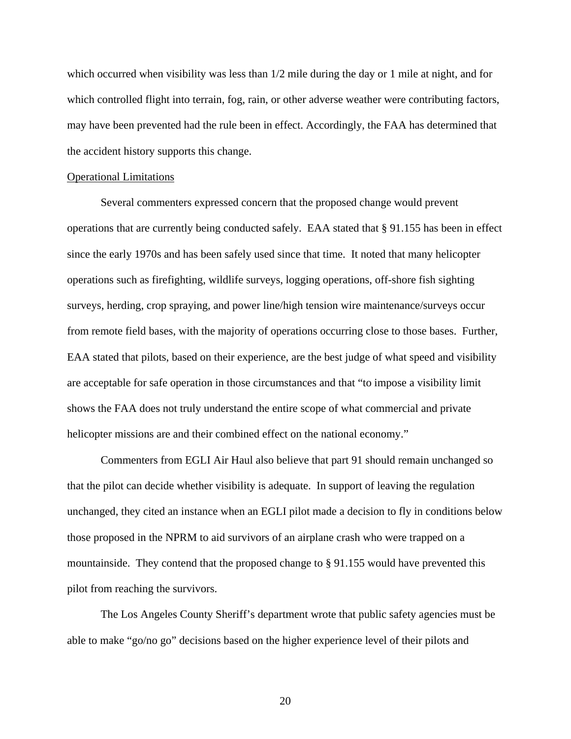which occurred when visibility was less than 1/2 mile during the day or 1 mile at night, and for which controlled flight into terrain, fog, rain, or other adverse weather were contributing factors, may have been prevented had the rule been in effect. Accordingly, the FAA has determined that the accident history supports this change.

Operational Limitations

Several commenters expressed concern that the proposed change would prevent operations that are currently being conducted safely. EAA stated that § 91.155 has been in effect since the early 1970s and has been safely used since that time. It noted that many helicopter operations such as firefighting, wildlife surveys, logging operations, off-shore fish sighting surveys, herding, crop spraying, and power line/high tension wire maintenance/surveys occur from remote field bases, with the majority of operations occurring close to those bases. Further, EAA stated that pilots, based on their experience, are the best judge of what speed and visibility are acceptable for safe operation in those circumstances and that "to impose a visibility limit shows the FAA does not truly understand the entire scope of what commercial and private helicopter missions are and their combined effect on the national economy."

Commenters from EGLI Air Haul also believe that part 91 should remain unchanged so that the pilot can decide whether visibility is adequate. In support of leaving the regulation unchanged, they cited an instance when an EGLI pilot made a decision to fly in conditions below those proposed in the NPRM to aid survivors of an airplane crash who were trapped on a mountainside. They contend that the proposed change to § 91.155 would have prevented this pilot from reaching the survivors.

The Los Angeles County Sheriff's department wrote that public safety agencies must be able to make "go/no go" decisions based on the higher experience level of their pilots and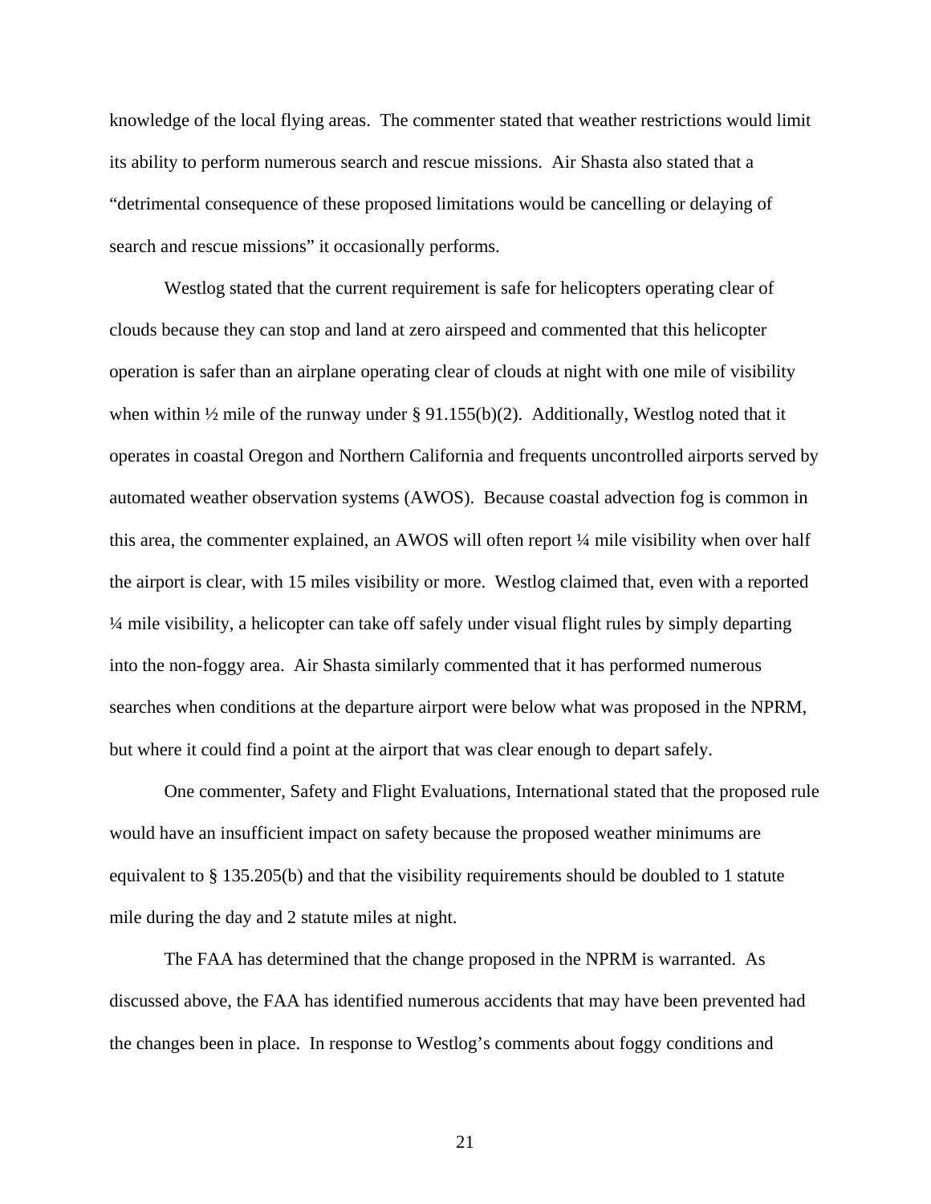knowledge of the local flying areas. The commenter stated that weather restrictions would limit its ability to perform numerous search and rescue missions. Air Shasta also stated that a "detrimental consequence of these proposed limitations would be cancelling or delaying of search and rescue missions" it occasionally performs.

Westlog stated that the current requirement is safe for helicopters operating clear of clouds because they can stop and land at zero airspeed and commented that this helicopter operation is safer than an airplane operating clear of clouds at night with one mile of visibility when within ½ mile of the runway under § 91.155(b)(2). Additionally, Westlog noted that it operates in coastal Oregon and Northern California and frequents uncontrolled airports served by automated weather observation systems (AWOS). Because coastal advection fog is common in this area, the commenter explained, an AWOS will often report ¼ mile visibility when over half the airport is clear, with 15 miles visibility or more. Westlog claimed that, even with a reported ¼ mile visibility, a helicopter can take off safely under visual flight rules by simply departing into the non-foggy area. Air Shasta similarly commented that it has performed numerous searches when conditions at the departure airport were below what was proposed in the NPRM, but where it could find a point at the airport that was clear enough to depart safely.

One commenter, Safety and Flight Evaluations, International stated that the proposed rule would have an insufficient impact on safety because the proposed weather minimums are equivalent to § 135.205(b) and that the visibility requirements should be doubled to 1 statute mile during the day and 2 statute miles at night.

The FAA has determined that the change proposed in the NPRM is warranted. As discussed above, the FAA has identified numerous accidents that may have been prevented had the changes been in place. In response to Westlog's comments about foggy conditions and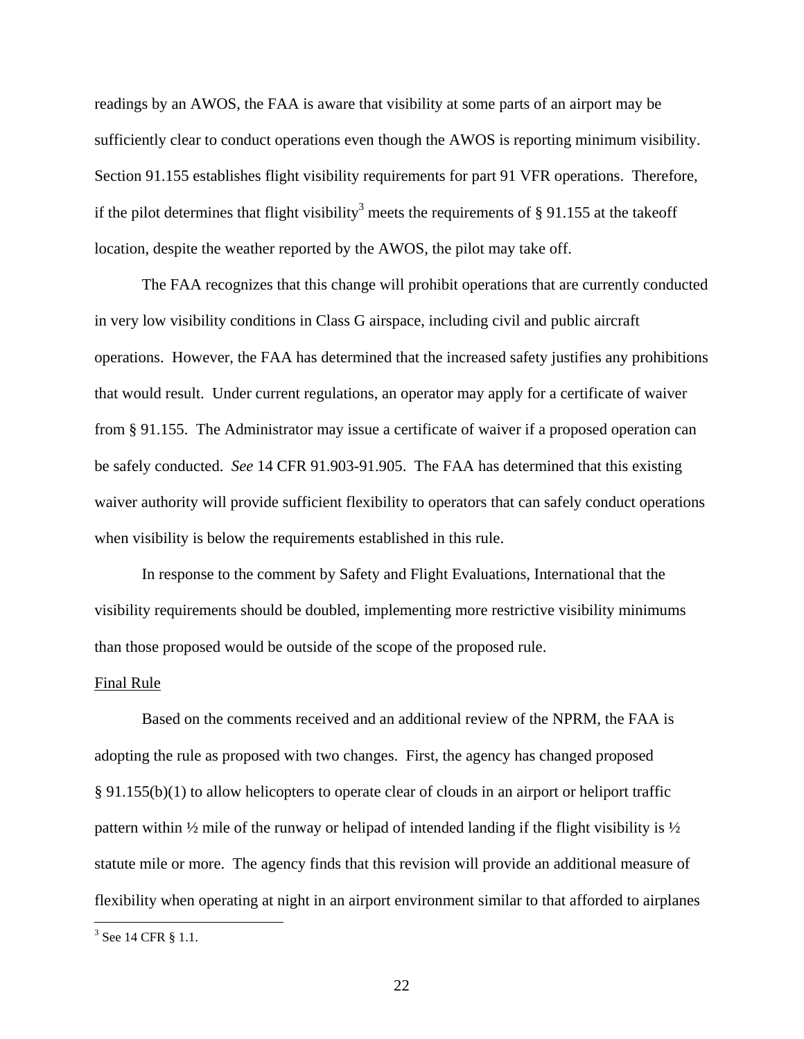readings by an AWOS, the FAA is aware that visibility at some parts of an airport may be sufficiently clear to conduct operations even though the AWOS is reporting minimum visibility. Section 91.155 establishes flight visibility requirements for part 91 VFR operations. Therefore, if the pilot determines that flight visibility[3] meets the requirements of § 91.155 at the takeoff location, despite the weather reported by the AWOS, the pilot may take off.

The FAA recognizes that this change will prohibit operations that are currently conducted in very low visibility conditions in Class G airspace, including civil and public aircraft operations. However, the FAA has determined that the increased safety justifies any prohibitions that would result. Under current regulations, an operator may apply for a certificate of waiver from § 91.155. The Administrator may issue a certificate of waiver if a proposed operation can be safely conducted. *See* 14 CFR 91.903-91.905. The FAA has determined that this existing waiver authority will provide sufficient flexibility to operators that can safely conduct operations when visibility is below the requirements established in this rule.

In response to the comment by Safety and Flight Evaluations, International that the visibility requirements should be doubled, implementing more restrictive visibility minimums than those proposed would be outside of the scope of the proposed rule.

<u>Final Rule</u>

Based on the comments received and an additional review of the NPRM, the FAA is adopting the rule as proposed with two changes. First, the agency has changed proposed § 91.155(b)(1) to allow helicopters to operate clear of clouds in an airport or heliport traffic pattern within ½ mile of the runway or helipad of intended landing if the flight visibility is ½ statute mile or more. The agency finds that this revision will provide an additional measure of flexibility when operating at night in an airport environment similar to that afforded to airplanes

[3] See 14 CFR § 1.1.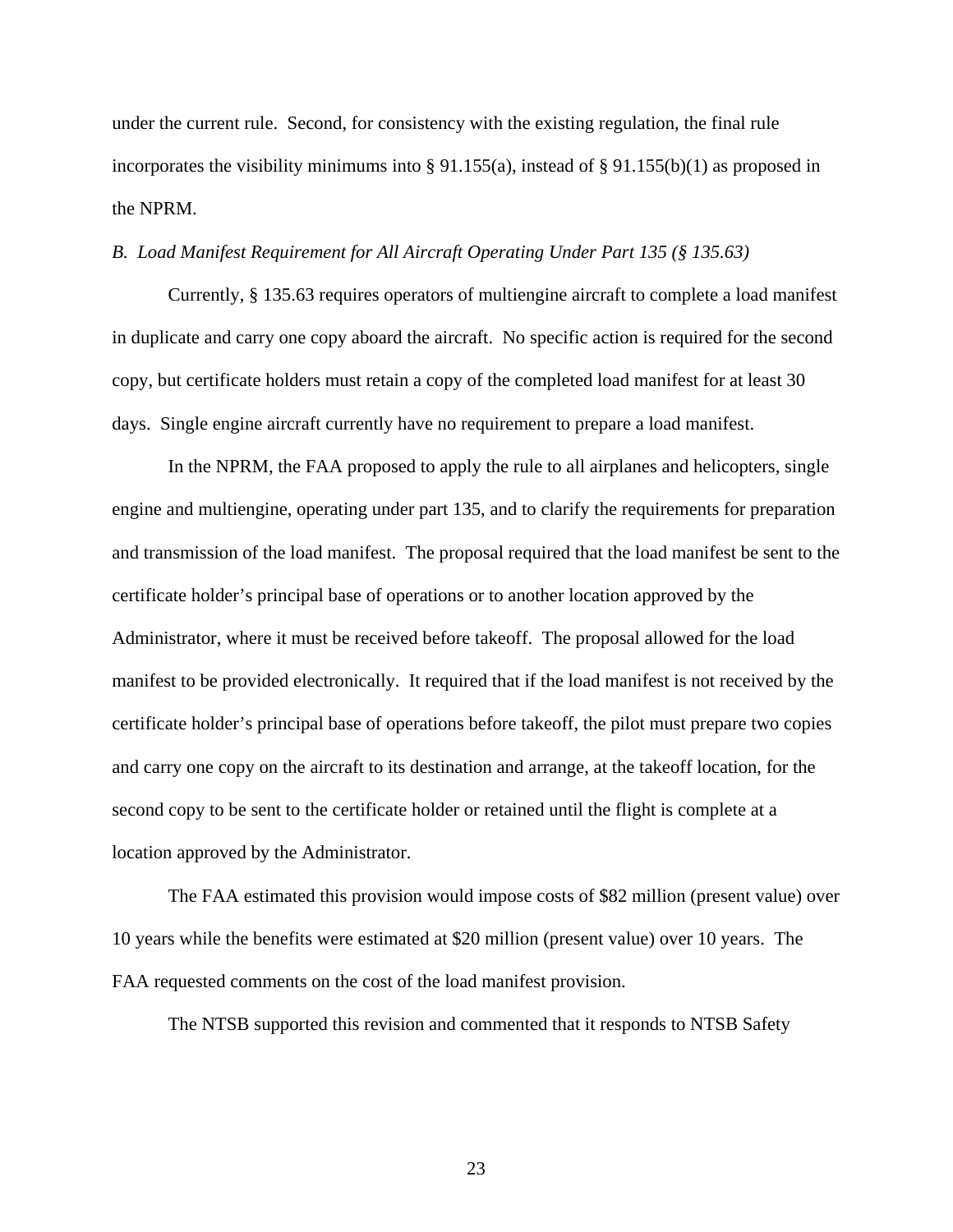under the current rule. Second, for consistency with the existing regulation, the final rule incorporates the visibility minimums into § 91.155(a), instead of § 91.155(b)(1) as proposed in the NPRM.

*B. Load Manifest Requirement for All Aircraft Operating Under Part 135 (§ 135.63)*

Currently, § 135.63 requires operators of multiengine aircraft to complete a load manifest in duplicate and carry one copy aboard the aircraft. No specific action is required for the second copy, but certificate holders must retain a copy of the completed load manifest for at least 30 days. Single engine aircraft currently have no requirement to prepare a load manifest.

In the NPRM, the FAA proposed to apply the rule to all airplanes and helicopters, single engine and multiengine, operating under part 135, and to clarify the requirements for preparation and transmission of the load manifest. The proposal required that the load manifest be sent to the certificate holder's principal base of operations or to another location approved by the Administrator, where it must be received before takeoff. The proposal allowed for the load manifest to be provided electronically. It required that if the load manifest is not received by the certificate holder's principal base of operations before takeoff, the pilot must prepare two copies and carry one copy on the aircraft to its destination and arrange, at the takeoff location, for the second copy to be sent to the certificate holder or retained until the flight is complete at a location approved by the Administrator.

The FAA estimated this provision would impose costs of \$82 million (present value) over 10 years while the benefits were estimated at \$20 million (present value) over 10 years. The FAA requested comments on the cost of the load manifest provision.

The NTSB supported this revision and commented that it responds to NTSB Safety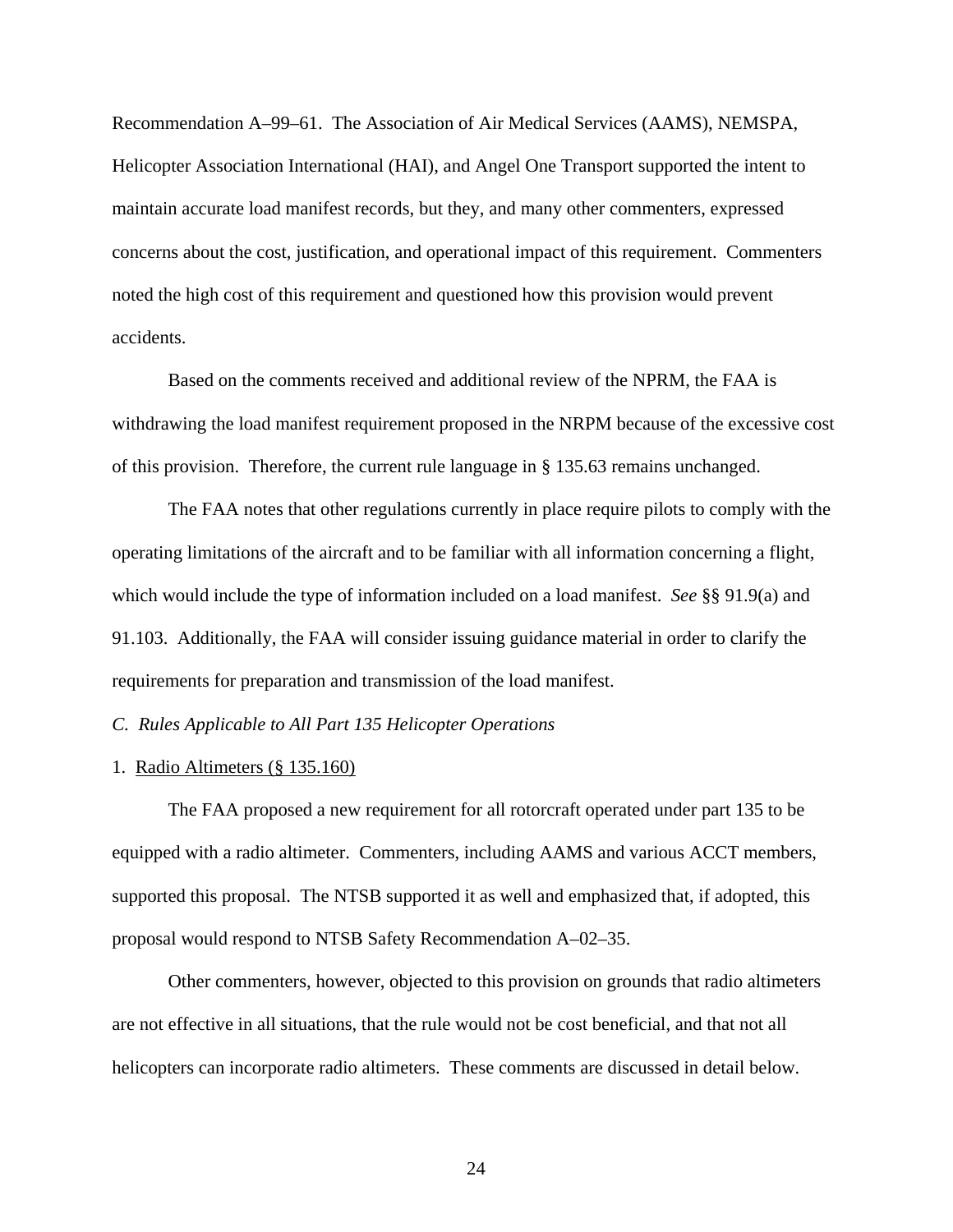Recommendation A–99–61. The Association of Air Medical Services (AAMS), NEMSPA, Helicopter Association International (HAI), and Angel One Transport supported the intent to maintain accurate load manifest records, but they, and many other commenters, expressed concerns about the cost, justification, and operational impact of this requirement. Commenters noted the high cost of this requirement and questioned how this provision would prevent accidents.

Based on the comments received and additional review of the NPRM, the FAA is withdrawing the load manifest requirement proposed in the NRPM because of the excessive cost of this provision. Therefore, the current rule language in § 135.63 remains unchanged.

The FAA notes that other regulations currently in place require pilots to comply with the operating limitations of the aircraft and to be familiar with all information concerning a flight, which would include the type of information included on a load manifest. *See* §§ 91.9(a) and 91.103. Additionally, the FAA will consider issuing guidance material in order to clarify the requirements for preparation and transmission of the load manifest.

*C. Rules Applicable to All Part 135 Helicopter Operations*

1. Radio Altimeters (§ 135.160)

The FAA proposed a new requirement for all rotorcraft operated under part 135 to be equipped with a radio altimeter. Commenters, including AAMS and various ACCT members, supported this proposal. The NTSB supported it as well and emphasized that, if adopted, this proposal would respond to NTSB Safety Recommendation A–02–35.

Other commenters, however, objected to this provision on grounds that radio altimeters are not effective in all situations, that the rule would not be cost beneficial, and that not all helicopters can incorporate radio altimeters. These comments are discussed in detail below.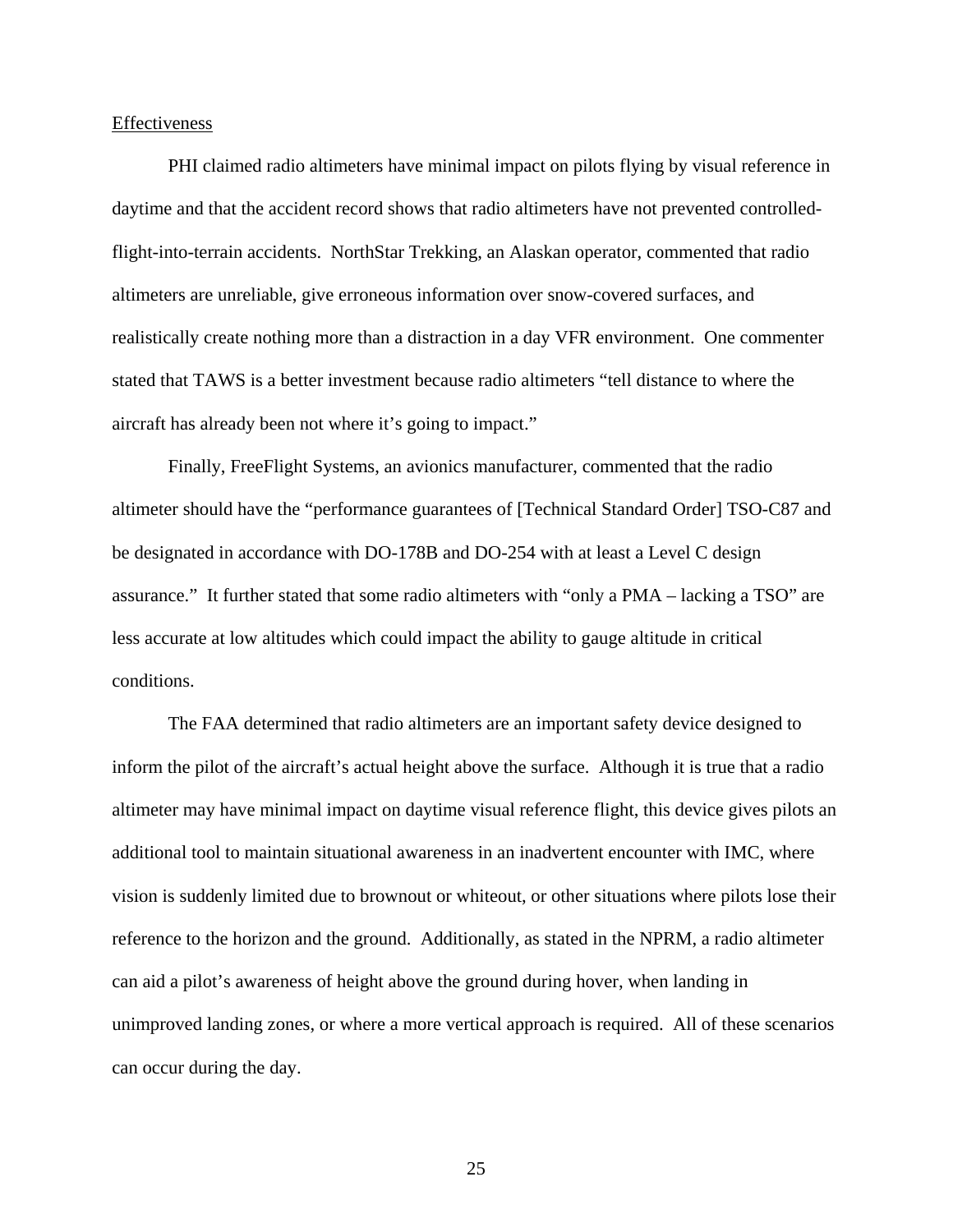<u>Effectiveness</u>

PHI claimed radio altimeters have minimal impact on pilots flying by visual reference in daytime and that the accident record shows that radio altimeters have not prevented controlled-flight-into-terrain accidents. NorthStar Trekking, an Alaskan operator, commented that radio altimeters are unreliable, give erroneous information over snow-covered surfaces, and realistically create nothing more than a distraction in a day VFR environment. One commenter stated that TAWS is a better investment because radio altimeters "tell distance to where the aircraft has already been not where it's going to impact."

Finally, FreeFlight Systems, an avionics manufacturer, commented that the radio altimeter should have the "performance guarantees of [Technical Standard Order] TSO-C87 and be designated in accordance with DO-178B and DO-254 with at least a Level C design assurance." It further stated that some radio altimeters with "only a PMA – lacking a TSO" are less accurate at low altitudes which could impact the ability to gauge altitude in critical conditions.

The FAA determined that radio altimeters are an important safety device designed to inform the pilot of the aircraft's actual height above the surface. Although it is true that a radio altimeter may have minimal impact on daytime visual reference flight, this device gives pilots an additional tool to maintain situational awareness in an inadvertent encounter with IMC, where vision is suddenly limited due to brownout or whiteout, or other situations where pilots lose their reference to the horizon and the ground. Additionally, as stated in the NPRM, a radio altimeter can aid a pilot's awareness of height above the ground during hover, when landing in unimproved landing zones, or where a more vertical approach is required. All of these scenarios can occur during the day.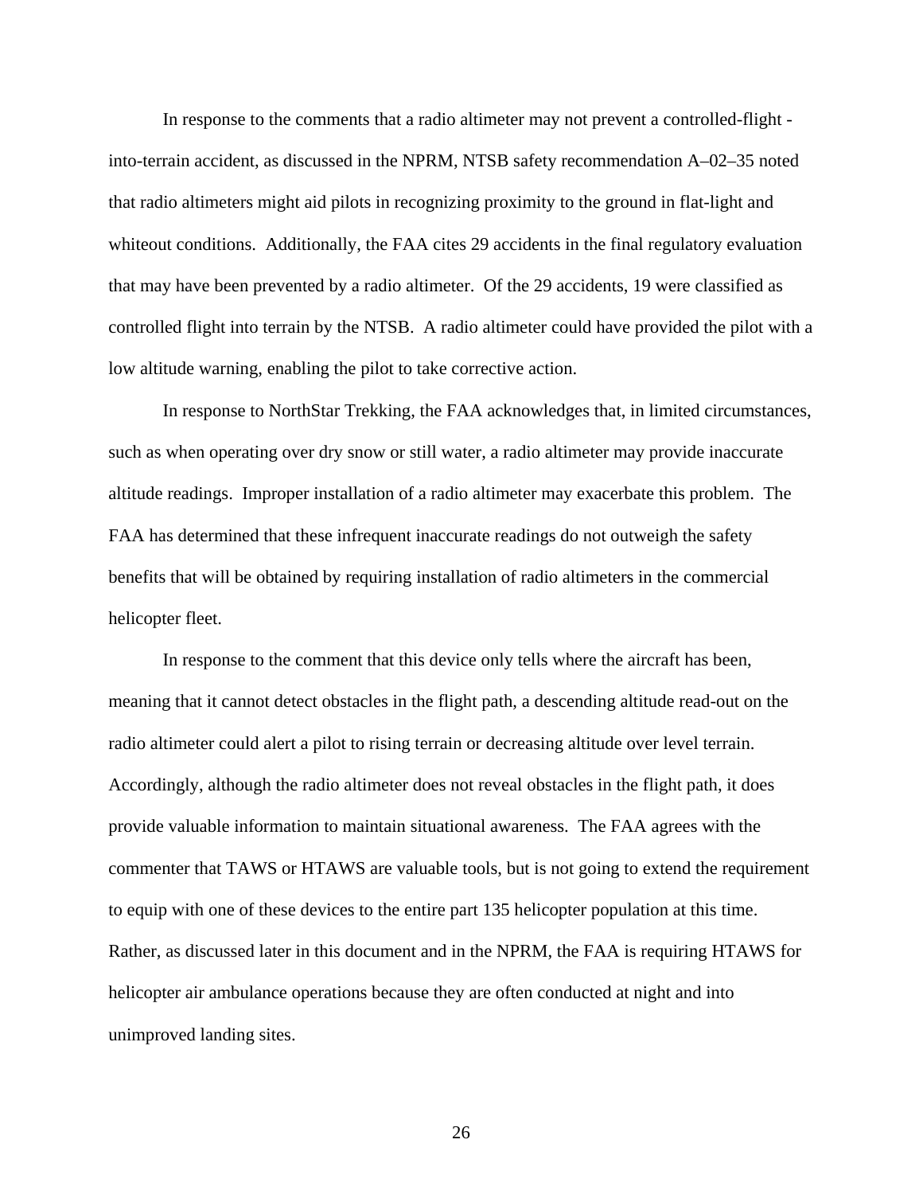In response to the comments that a radio altimeter may not prevent a controlled-flight - into-terrain accident, as discussed in the NPRM, NTSB safety recommendation A–02–35 noted that radio altimeters might aid pilots in recognizing proximity to the ground in flat-light and whiteout conditions. Additionally, the FAA cites 29 accidents in the final regulatory evaluation that may have been prevented by a radio altimeter. Of the 29 accidents, 19 were classified as controlled flight into terrain by the NTSB. A radio altimeter could have provided the pilot with a low altitude warning, enabling the pilot to take corrective action.

In response to NorthStar Trekking, the FAA acknowledges that, in limited circumstances, such as when operating over dry snow or still water, a radio altimeter may provide inaccurate altitude readings. Improper installation of a radio altimeter may exacerbate this problem. The FAA has determined that these infrequent inaccurate readings do not outweigh the safety benefits that will be obtained by requiring installation of radio altimeters in the commercial helicopter fleet.

In response to the comment that this device only tells where the aircraft has been, meaning that it cannot detect obstacles in the flight path, a descending altitude read-out on the radio altimeter could alert a pilot to rising terrain or decreasing altitude over level terrain. Accordingly, although the radio altimeter does not reveal obstacles in the flight path, it does provide valuable information to maintain situational awareness. The FAA agrees with the commenter that TAWS or HTAWS are valuable tools, but is not going to extend the requirement to equip with one of these devices to the entire part 135 helicopter population at this time. Rather, as discussed later in this document and in the NPRM, the FAA is requiring HTAWS for helicopter air ambulance operations because they are often conducted at night and into unimproved landing sites.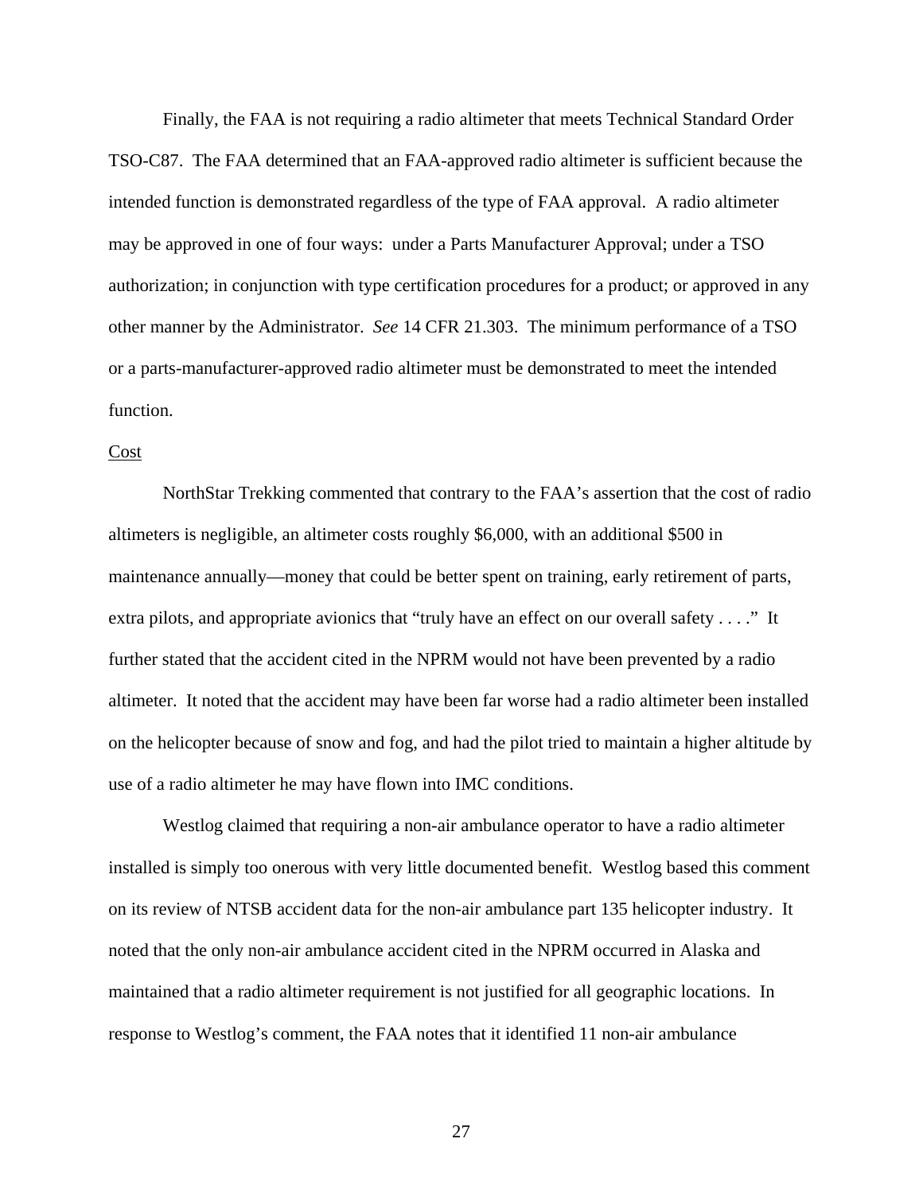Finally, the FAA is not requiring a radio altimeter that meets Technical Standard Order TSO-C87. The FAA determined that an FAA-approved radio altimeter is sufficient because the intended function is demonstrated regardless of the type of FAA approval. A radio altimeter may be approved in one of four ways: under a Parts Manufacturer Approval; under a TSO authorization; in conjunction with type certification procedures for a product; or approved in any other manner by the Administrator. *See* 14 CFR 21.303. The minimum performance of a TSO or a parts-manufacturer-approved radio altimeter must be demonstrated to meet the intended function.

Cost

NorthStar Trekking commented that contrary to the FAA's assertion that the cost of radio altimeters is negligible, an altimeter costs roughly $6,000, with an additional $500 in maintenance annually—money that could be better spent on training, early retirement of parts, extra pilots, and appropriate avionics that "truly have an effect on our overall safety . . . ." It further stated that the accident cited in the NPRM would not have been prevented by a radio altimeter. It noted that the accident may have been far worse had a radio altimeter been installed on the helicopter because of snow and fog, and had the pilot tried to maintain a higher altitude by use of a radio altimeter he may have flown into IMC conditions.

Westlog claimed that requiring a non-air ambulance operator to have a radio altimeter installed is simply too onerous with very little documented benefit. Westlog based this comment on its review of NTSB accident data for the non-air ambulance part 135 helicopter industry. It noted that the only non-air ambulance accident cited in the NPRM occurred in Alaska and maintained that a radio altimeter requirement is not justified for all geographic locations. In response to Westlog's comment, the FAA notes that it identified 11 non-air ambulance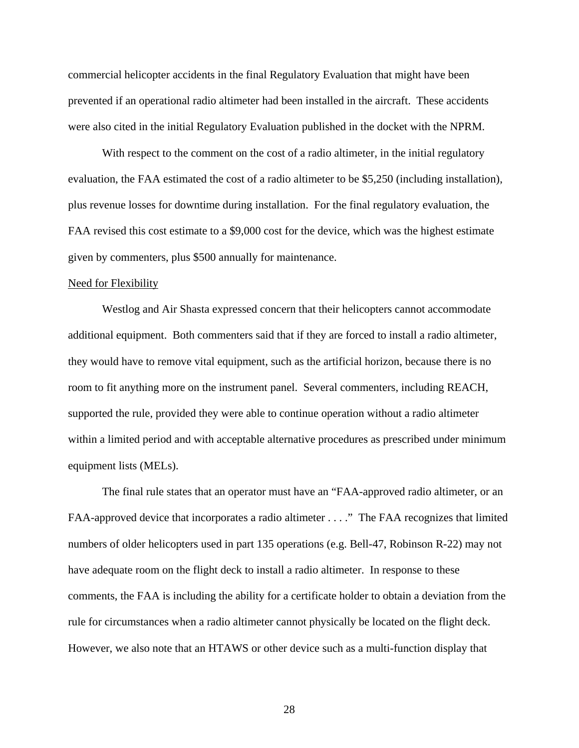commercial helicopter accidents in the final Regulatory Evaluation that might have been prevented if an operational radio altimeter had been installed in the aircraft. These accidents were also cited in the initial Regulatory Evaluation published in the docket with the NPRM.

With respect to the comment on the cost of a radio altimeter, in the initial regulatory evaluation, the FAA estimated the cost of a radio altimeter to be $5,250 (including installation), plus revenue losses for downtime during installation. For the final regulatory evaluation, the FAA revised this cost estimate to a $9,000 cost for the device, which was the highest estimate given by commenters, plus $500 annually for maintenance.

<u>Need for Flexibility</u>

Westlog and Air Shasta expressed concern that their helicopters cannot accommodate additional equipment. Both commenters said that if they are forced to install a radio altimeter, they would have to remove vital equipment, such as the artificial horizon, because there is no room to fit anything more on the instrument panel. Several commenters, including REACH, supported the rule, provided they were able to continue operation without a radio altimeter within a limited period and with acceptable alternative procedures as prescribed under minimum equipment lists (MELs).

The final rule states that an operator must have an "FAA-approved radio altimeter, or an FAA-approved device that incorporates a radio altimeter . . . ." The FAA recognizes that limited numbers of older helicopters used in part 135 operations (e.g. Bell-47, Robinson R-22) may not have adequate room on the flight deck to install a radio altimeter. In response to these comments, the FAA is including the ability for a certificate holder to obtain a deviation from the rule for circumstances when a radio altimeter cannot physically be located on the flight deck. However, we also note that an HTAWS or other device such as a multi-function display that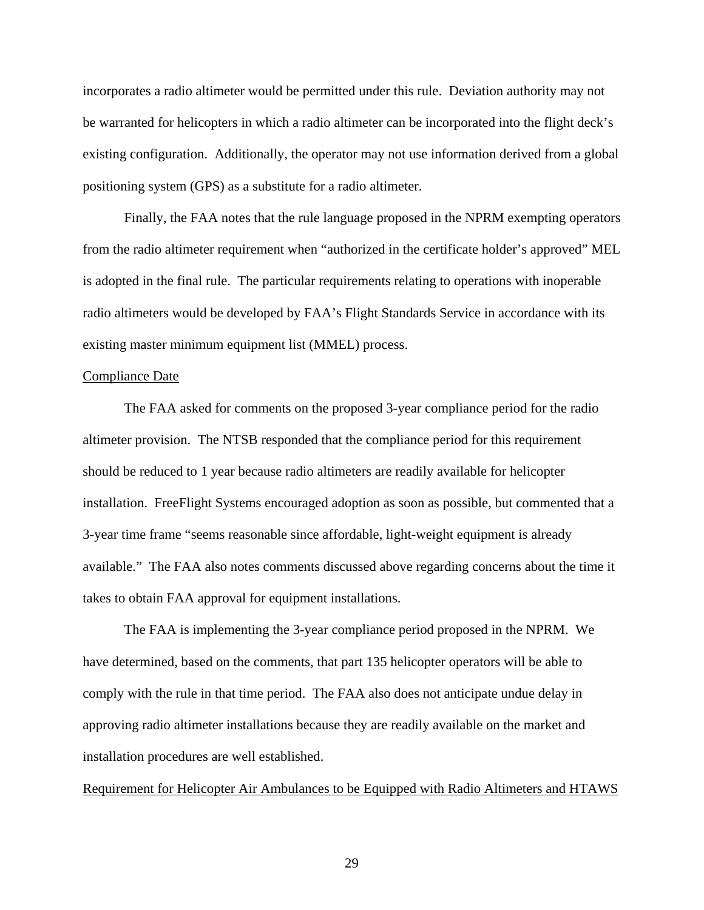incorporates a radio altimeter would be permitted under this rule. Deviation authority may not be warranted for helicopters in which a radio altimeter can be incorporated into the flight deck's existing configuration. Additionally, the operator may not use information derived from a global positioning system (GPS) as a substitute for a radio altimeter.

Finally, the FAA notes that the rule language proposed in the NPRM exempting operators from the radio altimeter requirement when "authorized in the certificate holder's approved" MEL is adopted in the final rule. The particular requirements relating to operations with inoperable radio altimeters would be developed by FAA's Flight Standards Service in accordance with its existing master minimum equipment list (MMEL) process.

<u>Compliance Date</u>

The FAA asked for comments on the proposed 3-year compliance period for the radio altimeter provision. The NTSB responded that the compliance period for this requirement should be reduced to 1 year because radio altimeters are readily available for helicopter installation. FreeFlight Systems encouraged adoption as soon as possible, but commented that a 3-year time frame "seems reasonable since affordable, light-weight equipment is already available." The FAA also notes comments discussed above regarding concerns about the time it takes to obtain FAA approval for equipment installations.

The FAA is implementing the 3-year compliance period proposed in the NPRM. We have determined, based on the comments, that part 135 helicopter operators will be able to comply with the rule in that time period. The FAA also does not anticipate undue delay in approving radio altimeter installations because they are readily available on the market and installation procedures are well established.

<u>Requirement for Helicopter Air Ambulances to be Equipped with Radio Altimeters and HTAWS</u>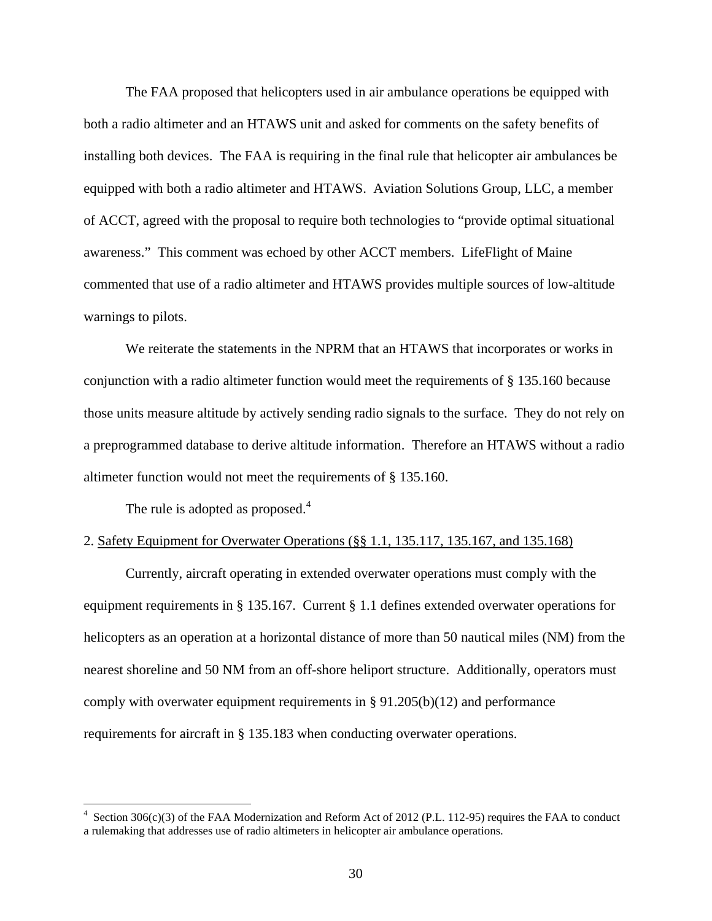The FAA proposed that helicopters used in air ambulance operations be equipped with both a radio altimeter and an HTAWS unit and asked for comments on the safety benefits of installing both devices. The FAA is requiring in the final rule that helicopter air ambulances be equipped with both a radio altimeter and HTAWS. Aviation Solutions Group, LLC, a member of ACCT, agreed with the proposal to require both technologies to "provide optimal situational awareness." This comment was echoed by other ACCT members. LifeFlight of Maine commented that use of a radio altimeter and HTAWS provides multiple sources of low-altitude warnings to pilots.

We reiterate the statements in the NPRM that an HTAWS that incorporates or works in conjunction with a radio altimeter function would meet the requirements of § 135.160 because those units measure altitude by actively sending radio signals to the surface. They do not rely on a preprogrammed database to derive altitude information. Therefore an HTAWS without a radio altimeter function would not meet the requirements of § 135.160.

The rule is adopted as proposed.[4]

2. <u>Safety Equipment for Overwater Operations (§§ 1.1, 135.117, 135.167, and 135.168)</u>

Currently, aircraft operating in extended overwater operations must comply with the equipment requirements in § 135.167. Current § 1.1 defines extended overwater operations for helicopters as an operation at a horizontal distance of more than 50 nautical miles (NM) from the nearest shoreline and 50 NM from an off-shore heliport structure. Additionally, operators must comply with overwater equipment requirements in § 91.205(b)(12) and performance requirements for aircraft in § 135.183 when conducting overwater operations.

---

[4] Section 306(c)(3) of the FAA Modernization and Reform Act of 2012 (P.L. 112-95) requires the FAA to conduct a rulemaking that addresses use of radio altimeters in helicopter air ambulance operations.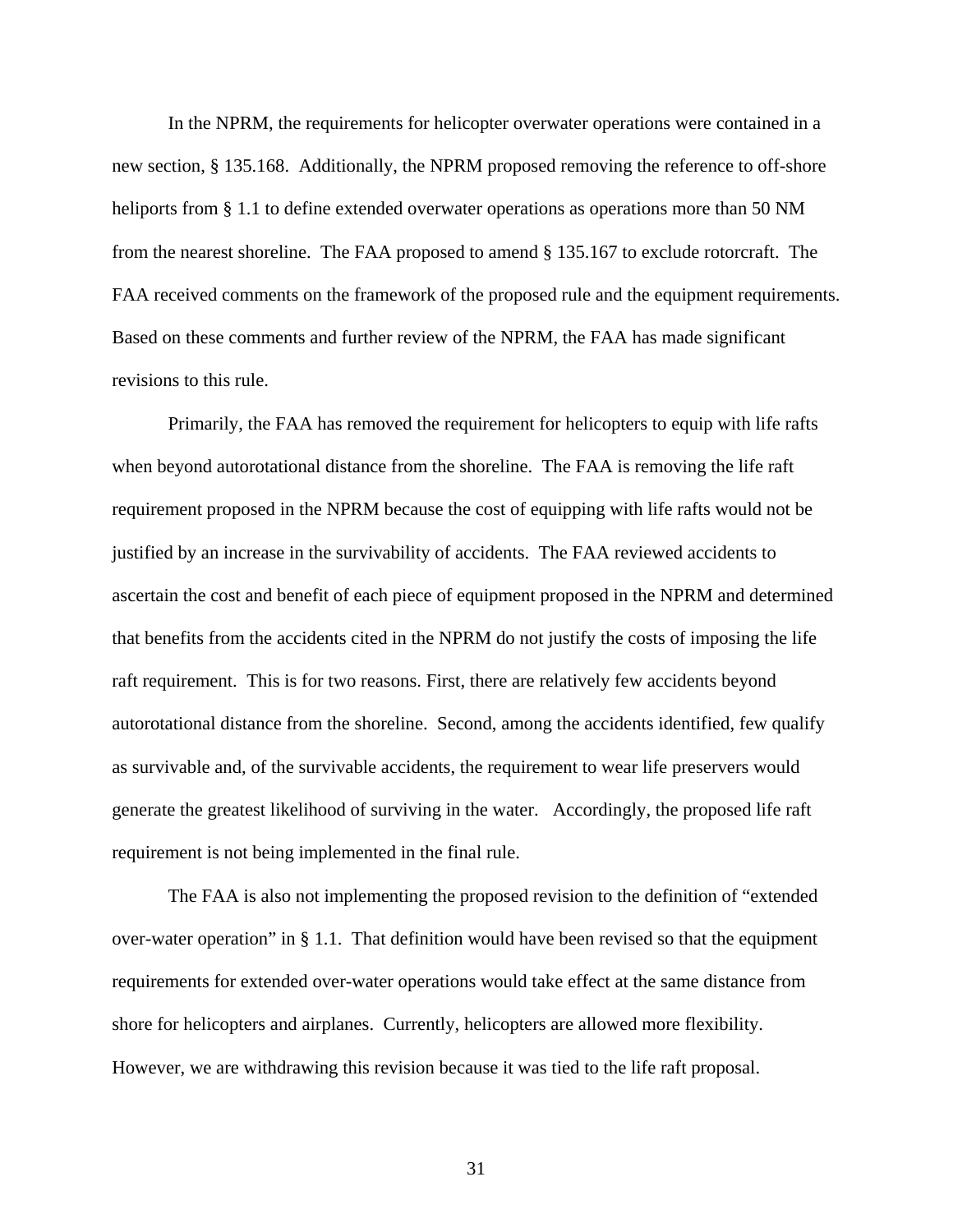In the NPRM, the requirements for helicopter overwater operations were contained in a new section, § 135.168. Additionally, the NPRM proposed removing the reference to off-shore heliports from § 1.1 to define extended overwater operations as operations more than 50 NM from the nearest shoreline. The FAA proposed to amend § 135.167 to exclude rotorcraft. The FAA received comments on the framework of the proposed rule and the equipment requirements. Based on these comments and further review of the NPRM, the FAA has made significant revisions to this rule.

Primarily, the FAA has removed the requirement for helicopters to equip with life rafts when beyond autorotational distance from the shoreline. The FAA is removing the life raft requirement proposed in the NPRM because the cost of equipping with life rafts would not be justified by an increase in the survivability of accidents. The FAA reviewed accidents to ascertain the cost and benefit of each piece of equipment proposed in the NPRM and determined that benefits from the accidents cited in the NPRM do not justify the costs of imposing the life raft requirement. This is for two reasons. First, there are relatively few accidents beyond autorotational distance from the shoreline. Second, among the accidents identified, few qualify as survivable and, of the survivable accidents, the requirement to wear life preservers would generate the greatest likelihood of surviving in the water. Accordingly, the proposed life raft requirement is not being implemented in the final rule.

The FAA is also not implementing the proposed revision to the definition of "extended over-water operation" in § 1.1. That definition would have been revised so that the equipment requirements for extended over-water operations would take effect at the same distance from shore for helicopters and airplanes. Currently, helicopters are allowed more flexibility. However, we are withdrawing this revision because it was tied to the life raft proposal.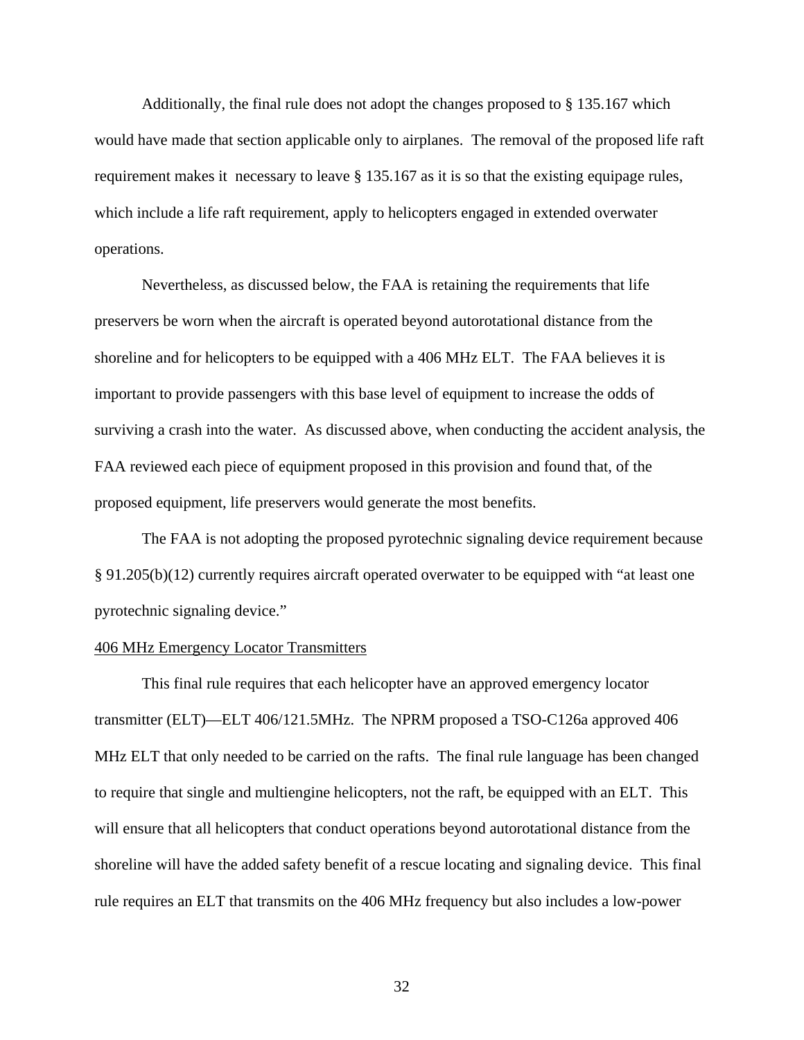Additionally, the final rule does not adopt the changes proposed to § 135.167 which would have made that section applicable only to airplanes. The removal of the proposed life raft requirement makes it necessary to leave § 135.167 as it is so that the existing equipage rules, which include a life raft requirement, apply to helicopters engaged in extended overwater operations.

Nevertheless, as discussed below, the FAA is retaining the requirements that life preservers be worn when the aircraft is operated beyond autorotational distance from the shoreline and for helicopters to be equipped with a 406 MHz ELT. The FAA believes it is important to provide passengers with this base level of equipment to increase the odds of surviving a crash into the water. As discussed above, when conducting the accident analysis, the FAA reviewed each piece of equipment proposed in this provision and found that, of the proposed equipment, life preservers would generate the most benefits.

The FAA is not adopting the proposed pyrotechnic signaling device requirement because § 91.205(b)(12) currently requires aircraft operated overwater to be equipped with "at least one pyrotechnic signaling device."

406 MHz Emergency Locator Transmitters

This final rule requires that each helicopter have an approved emergency locator transmitter (ELT)—ELT 406/121.5MHz. The NPRM proposed a TSO-C126a approved 406 MHz ELT that only needed to be carried on the rafts. The final rule language has been changed to require that single and multiengine helicopters, not the raft, be equipped with an ELT. This will ensure that all helicopters that conduct operations beyond autorotational distance from the shoreline will have the added safety benefit of a rescue locating and signaling device. This final rule requires an ELT that transmits on the 406 MHz frequency but also includes a low-power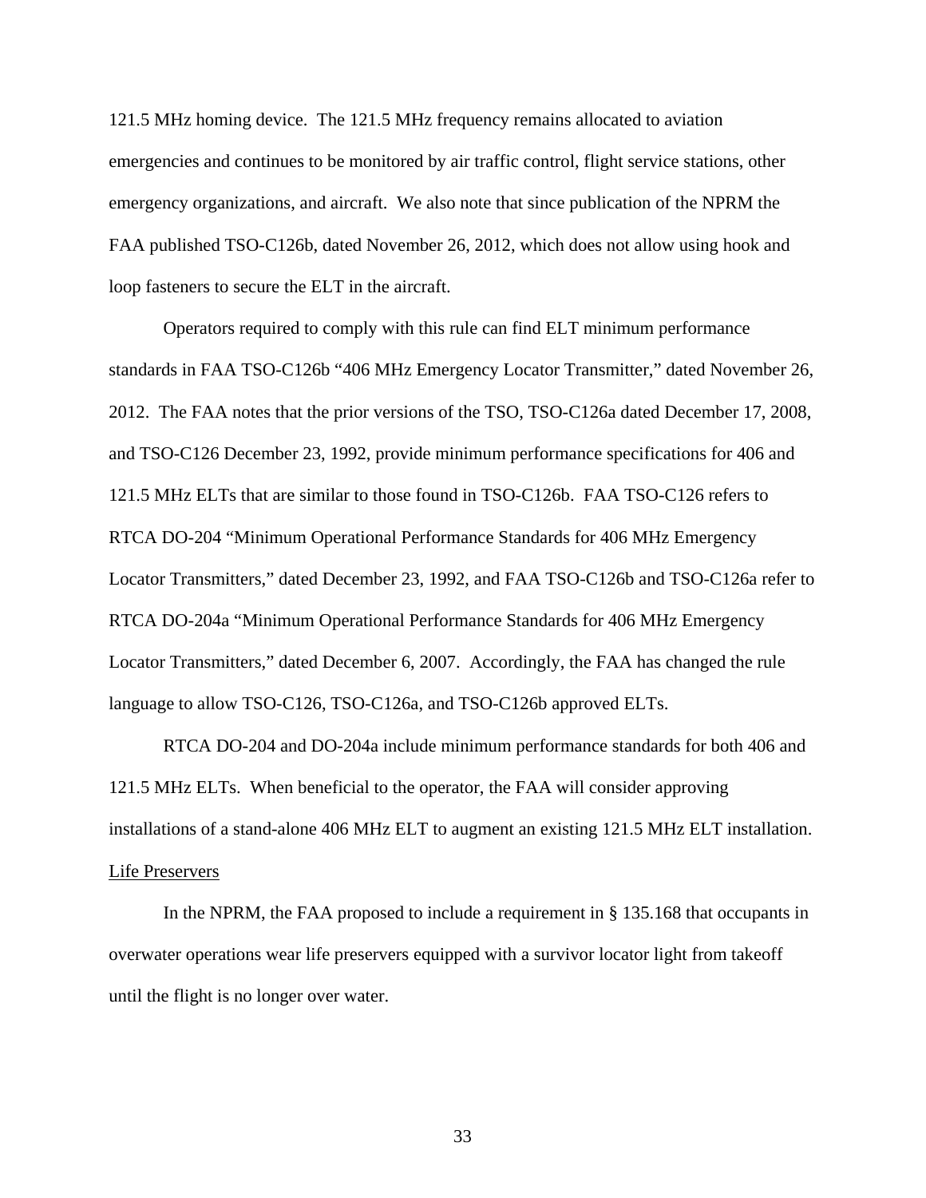121.5 MHz homing device. The 121.5 MHz frequency remains allocated to aviation emergencies and continues to be monitored by air traffic control, flight service stations, other emergency organizations, and aircraft. We also note that since publication of the NPRM the FAA published TSO-C126b, dated November 26, 2012, which does not allow using hook and loop fasteners to secure the ELT in the aircraft.

Operators required to comply with this rule can find ELT minimum performance standards in FAA TSO-C126b "406 MHz Emergency Locator Transmitter," dated November 26, 2012. The FAA notes that the prior versions of the TSO, TSO-C126a dated December 17, 2008, and TSO-C126 December 23, 1992, provide minimum performance specifications for 406 and 121.5 MHz ELTs that are similar to those found in TSO-C126b. FAA TSO-C126 refers to RTCA DO-204 "Minimum Operational Performance Standards for 406 MHz Emergency Locator Transmitters," dated December 23, 1992, and FAA TSO-C126b and TSO-C126a refer to RTCA DO-204a "Minimum Operational Performance Standards for 406 MHz Emergency Locator Transmitters," dated December 6, 2007. Accordingly, the FAA has changed the rule language to allow TSO-C126, TSO-C126a, and TSO-C126b approved ELTs.

RTCA DO-204 and DO-204a include minimum performance standards for both 406 and 121.5 MHz ELTs. When beneficial to the operator, the FAA will consider approving installations of a stand-alone 406 MHz ELT to augment an existing 121.5 MHz ELT installation.

Life Preservers

In the NPRM, the FAA proposed to include a requirement in § 135.168 that occupants in overwater operations wear life preservers equipped with a survivor locator light from takeoff until the flight is no longer over water.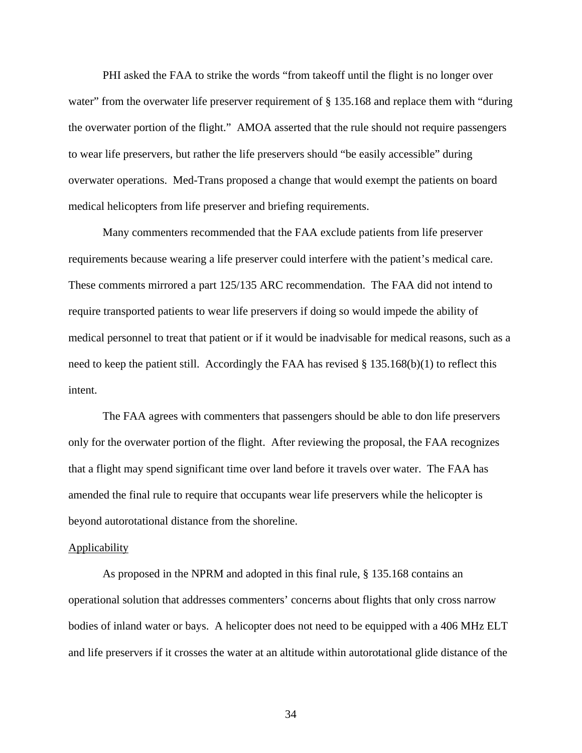PHI asked the FAA to strike the words "from takeoff until the flight is no longer over water" from the overwater life preserver requirement of § 135.168 and replace them with "during the overwater portion of the flight." AMOA asserted that the rule should not require passengers to wear life preservers, but rather the life preservers should "be easily accessible" during overwater operations. Med-Trans proposed a change that would exempt the patients on board medical helicopters from life preserver and briefing requirements.

Many commenters recommended that the FAA exclude patients from life preserver requirements because wearing a life preserver could interfere with the patient's medical care. These comments mirrored a part 125/135 ARC recommendation. The FAA did not intend to require transported patients to wear life preservers if doing so would impede the ability of medical personnel to treat that patient or if it would be inadvisable for medical reasons, such as a need to keep the patient still. Accordingly the FAA has revised § 135.168(b)(1) to reflect this intent.

The FAA agrees with commenters that passengers should be able to don life preservers only for the overwater portion of the flight. After reviewing the proposal, the FAA recognizes that a flight may spend significant time over land before it travels over water. The FAA has amended the final rule to require that occupants wear life preservers while the helicopter is beyond autorotational distance from the shoreline.

Applicability

As proposed in the NPRM and adopted in this final rule, § 135.168 contains an operational solution that addresses commenters' concerns about flights that only cross narrow bodies of inland water or bays. A helicopter does not need to be equipped with a 406 MHz ELT and life preservers if it crosses the water at an altitude within autorotational glide distance of the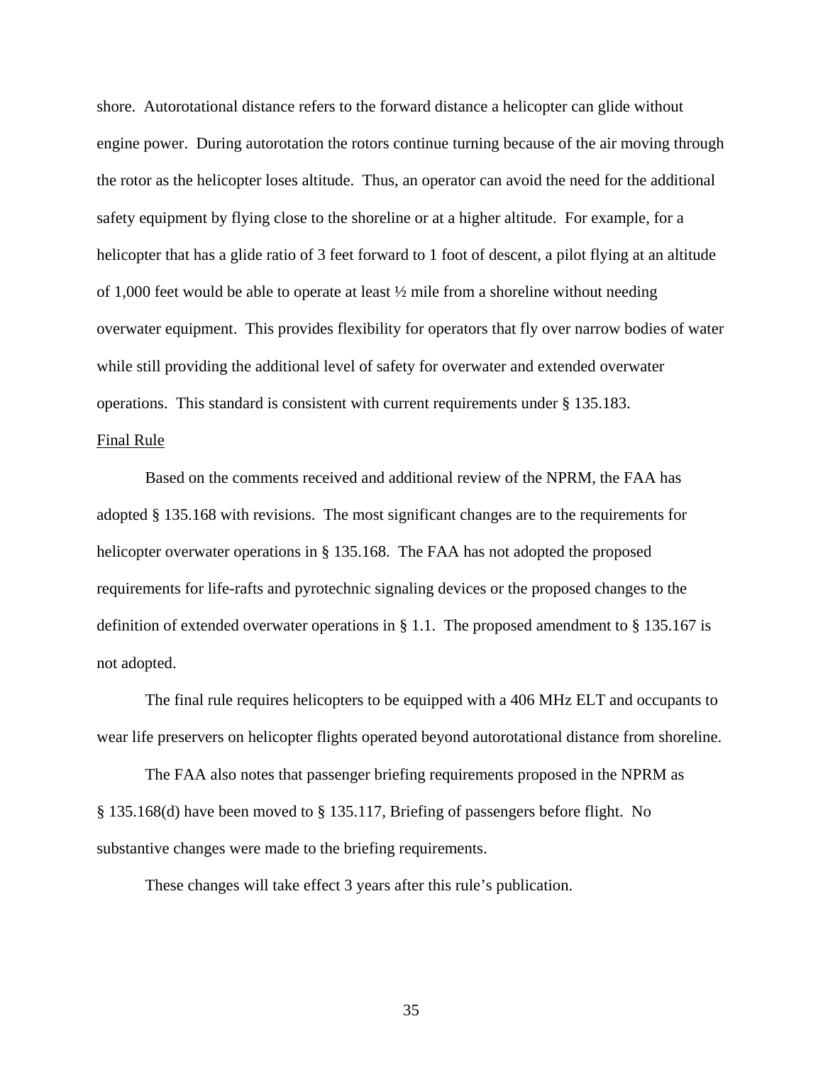shore. Autorotational distance refers to the forward distance a helicopter can glide without engine power. During autorotation the rotors continue turning because of the air moving through the rotor as the helicopter loses altitude. Thus, an operator can avoid the need for the additional safety equipment by flying close to the shoreline or at a higher altitude. For example, for a helicopter that has a glide ratio of 3 feet forward to 1 foot of descent, a pilot flying at an altitude of 1,000 feet would be able to operate at least ½ mile from a shoreline without needing overwater equipment. This provides flexibility for operators that fly over narrow bodies of water while still providing the additional level of safety for overwater and extended overwater operations. This standard is consistent with current requirements under § 135.183.

Final Rule

Based on the comments received and additional review of the NPRM, the FAA has adopted § 135.168 with revisions. The most significant changes are to the requirements for helicopter overwater operations in § 135.168. The FAA has not adopted the proposed requirements for life-rafts and pyrotechnic signaling devices or the proposed changes to the definition of extended overwater operations in § 1.1. The proposed amendment to § 135.167 is not adopted.

The final rule requires helicopters to be equipped with a 406 MHz ELT and occupants to wear life preservers on helicopter flights operated beyond autorotational distance from shoreline.

The FAA also notes that passenger briefing requirements proposed in the NPRM as § 135.168(d) have been moved to § 135.117, Briefing of passengers before flight. No substantive changes were made to the briefing requirements.

These changes will take effect 3 years after this rule's publication.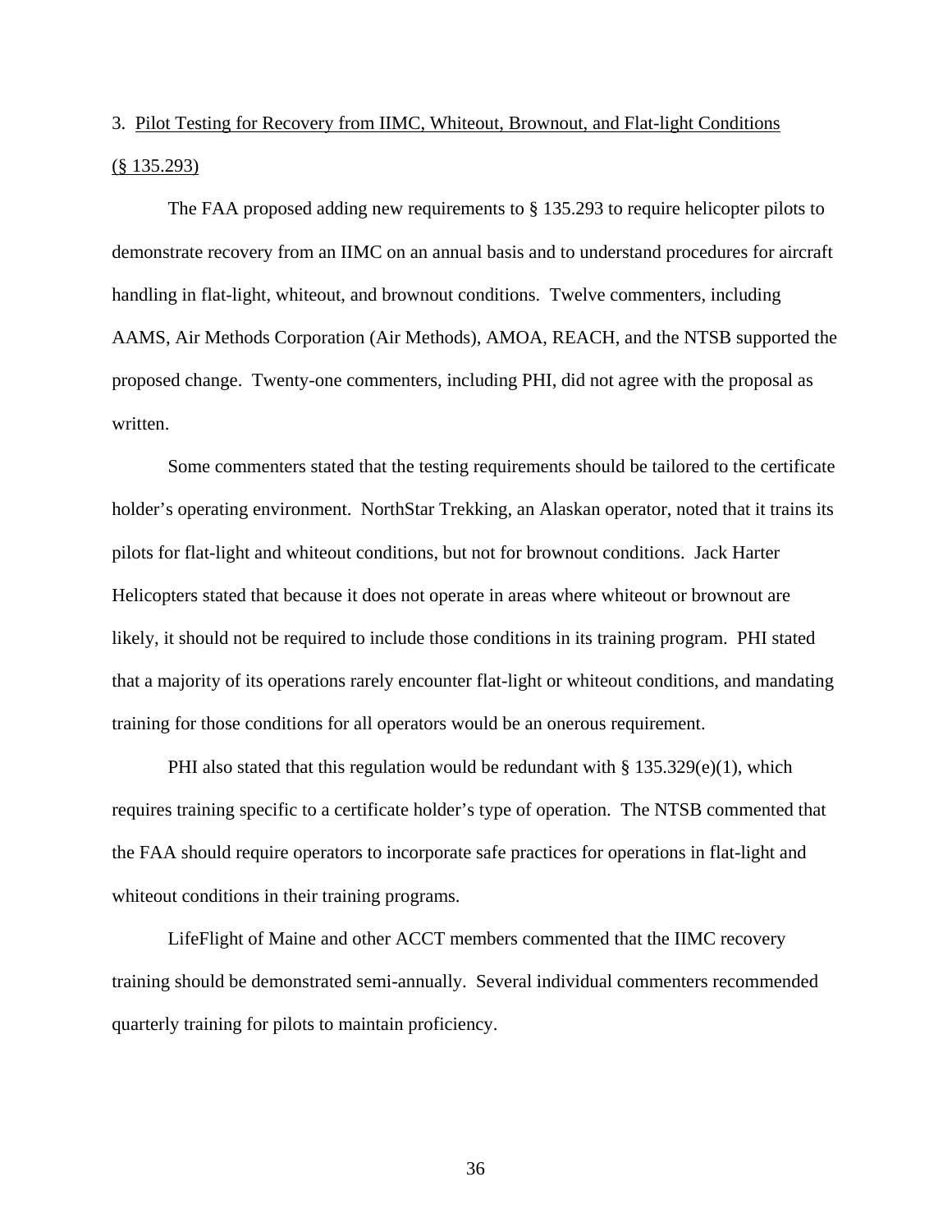3. <u>Pilot Testing for Recovery from IIMC, Whiteout, Brownout, and Flat-light Conditions (§ 135.293)</u>

The FAA proposed adding new requirements to § 135.293 to require helicopter pilots to demonstrate recovery from an IIMC on an annual basis and to understand procedures for aircraft handling in flat-light, whiteout, and brownout conditions. Twelve commenters, including AAMS, Air Methods Corporation (Air Methods), AMOA, REACH, and the NTSB supported the proposed change. Twenty-one commenters, including PHI, did not agree with the proposal as written.

Some commenters stated that the testing requirements should be tailored to the certificate holder's operating environment. NorthStar Trekking, an Alaskan operator, noted that it trains its pilots for flat-light and whiteout conditions, but not for brownout conditions. Jack Harter Helicopters stated that because it does not operate in areas where whiteout or brownout are likely, it should not be required to include those conditions in its training program. PHI stated that a majority of its operations rarely encounter flat-light or whiteout conditions, and mandating training for those conditions for all operators would be an onerous requirement.

PHI also stated that this regulation would be redundant with § 135.329(e)(1), which requires training specific to a certificate holder's type of operation. The NTSB commented that the FAA should require operators to incorporate safe practices for operations in flat-light and whiteout conditions in their training programs.

LifeFlight of Maine and other ACCT members commented that the IIMC recovery training should be demonstrated semi-annually. Several individual commenters recommended quarterly training for pilots to maintain proficiency.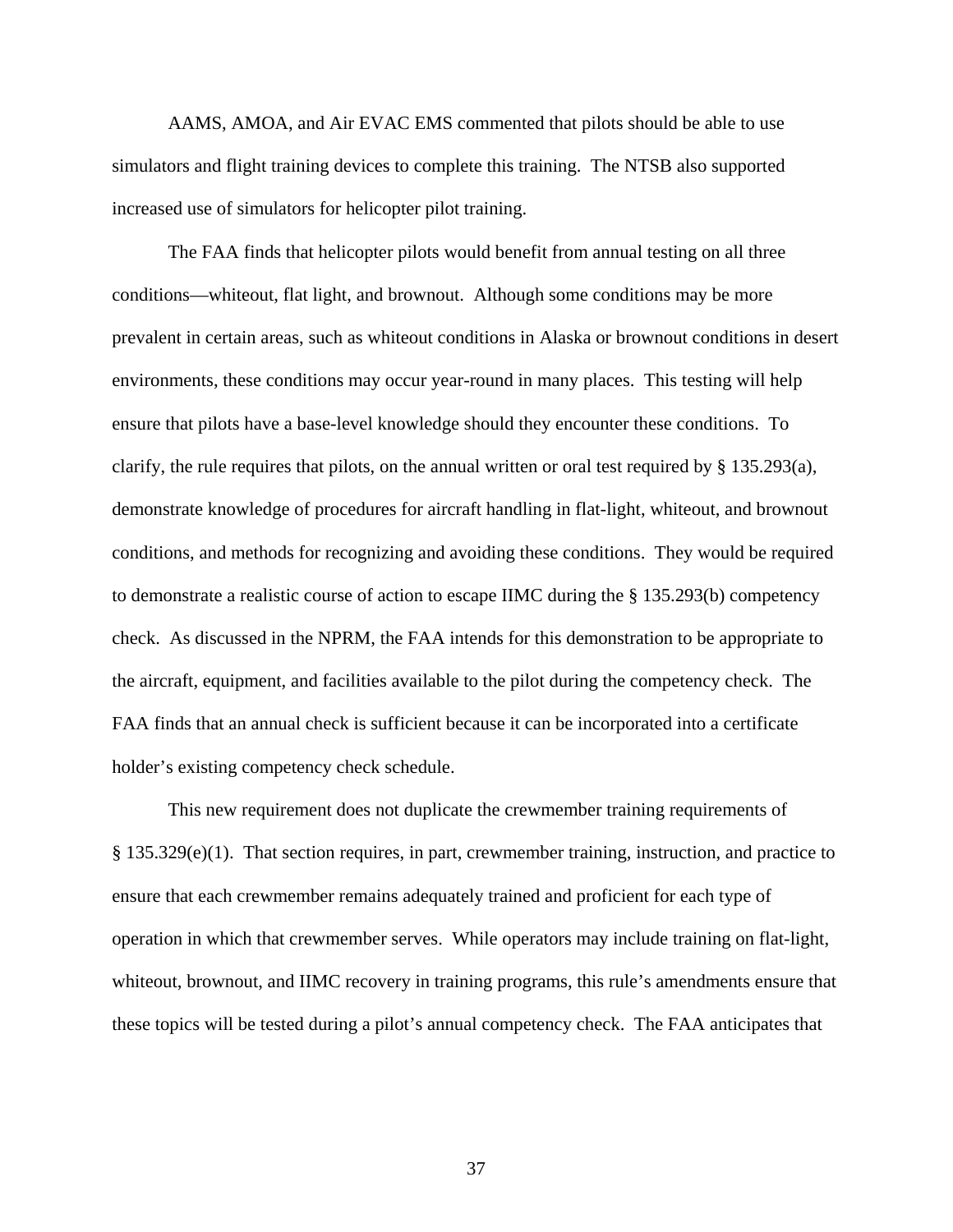AAMS, AMOA, and Air EVAC EMS commented that pilots should be able to use simulators and flight training devices to complete this training. The NTSB also supported increased use of simulators for helicopter pilot training.

The FAA finds that helicopter pilots would benefit from annual testing on all three conditions—whiteout, flat light, and brownout. Although some conditions may be more prevalent in certain areas, such as whiteout conditions in Alaska or brownout conditions in desert environments, these conditions may occur year-round in many places. This testing will help ensure that pilots have a base-level knowledge should they encounter these conditions. To clarify, the rule requires that pilots, on the annual written or oral test required by § 135.293(a), demonstrate knowledge of procedures for aircraft handling in flat-light, whiteout, and brownout conditions, and methods for recognizing and avoiding these conditions. They would be required to demonstrate a realistic course of action to escape IIMC during the § 135.293(b) competency check. As discussed in the NPRM, the FAA intends for this demonstration to be appropriate to the aircraft, equipment, and facilities available to the pilot during the competency check. The FAA finds that an annual check is sufficient because it can be incorporated into a certificate holder's existing competency check schedule.

This new requirement does not duplicate the crewmember training requirements of § 135.329(e)(1). That section requires, in part, crewmember training, instruction, and practice to ensure that each crewmember remains adequately trained and proficient for each type of operation in which that crewmember serves. While operators may include training on flat-light, whiteout, brownout, and IIMC recovery in training programs, this rule's amendments ensure that these topics will be tested during a pilot's annual competency check. The FAA anticipates that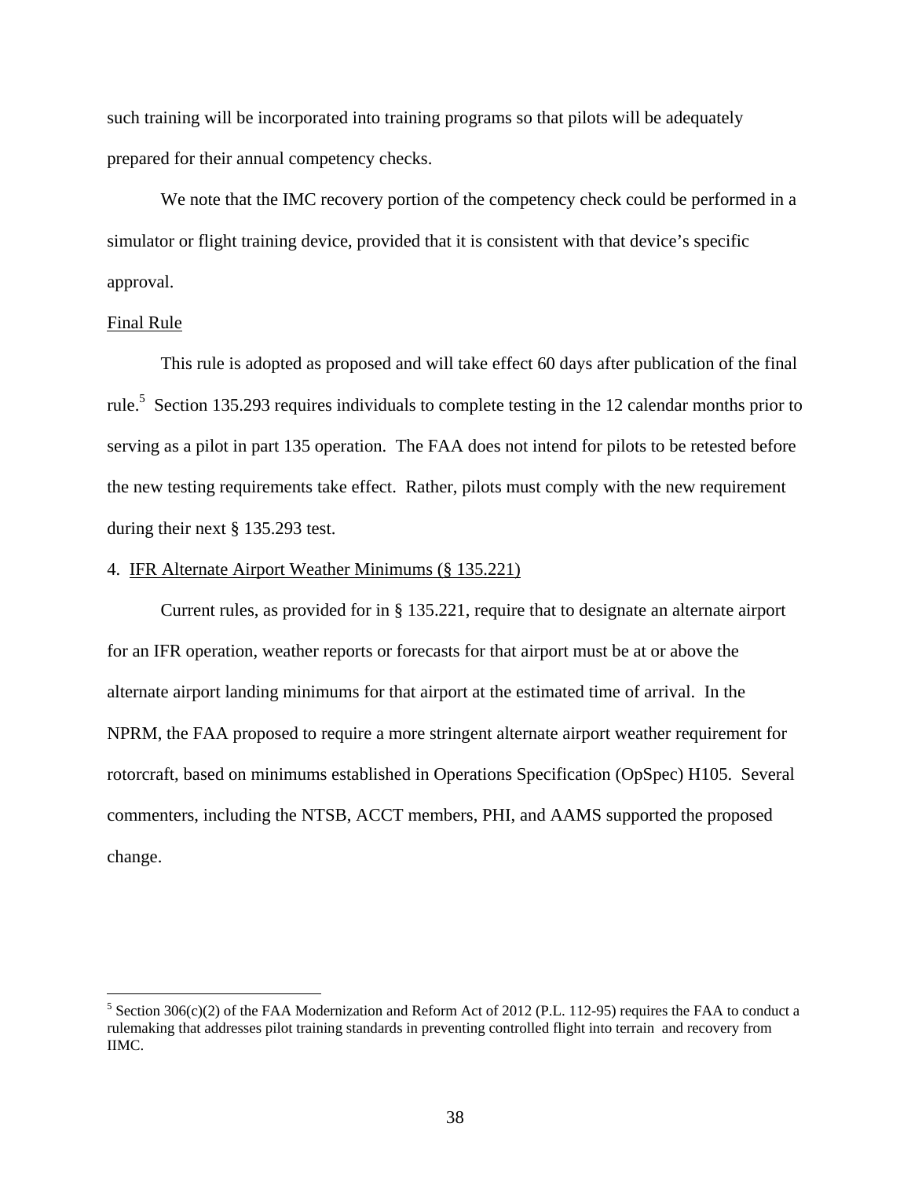such training will be incorporated into training programs so that pilots will be adequately prepared for their annual competency checks.

We note that the IMC recovery portion of the competency check could be performed in a simulator or flight training device, provided that it is consistent with that device's specific approval.

Final Rule

This rule is adopted as proposed and will take effect 60 days after publication of the final rule.[5] Section 135.293 requires individuals to complete testing in the 12 calendar months prior to serving as a pilot in part 135 operation. The FAA does not intend for pilots to be retested before the new testing requirements take effect. Rather, pilots must comply with the new requirement during their next § 135.293 test.

4. IFR Alternate Airport Weather Minimums (§ 135.221)

Current rules, as provided for in § 135.221, require that to designate an alternate airport for an IFR operation, weather reports or forecasts for that airport must be at or above the alternate airport landing minimums for that airport at the estimated time of arrival. In the NPRM, the FAA proposed to require a more stringent alternate airport weather requirement for rotorcraft, based on minimums established in Operations Specification (OpSpec) H105. Several commenters, including the NTSB, ACCT members, PHI, and AAMS supported the proposed change.

[5] Section 306(c)(2) of the FAA Modernization and Reform Act of 2012 (P.L. 112-95) requires the FAA to conduct a rulemaking that addresses pilot training standards in preventing controlled flight into terrain and recovery from IIMC.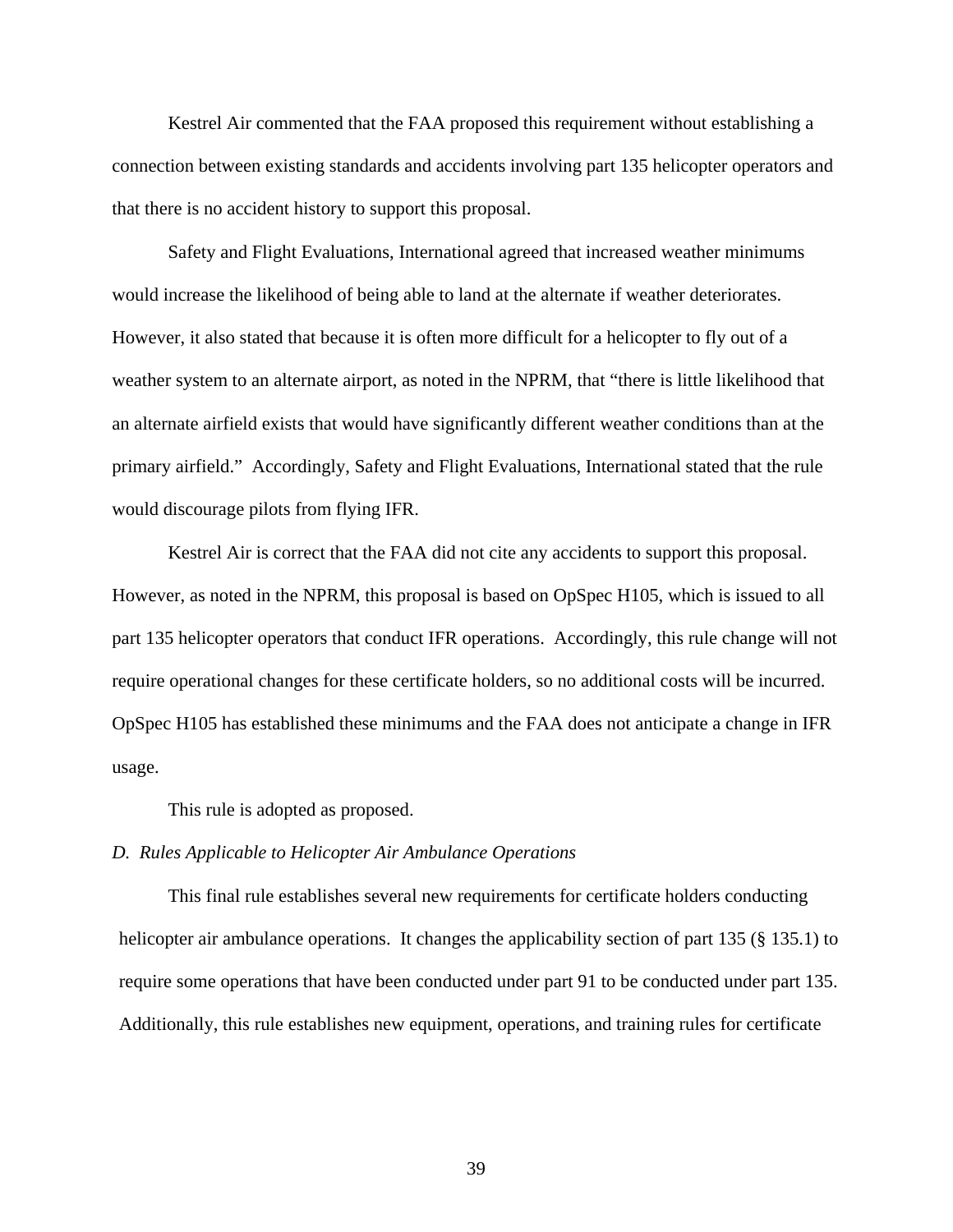Kestrel Air commented that the FAA proposed this requirement without establishing a connection between existing standards and accidents involving part 135 helicopter operators and that there is no accident history to support this proposal.

Safety and Flight Evaluations, International agreed that increased weather minimums would increase the likelihood of being able to land at the alternate if weather deteriorates. However, it also stated that because it is often more difficult for a helicopter to fly out of a weather system to an alternate airport, as noted in the NPRM, that "there is little likelihood that an alternate airfield exists that would have significantly different weather conditions than at the primary airfield." Accordingly, Safety and Flight Evaluations, International stated that the rule would discourage pilots from flying IFR.

Kestrel Air is correct that the FAA did not cite any accidents to support this proposal. However, as noted in the NPRM, this proposal is based on OpSpec H105, which is issued to all part 135 helicopter operators that conduct IFR operations. Accordingly, this rule change will not require operational changes for these certificate holders, so no additional costs will be incurred. OpSpec H105 has established these minimums and the FAA does not anticipate a change in IFR usage.

This rule is adopted as proposed.

*D. Rules Applicable to Helicopter Air Ambulance Operations*

This final rule establishes several new requirements for certificate holders conducting helicopter air ambulance operations. It changes the applicability section of part 135 (§ 135.1) to require some operations that have been conducted under part 91 to be conducted under part 135. Additionally, this rule establishes new equipment, operations, and training rules for certificate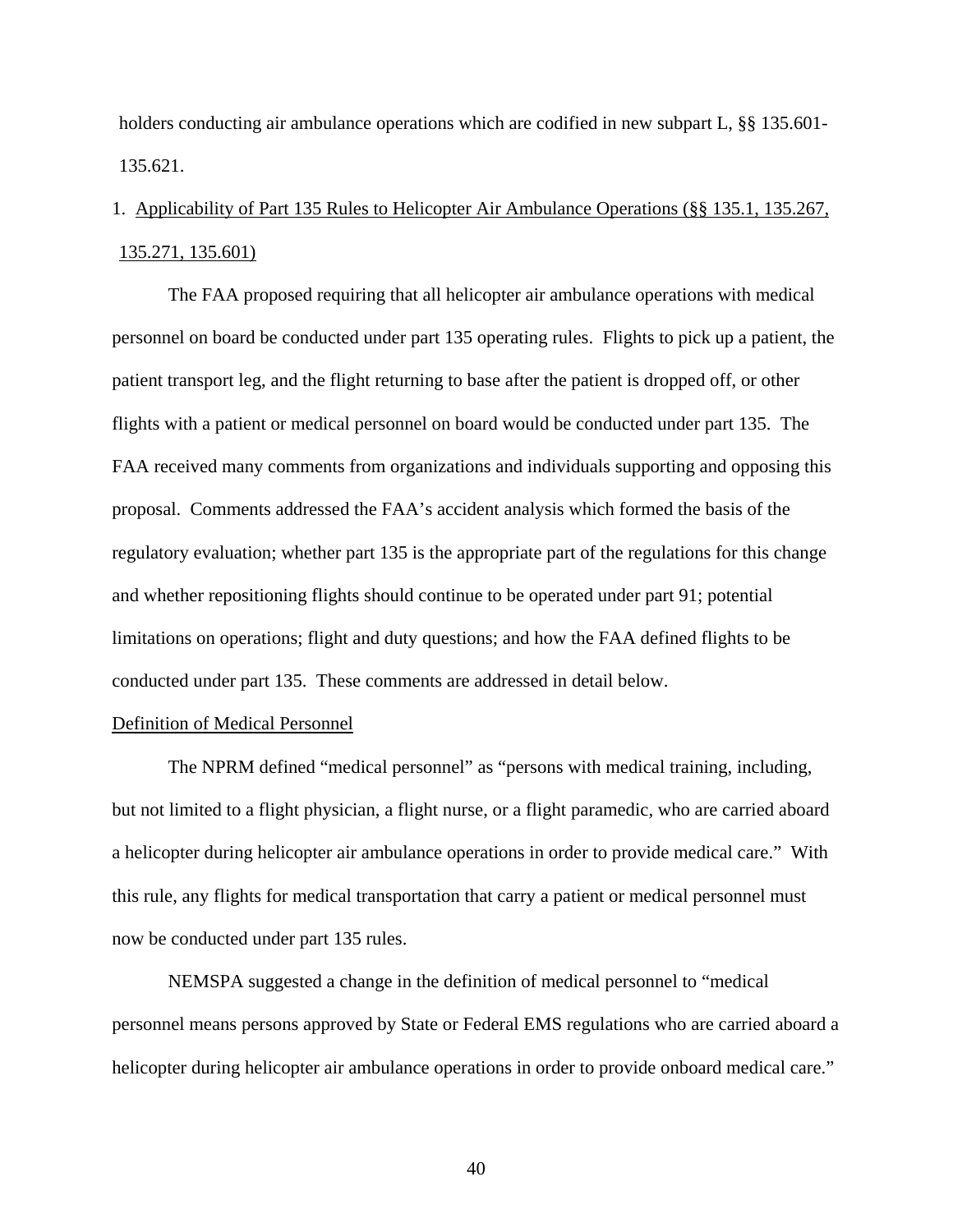holders conducting air ambulance operations which are codified in new subpart L, §§ 135.601-135.621.

1. Applicability of Part 135 Rules to Helicopter Air Ambulance Operations (§§ 135.1, 135.267, 135.271, 135.601)

The FAA proposed requiring that all helicopter air ambulance operations with medical personnel on board be conducted under part 135 operating rules. Flights to pick up a patient, the patient transport leg, and the flight returning to base after the patient is dropped off, or other flights with a patient or medical personnel on board would be conducted under part 135. The FAA received many comments from organizations and individuals supporting and opposing this proposal. Comments addressed the FAA's accident analysis which formed the basis of the regulatory evaluation; whether part 135 is the appropriate part of the regulations for this change and whether repositioning flights should continue to be operated under part 91; potential limitations on operations; flight and duty questions; and how the FAA defined flights to be conducted under part 135. These comments are addressed in detail below.

Definition of Medical Personnel

The NPRM defined "medical personnel" as "persons with medical training, including, but not limited to a flight physician, a flight nurse, or a flight paramedic, who are carried aboard a helicopter during helicopter air ambulance operations in order to provide medical care." With this rule, any flights for medical transportation that carry a patient or medical personnel must now be conducted under part 135 rules.

NEMSPA suggested a change in the definition of medical personnel to "medical personnel means persons approved by State or Federal EMS regulations who are carried aboard a helicopter during helicopter air ambulance operations in order to provide onboard medical care."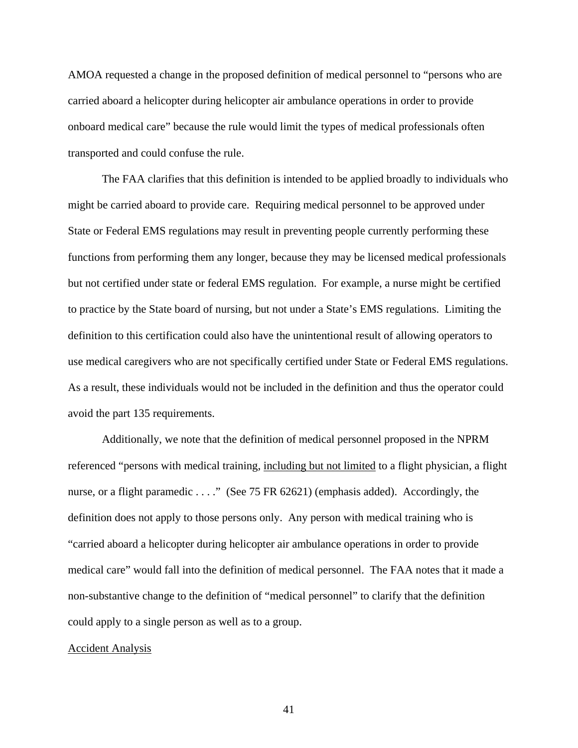AMOA requested a change in the proposed definition of medical personnel to "persons who are carried aboard a helicopter during helicopter air ambulance operations in order to provide onboard medical care" because the rule would limit the types of medical professionals often transported and could confuse the rule.

The FAA clarifies that this definition is intended to be applied broadly to individuals who might be carried aboard to provide care. Requiring medical personnel to be approved under State or Federal EMS regulations may result in preventing people currently performing these functions from performing them any longer, because they may be licensed medical professionals but not certified under state or federal EMS regulation. For example, a nurse might be certified to practice by the State board of nursing, but not under a State's EMS regulations. Limiting the definition to this certification could also have the unintentional result of allowing operators to use medical caregivers who are not specifically certified under State or Federal EMS regulations. As a result, these individuals would not be included in the definition and thus the operator could avoid the part 135 requirements.

Additionally, we note that the definition of medical personnel proposed in the NPRM referenced "persons with medical training, <u>including but not limited</u> to a flight physician, a flight nurse, or a flight paramedic . . . ." (See 75 FR 62621) (emphasis added). Accordingly, the definition does not apply to those persons only. Any person with medical training who is "carried aboard a helicopter during helicopter air ambulance operations in order to provide medical care" would fall into the definition of medical personnel. The FAA notes that it made a non-substantive change to the definition of "medical personnel" to clarify that the definition could apply to a single person as well as to a group.

<u>Accident Analysis</u>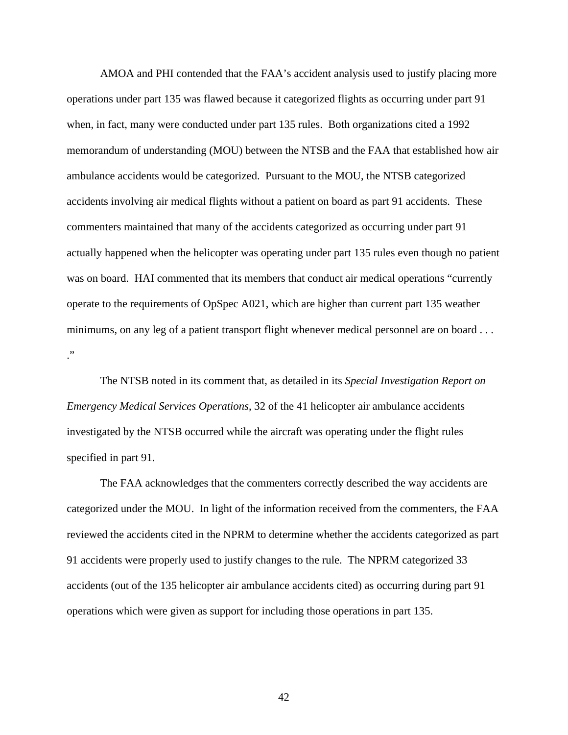AMOA and PHI contended that the FAA's accident analysis used to justify placing more operations under part 135 was flawed because it categorized flights as occurring under part 91 when, in fact, many were conducted under part 135 rules. Both organizations cited a 1992 memorandum of understanding (MOU) between the NTSB and the FAA that established how air ambulance accidents would be categorized. Pursuant to the MOU, the NTSB categorized accidents involving air medical flights without a patient on board as part 91 accidents. These commenters maintained that many of the accidents categorized as occurring under part 91 actually happened when the helicopter was operating under part 135 rules even though no patient was on board. HAI commented that its members that conduct air medical operations "currently operate to the requirements of OpSpec A021, which are higher than current part 135 weather minimums, on any leg of a patient transport flight whenever medical personnel are on board . . . ."

The NTSB noted in its comment that, as detailed in its *Special Investigation Report on Emergency Medical Services Operations*, 32 of the 41 helicopter air ambulance accidents investigated by the NTSB occurred while the aircraft was operating under the flight rules specified in part 91.

The FAA acknowledges that the commenters correctly described the way accidents are categorized under the MOU. In light of the information received from the commenters, the FAA reviewed the accidents cited in the NPRM to determine whether the accidents categorized as part 91 accidents were properly used to justify changes to the rule. The NPRM categorized 33 accidents (out of the 135 helicopter air ambulance accidents cited) as occurring during part 91 operations which were given as support for including those operations in part 135.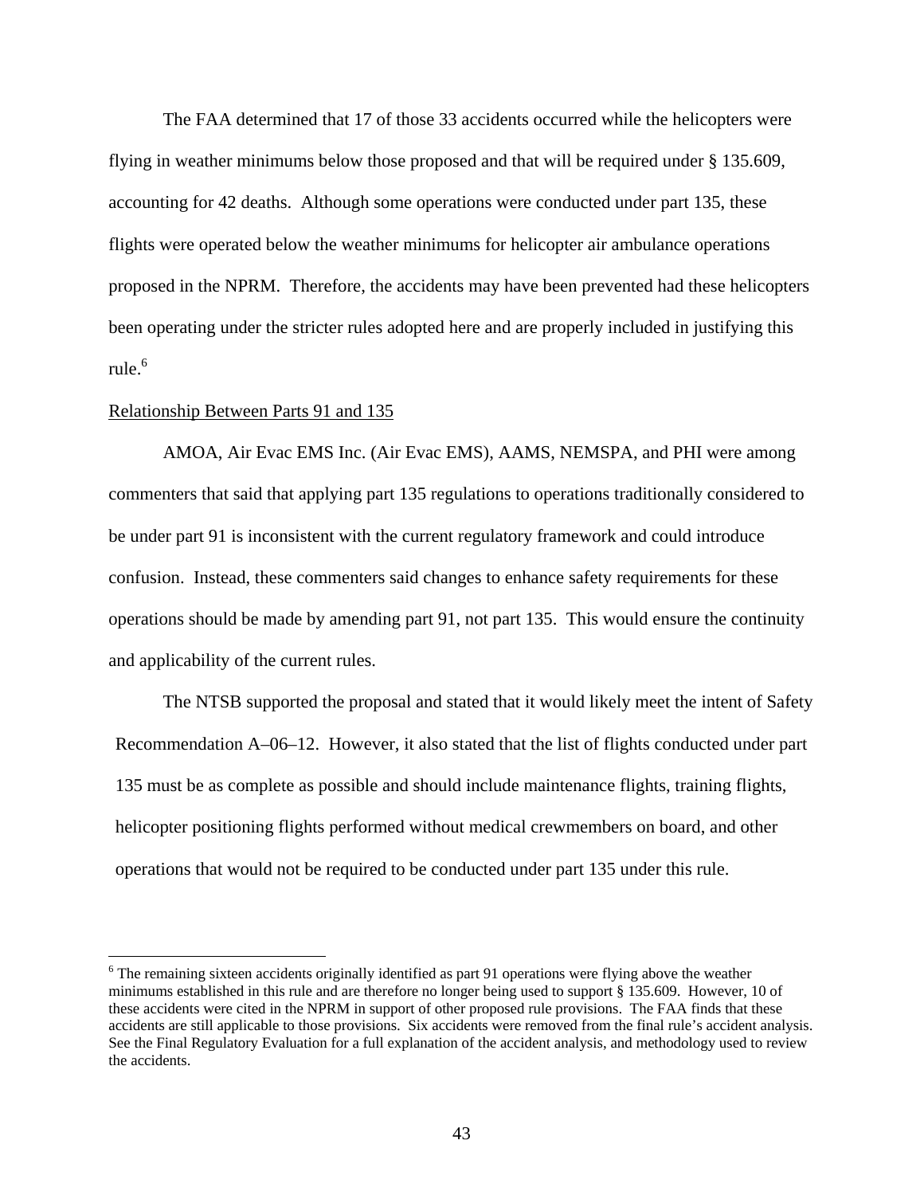The FAA determined that 17 of those 33 accidents occurred while the helicopters were flying in weather minimums below those proposed and that will be required under § 135.609, accounting for 42 deaths. Although some operations were conducted under part 135, these flights were operated below the weather minimums for helicopter air ambulance operations proposed in the NPRM. Therefore, the accidents may have been prevented had these helicopters been operating under the stricter rules adopted here and are properly included in justifying this rule.[6]

Relationship Between Parts 91 and 135

AMOA, Air Evac EMS Inc. (Air Evac EMS), AAMS, NEMSPA, and PHI were among commenters that said that applying part 135 regulations to operations traditionally considered to be under part 91 is inconsistent with the current regulatory framework and could introduce confusion. Instead, these commenters said changes to enhance safety requirements for these operations should be made by amending part 91, not part 135. This would ensure the continuity and applicability of the current rules.

The NTSB supported the proposal and stated that it would likely meet the intent of Safety Recommendation A–06–12. However, it also stated that the list of flights conducted under part 135 must be as complete as possible and should include maintenance flights, training flights, helicopter positioning flights performed without medical crewmembers on board, and other operations that would not be required to be conducted under part 135 under this rule.

[6] The remaining sixteen accidents originally identified as part 91 operations were flying above the weather minimums established in this rule and are therefore no longer being used to support § 135.609. However, 10 of these accidents were cited in the NPRM in support of other proposed rule provisions. The FAA finds that these accidents are still applicable to those provisions. Six accidents were removed from the final rule's accident analysis. See the Final Regulatory Evaluation for a full explanation of the accident analysis, and methodology used to review the accidents.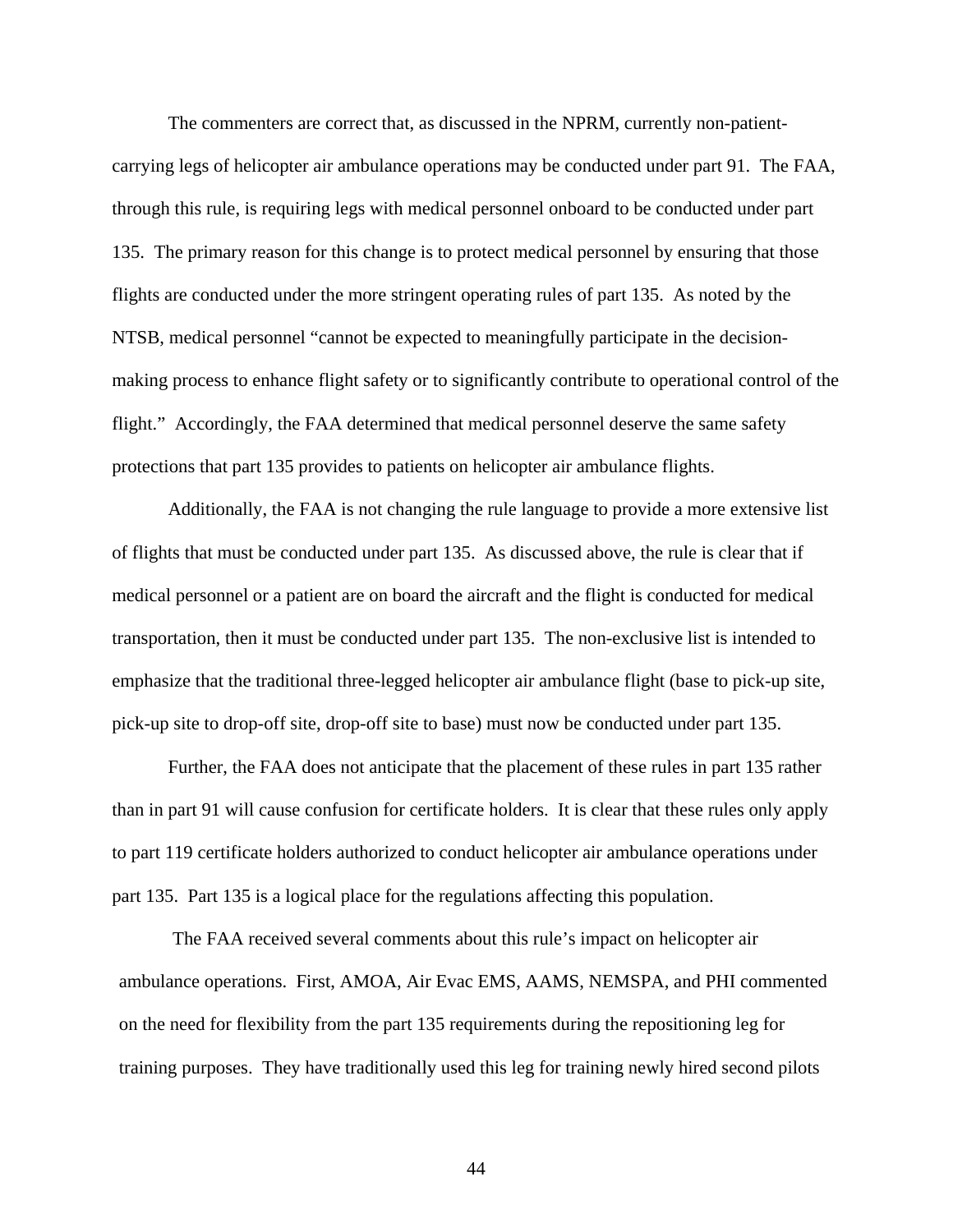The commenters are correct that, as discussed in the NPRM, currently non-patient-carrying legs of helicopter air ambulance operations may be conducted under part 91. The FAA, through this rule, is requiring legs with medical personnel onboard to be conducted under part 135. The primary reason for this change is to protect medical personnel by ensuring that those flights are conducted under the more stringent operating rules of part 135. As noted by the NTSB, medical personnel "cannot be expected to meaningfully participate in the decision-making process to enhance flight safety or to significantly contribute to operational control of the flight." Accordingly, the FAA determined that medical personnel deserve the same safety protections that part 135 provides to patients on helicopter air ambulance flights.

Additionally, the FAA is not changing the rule language to provide a more extensive list of flights that must be conducted under part 135. As discussed above, the rule is clear that if medical personnel or a patient are on board the aircraft and the flight is conducted for medical transportation, then it must be conducted under part 135. The non-exclusive list is intended to emphasize that the traditional three-legged helicopter air ambulance flight (base to pick-up site, pick-up site to drop-off site, drop-off site to base) must now be conducted under part 135.

Further, the FAA does not anticipate that the placement of these rules in part 135 rather than in part 91 will cause confusion for certificate holders. It is clear that these rules only apply to part 119 certificate holders authorized to conduct helicopter air ambulance operations under part 135. Part 135 is a logical place for the regulations affecting this population.

The FAA received several comments about this rule's impact on helicopter air ambulance operations. First, AMOA, Air Evac EMS, AAMS, NEMSPA, and PHI commented on the need for flexibility from the part 135 requirements during the repositioning leg for training purposes. They have traditionally used this leg for training newly hired second pilots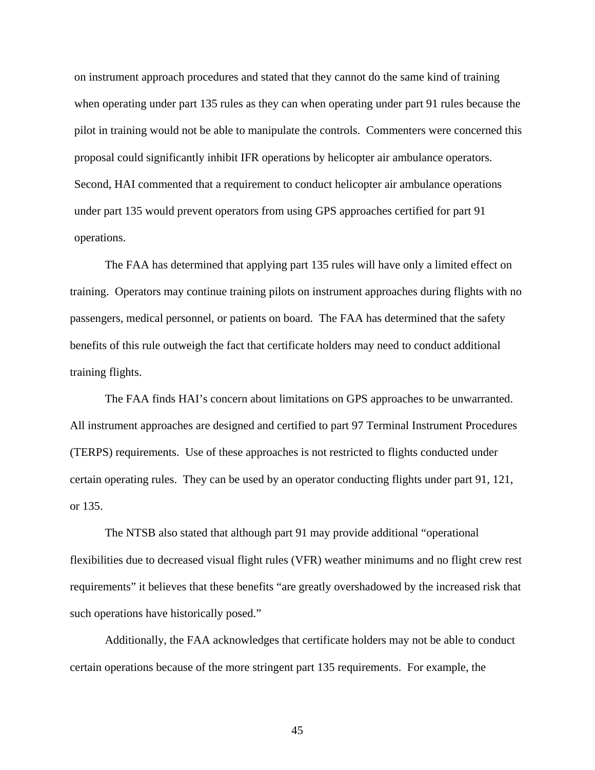on instrument approach procedures and stated that they cannot do the same kind of training when operating under part 135 rules as they can when operating under part 91 rules because the pilot in training would not be able to manipulate the controls. Commenters were concerned this proposal could significantly inhibit IFR operations by helicopter air ambulance operators. Second, HAI commented that a requirement to conduct helicopter air ambulance operations under part 135 would prevent operators from using GPS approaches certified for part 91 operations.

The FAA has determined that applying part 135 rules will have only a limited effect on training. Operators may continue training pilots on instrument approaches during flights with no passengers, medical personnel, or patients on board. The FAA has determined that the safety benefits of this rule outweigh the fact that certificate holders may need to conduct additional training flights.

The FAA finds HAI's concern about limitations on GPS approaches to be unwarranted. All instrument approaches are designed and certified to part 97 Terminal Instrument Procedures (TERPS) requirements. Use of these approaches is not restricted to flights conducted under certain operating rules. They can be used by an operator conducting flights under part 91, 121, or 135.

The NTSB also stated that although part 91 may provide additional "operational flexibilities due to decreased visual flight rules (VFR) weather minimums and no flight crew rest requirements" it believes that these benefits "are greatly overshadowed by the increased risk that such operations have historically posed."

Additionally, the FAA acknowledges that certificate holders may not be able to conduct certain operations because of the more stringent part 135 requirements. For example, the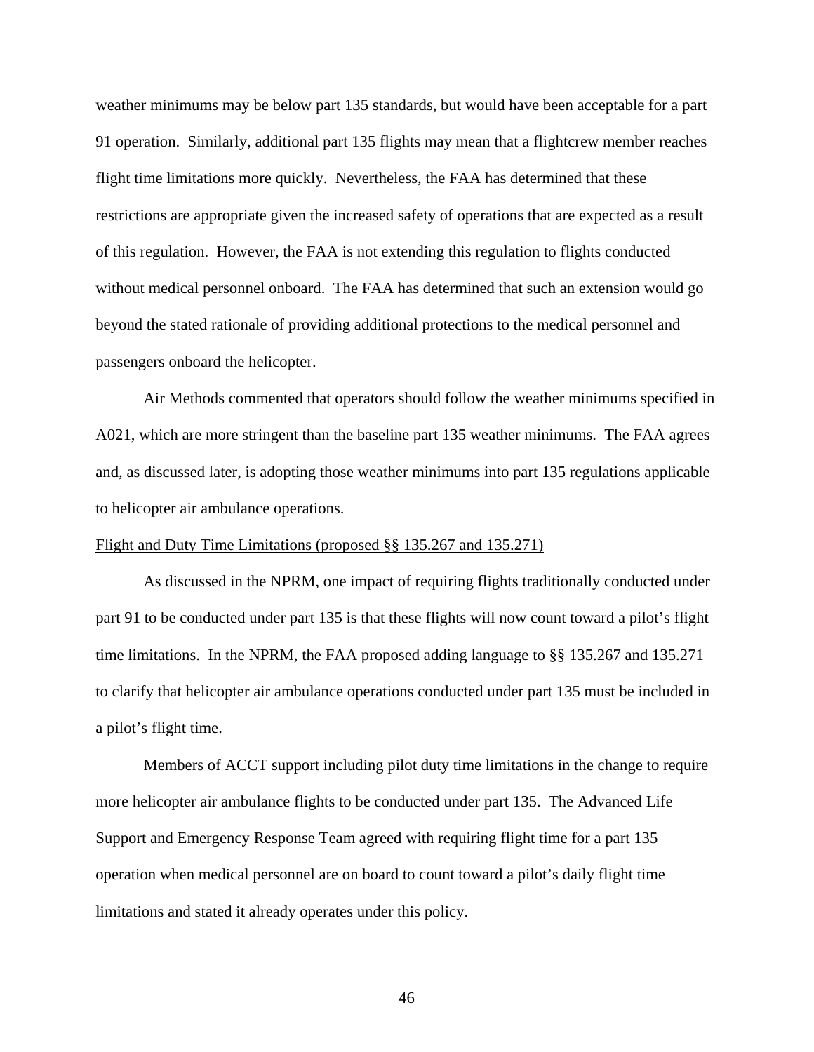weather minimums may be below part 135 standards, but would have been acceptable for a part 91 operation. Similarly, additional part 135 flights may mean that a flightcrew member reaches flight time limitations more quickly. Nevertheless, the FAA has determined that these restrictions are appropriate given the increased safety of operations that are expected as a result of this regulation. However, the FAA is not extending this regulation to flights conducted without medical personnel onboard. The FAA has determined that such an extension would go beyond the stated rationale of providing additional protections to the medical personnel and passengers onboard the helicopter.

Air Methods commented that operators should follow the weather minimums specified in A021, which are more stringent than the baseline part 135 weather minimums. The FAA agrees and, as discussed later, is adopting those weather minimums into part 135 regulations applicable to helicopter air ambulance operations.

Flight and Duty Time Limitations (proposed §§ 135.267 and 135.271)

As discussed in the NPRM, one impact of requiring flights traditionally conducted under part 91 to be conducted under part 135 is that these flights will now count toward a pilot's flight time limitations. In the NPRM, the FAA proposed adding language to §§ 135.267 and 135.271 to clarify that helicopter air ambulance operations conducted under part 135 must be included in a pilot's flight time.

Members of ACCT support including pilot duty time limitations in the change to require more helicopter air ambulance flights to be conducted under part 135. The Advanced Life Support and Emergency Response Team agreed with requiring flight time for a part 135 operation when medical personnel are on board to count toward a pilot's daily flight time limitations and stated it already operates under this policy.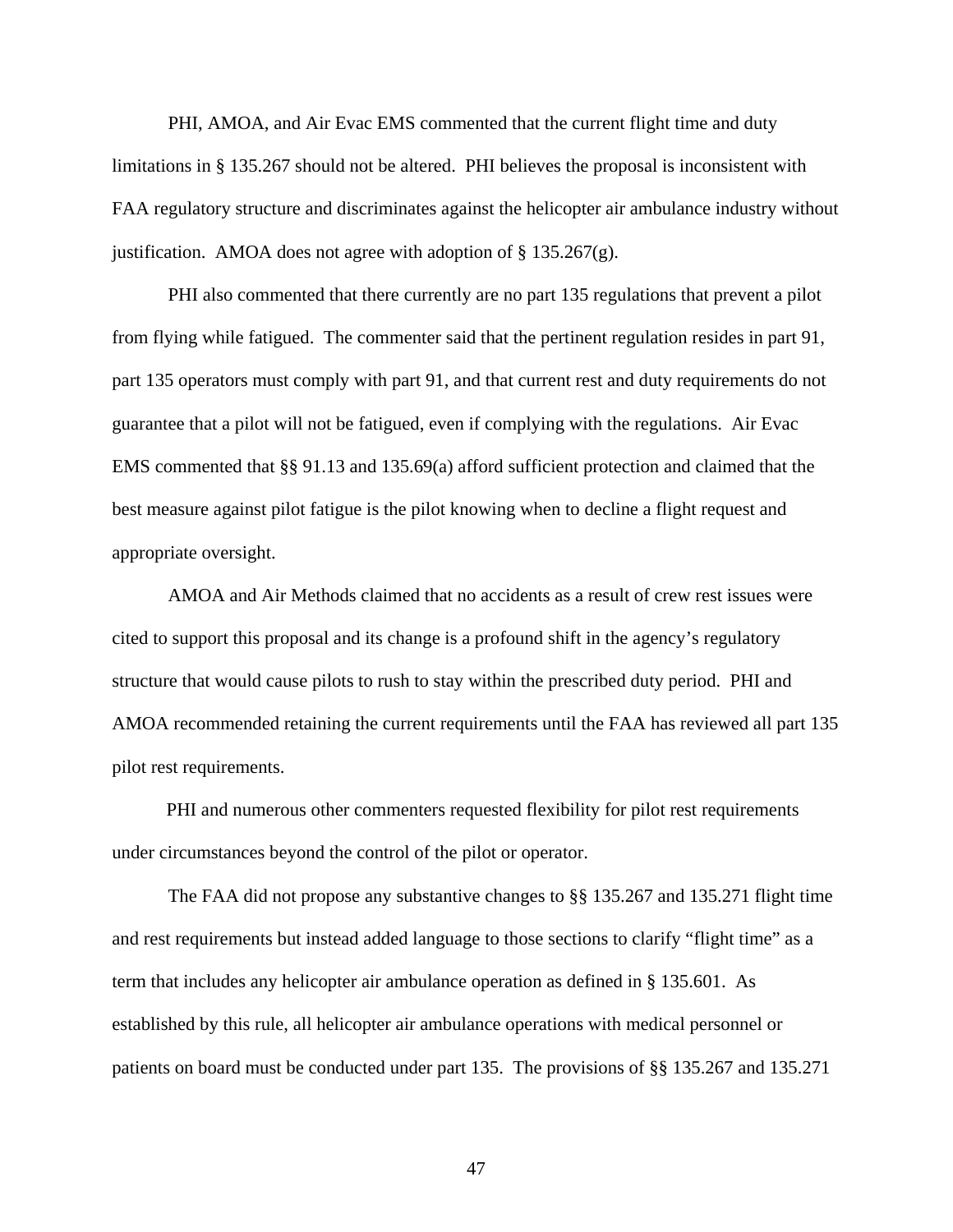PHI, AMOA, and Air Evac EMS commented that the current flight time and duty limitations in § 135.267 should not be altered. PHI believes the proposal is inconsistent with FAA regulatory structure and discriminates against the helicopter air ambulance industry without justification. AMOA does not agree with adoption of § 135.267(g).

PHI also commented that there currently are no part 135 regulations that prevent a pilot from flying while fatigued. The commenter said that the pertinent regulation resides in part 91, part 135 operators must comply with part 91, and that current rest and duty requirements do not guarantee that a pilot will not be fatigued, even if complying with the regulations. Air Evac EMS commented that §§ 91.13 and 135.69(a) afford sufficient protection and claimed that the best measure against pilot fatigue is the pilot knowing when to decline a flight request and appropriate oversight.

AMOA and Air Methods claimed that no accidents as a result of crew rest issues were cited to support this proposal and its change is a profound shift in the agency's regulatory structure that would cause pilots to rush to stay within the prescribed duty period. PHI and AMOA recommended retaining the current requirements until the FAA has reviewed all part 135 pilot rest requirements.

PHI and numerous other commenters requested flexibility for pilot rest requirements under circumstances beyond the control of the pilot or operator.

The FAA did not propose any substantive changes to §§ 135.267 and 135.271 flight time and rest requirements but instead added language to those sections to clarify "flight time" as a term that includes any helicopter air ambulance operation as defined in § 135.601. As established by this rule, all helicopter air ambulance operations with medical personnel or patients on board must be conducted under part 135. The provisions of §§ 135.267 and 135.271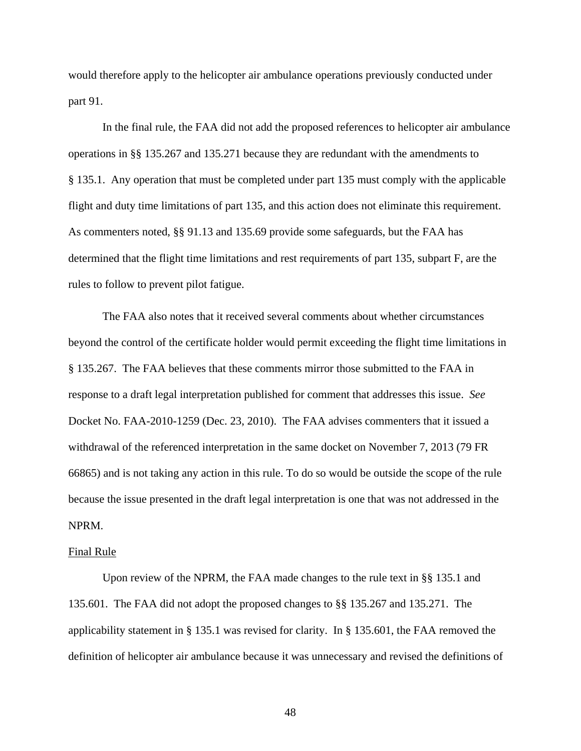would therefore apply to the helicopter air ambulance operations previously conducted under part 91.

In the final rule, the FAA did not add the proposed references to helicopter air ambulance operations in §§ 135.267 and 135.271 because they are redundant with the amendments to § 135.1. Any operation that must be completed under part 135 must comply with the applicable flight and duty time limitations of part 135, and this action does not eliminate this requirement. As commenters noted, §§ 91.13 and 135.69 provide some safeguards, but the FAA has determined that the flight time limitations and rest requirements of part 135, subpart F, are the rules to follow to prevent pilot fatigue.

The FAA also notes that it received several comments about whether circumstances beyond the control of the certificate holder would permit exceeding the flight time limitations in § 135.267. The FAA believes that these comments mirror those submitted to the FAA in response to a draft legal interpretation published for comment that addresses this issue. *See* Docket No. FAA-2010-1259 (Dec. 23, 2010). The FAA advises commenters that it issued a withdrawal of the referenced interpretation in the same docket on November 7, 2013 (79 FR 66865) and is not taking any action in this rule. To do so would be outside the scope of the rule because the issue presented in the draft legal interpretation is one that was not addressed in the NPRM.

Final Rule

Upon review of the NPRM, the FAA made changes to the rule text in §§ 135.1 and 135.601. The FAA did not adopt the proposed changes to §§ 135.267 and 135.271. The applicability statement in § 135.1 was revised for clarity. In § 135.601, the FAA removed the definition of helicopter air ambulance because it was unnecessary and revised the definitions of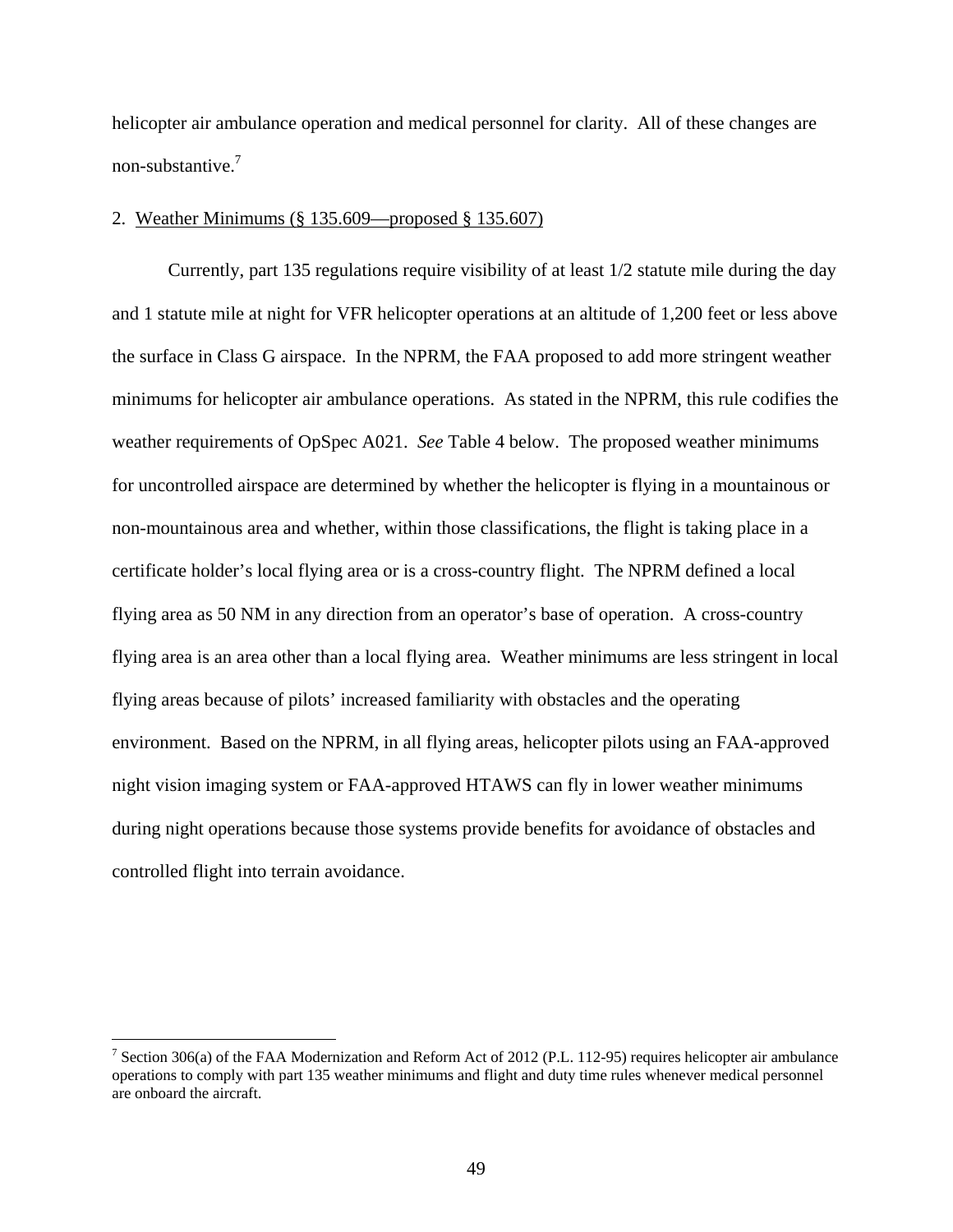helicopter air ambulance operation and medical personnel for clarity. All of these changes are non-substantive.[7]

2. Weather Minimums (§ 135.609—proposed § 135.607)

Currently, part 135 regulations require visibility of at least 1/2 statute mile during the day and 1 statute mile at night for VFR helicopter operations at an altitude of 1,200 feet or less above the surface in Class G airspace. In the NPRM, the FAA proposed to add more stringent weather minimums for helicopter air ambulance operations. As stated in the NPRM, this rule codifies the weather requirements of OpSpec A021. *See* Table 4 below. The proposed weather minimums for uncontrolled airspace are determined by whether the helicopter is flying in a mountainous or non-mountainous area and whether, within those classifications, the flight is taking place in a certificate holder's local flying area or is a cross-country flight. The NPRM defined a local flying area as 50 NM in any direction from an operator's base of operation. A cross-country flying area is an area other than a local flying area. Weather minimums are less stringent in local flying areas because of pilots' increased familiarity with obstacles and the operating environment. Based on the NPRM, in all flying areas, helicopter pilots using an FAA-approved night vision imaging system or FAA-approved HTAWS can fly in lower weather minimums during night operations because those systems provide benefits for avoidance of obstacles and controlled flight into terrain avoidance.

[7] Section 306(a) of the FAA Modernization and Reform Act of 2012 (P.L. 112-95) requires helicopter air ambulance operations to comply with part 135 weather minimums and flight and duty time rules whenever medical personnel are onboard the aircraft.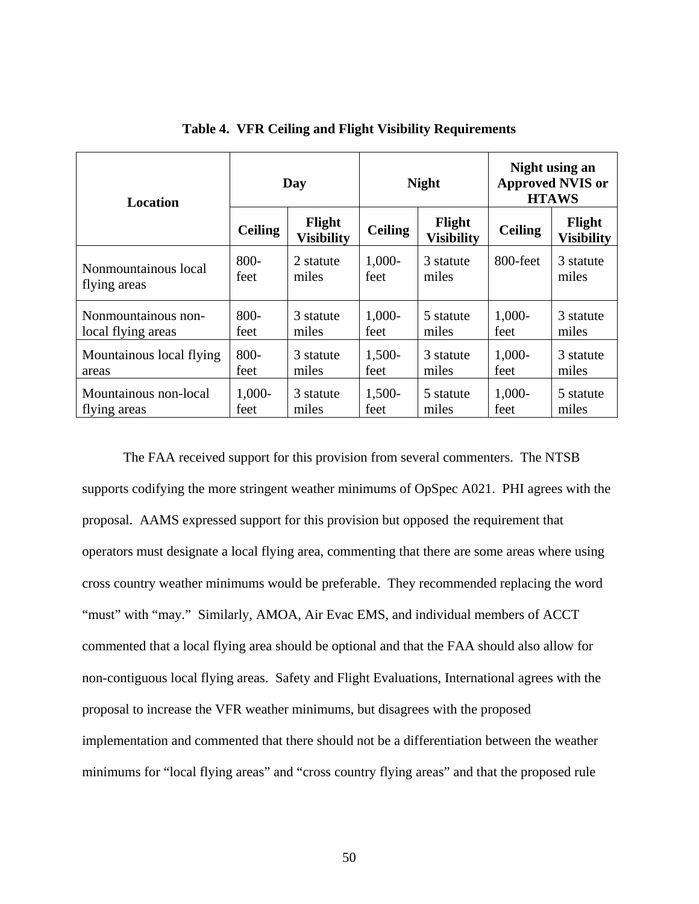**Table 4. VFR Ceiling and Flight Visibility Requirements**

| Location | Day | | Night | | Night using an Approved NVIS or HTAWS | |
|---|---|---|---|---|---|---|
| | Ceiling | Flight Visibility | Ceiling | Flight Visibility | Ceiling | Flight Visibility |
| Nonmountainous local flying areas | 800-feet | 2 statute miles | 1,000-feet | 3 statute miles | 800-feet | 3 statute miles |
| Nonmountainous non-local flying areas | 800-feet | 3 statute miles | 1,000-feet | 5 statute miles | 1,000-feet | 3 statute miles |
| Mountainous local flying areas | 800-feet | 3 statute miles | 1,500-feet | 3 statute miles | 1,000-feet | 3 statute miles |
| Mountainous non-local flying areas | 1,000-feet | 3 statute miles | 1,500-feet | 5 statute miles | 1,000-feet | 5 statute miles |

The FAA received support for this provision from several commenters. The NTSB supports codifying the more stringent weather minimums of OpSpec A021. PHI agrees with the proposal. AAMS expressed support for this provision but opposed the requirement that operators must designate a local flying area, commenting that there are some areas where using cross country weather minimums would be preferable. They recommended replacing the word "must" with "may." Similarly, AMOA, Air Evac EMS, and individual members of ACCT commented that a local flying area should be optional and that the FAA should also allow for non-contiguous local flying areas. Safety and Flight Evaluations, International agrees with the proposal to increase the VFR weather minimums, but disagrees with the proposed implementation and commented that there should not be a differentiation between the weather minimums for "local flying areas" and "cross country flying areas" and that the proposed rule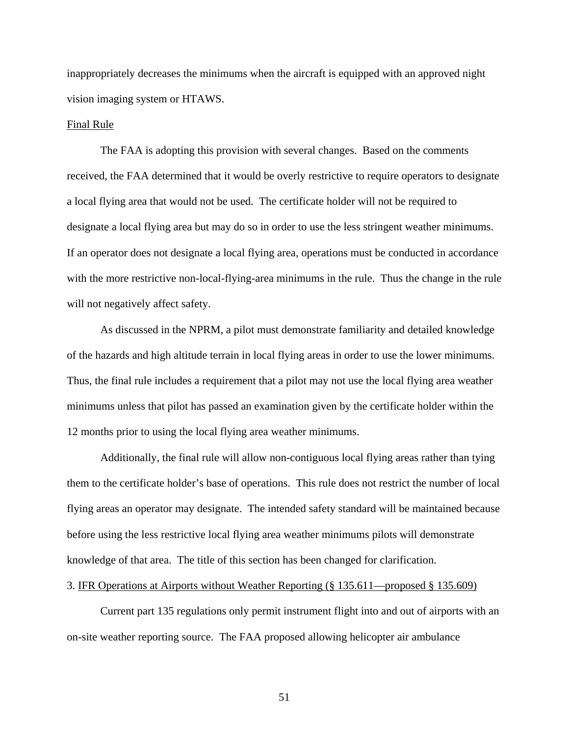inappropriately decreases the minimums when the aircraft is equipped with an approved night vision imaging system or HTAWS.

Final Rule

The FAA is adopting this provision with several changes. Based on the comments received, the FAA determined that it would be overly restrictive to require operators to designate a local flying area that would not be used. The certificate holder will not be required to designate a local flying area but may do so in order to use the less stringent weather minimums. If an operator does not designate a local flying area, operations must be conducted in accordance with the more restrictive non-local-flying-area minimums in the rule. Thus the change in the rule will not negatively affect safety.

As discussed in the NPRM, a pilot must demonstrate familiarity and detailed knowledge of the hazards and high altitude terrain in local flying areas in order to use the lower minimums. Thus, the final rule includes a requirement that a pilot may not use the local flying area weather minimums unless that pilot has passed an examination given by the certificate holder within the 12 months prior to using the local flying area weather minimums.

Additionally, the final rule will allow non-contiguous local flying areas rather than tying them to the certificate holder's base of operations. This rule does not restrict the number of local flying areas an operator may designate. The intended safety standard will be maintained because before using the less restrictive local flying area weather minimums pilots will demonstrate knowledge of that area. The title of this section has been changed for clarification.

3. IFR Operations at Airports without Weather Reporting (§ 135.611—proposed § 135.609)

Current part 135 regulations only permit instrument flight into and out of airports with an on-site weather reporting source. The FAA proposed allowing helicopter air ambulance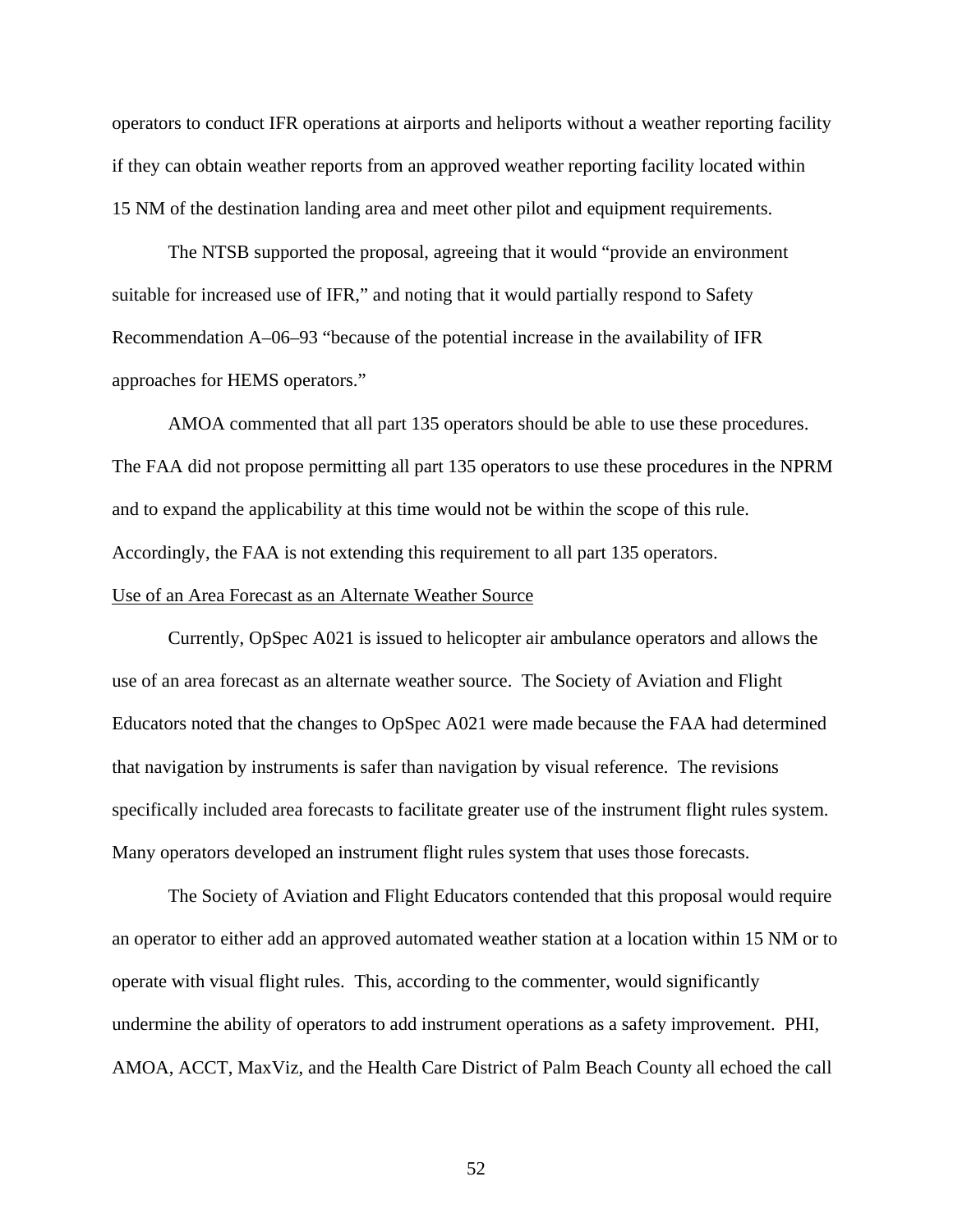operators to conduct IFR operations at airports and heliports without a weather reporting facility if they can obtain weather reports from an approved weather reporting facility located within 15 NM of the destination landing area and meet other pilot and equipment requirements.

The NTSB supported the proposal, agreeing that it would "provide an environment suitable for increased use of IFR," and noting that it would partially respond to Safety Recommendation A–06–93 "because of the potential increase in the availability of IFR approaches for HEMS operators."

AMOA commented that all part 135 operators should be able to use these procedures. The FAA did not propose permitting all part 135 operators to use these procedures in the NPRM and to expand the applicability at this time would not be within the scope of this rule. Accordingly, the FAA is not extending this requirement to all part 135 operators.

Use of an Area Forecast as an Alternate Weather Source

Currently, OpSpec A021 is issued to helicopter air ambulance operators and allows the use of an area forecast as an alternate weather source. The Society of Aviation and Flight Educators noted that the changes to OpSpec A021 were made because the FAA had determined that navigation by instruments is safer than navigation by visual reference. The revisions specifically included area forecasts to facilitate greater use of the instrument flight rules system. Many operators developed an instrument flight rules system that uses those forecasts.

The Society of Aviation and Flight Educators contended that this proposal would require an operator to either add an approved automated weather station at a location within 15 NM or to operate with visual flight rules. This, according to the commenter, would significantly undermine the ability of operators to add instrument operations as a safety improvement. PHI, AMOA, ACCT, MaxViz, and the Health Care District of Palm Beach County all echoed the call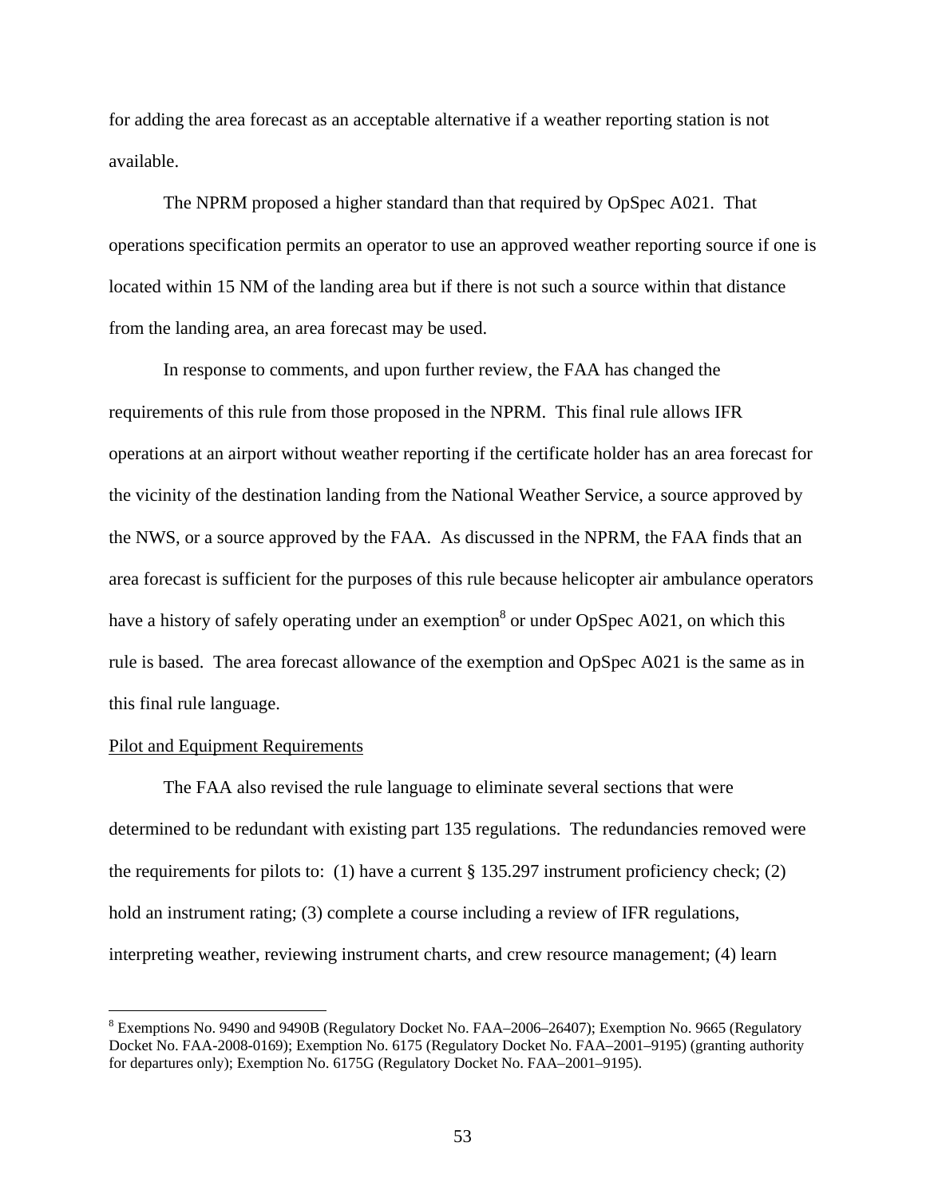for adding the area forecast as an acceptable alternative if a weather reporting station is not available.

The NPRM proposed a higher standard than that required by OpSpec A021. That operations specification permits an operator to use an approved weather reporting source if one is located within 15 NM of the landing area but if there is not such a source within that distance from the landing area, an area forecast may be used.

In response to comments, and upon further review, the FAA has changed the requirements of this rule from those proposed in the NPRM. This final rule allows IFR operations at an airport without weather reporting if the certificate holder has an area forecast for the vicinity of the destination landing from the National Weather Service, a source approved by the NWS, or a source approved by the FAA. As discussed in the NPRM, the FAA finds that an area forecast is sufficient for the purposes of this rule because helicopter air ambulance operators have a history of safely operating under an exemption[8] or under OpSpec A021, on which this rule is based. The area forecast allowance of the exemption and OpSpec A021 is the same as in this final rule language.

Pilot and Equipment Requirements

The FAA also revised the rule language to eliminate several sections that were determined to be redundant with existing part 135 regulations. The redundancies removed were the requirements for pilots to: (1) have a current § 135.297 instrument proficiency check; (2) hold an instrument rating; (3) complete a course including a review of IFR regulations, interpreting weather, reviewing instrument charts, and crew resource management; (4) learn

[8] Exemptions No. 9490 and 9490B (Regulatory Docket No. FAA–2006–26407); Exemption No. 9665 (Regulatory Docket No. FAA-2008-0169); Exemption No. 6175 (Regulatory Docket No. FAA–2001–9195) (granting authority for departures only); Exemption No. 6175G (Regulatory Docket No. FAA–2001–9195).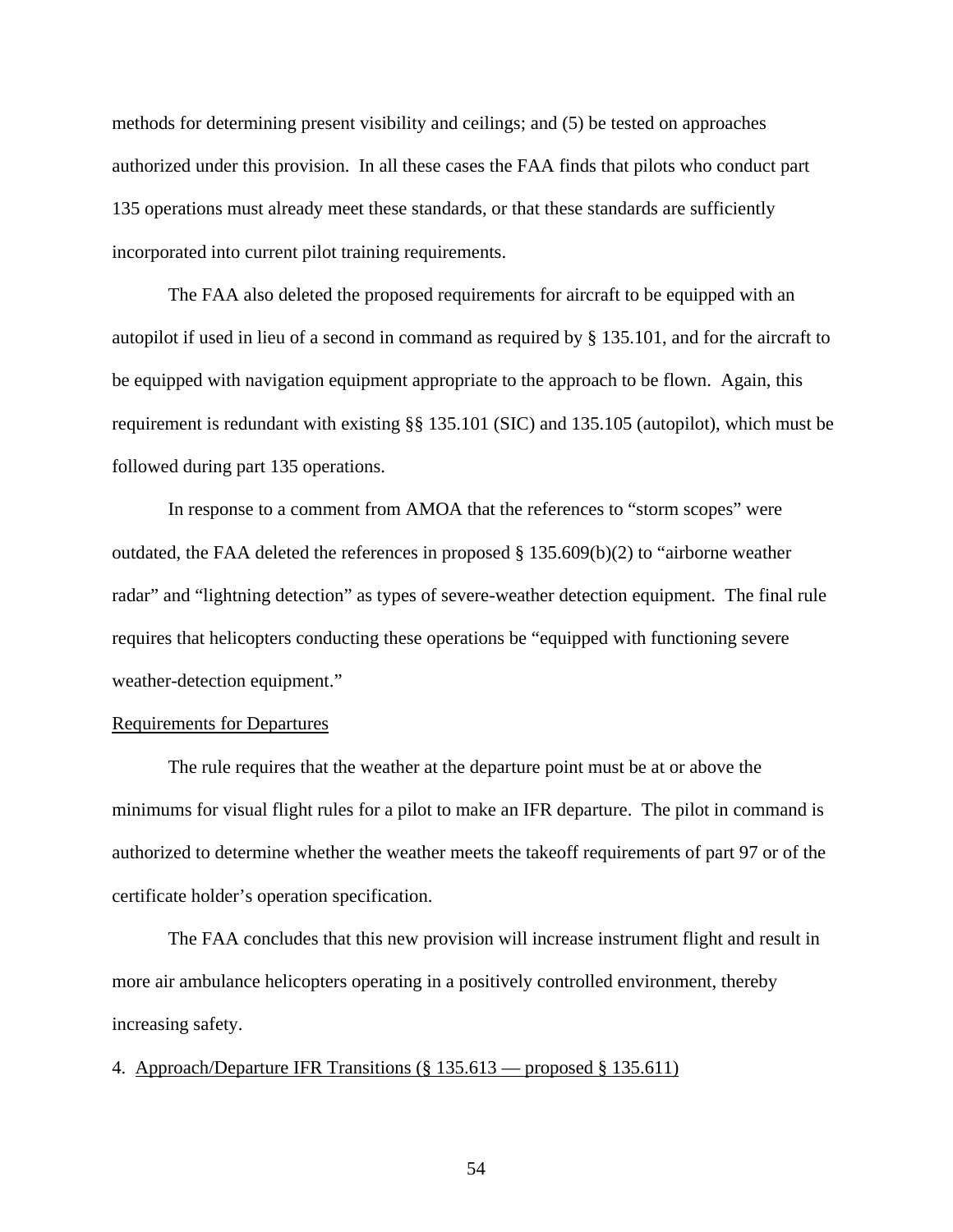methods for determining present visibility and ceilings; and (5) be tested on approaches authorized under this provision. In all these cases the FAA finds that pilots who conduct part 135 operations must already meet these standards, or that these standards are sufficiently incorporated into current pilot training requirements.

The FAA also deleted the proposed requirements for aircraft to be equipped with an autopilot if used in lieu of a second in command as required by § 135.101, and for the aircraft to be equipped with navigation equipment appropriate to the approach to be flown. Again, this requirement is redundant with existing §§ 135.101 (SIC) and 135.105 (autopilot), which must be followed during part 135 operations.

In response to a comment from AMOA that the references to "storm scopes" were outdated, the FAA deleted the references in proposed § 135.609(b)(2) to "airborne weather radar" and "lightning detection" as types of severe-weather detection equipment. The final rule requires that helicopters conducting these operations be "equipped with functioning severe weather-detection equipment."

<u>Requirements for Departures</u>

The rule requires that the weather at the departure point must be at or above the minimums for visual flight rules for a pilot to make an IFR departure. The pilot in command is authorized to determine whether the weather meets the takeoff requirements of part 97 or of the certificate holder's operation specification.

The FAA concludes that this new provision will increase instrument flight and result in more air ambulance helicopters operating in a positively controlled environment, thereby increasing safety.

4. <u>Approach/Departure IFR Transitions (§ 135.613 — proposed § 135.611)</u>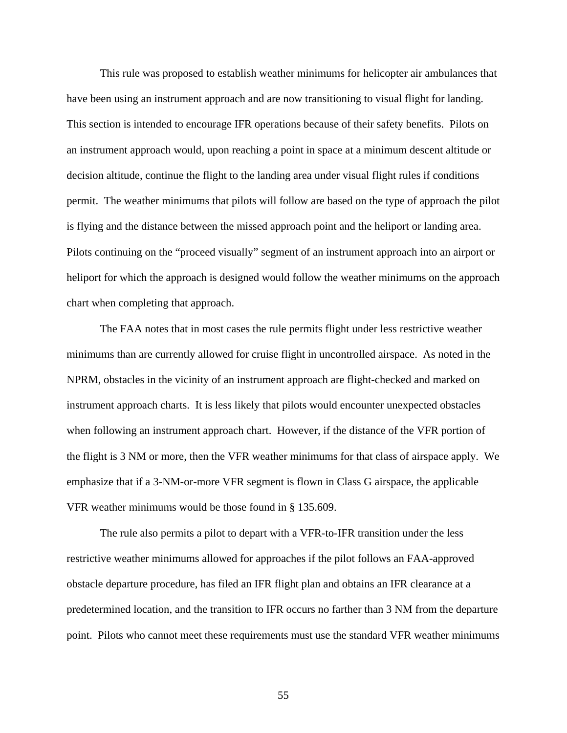This rule was proposed to establish weather minimums for helicopter air ambulances that have been using an instrument approach and are now transitioning to visual flight for landing. This section is intended to encourage IFR operations because of their safety benefits. Pilots on an instrument approach would, upon reaching a point in space at a minimum descent altitude or decision altitude, continue the flight to the landing area under visual flight rules if conditions permit. The weather minimums that pilots will follow are based on the type of approach the pilot is flying and the distance between the missed approach point and the heliport or landing area. Pilots continuing on the "proceed visually" segment of an instrument approach into an airport or heliport for which the approach is designed would follow the weather minimums on the approach chart when completing that approach.

The FAA notes that in most cases the rule permits flight under less restrictive weather minimums than are currently allowed for cruise flight in uncontrolled airspace. As noted in the NPRM, obstacles in the vicinity of an instrument approach are flight-checked and marked on instrument approach charts. It is less likely that pilots would encounter unexpected obstacles when following an instrument approach chart. However, if the distance of the VFR portion of the flight is 3 NM or more, then the VFR weather minimums for that class of airspace apply. We emphasize that if a 3-NM-or-more VFR segment is flown in Class G airspace, the applicable VFR weather minimums would be those found in § 135.609.

The rule also permits a pilot to depart with a VFR-to-IFR transition under the less restrictive weather minimums allowed for approaches if the pilot follows an FAA-approved obstacle departure procedure, has filed an IFR flight plan and obtains an IFR clearance at a predetermined location, and the transition to IFR occurs no farther than 3 NM from the departure point. Pilots who cannot meet these requirements must use the standard VFR weather minimums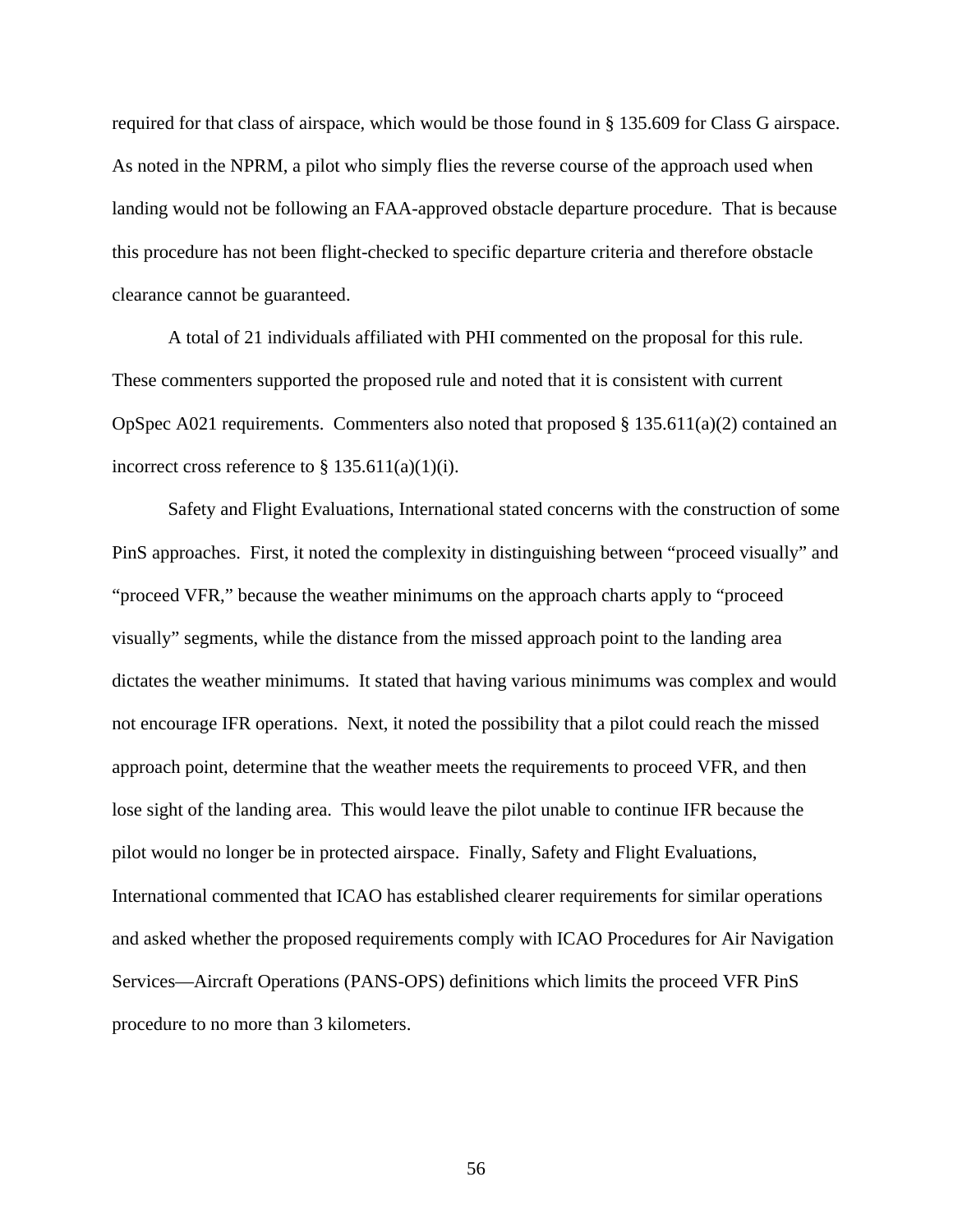required for that class of airspace, which would be those found in § 135.609 for Class G airspace. As noted in the NPRM, a pilot who simply flies the reverse course of the approach used when landing would not be following an FAA-approved obstacle departure procedure. That is because this procedure has not been flight-checked to specific departure criteria and therefore obstacle clearance cannot be guaranteed.

A total of 21 individuals affiliated with PHI commented on the proposal for this rule. These commenters supported the proposed rule and noted that it is consistent with current OpSpec A021 requirements. Commenters also noted that proposed § 135.611(a)(2) contained an incorrect cross reference to § 135.611(a)(1)(i).

Safety and Flight Evaluations, International stated concerns with the construction of some PinS approaches. First, it noted the complexity in distinguishing between "proceed visually" and "proceed VFR," because the weather minimums on the approach charts apply to "proceed visually" segments, while the distance from the missed approach point to the landing area dictates the weather minimums. It stated that having various minimums was complex and would not encourage IFR operations. Next, it noted the possibility that a pilot could reach the missed approach point, determine that the weather meets the requirements to proceed VFR, and then lose sight of the landing area. This would leave the pilot unable to continue IFR because the pilot would no longer be in protected airspace. Finally, Safety and Flight Evaluations, International commented that ICAO has established clearer requirements for similar operations and asked whether the proposed requirements comply with ICAO Procedures for Air Navigation Services—Aircraft Operations (PANS-OPS) definitions which limits the proceed VFR PinS procedure to no more than 3 kilometers.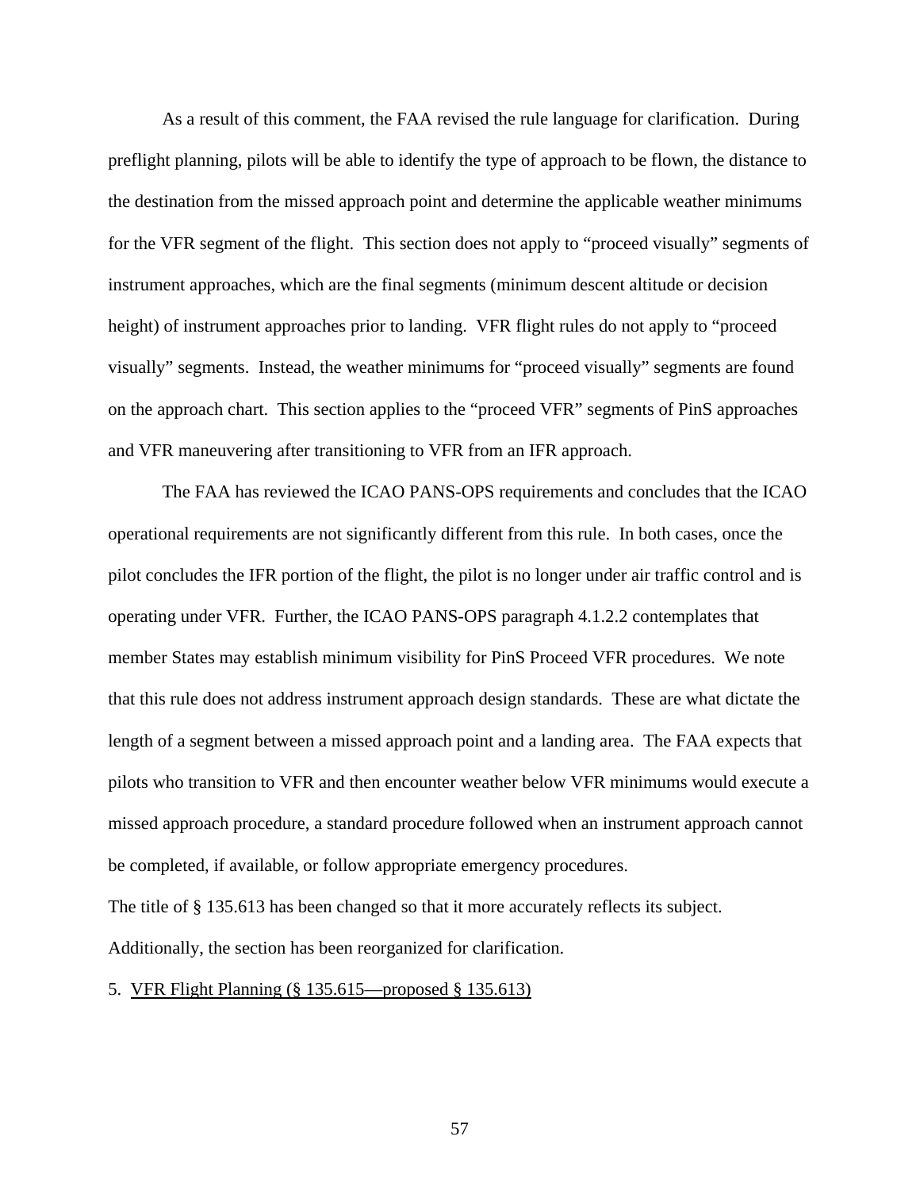As a result of this comment, the FAA revised the rule language for clarification. During preflight planning, pilots will be able to identify the type of approach to be flown, the distance to the destination from the missed approach point and determine the applicable weather minimums for the VFR segment of the flight. This section does not apply to "proceed visually" segments of instrument approaches, which are the final segments (minimum descent altitude or decision height) of instrument approaches prior to landing. VFR flight rules do not apply to "proceed visually" segments. Instead, the weather minimums for "proceed visually" segments are found on the approach chart. This section applies to the "proceed VFR" segments of PinS approaches and VFR maneuvering after transitioning to VFR from an IFR approach.

The FAA has reviewed the ICAO PANS-OPS requirements and concludes that the ICAO operational requirements are not significantly different from this rule. In both cases, once the pilot concludes the IFR portion of the flight, the pilot is no longer under air traffic control and is operating under VFR. Further, the ICAO PANS-OPS paragraph 4.1.2.2 contemplates that member States may establish minimum visibility for PinS Proceed VFR procedures. We note that this rule does not address instrument approach design standards. These are what dictate the length of a segment between a missed approach point and a landing area. The FAA expects that pilots who transition to VFR and then encounter weather below VFR minimums would execute a missed approach procedure, a standard procedure followed when an instrument approach cannot be completed, if available, or follow appropriate emergency procedures.

The title of § 135.613 has been changed so that it more accurately reflects its subject. Additionally, the section has been reorganized for clarification.

5. <u>VFR Flight Planning (§ 135.615—proposed § 135.613)</u>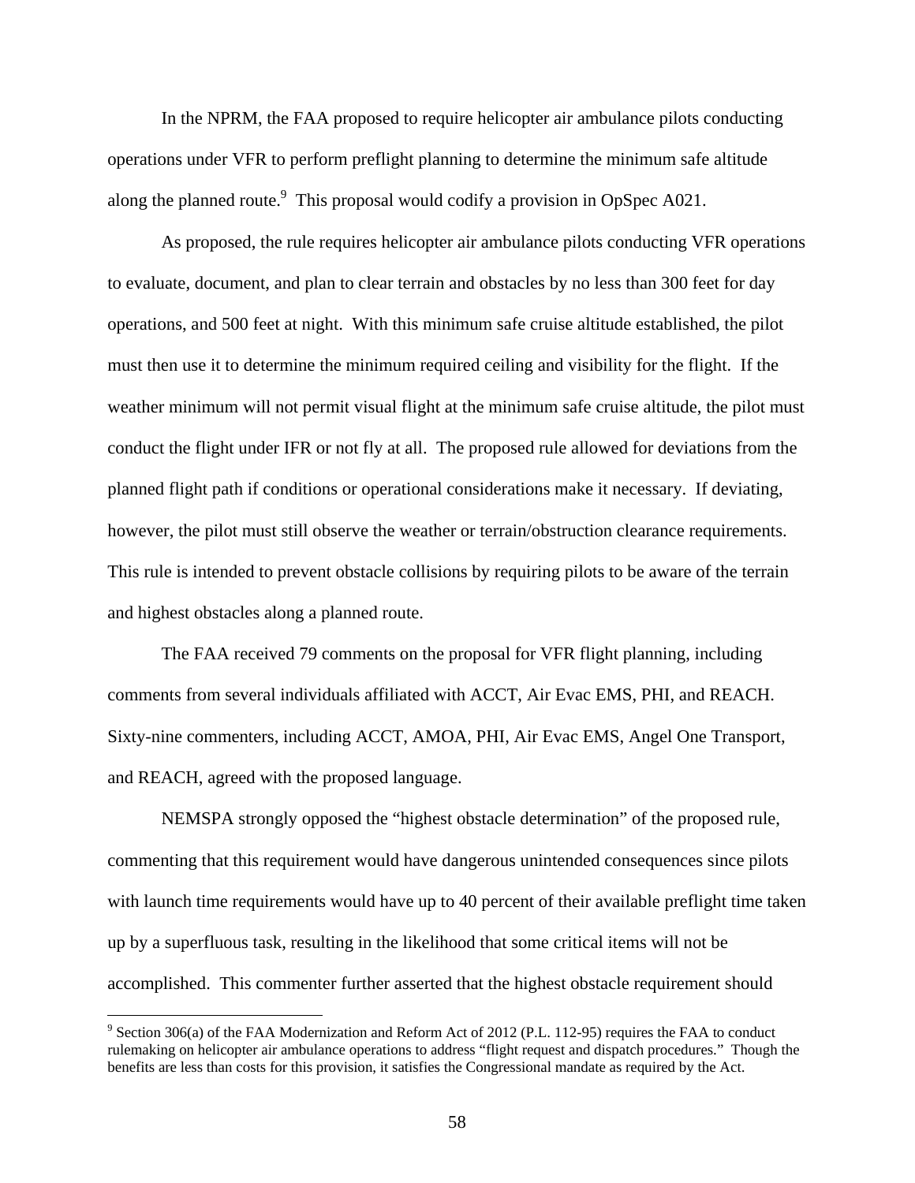In the NPRM, the FAA proposed to require helicopter air ambulance pilots conducting operations under VFR to perform preflight planning to determine the minimum safe altitude along the planned route.[9] This proposal would codify a provision in OpSpec A021.

As proposed, the rule requires helicopter air ambulance pilots conducting VFR operations to evaluate, document, and plan to clear terrain and obstacles by no less than 300 feet for day operations, and 500 feet at night. With this minimum safe cruise altitude established, the pilot must then use it to determine the minimum required ceiling and visibility for the flight. If the weather minimum will not permit visual flight at the minimum safe cruise altitude, the pilot must conduct the flight under IFR or not fly at all. The proposed rule allowed for deviations from the planned flight path if conditions or operational considerations make it necessary. If deviating, however, the pilot must still observe the weather or terrain/obstruction clearance requirements. This rule is intended to prevent obstacle collisions by requiring pilots to be aware of the terrain and highest obstacles along a planned route.

The FAA received 79 comments on the proposal for VFR flight planning, including comments from several individuals affiliated with ACCT, Air Evac EMS, PHI, and REACH. Sixty-nine commenters, including ACCT, AMOA, PHI, Air Evac EMS, Angel One Transport, and REACH, agreed with the proposed language.

NEMSPA strongly opposed the "highest obstacle determination" of the proposed rule, commenting that this requirement would have dangerous unintended consequences since pilots with launch time requirements would have up to 40 percent of their available preflight time taken up by a superfluous task, resulting in the likelihood that some critical items will not be accomplished. This commenter further asserted that the highest obstacle requirement should

---

[9] Section 306(a) of the FAA Modernization and Reform Act of 2012 (P.L. 112-95) requires the FAA to conduct rulemaking on helicopter air ambulance operations to address "flight request and dispatch procedures." Though the benefits are less than costs for this provision, it satisfies the Congressional mandate as required by the Act.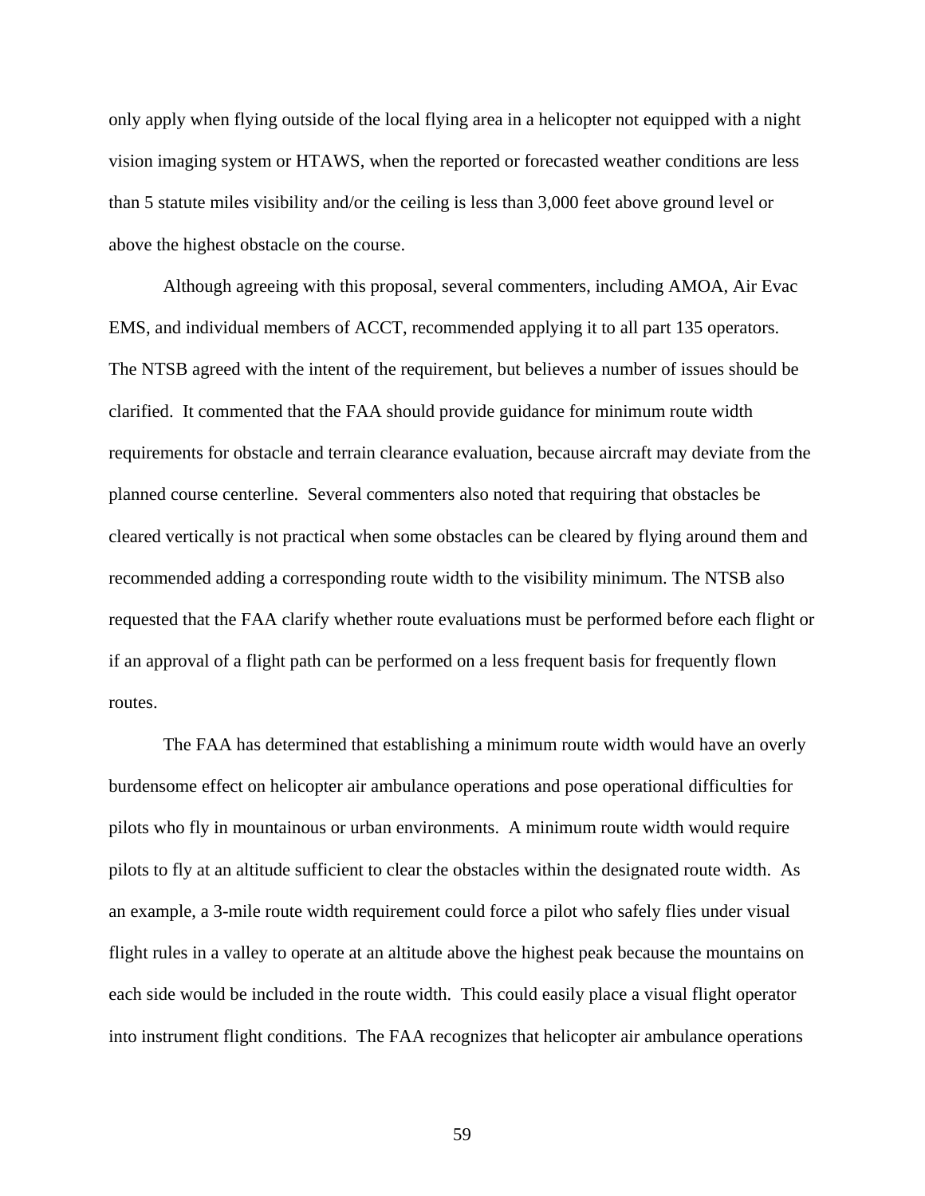only apply when flying outside of the local flying area in a helicopter not equipped with a night vision imaging system or HTAWS, when the reported or forecasted weather conditions are less than 5 statute miles visibility and/or the ceiling is less than 3,000 feet above ground level or above the highest obstacle on the course.

Although agreeing with this proposal, several commenters, including AMOA, Air Evac EMS, and individual members of ACCT, recommended applying it to all part 135 operators. The NTSB agreed with the intent of the requirement, but believes a number of issues should be clarified. It commented that the FAA should provide guidance for minimum route width requirements for obstacle and terrain clearance evaluation, because aircraft may deviate from the planned course centerline. Several commenters also noted that requiring that obstacles be cleared vertically is not practical when some obstacles can be cleared by flying around them and recommended adding a corresponding route width to the visibility minimum. The NTSB also requested that the FAA clarify whether route evaluations must be performed before each flight or if an approval of a flight path can be performed on a less frequent basis for frequently flown routes.

The FAA has determined that establishing a minimum route width would have an overly burdensome effect on helicopter air ambulance operations and pose operational difficulties for pilots who fly in mountainous or urban environments. A minimum route width would require pilots to fly at an altitude sufficient to clear the obstacles within the designated route width. As an example, a 3-mile route width requirement could force a pilot who safely flies under visual flight rules in a valley to operate at an altitude above the highest peak because the mountains on each side would be included in the route width. This could easily place a visual flight operator into instrument flight conditions. The FAA recognizes that helicopter air ambulance operations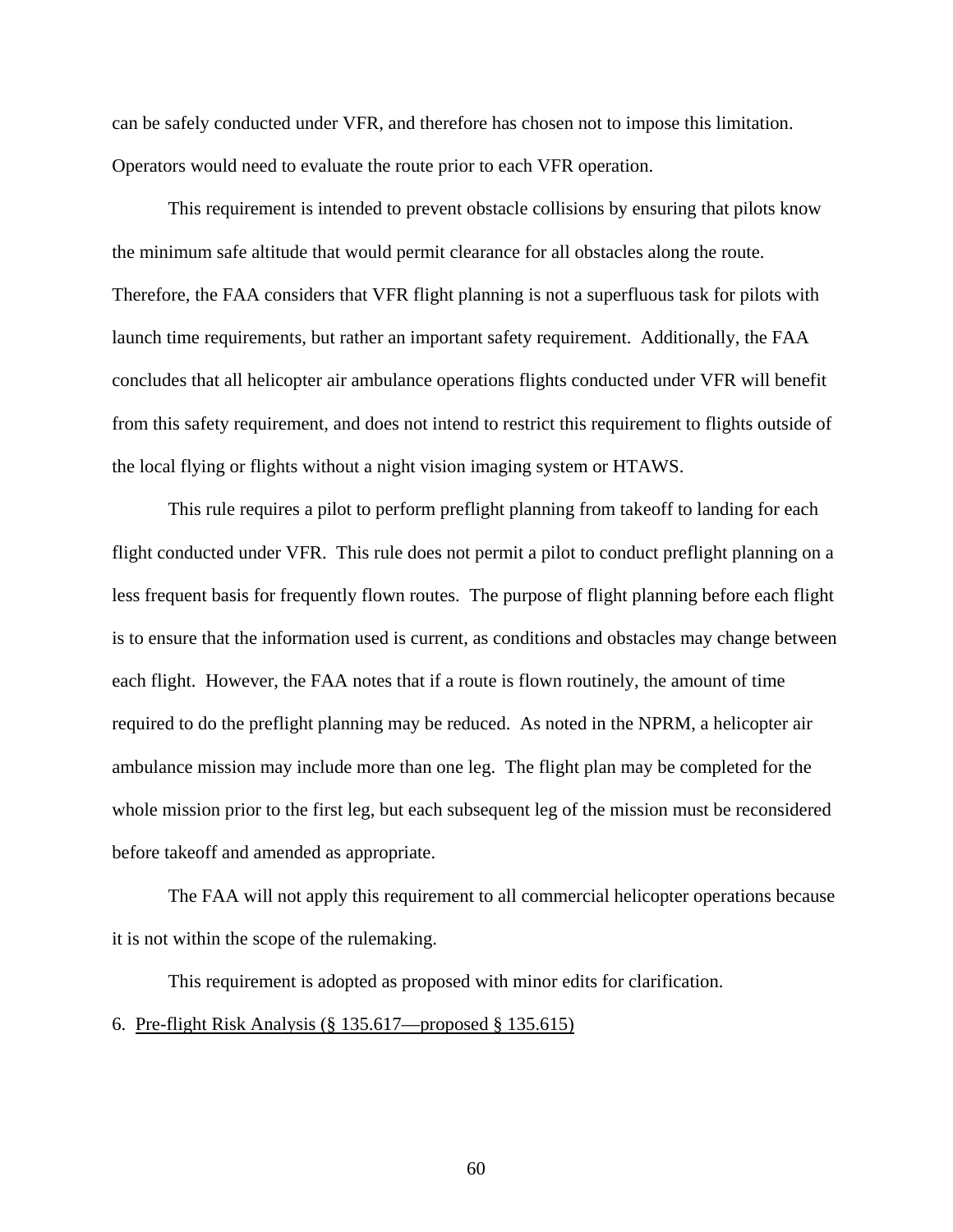can be safely conducted under VFR, and therefore has chosen not to impose this limitation. Operators would need to evaluate the route prior to each VFR operation.

This requirement is intended to prevent obstacle collisions by ensuring that pilots know the minimum safe altitude that would permit clearance for all obstacles along the route. Therefore, the FAA considers that VFR flight planning is not a superfluous task for pilots with launch time requirements, but rather an important safety requirement. Additionally, the FAA concludes that all helicopter air ambulance operations flights conducted under VFR will benefit from this safety requirement, and does not intend to restrict this requirement to flights outside of the local flying or flights without a night vision imaging system or HTAWS.

This rule requires a pilot to perform preflight planning from takeoff to landing for each flight conducted under VFR. This rule does not permit a pilot to conduct preflight planning on a less frequent basis for frequently flown routes. The purpose of flight planning before each flight is to ensure that the information used is current, as conditions and obstacles may change between each flight. However, the FAA notes that if a route is flown routinely, the amount of time required to do the preflight planning may be reduced. As noted in the NPRM, a helicopter air ambulance mission may include more than one leg. The flight plan may be completed for the whole mission prior to the first leg, but each subsequent leg of the mission must be reconsidered before takeoff and amended as appropriate.

The FAA will not apply this requirement to all commercial helicopter operations because it is not within the scope of the rulemaking.

This requirement is adopted as proposed with minor edits for clarification.

6. Pre-flight Risk Analysis (§ 135.617—proposed § 135.615)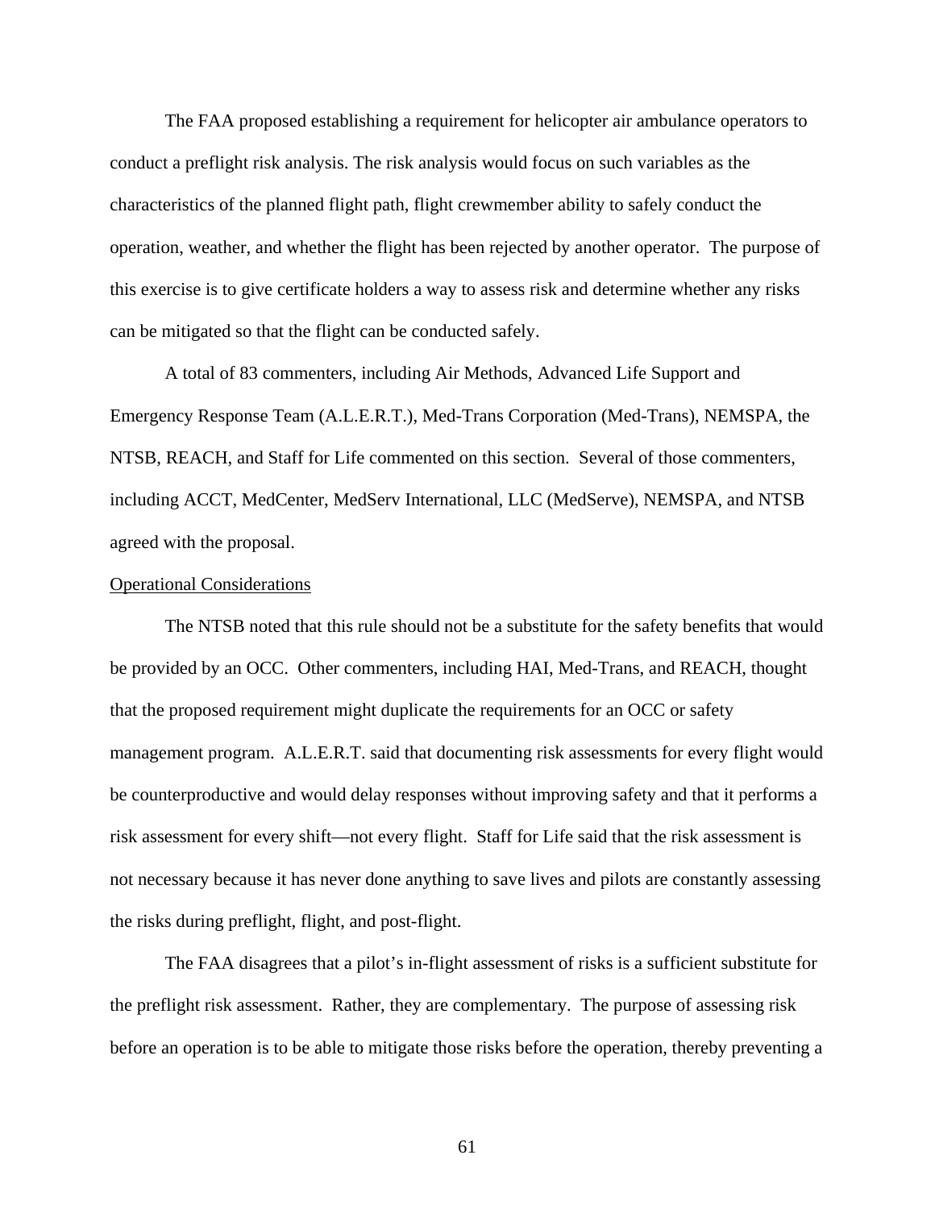The FAA proposed establishing a requirement for helicopter air ambulance operators to conduct a preflight risk analysis. The risk analysis would focus on such variables as the characteristics of the planned flight path, flight crewmember ability to safely conduct the operation, weather, and whether the flight has been rejected by another operator. The purpose of this exercise is to give certificate holders a way to assess risk and determine whether any risks can be mitigated so that the flight can be conducted safely.

A total of 83 commenters, including Air Methods, Advanced Life Support and Emergency Response Team (A.L.E.R.T.), Med-Trans Corporation (Med-Trans), NEMSPA, the NTSB, REACH, and Staff for Life commented on this section. Several of those commenters, including ACCT, MedCenter, MedServ International, LLC (MedServe), NEMSPA, and NTSB agreed with the proposal.

Operational Considerations

The NTSB noted that this rule should not be a substitute for the safety benefits that would be provided by an OCC. Other commenters, including HAI, Med-Trans, and REACH, thought that the proposed requirement might duplicate the requirements for an OCC or safety management program. A.L.E.R.T. said that documenting risk assessments for every flight would be counterproductive and would delay responses without improving safety and that it performs a risk assessment for every shift—not every flight. Staff for Life said that the risk assessment is not necessary because it has never done anything to save lives and pilots are constantly assessing the risks during preflight, flight, and post-flight.

The FAA disagrees that a pilot's in-flight assessment of risks is a sufficient substitute for the preflight risk assessment. Rather, they are complementary. The purpose of assessing risk before an operation is to be able to mitigate those risks before the operation, thereby preventing a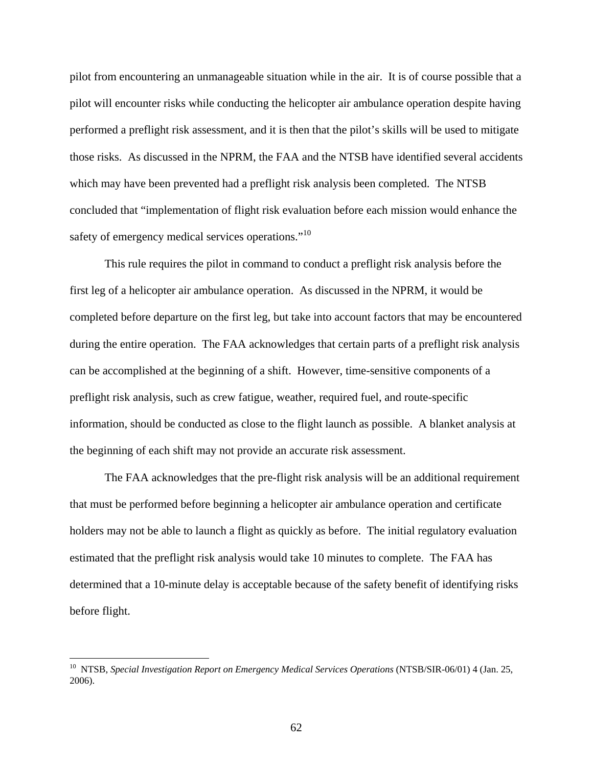pilot from encountering an unmanageable situation while in the air. It is of course possible that a pilot will encounter risks while conducting the helicopter air ambulance operation despite having performed a preflight risk assessment, and it is then that the pilot's skills will be used to mitigate those risks. As discussed in the NPRM, the FAA and the NTSB have identified several accidents which may have been prevented had a preflight risk analysis been completed. The NTSB concluded that "implementation of flight risk evaluation before each mission would enhance the safety of emergency medical services operations."[10]

This rule requires the pilot in command to conduct a preflight risk analysis before the first leg of a helicopter air ambulance operation. As discussed in the NPRM, it would be completed before departure on the first leg, but take into account factors that may be encountered during the entire operation. The FAA acknowledges that certain parts of a preflight risk analysis can be accomplished at the beginning of a shift. However, time-sensitive components of a preflight risk analysis, such as crew fatigue, weather, required fuel, and route-specific information, should be conducted as close to the flight launch as possible. A blanket analysis at the beginning of each shift may not provide an accurate risk assessment.

The FAA acknowledges that the pre-flight risk analysis will be an additional requirement that must be performed before beginning a helicopter air ambulance operation and certificate holders may not be able to launch a flight as quickly as before. The initial regulatory evaluation estimated that the preflight risk analysis would take 10 minutes to complete. The FAA has determined that a 10-minute delay is acceptable because of the safety benefit of identifying risks before flight.

---

[10] NTSB, *Special Investigation Report on Emergency Medical Services Operations* (NTSB/SIR-06/01) 4 (Jan. 25, 2006).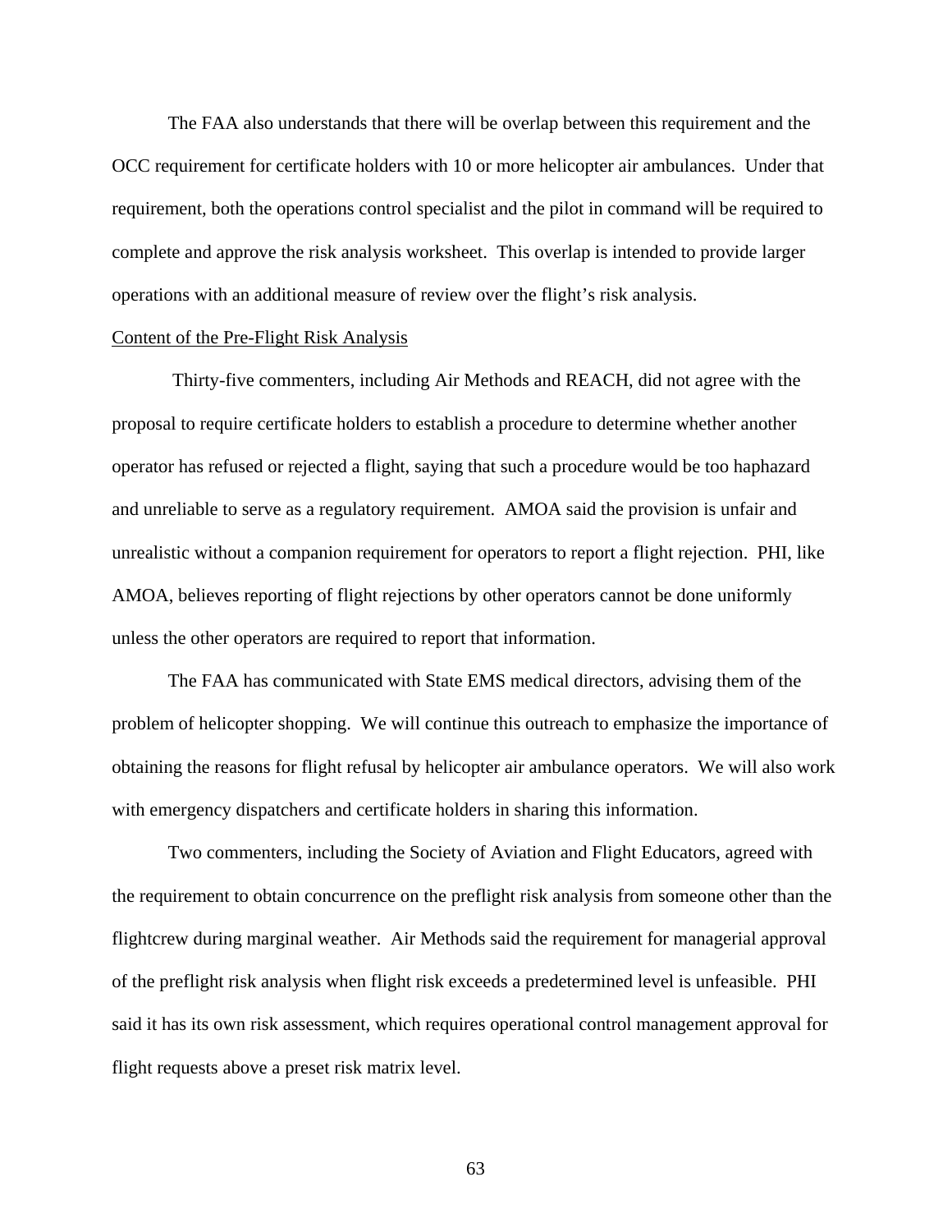The FAA also understands that there will be overlap between this requirement and the OCC requirement for certificate holders with 10 or more helicopter air ambulances. Under that requirement, both the operations control specialist and the pilot in command will be required to complete and approve the risk analysis worksheet. This overlap is intended to provide larger operations with an additional measure of review over the flight's risk analysis.

Content of the Pre-Flight Risk Analysis

Thirty-five commenters, including Air Methods and REACH, did not agree with the proposal to require certificate holders to establish a procedure to determine whether another operator has refused or rejected a flight, saying that such a procedure would be too haphazard and unreliable to serve as a regulatory requirement. AMOA said the provision is unfair and unrealistic without a companion requirement for operators to report a flight rejection. PHI, like AMOA, believes reporting of flight rejections by other operators cannot be done uniformly unless the other operators are required to report that information.

The FAA has communicated with State EMS medical directors, advising them of the problem of helicopter shopping. We will continue this outreach to emphasize the importance of obtaining the reasons for flight refusal by helicopter air ambulance operators. We will also work with emergency dispatchers and certificate holders in sharing this information.

Two commenters, including the Society of Aviation and Flight Educators, agreed with the requirement to obtain concurrence on the preflight risk analysis from someone other than the flightcrew during marginal weather. Air Methods said the requirement for managerial approval of the preflight risk analysis when flight risk exceeds a predetermined level is unfeasible. PHI said it has its own risk assessment, which requires operational control management approval for flight requests above a preset risk matrix level.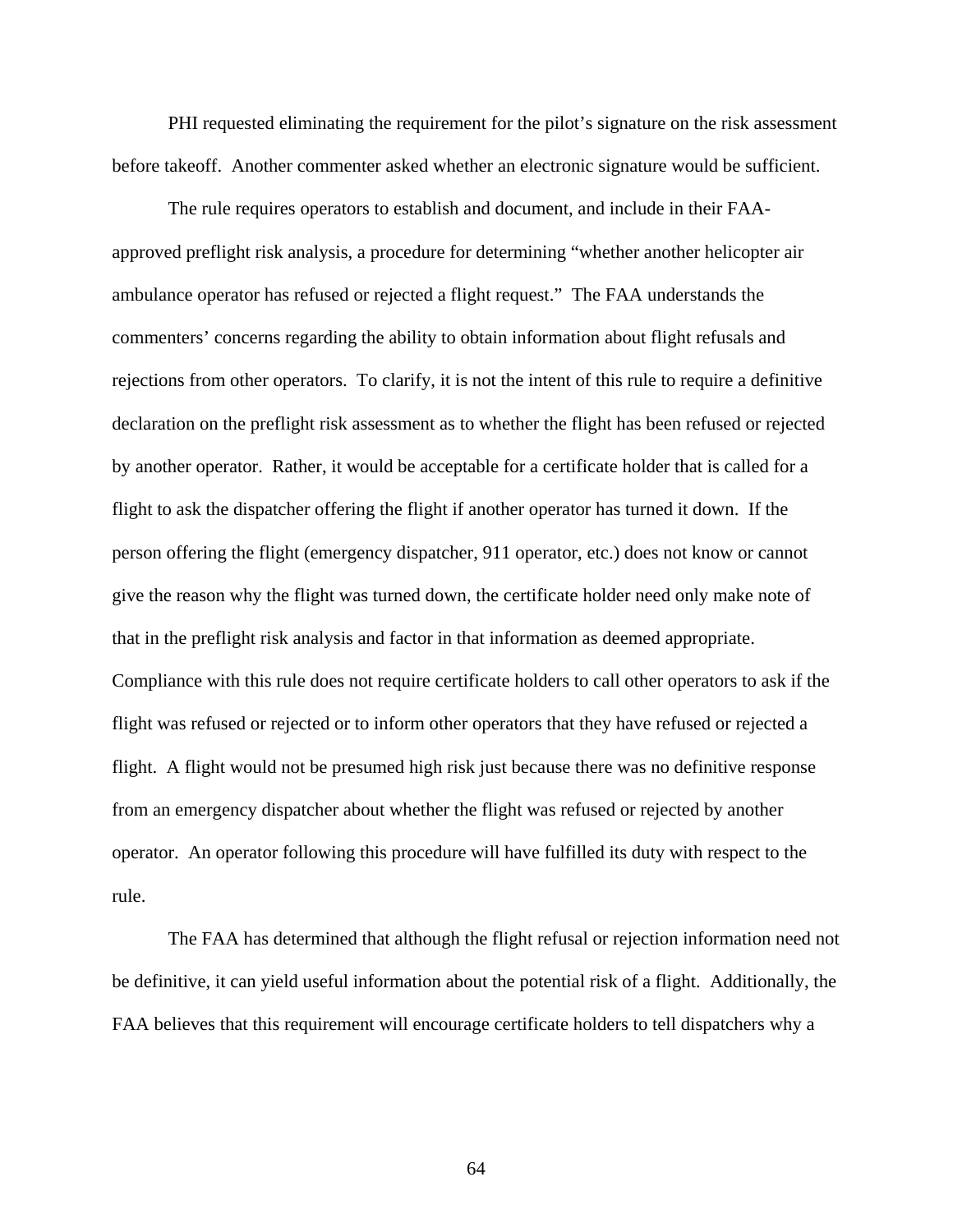PHI requested eliminating the requirement for the pilot's signature on the risk assessment before takeoff. Another commenter asked whether an electronic signature would be sufficient.

The rule requires operators to establish and document, and include in their FAA-approved preflight risk analysis, a procedure for determining "whether another helicopter air ambulance operator has refused or rejected a flight request." The FAA understands the commenters' concerns regarding the ability to obtain information about flight refusals and rejections from other operators. To clarify, it is not the intent of this rule to require a definitive declaration on the preflight risk assessment as to whether the flight has been refused or rejected by another operator. Rather, it would be acceptable for a certificate holder that is called for a flight to ask the dispatcher offering the flight if another operator has turned it down. If the person offering the flight (emergency dispatcher, 911 operator, etc.) does not know or cannot give the reason why the flight was turned down, the certificate holder need only make note of that in the preflight risk analysis and factor in that information as deemed appropriate. Compliance with this rule does not require certificate holders to call other operators to ask if the flight was refused or rejected or to inform other operators that they have refused or rejected a flight. A flight would not be presumed high risk just because there was no definitive response from an emergency dispatcher about whether the flight was refused or rejected by another operator. An operator following this procedure will have fulfilled its duty with respect to the rule.

The FAA has determined that although the flight refusal or rejection information need not be definitive, it can yield useful information about the potential risk of a flight. Additionally, the FAA believes that this requirement will encourage certificate holders to tell dispatchers why a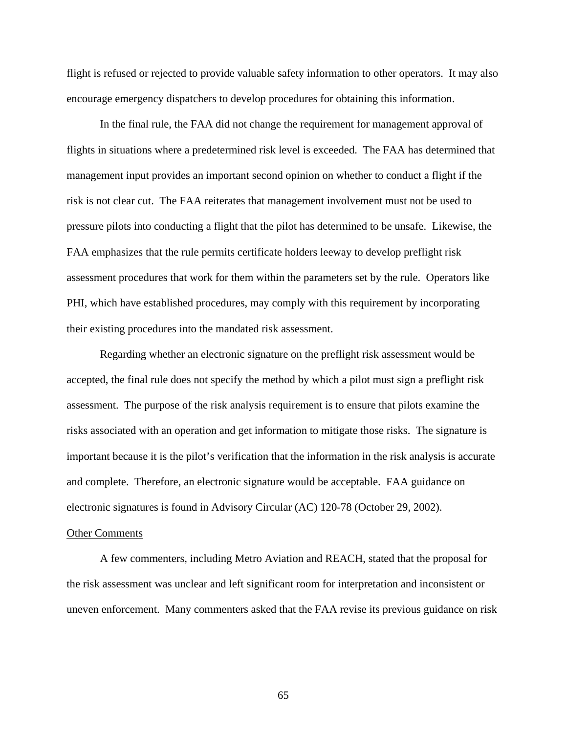flight is refused or rejected to provide valuable safety information to other operators. It may also encourage emergency dispatchers to develop procedures for obtaining this information.

In the final rule, the FAA did not change the requirement for management approval of flights in situations where a predetermined risk level is exceeded. The FAA has determined that management input provides an important second opinion on whether to conduct a flight if the risk is not clear cut. The FAA reiterates that management involvement must not be used to pressure pilots into conducting a flight that the pilot has determined to be unsafe. Likewise, the FAA emphasizes that the rule permits certificate holders leeway to develop preflight risk assessment procedures that work for them within the parameters set by the rule. Operators like PHI, which have established procedures, may comply with this requirement by incorporating their existing procedures into the mandated risk assessment.

Regarding whether an electronic signature on the preflight risk assessment would be accepted, the final rule does not specify the method by which a pilot must sign a preflight risk assessment. The purpose of the risk analysis requirement is to ensure that pilots examine the risks associated with an operation and get information to mitigate those risks. The signature is important because it is the pilot's verification that the information in the risk analysis is accurate and complete. Therefore, an electronic signature would be acceptable. FAA guidance on electronic signatures is found in Advisory Circular (AC) 120-78 (October 29, 2002).

<u>Other Comments</u>

A few commenters, including Metro Aviation and REACH, stated that the proposal for the risk assessment was unclear and left significant room for interpretation and inconsistent or uneven enforcement. Many commenters asked that the FAA revise its previous guidance on risk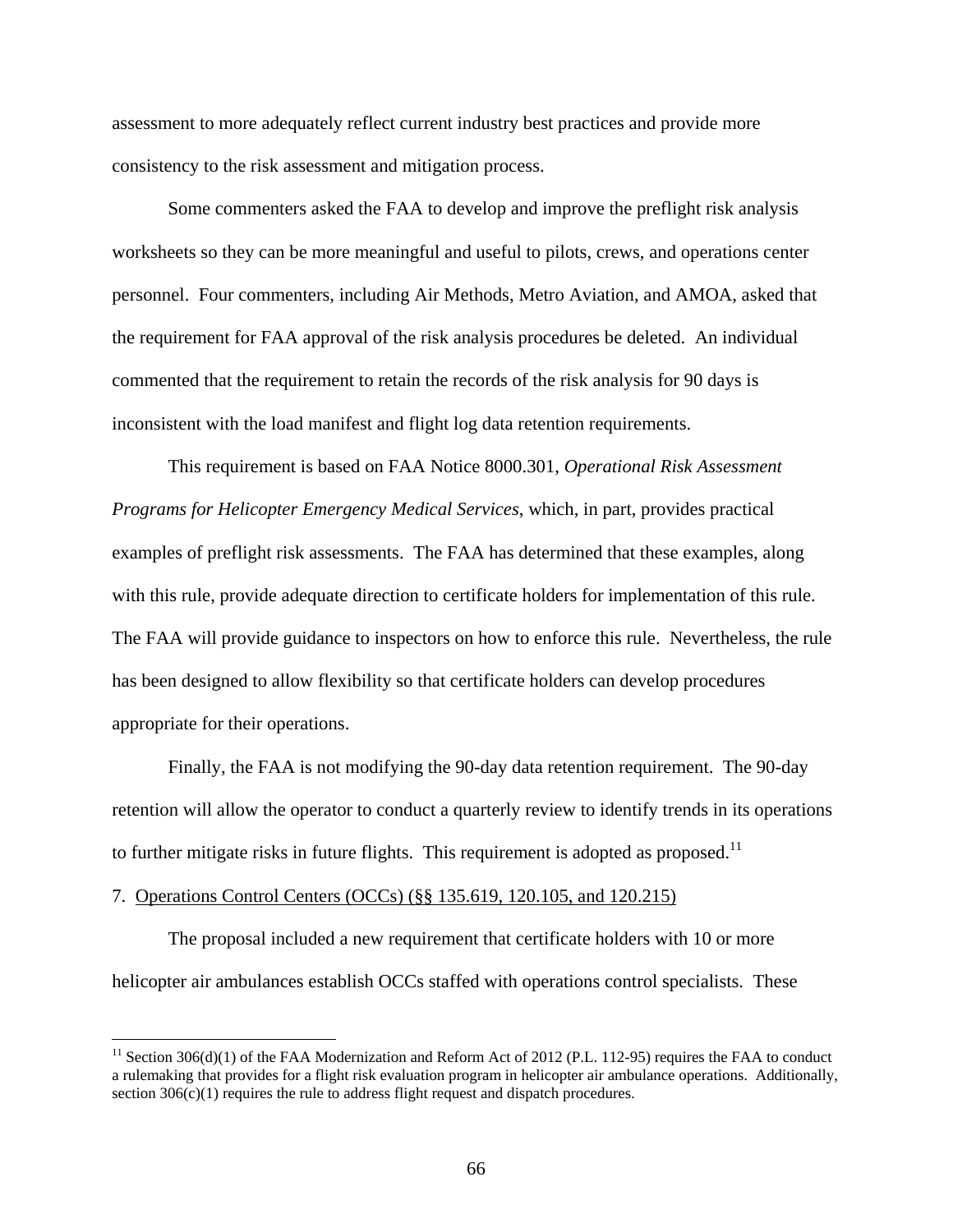assessment to more adequately reflect current industry best practices and provide more consistency to the risk assessment and mitigation process.

Some commenters asked the FAA to develop and improve the preflight risk analysis worksheets so they can be more meaningful and useful to pilots, crews, and operations center personnel. Four commenters, including Air Methods, Metro Aviation, and AMOA, asked that the requirement for FAA approval of the risk analysis procedures be deleted. An individual commented that the requirement to retain the records of the risk analysis for 90 days is inconsistent with the load manifest and flight log data retention requirements.

This requirement is based on FAA Notice 8000.301, *Operational Risk Assessment Programs for Helicopter Emergency Medical Services*, which, in part, provides practical examples of preflight risk assessments. The FAA has determined that these examples, along with this rule, provide adequate direction to certificate holders for implementation of this rule. The FAA will provide guidance to inspectors on how to enforce this rule. Nevertheless, the rule has been designed to allow flexibility so that certificate holders can develop procedures appropriate for their operations.

Finally, the FAA is not modifying the 90-day data retention requirement. The 90-day retention will allow the operator to conduct a quarterly review to identify trends in its operations to further mitigate risks in future flights. This requirement is adopted as proposed.[11]

7. Operations Control Centers (OCCs) (§§ 135.619, 120.105, and 120.215)

The proposal included a new requirement that certificate holders with 10 or more helicopter air ambulances establish OCCs staffed with operations control specialists. These

[11] Section 306(d)(1) of the FAA Modernization and Reform Act of 2012 (P.L. 112-95) requires the FAA to conduct a rulemaking that provides for a flight risk evaluation program in helicopter air ambulance operations. Additionally, section 306(c)(1) requires the rule to address flight request and dispatch procedures.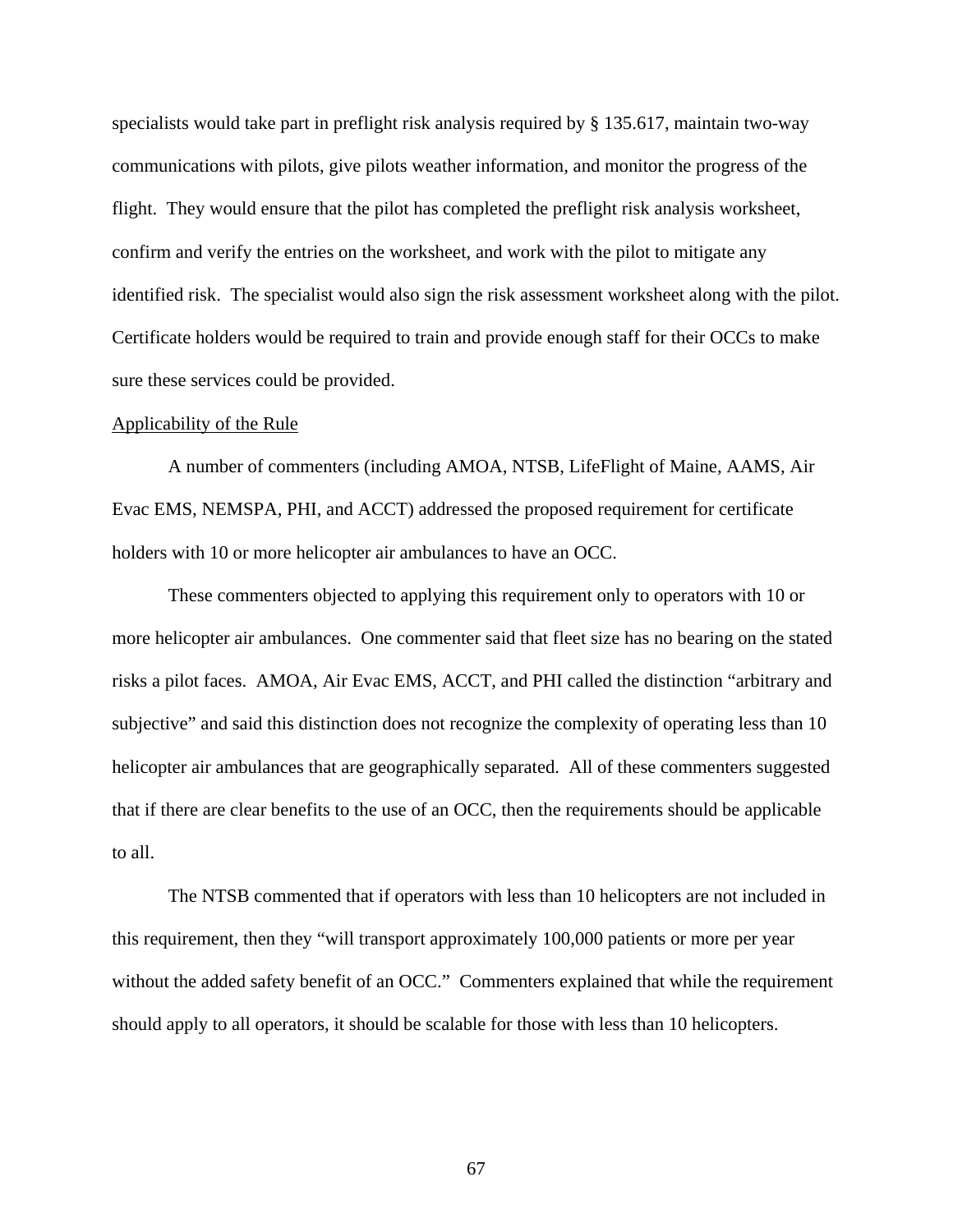specialists would take part in preflight risk analysis required by § 135.617, maintain two-way communications with pilots, give pilots weather information, and monitor the progress of the flight. They would ensure that the pilot has completed the preflight risk analysis worksheet, confirm and verify the entries on the worksheet, and work with the pilot to mitigate any identified risk. The specialist would also sign the risk assessment worksheet along with the pilot. Certificate holders would be required to train and provide enough staff for their OCCs to make sure these services could be provided.

Applicability of the Rule

A number of commenters (including AMOA, NTSB, LifeFlight of Maine, AAMS, Air Evac EMS, NEMSPA, PHI, and ACCT) addressed the proposed requirement for certificate holders with 10 or more helicopter air ambulances to have an OCC.

These commenters objected to applying this requirement only to operators with 10 or more helicopter air ambulances. One commenter said that fleet size has no bearing on the stated risks a pilot faces. AMOA, Air Evac EMS, ACCT, and PHI called the distinction "arbitrary and subjective" and said this distinction does not recognize the complexity of operating less than 10 helicopter air ambulances that are geographically separated. All of these commenters suggested that if there are clear benefits to the use of an OCC, then the requirements should be applicable to all.

The NTSB commented that if operators with less than 10 helicopters are not included in this requirement, then they "will transport approximately 100,000 patients or more per year without the added safety benefit of an OCC." Commenters explained that while the requirement should apply to all operators, it should be scalable for those with less than 10 helicopters.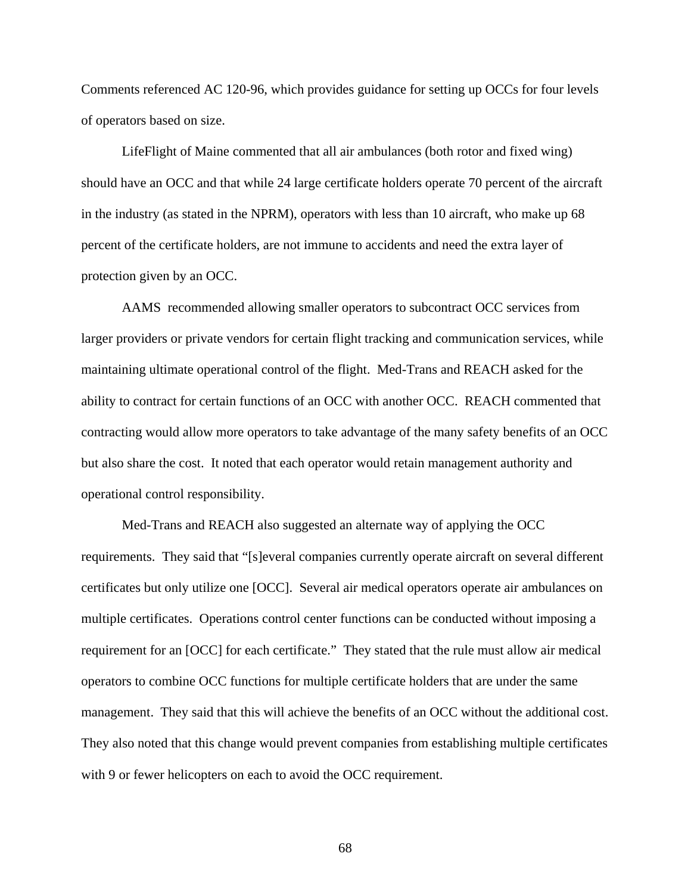Comments referenced AC 120-96, which provides guidance for setting up OCCs for four levels of operators based on size.

LifeFlight of Maine commented that all air ambulances (both rotor and fixed wing) should have an OCC and that while 24 large certificate holders operate 70 percent of the aircraft in the industry (as stated in the NPRM), operators with less than 10 aircraft, who make up 68 percent of the certificate holders, are not immune to accidents and need the extra layer of protection given by an OCC.

AAMS recommended allowing smaller operators to subcontract OCC services from larger providers or private vendors for certain flight tracking and communication services, while maintaining ultimate operational control of the flight. Med-Trans and REACH asked for the ability to contract for certain functions of an OCC with another OCC. REACH commented that contracting would allow more operators to take advantage of the many safety benefits of an OCC but also share the cost. It noted that each operator would retain management authority and operational control responsibility.

Med-Trans and REACH also suggested an alternate way of applying the OCC requirements. They said that "[s]everal companies currently operate aircraft on several different certificates but only utilize one [OCC]. Several air medical operators operate air ambulances on multiple certificates. Operations control center functions can be conducted without imposing a requirement for an [OCC] for each certificate." They stated that the rule must allow air medical operators to combine OCC functions for multiple certificate holders that are under the same management. They said that this will achieve the benefits of an OCC without the additional cost. They also noted that this change would prevent companies from establishing multiple certificates with 9 or fewer helicopters on each to avoid the OCC requirement.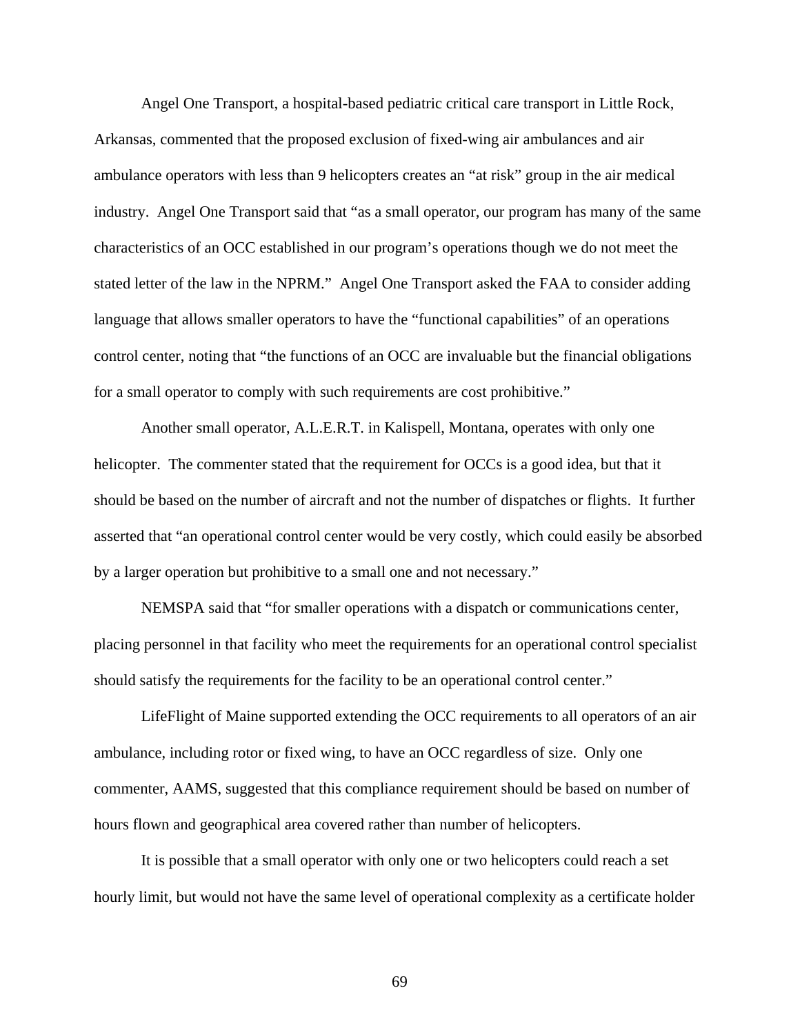Angel One Transport, a hospital-based pediatric critical care transport in Little Rock, Arkansas, commented that the proposed exclusion of fixed-wing air ambulances and air ambulance operators with less than 9 helicopters creates an "at risk" group in the air medical industry. Angel One Transport said that "as a small operator, our program has many of the same characteristics of an OCC established in our program's operations though we do not meet the stated letter of the law in the NPRM." Angel One Transport asked the FAA to consider adding language that allows smaller operators to have the "functional capabilities" of an operations control center, noting that "the functions of an OCC are invaluable but the financial obligations for a small operator to comply with such requirements are cost prohibitive."

Another small operator, A.L.E.R.T. in Kalispell, Montana, operates with only one helicopter. The commenter stated that the requirement for OCCs is a good idea, but that it should be based on the number of aircraft and not the number of dispatches or flights. It further asserted that "an operational control center would be very costly, which could easily be absorbed by a larger operation but prohibitive to a small one and not necessary."

NEMSPA said that "for smaller operations with a dispatch or communications center, placing personnel in that facility who meet the requirements for an operational control specialist should satisfy the requirements for the facility to be an operational control center."

LifeFlight of Maine supported extending the OCC requirements to all operators of an air ambulance, including rotor or fixed wing, to have an OCC regardless of size. Only one commenter, AAMS, suggested that this compliance requirement should be based on number of hours flown and geographical area covered rather than number of helicopters.

It is possible that a small operator with only one or two helicopters could reach a set hourly limit, but would not have the same level of operational complexity as a certificate holder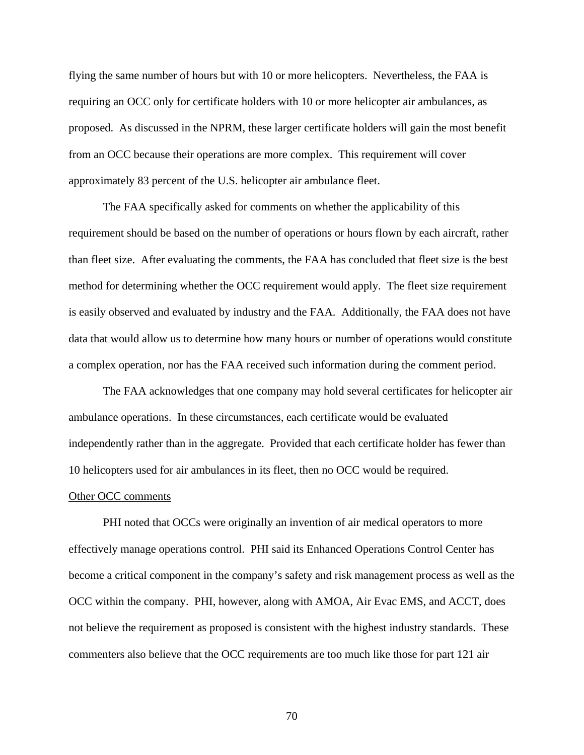flying the same number of hours but with 10 or more helicopters. Nevertheless, the FAA is requiring an OCC only for certificate holders with 10 or more helicopter air ambulances, as proposed. As discussed in the NPRM, these larger certificate holders will gain the most benefit from an OCC because their operations are more complex. This requirement will cover approximately 83 percent of the U.S. helicopter air ambulance fleet.

The FAA specifically asked for comments on whether the applicability of this requirement should be based on the number of operations or hours flown by each aircraft, rather than fleet size. After evaluating the comments, the FAA has concluded that fleet size is the best method for determining whether the OCC requirement would apply. The fleet size requirement is easily observed and evaluated by industry and the FAA. Additionally, the FAA does not have data that would allow us to determine how many hours or number of operations would constitute a complex operation, nor has the FAA received such information during the comment period.

The FAA acknowledges that one company may hold several certificates for helicopter air ambulance operations. In these circumstances, each certificate would be evaluated independently rather than in the aggregate. Provided that each certificate holder has fewer than 10 helicopters used for air ambulances in its fleet, then no OCC would be required.

<u>Other OCC comments</u>

PHI noted that OCCs were originally an invention of air medical operators to more effectively manage operations control. PHI said its Enhanced Operations Control Center has become a critical component in the company's safety and risk management process as well as the OCC within the company. PHI, however, along with AMOA, Air Evac EMS, and ACCT, does not believe the requirement as proposed is consistent with the highest industry standards. These commenters also believe that the OCC requirements are too much like those for part 121 air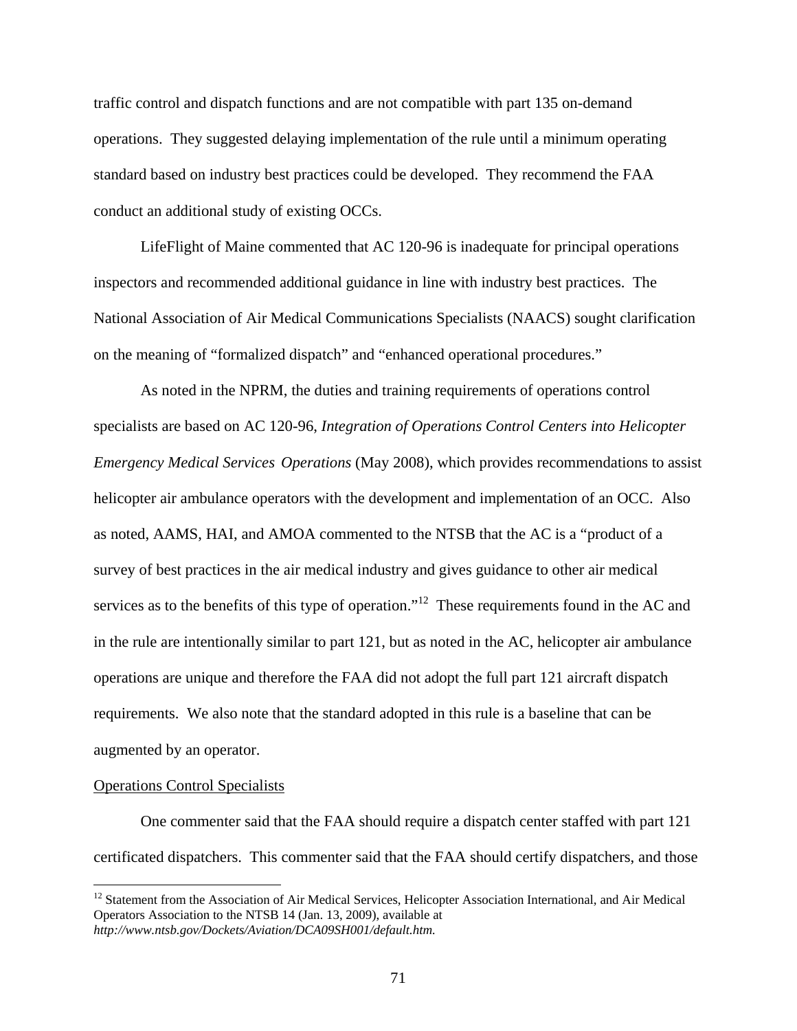traffic control and dispatch functions and are not compatible with part 135 on-demand operations. They suggested delaying implementation of the rule until a minimum operating standard based on industry best practices could be developed. They recommend the FAA conduct an additional study of existing OCCs.

LifeFlight of Maine commented that AC 120-96 is inadequate for principal operations inspectors and recommended additional guidance in line with industry best practices. The National Association of Air Medical Communications Specialists (NAACS) sought clarification on the meaning of "formalized dispatch" and "enhanced operational procedures."

As noted in the NPRM, the duties and training requirements of operations control specialists are based on AC 120-96, *Integration of Operations Control Centers into Helicopter Emergency Medical Services Operations* (May 2008), which provides recommendations to assist helicopter air ambulance operators with the development and implementation of an OCC. Also as noted, AAMS, HAI, and AMOA commented to the NTSB that the AC is a "product of a survey of best practices in the air medical industry and gives guidance to other air medical services as to the benefits of this type of operation."[12] These requirements found in the AC and in the rule are intentionally similar to part 121, but as noted in the AC, helicopter air ambulance operations are unique and therefore the FAA did not adopt the full part 121 aircraft dispatch requirements. We also note that the standard adopted in this rule is a baseline that can be augmented by an operator.

<u>Operations Control Specialists</u>

One commenter said that the FAA should require a dispatch center staffed with part 121 certificated dispatchers. This commenter said that the FAA should certify dispatchers, and those

---

[12] Statement from the Association of Air Medical Services, Helicopter Association International, and Air Medical Operators Association to the NTSB 14 (Jan. 13, 2009), available at *http://www.ntsb.gov/Dockets/Aviation/DCA09SH001/default.htm.*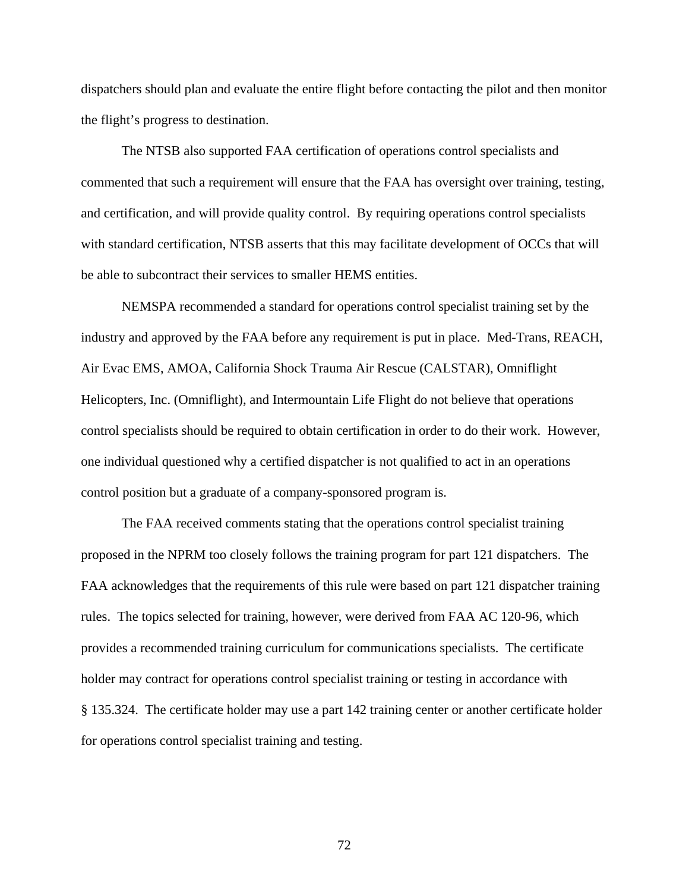dispatchers should plan and evaluate the entire flight before contacting the pilot and then monitor the flight's progress to destination.

The NTSB also supported FAA certification of operations control specialists and commented that such a requirement will ensure that the FAA has oversight over training, testing, and certification, and will provide quality control. By requiring operations control specialists with standard certification, NTSB asserts that this may facilitate development of OCCs that will be able to subcontract their services to smaller HEMS entities.

NEMSPA recommended a standard for operations control specialist training set by the industry and approved by the FAA before any requirement is put in place. Med-Trans, REACH, Air Evac EMS, AMOA, California Shock Trauma Air Rescue (CALSTAR), Omniflight Helicopters, Inc. (Omniflight), and Intermountain Life Flight do not believe that operations control specialists should be required to obtain certification in order to do their work. However, one individual questioned why a certified dispatcher is not qualified to act in an operations control position but a graduate of a company-sponsored program is.

The FAA received comments stating that the operations control specialist training proposed in the NPRM too closely follows the training program for part 121 dispatchers. The FAA acknowledges that the requirements of this rule were based on part 121 dispatcher training rules. The topics selected for training, however, were derived from FAA AC 120-96, which provides a recommended training curriculum for communications specialists. The certificate holder may contract for operations control specialist training or testing in accordance with § 135.324. The certificate holder may use a part 142 training center or another certificate holder for operations control specialist training and testing.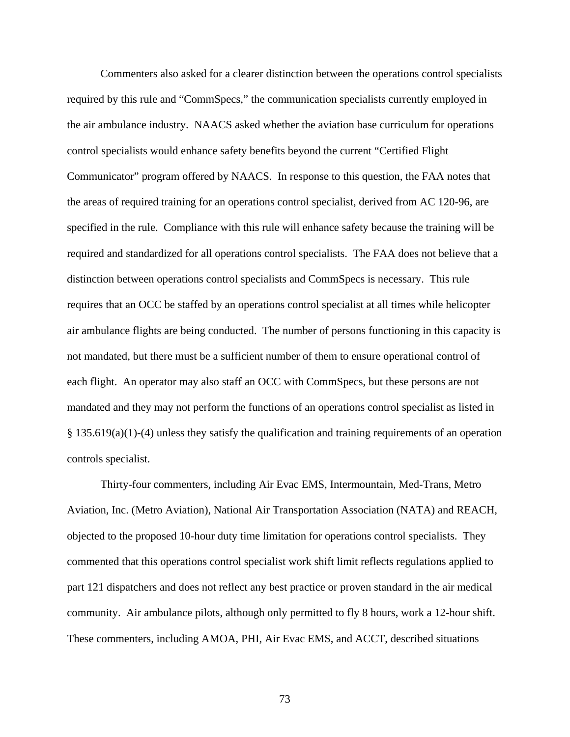Commenters also asked for a clearer distinction between the operations control specialists required by this rule and "CommSpecs," the communication specialists currently employed in the air ambulance industry. NAACS asked whether the aviation base curriculum for operations control specialists would enhance safety benefits beyond the current "Certified Flight Communicator" program offered by NAACS. In response to this question, the FAA notes that the areas of required training for an operations control specialist, derived from AC 120-96, are specified in the rule. Compliance with this rule will enhance safety because the training will be required and standardized for all operations control specialists. The FAA does not believe that a distinction between operations control specialists and CommSpecs is necessary. This rule requires that an OCC be staffed by an operations control specialist at all times while helicopter air ambulance flights are being conducted. The number of persons functioning in this capacity is not mandated, but there must be a sufficient number of them to ensure operational control of each flight. An operator may also staff an OCC with CommSpecs, but these persons are not mandated and they may not perform the functions of an operations control specialist as listed in § 135.619(a)(1)-(4) unless they satisfy the qualification and training requirements of an operation controls specialist.

Thirty-four commenters, including Air Evac EMS, Intermountain, Med-Trans, Metro Aviation, Inc. (Metro Aviation), National Air Transportation Association (NATA) and REACH, objected to the proposed 10-hour duty time limitation for operations control specialists. They commented that this operations control specialist work shift limit reflects regulations applied to part 121 dispatchers and does not reflect any best practice or proven standard in the air medical community. Air ambulance pilots, although only permitted to fly 8 hours, work a 12-hour shift. These commenters, including AMOA, PHI, Air Evac EMS, and ACCT, described situations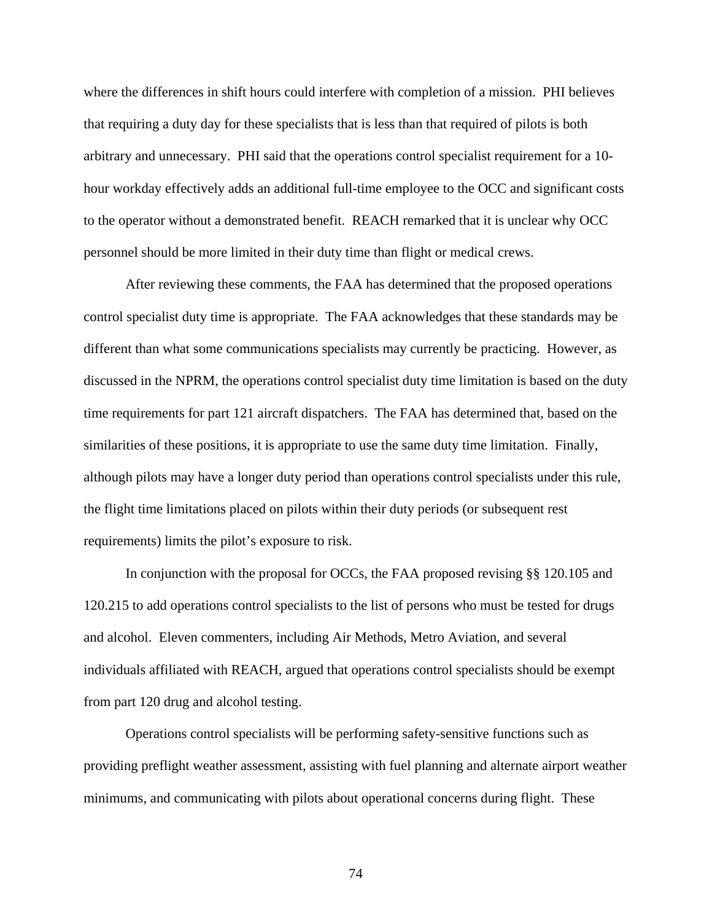where the differences in shift hours could interfere with completion of a mission. PHI believes that requiring a duty day for these specialists that is less than that required of pilots is both arbitrary and unnecessary. PHI said that the operations control specialist requirement for a 10-hour workday effectively adds an additional full-time employee to the OCC and significant costs to the operator without a demonstrated benefit. REACH remarked that it is unclear why OCC personnel should be more limited in their duty time than flight or medical crews.

After reviewing these comments, the FAA has determined that the proposed operations control specialist duty time is appropriate. The FAA acknowledges that these standards may be different than what some communications specialists may currently be practicing. However, as discussed in the NPRM, the operations control specialist duty time limitation is based on the duty time requirements for part 121 aircraft dispatchers. The FAA has determined that, based on the similarities of these positions, it is appropriate to use the same duty time limitation. Finally, although pilots may have a longer duty period than operations control specialists under this rule, the flight time limitations placed on pilots within their duty periods (or subsequent rest requirements) limits the pilot's exposure to risk.

In conjunction with the proposal for OCCs, the FAA proposed revising §§ 120.105 and 120.215 to add operations control specialists to the list of persons who must be tested for drugs and alcohol. Eleven commenters, including Air Methods, Metro Aviation, and several individuals affiliated with REACH, argued that operations control specialists should be exempt from part 120 drug and alcohol testing.

Operations control specialists will be performing safety-sensitive functions such as providing preflight weather assessment, assisting with fuel planning and alternate airport weather minimums, and communicating with pilots about operational concerns during flight. These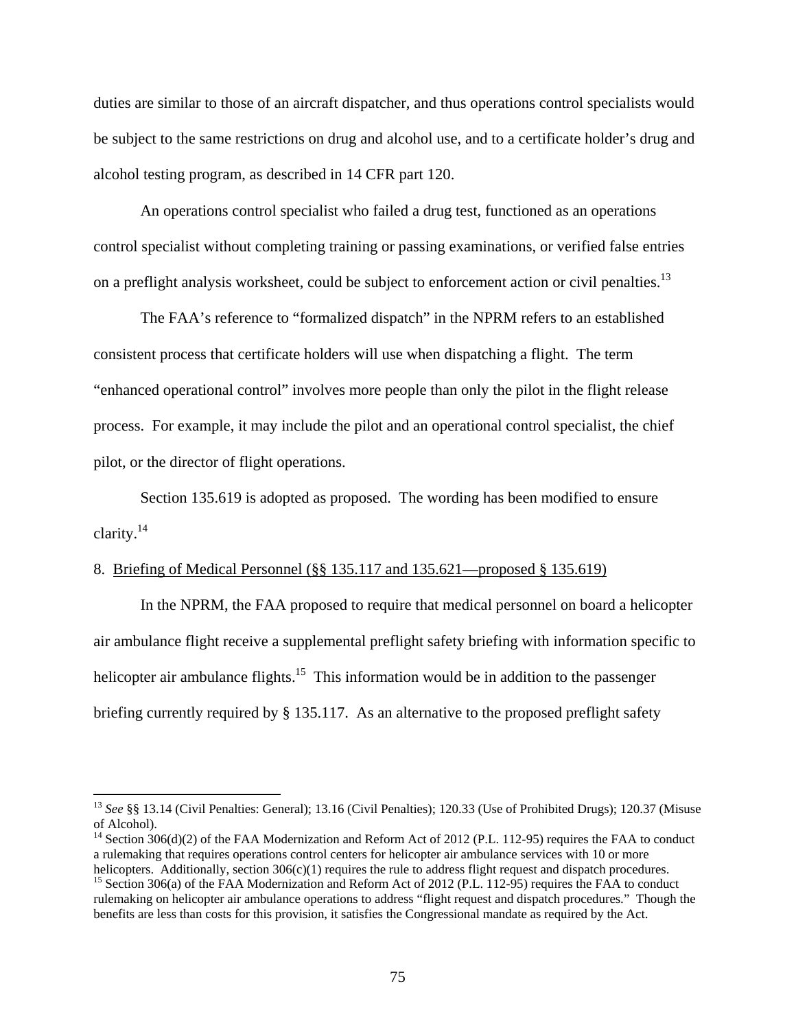duties are similar to those of an aircraft dispatcher, and thus operations control specialists would be subject to the same restrictions on drug and alcohol use, and to a certificate holder's drug and alcohol testing program, as described in 14 CFR part 120.

An operations control specialist who failed a drug test, functioned as an operations control specialist without completing training or passing examinations, or verified false entries on a preflight analysis worksheet, could be subject to enforcement action or civil penalties.[13]

The FAA's reference to "formalized dispatch" in the NPRM refers to an established consistent process that certificate holders will use when dispatching a flight. The term "enhanced operational control" involves more people than only the pilot in the flight release process. For example, it may include the pilot and an operational control specialist, the chief pilot, or the director of flight operations.

Section 135.619 is adopted as proposed. The wording has been modified to ensure clarity.[14]

8. <u>Briefing of Medical Personnel (§§ 135.117 and 135.621—proposed § 135.619)</u>

In the NPRM, the FAA proposed to require that medical personnel on board a helicopter air ambulance flight receive a supplemental preflight safety briefing with information specific to helicopter air ambulance flights.[15] This information would be in addition to the passenger briefing currently required by § 135.117. As an alternative to the proposed preflight safety

---

[13] *See* §§ 13.14 (Civil Penalties: General); 13.16 (Civil Penalties); 120.33 (Use of Prohibited Drugs); 120.37 (Misuse of Alcohol).

[14] Section 306(d)(2) of the FAA Modernization and Reform Act of 2012 (P.L. 112-95) requires the FAA to conduct a rulemaking that requires operations control centers for helicopter air ambulance services with 10 or more helicopters. Additionally, section 306(c)(1) requires the rule to address flight request and dispatch procedures.

[15] Section 306(a) of the FAA Modernization and Reform Act of 2012 (P.L. 112-95) requires the FAA to conduct rulemaking on helicopter air ambulance operations to address "flight request and dispatch procedures." Though the benefits are less than costs for this provision, it satisfies the Congressional mandate as required by the Act.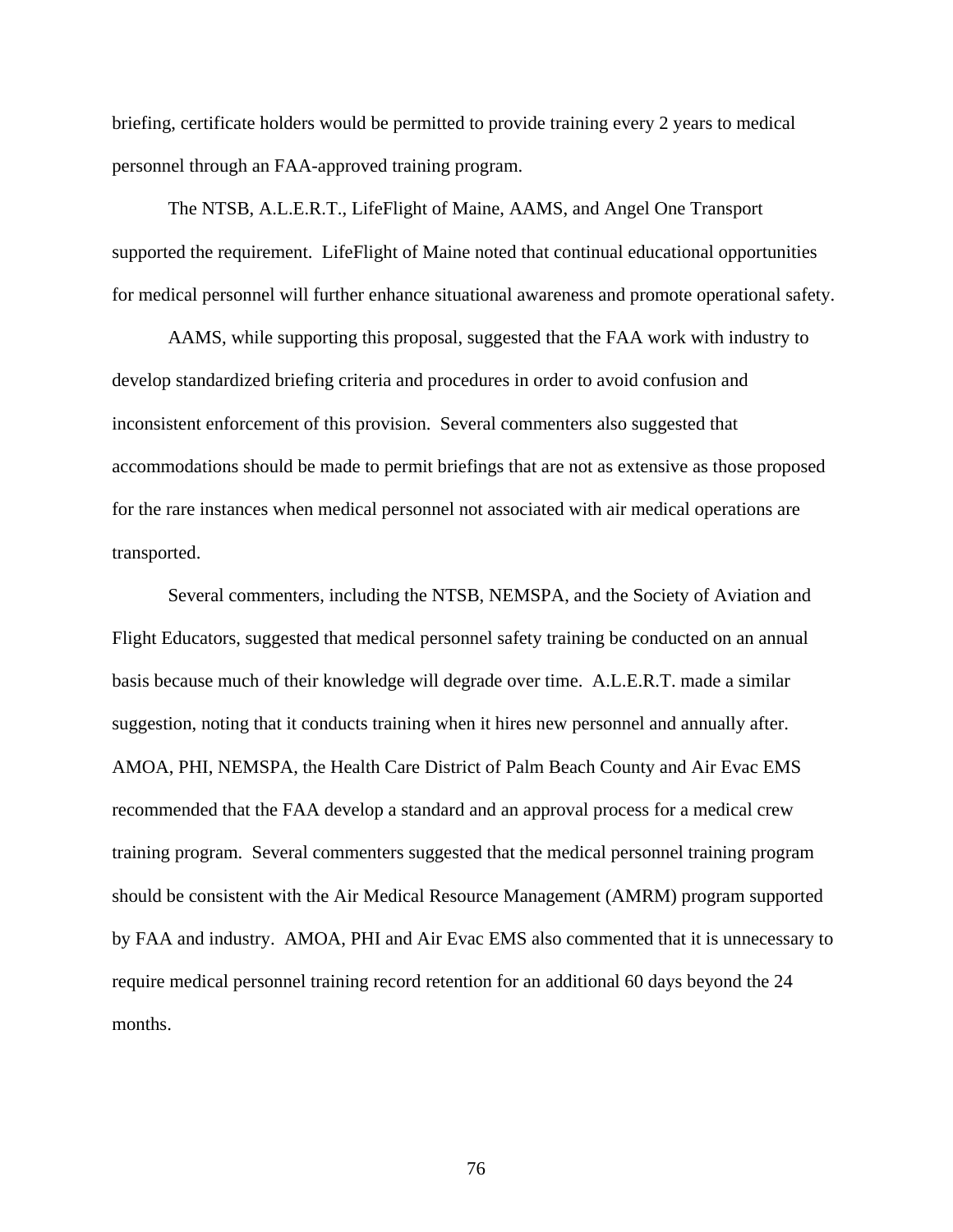briefing, certificate holders would be permitted to provide training every 2 years to medical personnel through an FAA-approved training program.

The NTSB, A.L.E.R.T., LifeFlight of Maine, AAMS, and Angel One Transport supported the requirement. LifeFlight of Maine noted that continual educational opportunities for medical personnel will further enhance situational awareness and promote operational safety.

AAMS, while supporting this proposal, suggested that the FAA work with industry to develop standardized briefing criteria and procedures in order to avoid confusion and inconsistent enforcement of this provision. Several commenters also suggested that accommodations should be made to permit briefings that are not as extensive as those proposed for the rare instances when medical personnel not associated with air medical operations are transported.

Several commenters, including the NTSB, NEMSPA, and the Society of Aviation and Flight Educators, suggested that medical personnel safety training be conducted on an annual basis because much of their knowledge will degrade over time. A.L.E.R.T. made a similar suggestion, noting that it conducts training when it hires new personnel and annually after. AMOA, PHI, NEMSPA, the Health Care District of Palm Beach County and Air Evac EMS recommended that the FAA develop a standard and an approval process for a medical crew training program. Several commenters suggested that the medical personnel training program should be consistent with the Air Medical Resource Management (AMRM) program supported by FAA and industry. AMOA, PHI and Air Evac EMS also commented that it is unnecessary to require medical personnel training record retention for an additional 60 days beyond the 24 months.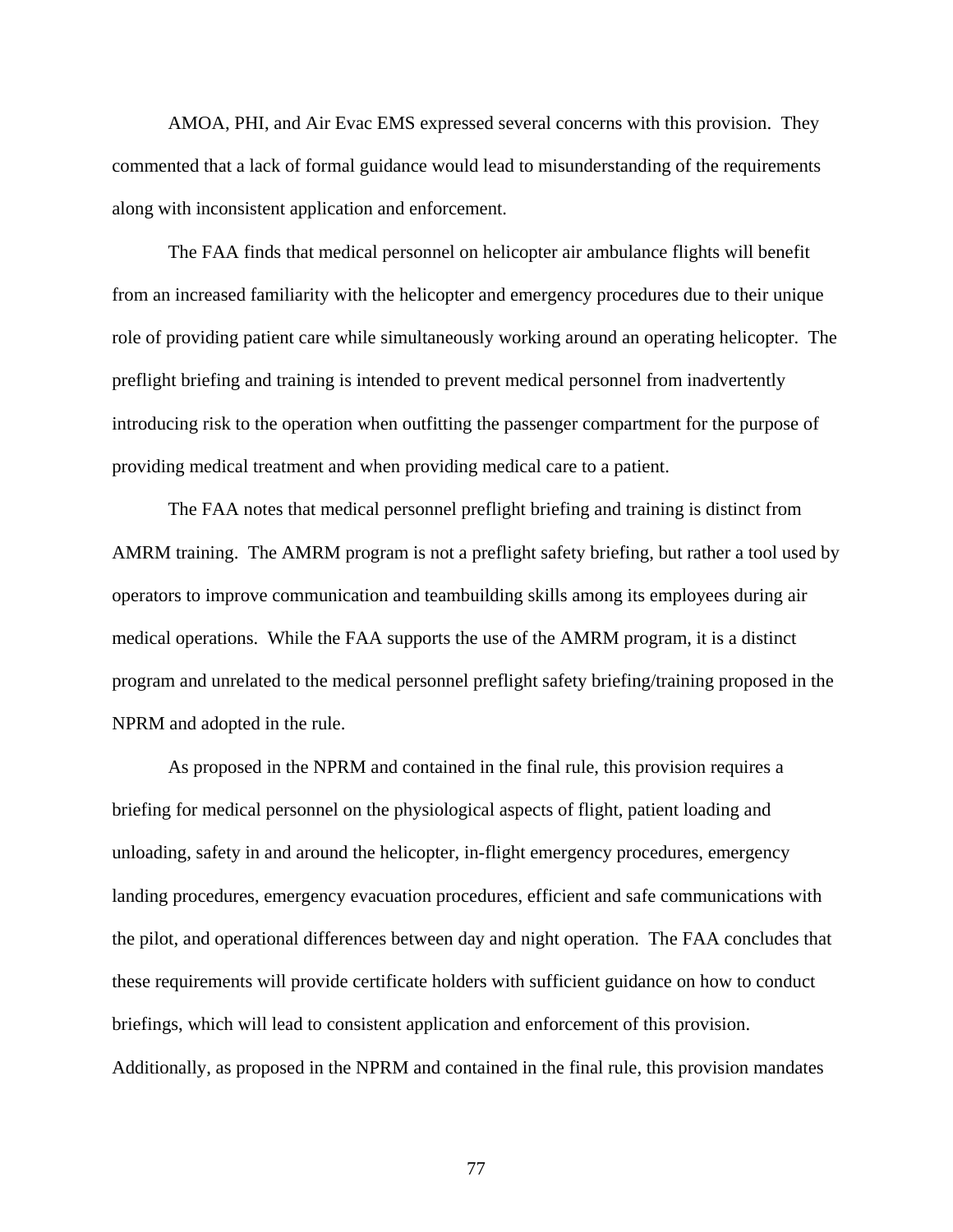AMOA, PHI, and Air Evac EMS expressed several concerns with this provision. They commented that a lack of formal guidance would lead to misunderstanding of the requirements along with inconsistent application and enforcement.

The FAA finds that medical personnel on helicopter air ambulance flights will benefit from an increased familiarity with the helicopter and emergency procedures due to their unique role of providing patient care while simultaneously working around an operating helicopter. The preflight briefing and training is intended to prevent medical personnel from inadvertently introducing risk to the operation when outfitting the passenger compartment for the purpose of providing medical treatment and when providing medical care to a patient.

The FAA notes that medical personnel preflight briefing and training is distinct from AMRM training. The AMRM program is not a preflight safety briefing, but rather a tool used by operators to improve communication and teambuilding skills among its employees during air medical operations. While the FAA supports the use of the AMRM program, it is a distinct program and unrelated to the medical personnel preflight safety briefing/training proposed in the NPRM and adopted in the rule.

As proposed in the NPRM and contained in the final rule, this provision requires a briefing for medical personnel on the physiological aspects of flight, patient loading and unloading, safety in and around the helicopter, in-flight emergency procedures, emergency landing procedures, emergency evacuation procedures, efficient and safe communications with the pilot, and operational differences between day and night operation. The FAA concludes that these requirements will provide certificate holders with sufficient guidance on how to conduct briefings, which will lead to consistent application and enforcement of this provision. Additionally, as proposed in the NPRM and contained in the final rule, this provision mandates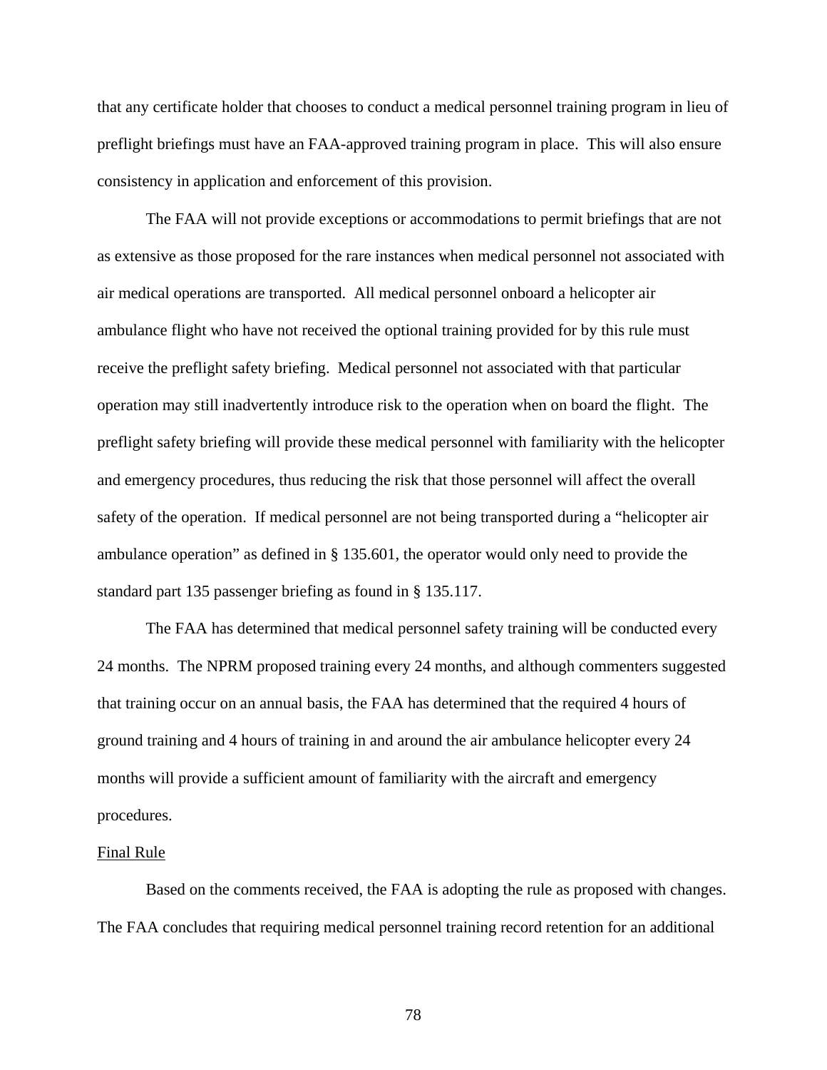that any certificate holder that chooses to conduct a medical personnel training program in lieu of preflight briefings must have an FAA-approved training program in place. This will also ensure consistency in application and enforcement of this provision.

The FAA will not provide exceptions or accommodations to permit briefings that are not as extensive as those proposed for the rare instances when medical personnel not associated with air medical operations are transported. All medical personnel onboard a helicopter air ambulance flight who have not received the optional training provided for by this rule must receive the preflight safety briefing. Medical personnel not associated with that particular operation may still inadvertently introduce risk to the operation when on board the flight. The preflight safety briefing will provide these medical personnel with familiarity with the helicopter and emergency procedures, thus reducing the risk that those personnel will affect the overall safety of the operation. If medical personnel are not being transported during a "helicopter air ambulance operation" as defined in § 135.601, the operator would only need to provide the standard part 135 passenger briefing as found in § 135.117.

The FAA has determined that medical personnel safety training will be conducted every 24 months. The NPRM proposed training every 24 months, and although commenters suggested that training occur on an annual basis, the FAA has determined that the required 4 hours of ground training and 4 hours of training in and around the air ambulance helicopter every 24 months will provide a sufficient amount of familiarity with the aircraft and emergency procedures.

<u>Final Rule</u>

Based on the comments received, the FAA is adopting the rule as proposed with changes. The FAA concludes that requiring medical personnel training record retention for an additional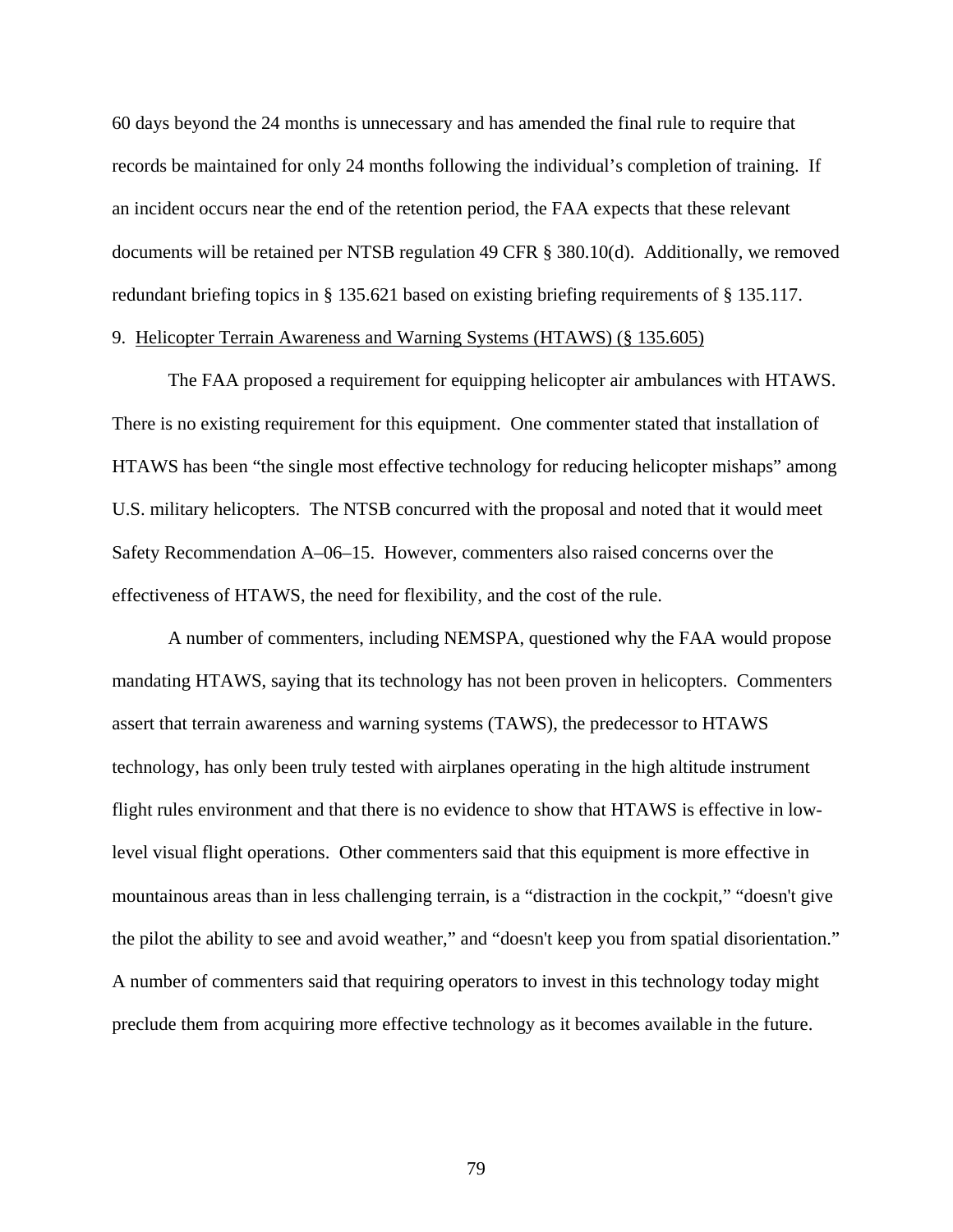60 days beyond the 24 months is unnecessary and has amended the final rule to require that records be maintained for only 24 months following the individual's completion of training. If an incident occurs near the end of the retention period, the FAA expects that these relevant documents will be retained per NTSB regulation 49 CFR § 380.10(d). Additionally, we removed redundant briefing topics in § 135.621 based on existing briefing requirements of § 135.117.

9. Helicopter Terrain Awareness and Warning Systems (HTAWS) (§ 135.605)

The FAA proposed a requirement for equipping helicopter air ambulances with HTAWS. There is no existing requirement for this equipment. One commenter stated that installation of HTAWS has been "the single most effective technology for reducing helicopter mishaps" among U.S. military helicopters. The NTSB concurred with the proposal and noted that it would meet Safety Recommendation A–06–15. However, commenters also raised concerns over the effectiveness of HTAWS, the need for flexibility, and the cost of the rule.

A number of commenters, including NEMSPA, questioned why the FAA would propose mandating HTAWS, saying that its technology has not been proven in helicopters. Commenters assert that terrain awareness and warning systems (TAWS), the predecessor to HTAWS technology, has only been truly tested with airplanes operating in the high altitude instrument flight rules environment and that there is no evidence to show that HTAWS is effective in low-level visual flight operations. Other commenters said that this equipment is more effective in mountainous areas than in less challenging terrain, is a "distraction in the cockpit," "doesn't give the pilot the ability to see and avoid weather," and "doesn't keep you from spatial disorientation." A number of commenters said that requiring operators to invest in this technology today might preclude them from acquiring more effective technology as it becomes available in the future.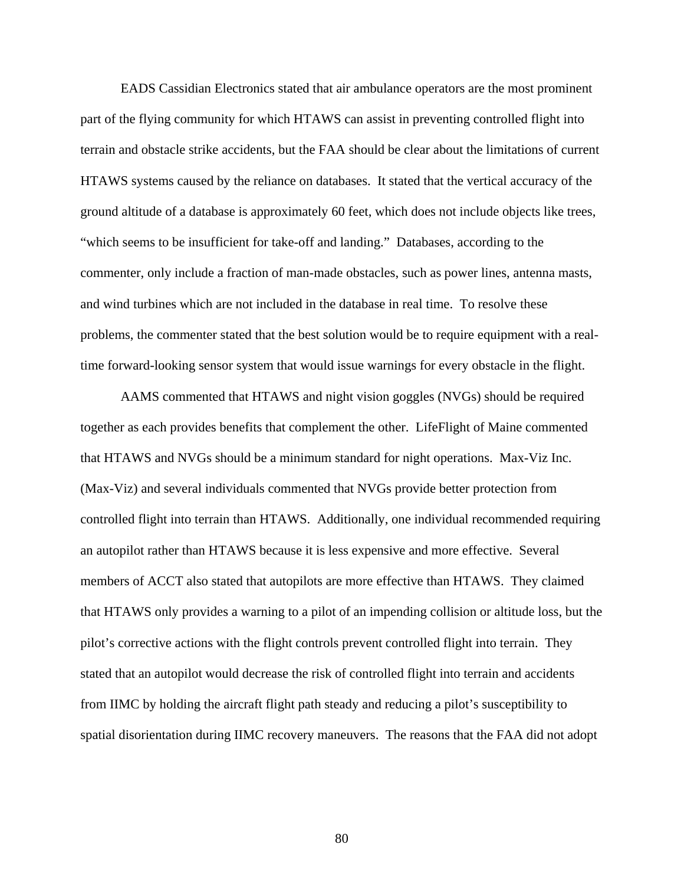EADS Cassidian Electronics stated that air ambulance operators are the most prominent part of the flying community for which HTAWS can assist in preventing controlled flight into terrain and obstacle strike accidents, but the FAA should be clear about the limitations of current HTAWS systems caused by the reliance on databases. It stated that the vertical accuracy of the ground altitude of a database is approximately 60 feet, which does not include objects like trees, "which seems to be insufficient for take-off and landing." Databases, according to the commenter, only include a fraction of man-made obstacles, such as power lines, antenna masts, and wind turbines which are not included in the database in real time. To resolve these problems, the commenter stated that the best solution would be to require equipment with a real-time forward-looking sensor system that would issue warnings for every obstacle in the flight.

AAMS commented that HTAWS and night vision goggles (NVGs) should be required together as each provides benefits that complement the other. LifeFlight of Maine commented that HTAWS and NVGs should be a minimum standard for night operations. Max-Viz Inc. (Max-Viz) and several individuals commented that NVGs provide better protection from controlled flight into terrain than HTAWS. Additionally, one individual recommended requiring an autopilot rather than HTAWS because it is less expensive and more effective. Several members of ACCT also stated that autopilots are more effective than HTAWS. They claimed that HTAWS only provides a warning to a pilot of an impending collision or altitude loss, but the pilot's corrective actions with the flight controls prevent controlled flight into terrain. They stated that an autopilot would decrease the risk of controlled flight into terrain and accidents from IIMC by holding the aircraft flight path steady and reducing a pilot's susceptibility to spatial disorientation during IIMC recovery maneuvers. The reasons that the FAA did not adopt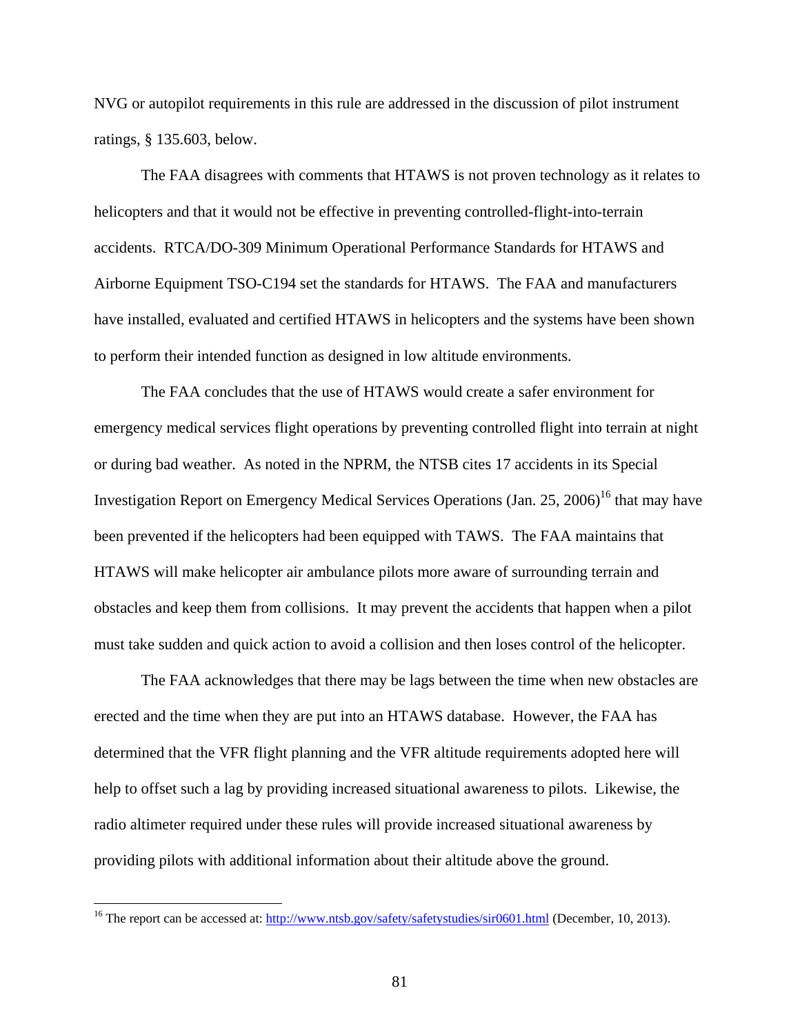NVG or autopilot requirements in this rule are addressed in the discussion of pilot instrument ratings, § 135.603, below.

The FAA disagrees with comments that HTAWS is not proven technology as it relates to helicopters and that it would not be effective in preventing controlled-flight-into-terrain accidents. RTCA/DO-309 Minimum Operational Performance Standards for HTAWS and Airborne Equipment TSO-C194 set the standards for HTAWS. The FAA and manufacturers have installed, evaluated and certified HTAWS in helicopters and the systems have been shown to perform their intended function as designed in low altitude environments.

The FAA concludes that the use of HTAWS would create a safer environment for emergency medical services flight operations by preventing controlled flight into terrain at night or during bad weather. As noted in the NPRM, the NTSB cites 17 accidents in its Special Investigation Report on Emergency Medical Services Operations (Jan. 25, 2006)[16] that may have been prevented if the helicopters had been equipped with TAWS. The FAA maintains that HTAWS will make helicopter air ambulance pilots more aware of surrounding terrain and obstacles and keep them from collisions. It may prevent the accidents that happen when a pilot must take sudden and quick action to avoid a collision and then loses control of the helicopter.

The FAA acknowledges that there may be lags between the time when new obstacles are erected and the time when they are put into an HTAWS database. However, the FAA has determined that the VFR flight planning and the VFR altitude requirements adopted here will help to offset such a lag by providing increased situational awareness to pilots. Likewise, the radio altimeter required under these rules will provide increased situational awareness by providing pilots with additional information about their altitude above the ground.

---

[16] The report can be accessed at: http://www.ntsb.gov/safety/safetystudies/sir0601.html (December, 10, 2013).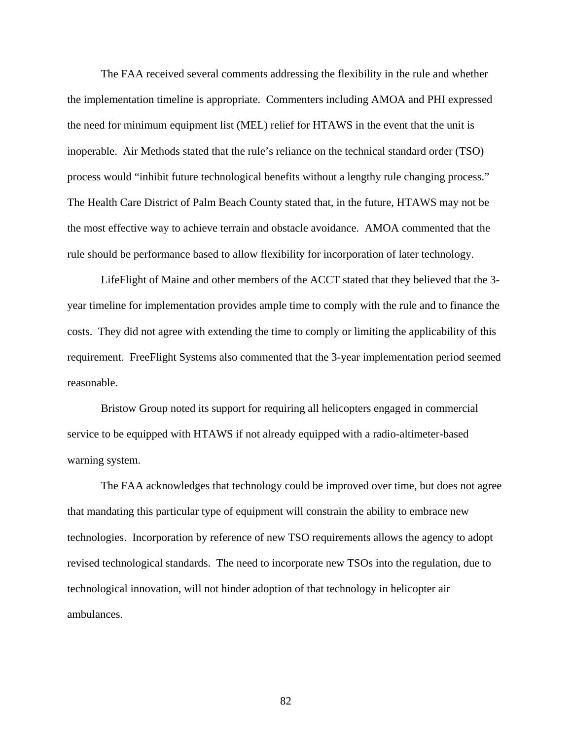The FAA received several comments addressing the flexibility in the rule and whether the implementation timeline is appropriate. Commenters including AMOA and PHI expressed the need for minimum equipment list (MEL) relief for HTAWS in the event that the unit is inoperable. Air Methods stated that the rule's reliance on the technical standard order (TSO) process would "inhibit future technological benefits without a lengthy rule changing process." The Health Care District of Palm Beach County stated that, in the future, HTAWS may not be the most effective way to achieve terrain and obstacle avoidance. AMOA commented that the rule should be performance based to allow flexibility for incorporation of later technology.

LifeFlight of Maine and other members of the ACCT stated that they believed that the 3-year timeline for implementation provides ample time to comply with the rule and to finance the costs. They did not agree with extending the time to comply or limiting the applicability of this requirement. FreeFlight Systems also commented that the 3-year implementation period seemed reasonable.

Bristow Group noted its support for requiring all helicopters engaged in commercial service to be equipped with HTAWS if not already equipped with a radio-altimeter-based warning system.

The FAA acknowledges that technology could be improved over time, but does not agree that mandating this particular type of equipment will constrain the ability to embrace new technologies. Incorporation by reference of new TSO requirements allows the agency to adopt revised technological standards. The need to incorporate new TSOs into the regulation, due to technological innovation, will not hinder adoption of that technology in helicopter air ambulances.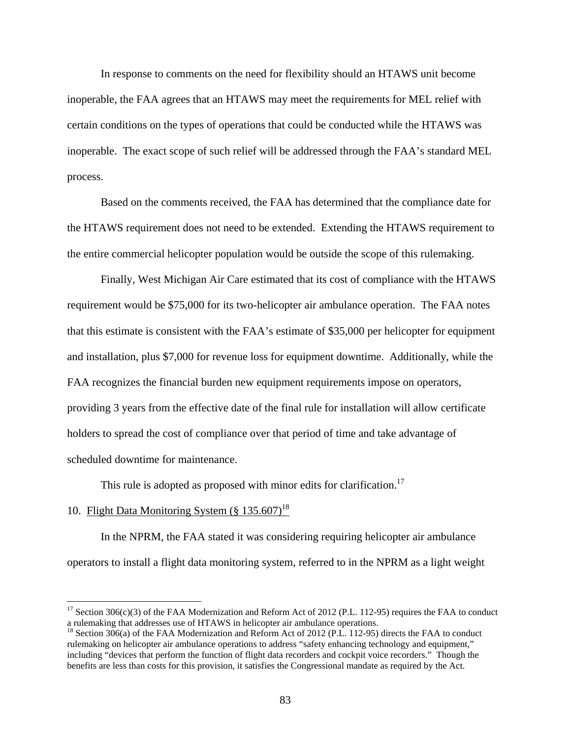In response to comments on the need for flexibility should an HTAWS unit become inoperable, the FAA agrees that an HTAWS may meet the requirements for MEL relief with certain conditions on the types of operations that could be conducted while the HTAWS was inoperable. The exact scope of such relief will be addressed through the FAA's standard MEL process.

Based on the comments received, the FAA has determined that the compliance date for the HTAWS requirement does not need to be extended. Extending the HTAWS requirement to the entire commercial helicopter population would be outside the scope of this rulemaking.

Finally, West Michigan Air Care estimated that its cost of compliance with the HTAWS requirement would be $75,000 for its two-helicopter air ambulance operation. The FAA notes that this estimate is consistent with the FAA's estimate of $35,000 per helicopter for equipment and installation, plus $7,000 for revenue loss for equipment downtime. Additionally, while the FAA recognizes the financial burden new equipment requirements impose on operators, providing 3 years from the effective date of the final rule for installation will allow certificate holders to spread the cost of compliance over that period of time and take advantage of scheduled downtime for maintenance.

This rule is adopted as proposed with minor edits for clarification.[17]

10. <u>Flight Data Monitoring System (§ 135.607)[18]</u>

In the NPRM, the FAA stated it was considering requiring helicopter air ambulance operators to install a flight data monitoring system, referred to in the NPRM as a light weight

---

[17] Section 306(c)(3) of the FAA Modernization and Reform Act of 2012 (P.L. 112-95) requires the FAA to conduct a rulemaking that addresses use of HTAWS in helicopter air ambulance operations.

[18] Section 306(a) of the FAA Modernization and Reform Act of 2012 (P.L. 112-95) directs the FAA to conduct rulemaking on helicopter air ambulance operations to address "safety enhancing technology and equipment," including "devices that perform the function of flight data recorders and cockpit voice recorders." Though the benefits are less than costs for this provision, it satisfies the Congressional mandate as required by the Act.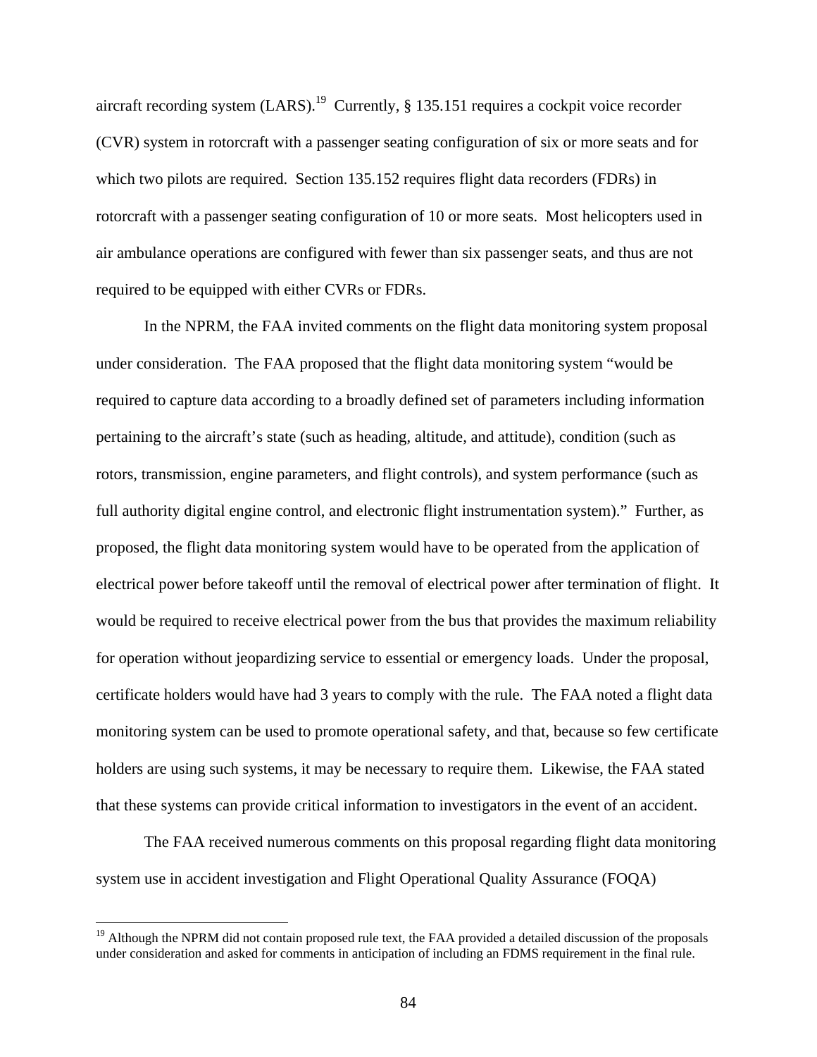aircraft recording system (LARS).[19] Currently, § 135.151 requires a cockpit voice recorder (CVR) system in rotorcraft with a passenger seating configuration of six or more seats and for which two pilots are required. Section 135.152 requires flight data recorders (FDRs) in rotorcraft with a passenger seating configuration of 10 or more seats. Most helicopters used in air ambulance operations are configured with fewer than six passenger seats, and thus are not required to be equipped with either CVRs or FDRs.

In the NPRM, the FAA invited comments on the flight data monitoring system proposal under consideration. The FAA proposed that the flight data monitoring system "would be required to capture data according to a broadly defined set of parameters including information pertaining to the aircraft's state (such as heading, altitude, and attitude), condition (such as rotors, transmission, engine parameters, and flight controls), and system performance (such as full authority digital engine control, and electronic flight instrumentation system)." Further, as proposed, the flight data monitoring system would have to be operated from the application of electrical power before takeoff until the removal of electrical power after termination of flight. It would be required to receive electrical power from the bus that provides the maximum reliability for operation without jeopardizing service to essential or emergency loads. Under the proposal, certificate holders would have had 3 years to comply with the rule. The FAA noted a flight data monitoring system can be used to promote operational safety, and that, because so few certificate holders are using such systems, it may be necessary to require them. Likewise, the FAA stated that these systems can provide critical information to investigators in the event of an accident.

The FAA received numerous comments on this proposal regarding flight data monitoring system use in accident investigation and Flight Operational Quality Assurance (FOQA)

[19] Although the NPRM did not contain proposed rule text, the FAA provided a detailed discussion of the proposals under consideration and asked for comments in anticipation of including an FDMS requirement in the final rule.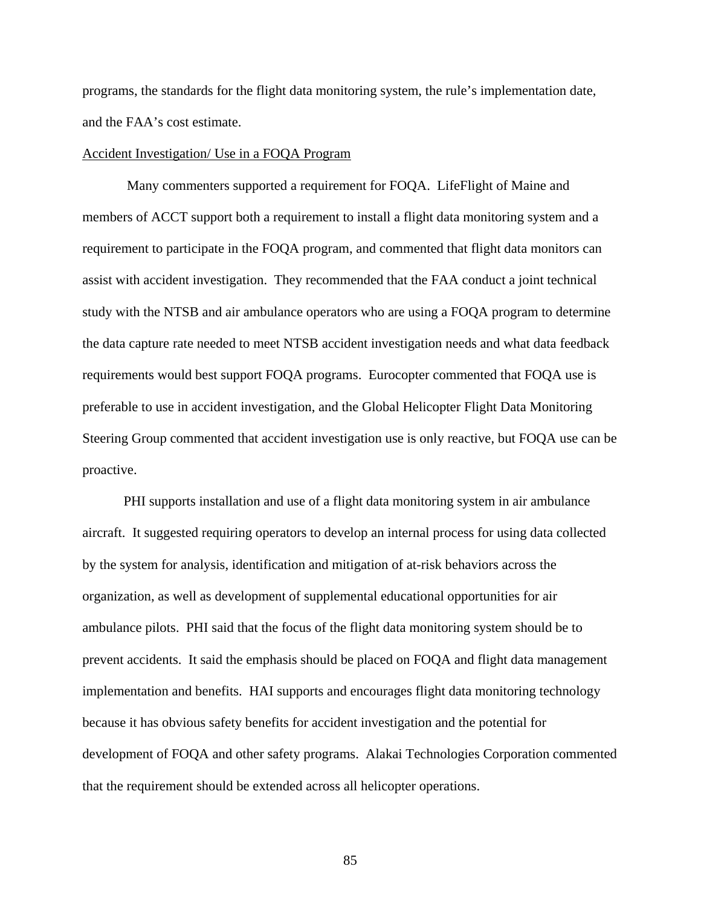programs, the standards for the flight data monitoring system, the rule's implementation date, and the FAA's cost estimate.

<u>Accident Investigation/ Use in a FOQA Program</u>

Many commenters supported a requirement for FOQA. LifeFlight of Maine and members of ACCT support both a requirement to install a flight data monitoring system and a requirement to participate in the FOQA program, and commented that flight data monitors can assist with accident investigation. They recommended that the FAA conduct a joint technical study with the NTSB and air ambulance operators who are using a FOQA program to determine the data capture rate needed to meet NTSB accident investigation needs and what data feedback requirements would best support FOQA programs. Eurocopter commented that FOQA use is preferable to use in accident investigation, and the Global Helicopter Flight Data Monitoring Steering Group commented that accident investigation use is only reactive, but FOQA use can be proactive.

PHI supports installation and use of a flight data monitoring system in air ambulance aircraft. It suggested requiring operators to develop an internal process for using data collected by the system for analysis, identification and mitigation of at-risk behaviors across the organization, as well as development of supplemental educational opportunities for air ambulance pilots. PHI said that the focus of the flight data monitoring system should be to prevent accidents. It said the emphasis should be placed on FOQA and flight data management implementation and benefits. HAI supports and encourages flight data monitoring technology because it has obvious safety benefits for accident investigation and the potential for development of FOQA and other safety programs. Alakai Technologies Corporation commented that the requirement should be extended across all helicopter operations.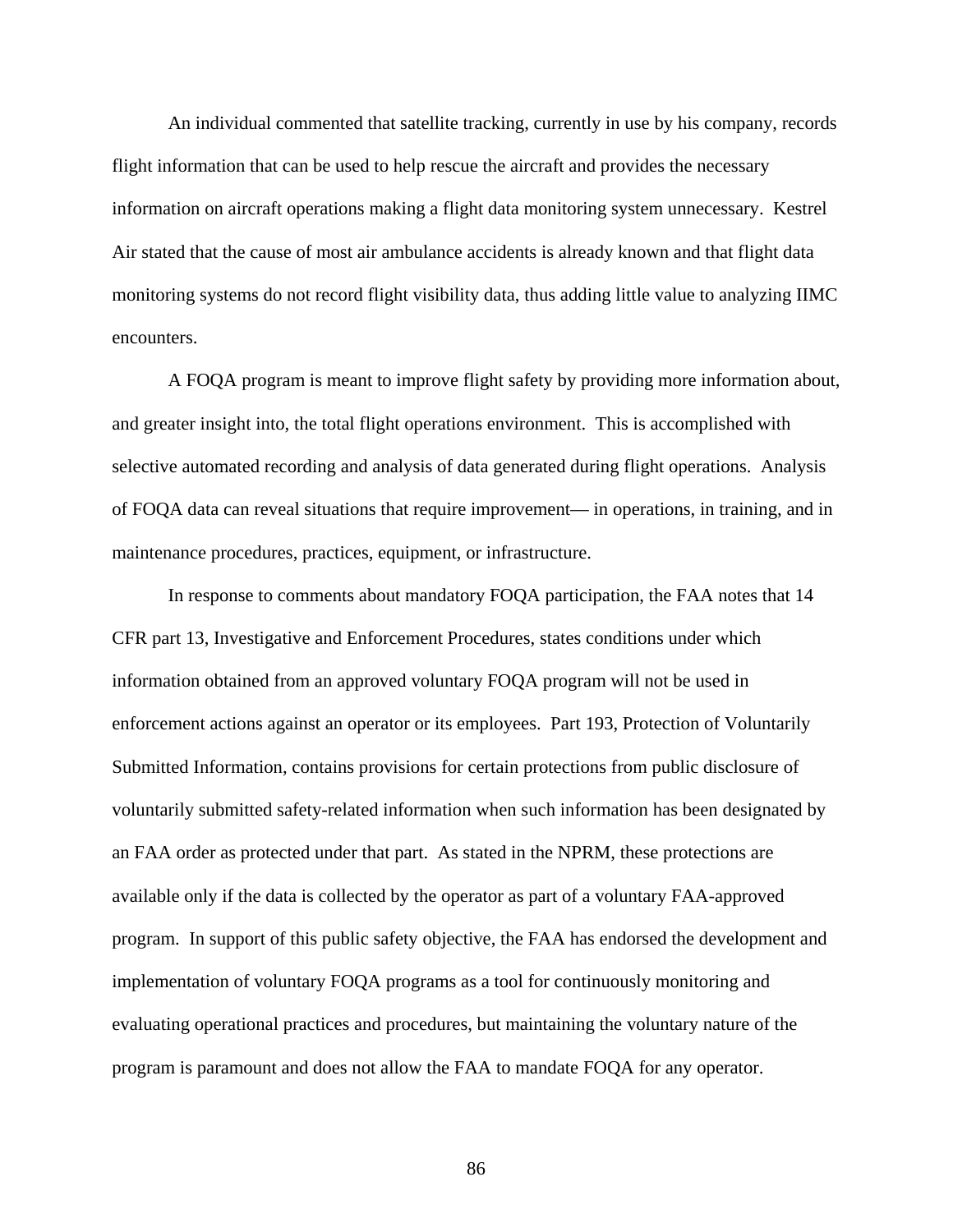An individual commented that satellite tracking, currently in use by his company, records flight information that can be used to help rescue the aircraft and provides the necessary information on aircraft operations making a flight data monitoring system unnecessary. Kestrel Air stated that the cause of most air ambulance accidents is already known and that flight data monitoring systems do not record flight visibility data, thus adding little value to analyzing IIMC encounters.

A FOQA program is meant to improve flight safety by providing more information about, and greater insight into, the total flight operations environment. This is accomplished with selective automated recording and analysis of data generated during flight operations. Analysis of FOQA data can reveal situations that require improvement— in operations, in training, and in maintenance procedures, practices, equipment, or infrastructure.

In response to comments about mandatory FOQA participation, the FAA notes that 14 CFR part 13, Investigative and Enforcement Procedures, states conditions under which information obtained from an approved voluntary FOQA program will not be used in enforcement actions against an operator or its employees. Part 193, Protection of Voluntarily Submitted Information, contains provisions for certain protections from public disclosure of voluntarily submitted safety-related information when such information has been designated by an FAA order as protected under that part. As stated in the NPRM, these protections are available only if the data is collected by the operator as part of a voluntary FAA-approved program. In support of this public safety objective, the FAA has endorsed the development and implementation of voluntary FOQA programs as a tool for continuously monitoring and evaluating operational practices and procedures, but maintaining the voluntary nature of the program is paramount and does not allow the FAA to mandate FOQA for any operator.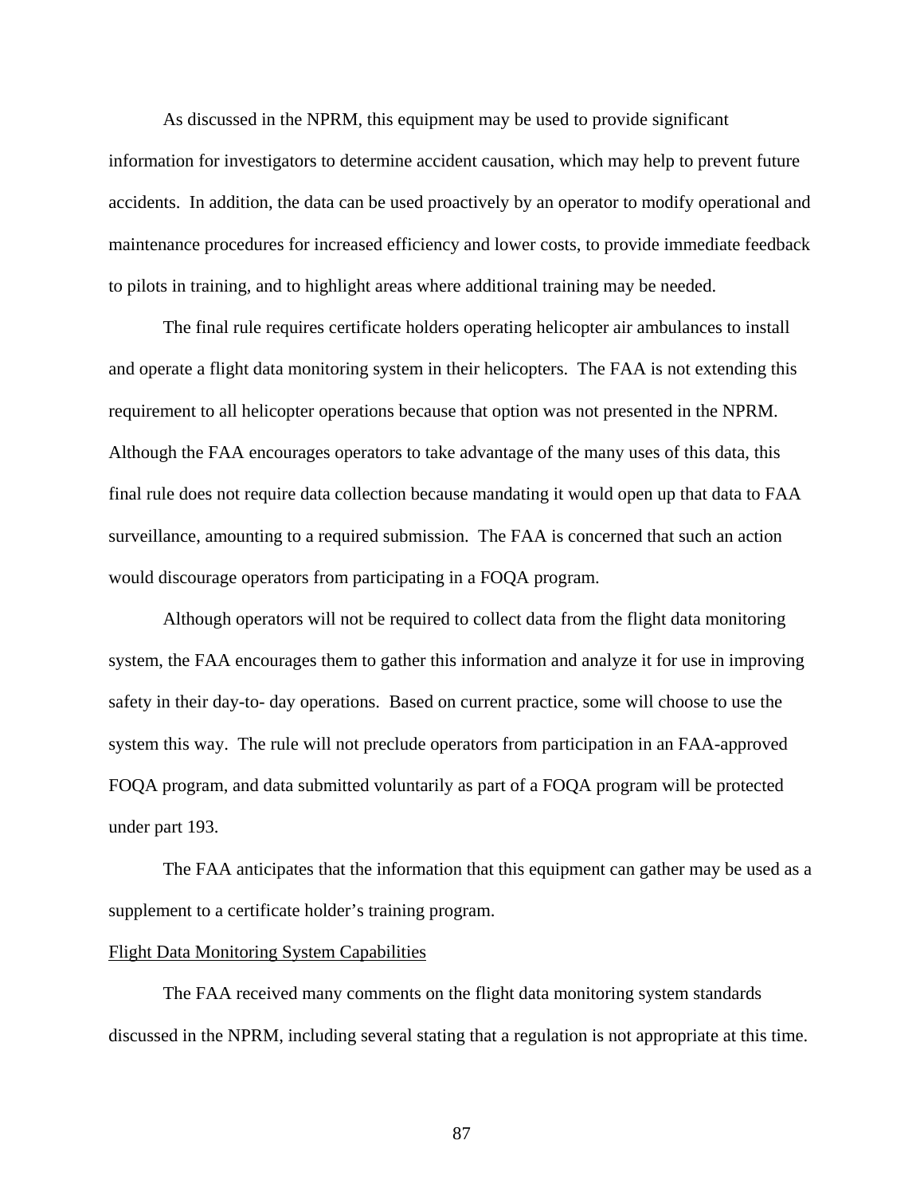As discussed in the NPRM, this equipment may be used to provide significant information for investigators to determine accident causation, which may help to prevent future accidents. In addition, the data can be used proactively by an operator to modify operational and maintenance procedures for increased efficiency and lower costs, to provide immediate feedback to pilots in training, and to highlight areas where additional training may be needed.

The final rule requires certificate holders operating helicopter air ambulances to install and operate a flight data monitoring system in their helicopters. The FAA is not extending this requirement to all helicopter operations because that option was not presented in the NPRM. Although the FAA encourages operators to take advantage of the many uses of this data, this final rule does not require data collection because mandating it would open up that data to FAA surveillance, amounting to a required submission. The FAA is concerned that such an action would discourage operators from participating in a FOQA program.

Although operators will not be required to collect data from the flight data monitoring system, the FAA encourages them to gather this information and analyze it for use in improving safety in their day-to- day operations. Based on current practice, some will choose to use the system this way. The rule will not preclude operators from participation in an FAA-approved FOQA program, and data submitted voluntarily as part of a FOQA program will be protected under part 193.

The FAA anticipates that the information that this equipment can gather may be used as a supplement to a certificate holder's training program.

Flight Data Monitoring System Capabilities

The FAA received many comments on the flight data monitoring system standards discussed in the NPRM, including several stating that a regulation is not appropriate at this time.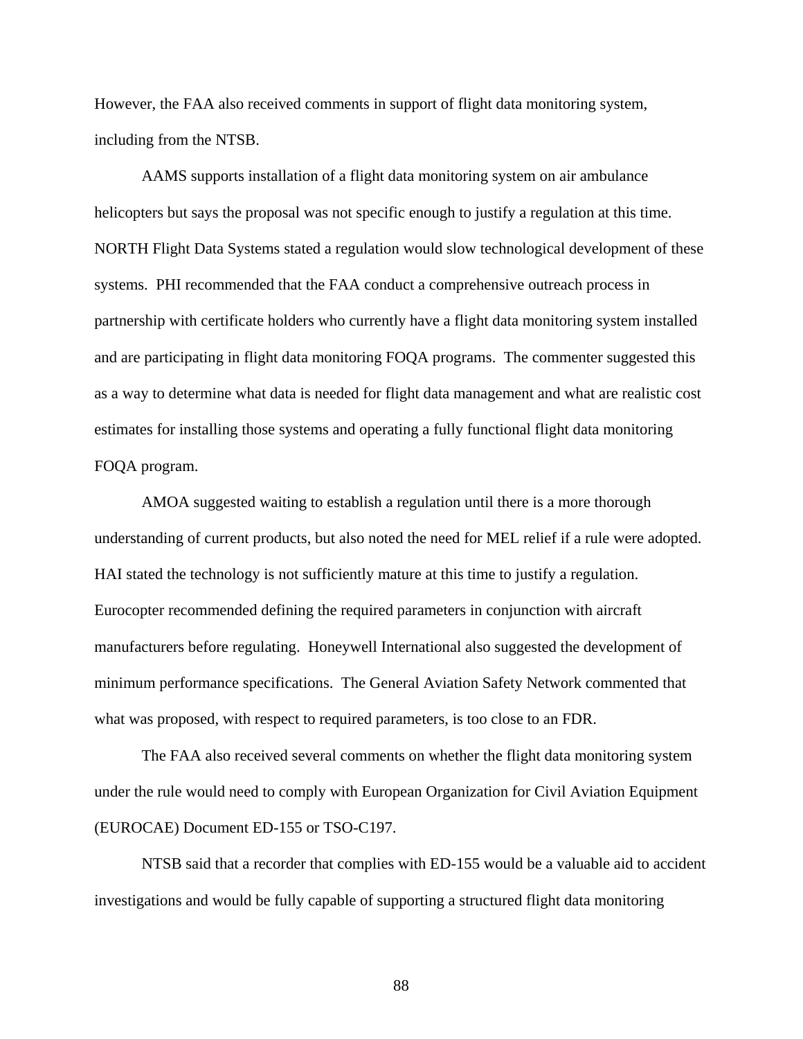However, the FAA also received comments in support of flight data monitoring system, including from the NTSB.

AAMS supports installation of a flight data monitoring system on air ambulance helicopters but says the proposal was not specific enough to justify a regulation at this time. NORTH Flight Data Systems stated a regulation would slow technological development of these systems. PHI recommended that the FAA conduct a comprehensive outreach process in partnership with certificate holders who currently have a flight data monitoring system installed and are participating in flight data monitoring FOQA programs. The commenter suggested this as a way to determine what data is needed for flight data management and what are realistic cost estimates for installing those systems and operating a fully functional flight data monitoring FOQA program.

AMOA suggested waiting to establish a regulation until there is a more thorough understanding of current products, but also noted the need for MEL relief if a rule were adopted. HAI stated the technology is not sufficiently mature at this time to justify a regulation. Eurocopter recommended defining the required parameters in conjunction with aircraft manufacturers before regulating. Honeywell International also suggested the development of minimum performance specifications. The General Aviation Safety Network commented that what was proposed, with respect to required parameters, is too close to an FDR.

The FAA also received several comments on whether the flight data monitoring system under the rule would need to comply with European Organization for Civil Aviation Equipment (EUROCAE) Document ED-155 or TSO-C197.

NTSB said that a recorder that complies with ED-155 would be a valuable aid to accident investigations and would be fully capable of supporting a structured flight data monitoring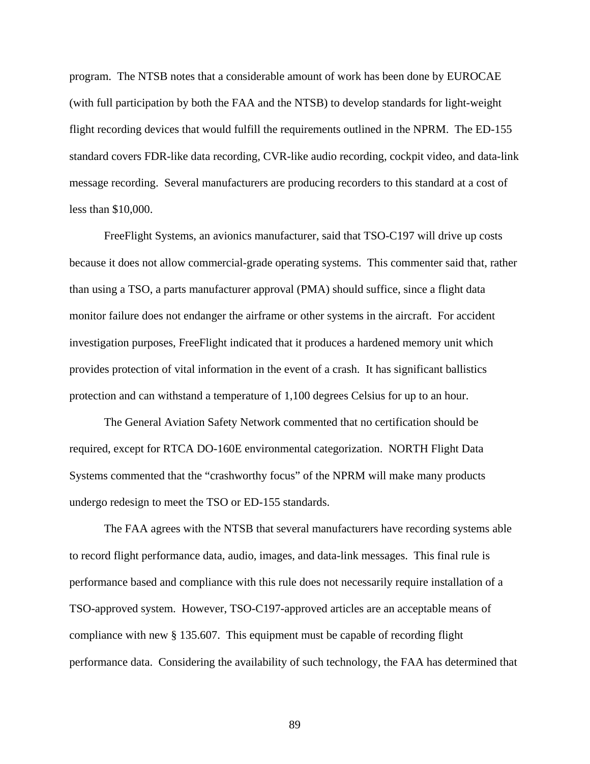program. The NTSB notes that a considerable amount of work has been done by EUROCAE (with full participation by both the FAA and the NTSB) to develop standards for light-weight flight recording devices that would fulfill the requirements outlined in the NPRM. The ED-155 standard covers FDR-like data recording, CVR-like audio recording, cockpit video, and data-link message recording. Several manufacturers are producing recorders to this standard at a cost of less than $10,000.

FreeFlight Systems, an avionics manufacturer, said that TSO-C197 will drive up costs because it does not allow commercial-grade operating systems. This commenter said that, rather than using a TSO, a parts manufacturer approval (PMA) should suffice, since a flight data monitor failure does not endanger the airframe or other systems in the aircraft. For accident investigation purposes, FreeFlight indicated that it produces a hardened memory unit which provides protection of vital information in the event of a crash. It has significant ballistics protection and can withstand a temperature of 1,100 degrees Celsius for up to an hour.

The General Aviation Safety Network commented that no certification should be required, except for RTCA DO-160E environmental categorization. NORTH Flight Data Systems commented that the "crashworthy focus" of the NPRM will make many products undergo redesign to meet the TSO or ED-155 standards.

The FAA agrees with the NTSB that several manufacturers have recording systems able to record flight performance data, audio, images, and data-link messages. This final rule is performance based and compliance with this rule does not necessarily require installation of a TSO-approved system. However, TSO-C197-approved articles are an acceptable means of compliance with new § 135.607. This equipment must be capable of recording flight performance data. Considering the availability of such technology, the FAA has determined that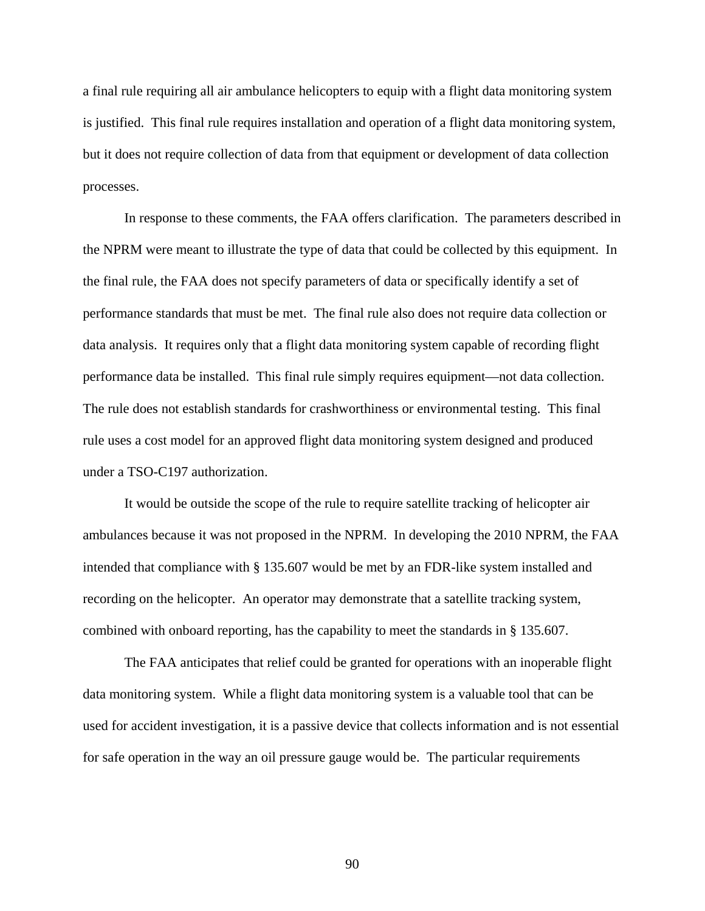a final rule requiring all air ambulance helicopters to equip with a flight data monitoring system is justified. This final rule requires installation and operation of a flight data monitoring system, but it does not require collection of data from that equipment or development of data collection processes.

In response to these comments, the FAA offers clarification. The parameters described in the NPRM were meant to illustrate the type of data that could be collected by this equipment. In the final rule, the FAA does not specify parameters of data or specifically identify a set of performance standards that must be met. The final rule also does not require data collection or data analysis. It requires only that a flight data monitoring system capable of recording flight performance data be installed. This final rule simply requires equipment—not data collection. The rule does not establish standards for crashworthiness or environmental testing. This final rule uses a cost model for an approved flight data monitoring system designed and produced under a TSO-C197 authorization.

It would be outside the scope of the rule to require satellite tracking of helicopter air ambulances because it was not proposed in the NPRM. In developing the 2010 NPRM, the FAA intended that compliance with § 135.607 would be met by an FDR-like system installed and recording on the helicopter. An operator may demonstrate that a satellite tracking system, combined with onboard reporting, has the capability to meet the standards in § 135.607.

The FAA anticipates that relief could be granted for operations with an inoperable flight data monitoring system. While a flight data monitoring system is a valuable tool that can be used for accident investigation, it is a passive device that collects information and is not essential for safe operation in the way an oil pressure gauge would be. The particular requirements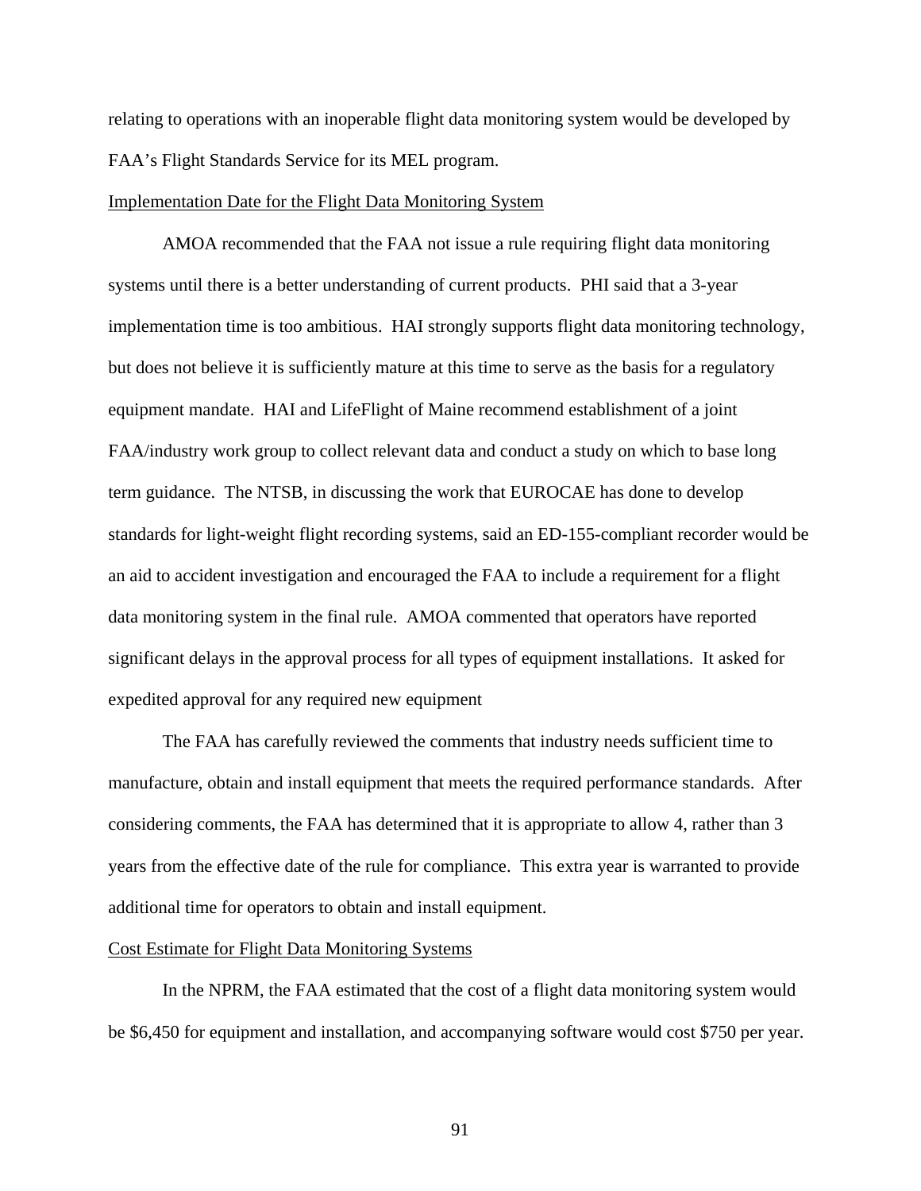relating to operations with an inoperable flight data monitoring system would be developed by FAA's Flight Standards Service for its MEL program.

<u>Implementation Date for the Flight Data Monitoring System</u>

AMOA recommended that the FAA not issue a rule requiring flight data monitoring systems until there is a better understanding of current products. PHI said that a 3-year implementation time is too ambitious. HAI strongly supports flight data monitoring technology, but does not believe it is sufficiently mature at this time to serve as the basis for a regulatory equipment mandate. HAI and LifeFlight of Maine recommend establishment of a joint FAA/industry work group to collect relevant data and conduct a study on which to base long term guidance. The NTSB, in discussing the work that EUROCAE has done to develop standards for light-weight flight recording systems, said an ED-155-compliant recorder would be an aid to accident investigation and encouraged the FAA to include a requirement for a flight data monitoring system in the final rule. AMOA commented that operators have reported significant delays in the approval process for all types of equipment installations. It asked for expedited approval for any required new equipment

The FAA has carefully reviewed the comments that industry needs sufficient time to manufacture, obtain and install equipment that meets the required performance standards. After considering comments, the FAA has determined that it is appropriate to allow 4, rather than 3 years from the effective date of the rule for compliance. This extra year is warranted to provide additional time for operators to obtain and install equipment.

<u>Cost Estimate for Flight Data Monitoring Systems</u>

In the NPRM, the FAA estimated that the cost of a flight data monitoring system would be $6,450 for equipment and installation, and accompanying software would cost $750 per year.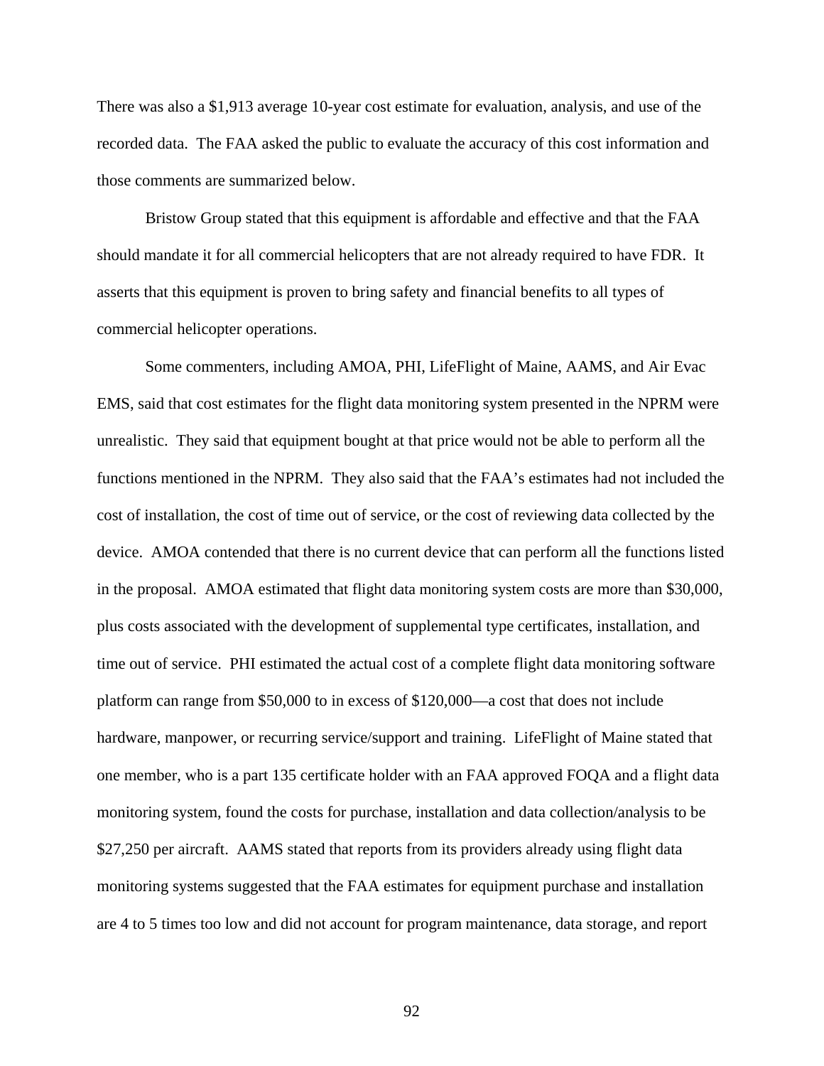There was also a $1,913 average 10-year cost estimate for evaluation, analysis, and use of the recorded data. The FAA asked the public to evaluate the accuracy of this cost information and those comments are summarized below.

Bristow Group stated that this equipment is affordable and effective and that the FAA should mandate it for all commercial helicopters that are not already required to have FDR. It asserts that this equipment is proven to bring safety and financial benefits to all types of commercial helicopter operations.

Some commenters, including AMOA, PHI, LifeFlight of Maine, AAMS, and Air Evac EMS, said that cost estimates for the flight data monitoring system presented in the NPRM were unrealistic. They said that equipment bought at that price would not be able to perform all the functions mentioned in the NPRM. They also said that the FAA's estimates had not included the cost of installation, the cost of time out of service, or the cost of reviewing data collected by the device. AMOA contended that there is no current device that can perform all the functions listed in the proposal. AMOA estimated that flight data monitoring system costs are more than $30,000, plus costs associated with the development of supplemental type certificates, installation, and time out of service. PHI estimated the actual cost of a complete flight data monitoring software platform can range from $50,000 to in excess of $120,000—a cost that does not include hardware, manpower, or recurring service/support and training. LifeFlight of Maine stated that one member, who is a part 135 certificate holder with an FAA approved FOQA and a flight data monitoring system, found the costs for purchase, installation and data collection/analysis to be $27,250 per aircraft. AAMS stated that reports from its providers already using flight data monitoring systems suggested that the FAA estimates for equipment purchase and installation are 4 to 5 times too low and did not account for program maintenance, data storage, and report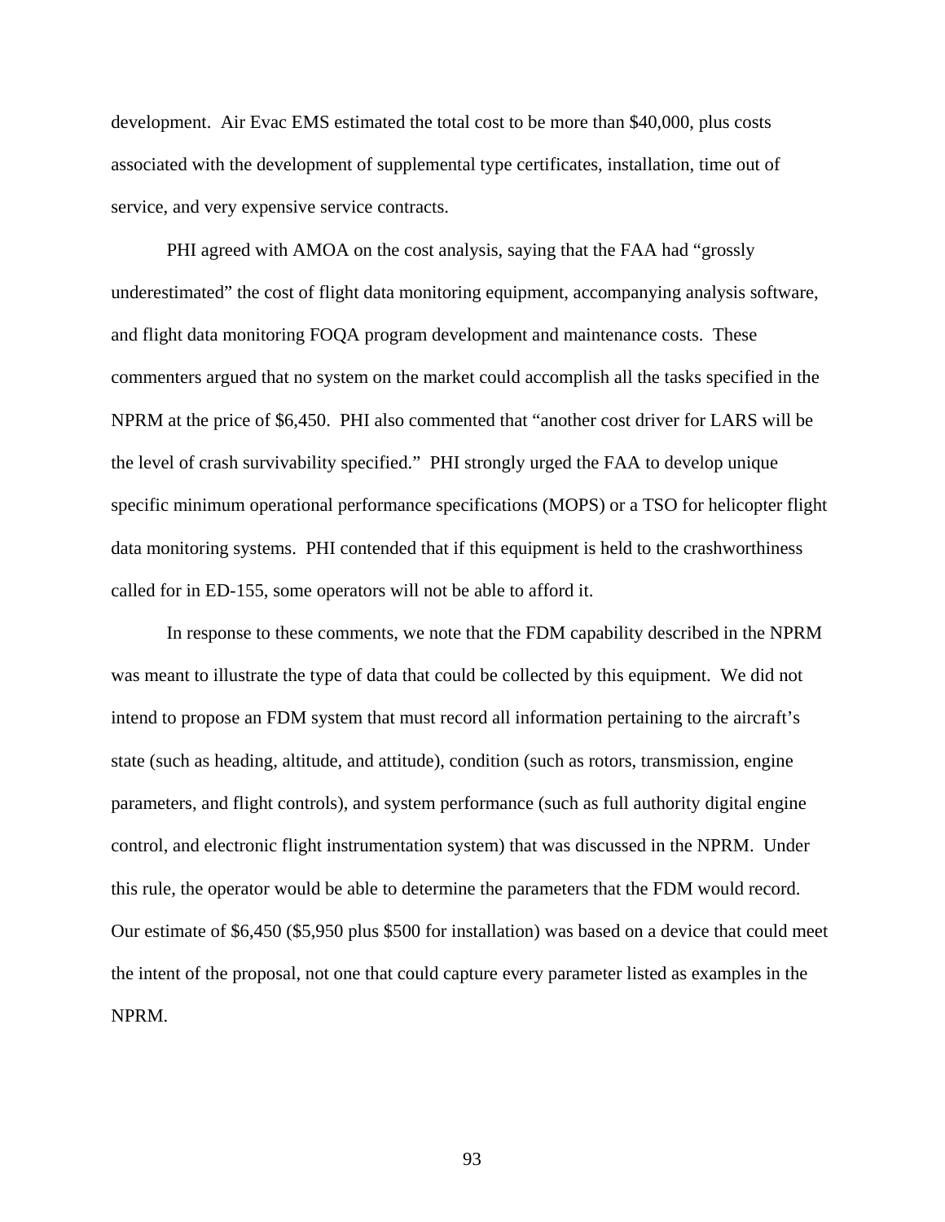development. Air Evac EMS estimated the total cost to be more than $40,000, plus costs associated with the development of supplemental type certificates, installation, time out of service, and very expensive service contracts.

PHI agreed with AMOA on the cost analysis, saying that the FAA had "grossly underestimated" the cost of flight data monitoring equipment, accompanying analysis software, and flight data monitoring FOQA program development and maintenance costs. These commenters argued that no system on the market could accomplish all the tasks specified in the NPRM at the price of $6,450. PHI also commented that "another cost driver for LARS will be the level of crash survivability specified." PHI strongly urged the FAA to develop unique specific minimum operational performance specifications (MOPS) or a TSO for helicopter flight data monitoring systems. PHI contended that if this equipment is held to the crashworthiness called for in ED-155, some operators will not be able to afford it.

In response to these comments, we note that the FDM capability described in the NPRM was meant to illustrate the type of data that could be collected by this equipment. We did not intend to propose an FDM system that must record all information pertaining to the aircraft's state (such as heading, altitude, and attitude), condition (such as rotors, transmission, engine parameters, and flight controls), and system performance (such as full authority digital engine control, and electronic flight instrumentation system) that was discussed in the NPRM. Under this rule, the operator would be able to determine the parameters that the FDM would record. Our estimate of $6,450 ($5,950 plus $500 for installation) was based on a device that could meet the intent of the proposal, not one that could capture every parameter listed as examples in the NPRM.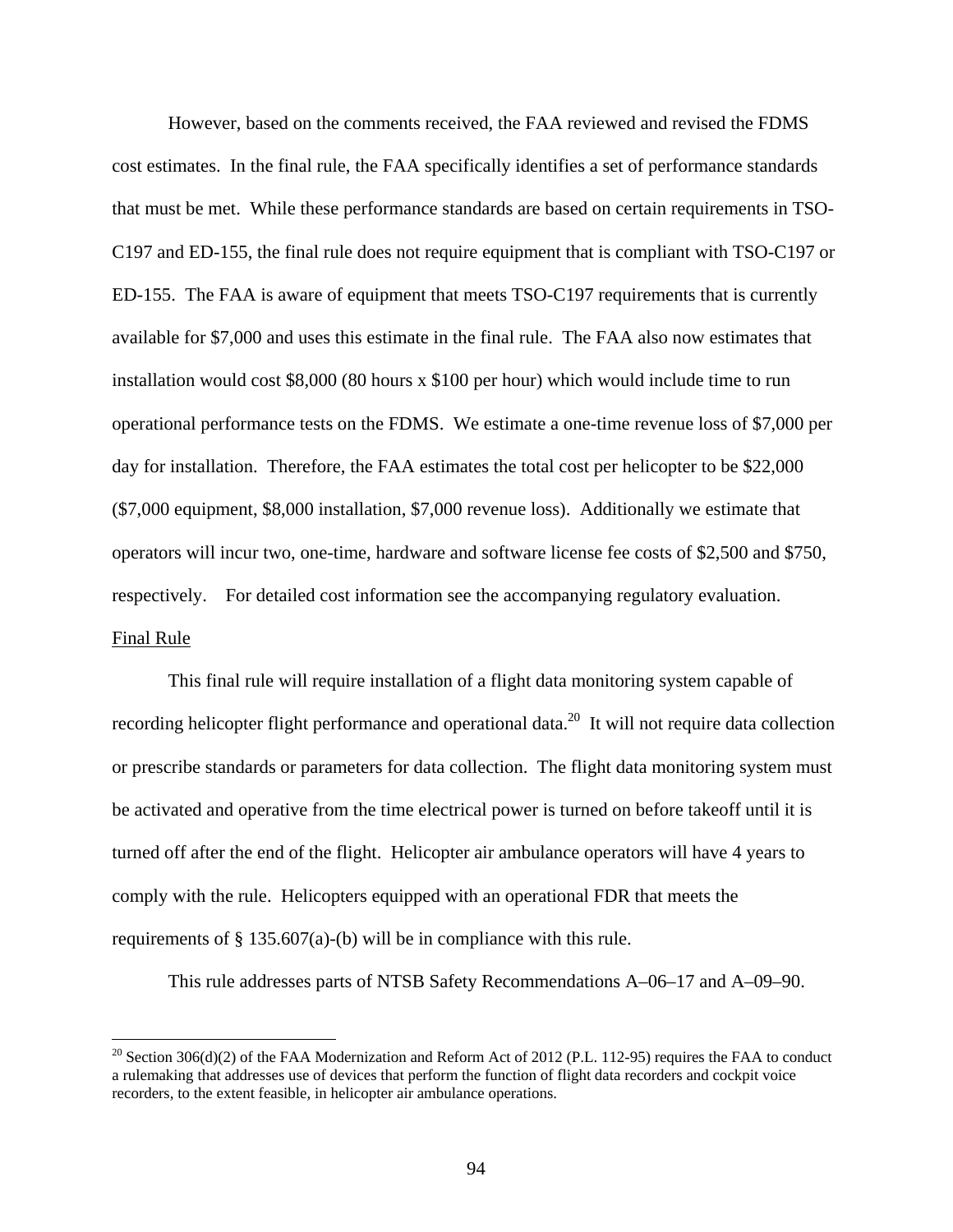However, based on the comments received, the FAA reviewed and revised the FDMS cost estimates. In the final rule, the FAA specifically identifies a set of performance standards that must be met. While these performance standards are based on certain requirements in TSO-C197 and ED-155, the final rule does not require equipment that is compliant with TSO-C197 or ED-155. The FAA is aware of equipment that meets TSO-C197 requirements that is currently available for $7,000 and uses this estimate in the final rule. The FAA also now estimates that installation would cost $8,000 (80 hours x $100 per hour) which would include time to run operational performance tests on the FDMS. We estimate a one-time revenue loss of $7,000 per day for installation. Therefore, the FAA estimates the total cost per helicopter to be $22,000 ($7,000 equipment, $8,000 installation, $7,000 revenue loss). Additionally we estimate that operators will incur two, one-time, hardware and software license fee costs of $2,500 and $750, respectively. For detailed cost information see the accompanying regulatory evaluation.

Final Rule

This final rule will require installation of a flight data monitoring system capable of recording helicopter flight performance and operational data.[20] It will not require data collection or prescribe standards or parameters for data collection. The flight data monitoring system must be activated and operative from the time electrical power is turned on before takeoff until it is turned off after the end of the flight. Helicopter air ambulance operators will have 4 years to comply with the rule. Helicopters equipped with an operational FDR that meets the requirements of § 135.607(a)-(b) will be in compliance with this rule.

This rule addresses parts of NTSB Safety Recommendations A–06–17 and A–09–90.

[20] Section 306(d)(2) of the FAA Modernization and Reform Act of 2012 (P.L. 112-95) requires the FAA to conduct a rulemaking that addresses use of devices that perform the function of flight data recorders and cockpit voice recorders, to the extent feasible, in helicopter air ambulance operations.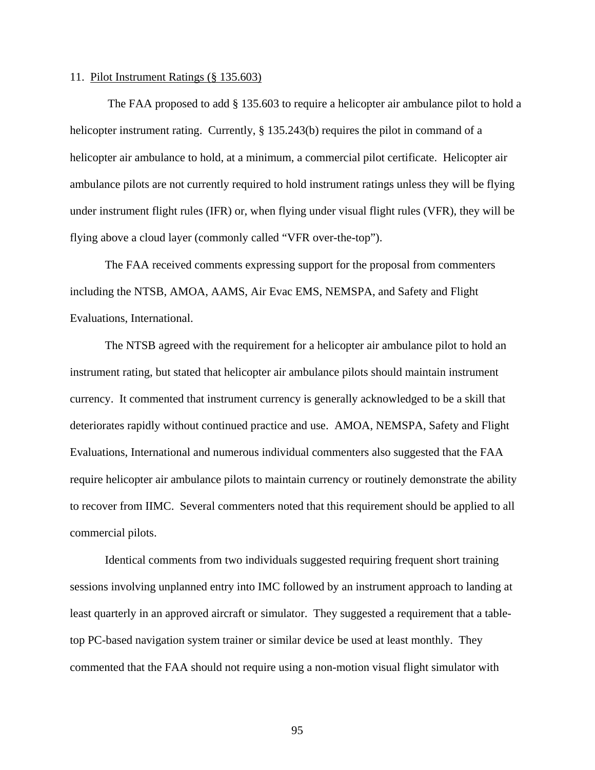11. Pilot Instrument Ratings (§ 135.603)

The FAA proposed to add § 135.603 to require a helicopter air ambulance pilot to hold a helicopter instrument rating. Currently, § 135.243(b) requires the pilot in command of a helicopter air ambulance to hold, at a minimum, a commercial pilot certificate. Helicopter air ambulance pilots are not currently required to hold instrument ratings unless they will be flying under instrument flight rules (IFR) or, when flying under visual flight rules (VFR), they will be flying above a cloud layer (commonly called "VFR over-the-top").

The FAA received comments expressing support for the proposal from commenters including the NTSB, AMOA, AAMS, Air Evac EMS, NEMSPA, and Safety and Flight Evaluations, International.

The NTSB agreed with the requirement for a helicopter air ambulance pilot to hold an instrument rating, but stated that helicopter air ambulance pilots should maintain instrument currency. It commented that instrument currency is generally acknowledged to be a skill that deteriorates rapidly without continued practice and use. AMOA, NEMSPA, Safety and Flight Evaluations, International and numerous individual commenters also suggested that the FAA require helicopter air ambulance pilots to maintain currency or routinely demonstrate the ability to recover from IIMC. Several commenters noted that this requirement should be applied to all commercial pilots.

Identical comments from two individuals suggested requiring frequent short training sessions involving unplanned entry into IMC followed by an instrument approach to landing at least quarterly in an approved aircraft or simulator. They suggested a requirement that a table-top PC-based navigation system trainer or similar device be used at least monthly. They commented that the FAA should not require using a non-motion visual flight simulator with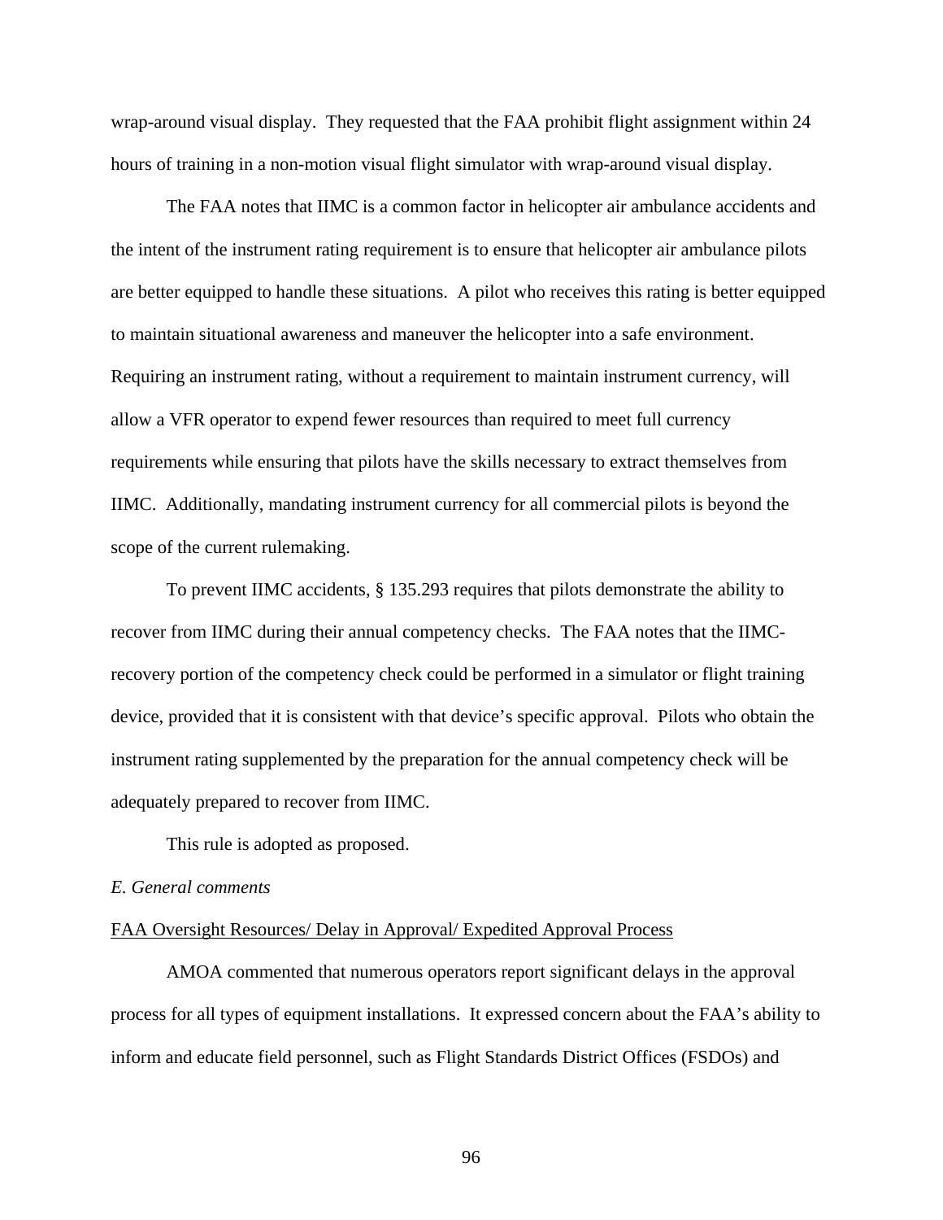wrap-around visual display. They requested that the FAA prohibit flight assignment within 24 hours of training in a non-motion visual flight simulator with wrap-around visual display.

The FAA notes that IIMC is a common factor in helicopter air ambulance accidents and the intent of the instrument rating requirement is to ensure that helicopter air ambulance pilots are better equipped to handle these situations. A pilot who receives this rating is better equipped to maintain situational awareness and maneuver the helicopter into a safe environment. Requiring an instrument rating, without a requirement to maintain instrument currency, will allow a VFR operator to expend fewer resources than required to meet full currency requirements while ensuring that pilots have the skills necessary to extract themselves from IIMC. Additionally, mandating instrument currency for all commercial pilots is beyond the scope of the current rulemaking.

To prevent IIMC accidents, § 135.293 requires that pilots demonstrate the ability to recover from IIMC during their annual competency checks. The FAA notes that the IIMC-recovery portion of the competency check could be performed in a simulator or flight training device, provided that it is consistent with that device's specific approval. Pilots who obtain the instrument rating supplemented by the preparation for the annual competency check will be adequately prepared to recover from IIMC.

This rule is adopted as proposed.

*E. General comments*

FAA Oversight Resources/ Delay in Approval/ Expedited Approval Process

AMOA commented that numerous operators report significant delays in the approval process for all types of equipment installations. It expressed concern about the FAA's ability to inform and educate field personnel, such as Flight Standards District Offices (FSDOs) and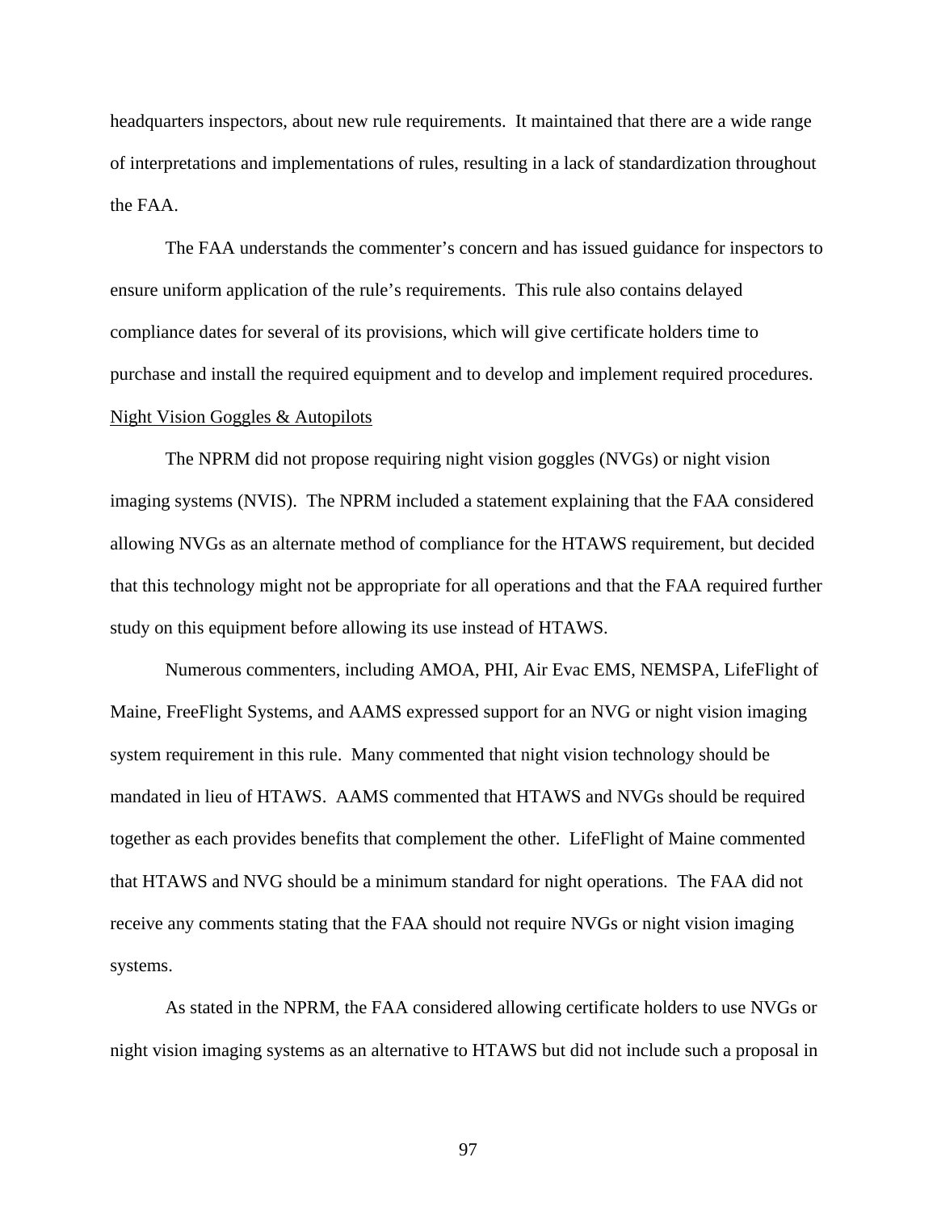headquarters inspectors, about new rule requirements. It maintained that there are a wide range of interpretations and implementations of rules, resulting in a lack of standardization throughout the FAA.

The FAA understands the commenter's concern and has issued guidance for inspectors to ensure uniform application of the rule's requirements. This rule also contains delayed compliance dates for several of its provisions, which will give certificate holders time to purchase and install the required equipment and to develop and implement required procedures.

Night Vision Goggles & Autopilots

The NPRM did not propose requiring night vision goggles (NVGs) or night vision imaging systems (NVIS). The NPRM included a statement explaining that the FAA considered allowing NVGs as an alternate method of compliance for the HTAWS requirement, but decided that this technology might not be appropriate for all operations and that the FAA required further study on this equipment before allowing its use instead of HTAWS.

Numerous commenters, including AMOA, PHI, Air Evac EMS, NEMSPA, LifeFlight of Maine, FreeFlight Systems, and AAMS expressed support for an NVG or night vision imaging system requirement in this rule. Many commented that night vision technology should be mandated in lieu of HTAWS. AAMS commented that HTAWS and NVGs should be required together as each provides benefits that complement the other. LifeFlight of Maine commented that HTAWS and NVG should be a minimum standard for night operations. The FAA did not receive any comments stating that the FAA should not require NVGs or night vision imaging systems.

As stated in the NPRM, the FAA considered allowing certificate holders to use NVGs or night vision imaging systems as an alternative to HTAWS but did not include such a proposal in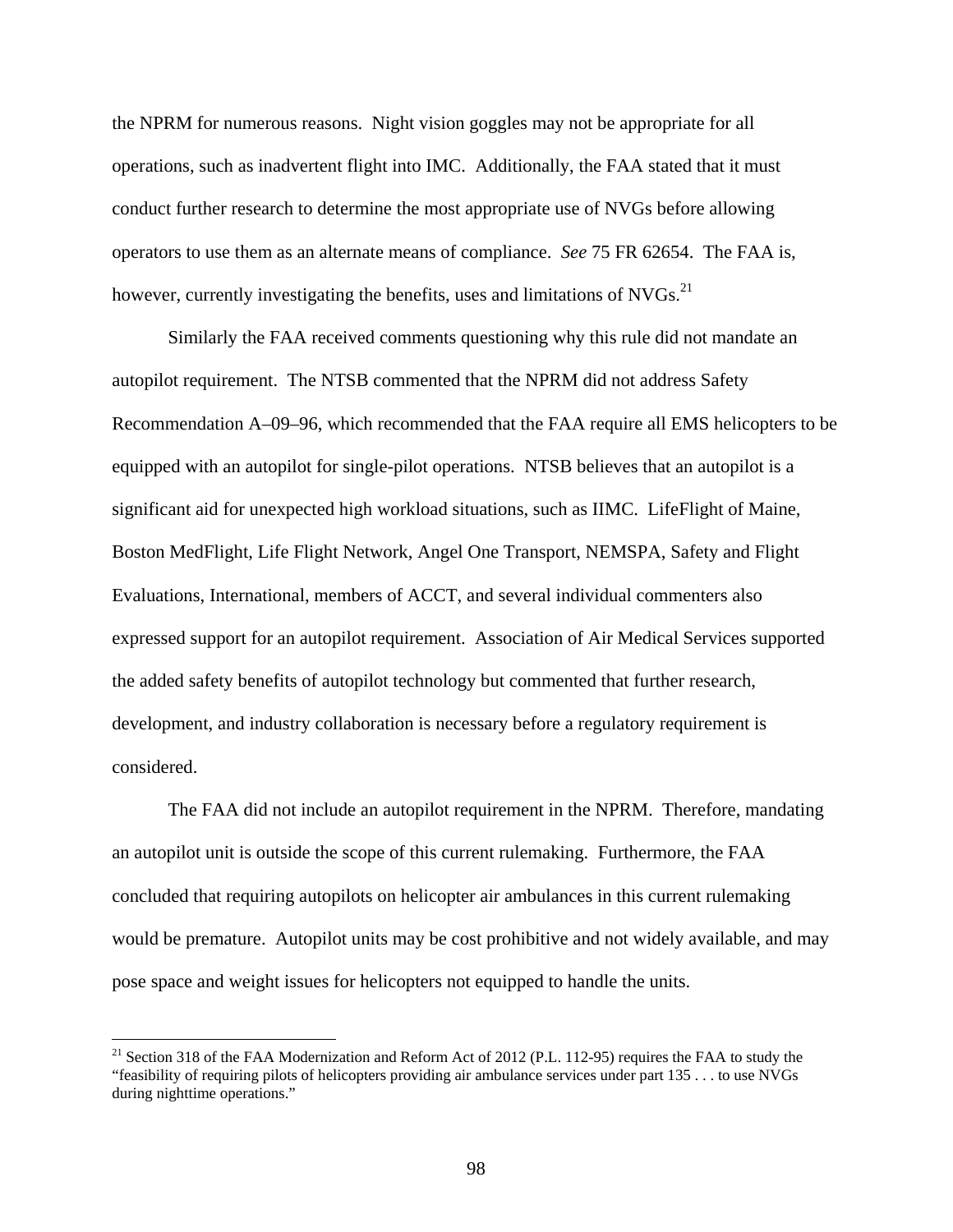the NPRM for numerous reasons. Night vision goggles may not be appropriate for all operations, such as inadvertent flight into IMC. Additionally, the FAA stated that it must conduct further research to determine the most appropriate use of NVGs before allowing operators to use them as an alternate means of compliance. *See* 75 FR 62654. The FAA is, however, currently investigating the benefits, uses and limitations of NVGs.[21]

Similarly the FAA received comments questioning why this rule did not mandate an autopilot requirement. The NTSB commented that the NPRM did not address Safety Recommendation A–09–96, which recommended that the FAA require all EMS helicopters to be equipped with an autopilot for single-pilot operations. NTSB believes that an autopilot is a significant aid for unexpected high workload situations, such as IIMC. LifeFlight of Maine, Boston MedFlight, Life Flight Network, Angel One Transport, NEMSPA, Safety and Flight Evaluations, International, members of ACCT, and several individual commenters also expressed support for an autopilot requirement. Association of Air Medical Services supported the added safety benefits of autopilot technology but commented that further research, development, and industry collaboration is necessary before a regulatory requirement is considered.

The FAA did not include an autopilot requirement in the NPRM. Therefore, mandating an autopilot unit is outside the scope of this current rulemaking. Furthermore, the FAA concluded that requiring autopilots on helicopter air ambulances in this current rulemaking would be premature. Autopilot units may be cost prohibitive and not widely available, and may pose space and weight issues for helicopters not equipped to handle the units.

[21] Section 318 of the FAA Modernization and Reform Act of 2012 (P.L. 112-95) requires the FAA to study the "feasibility of requiring pilots of helicopters providing air ambulance services under part 135 . . . to use NVGs during nighttime operations."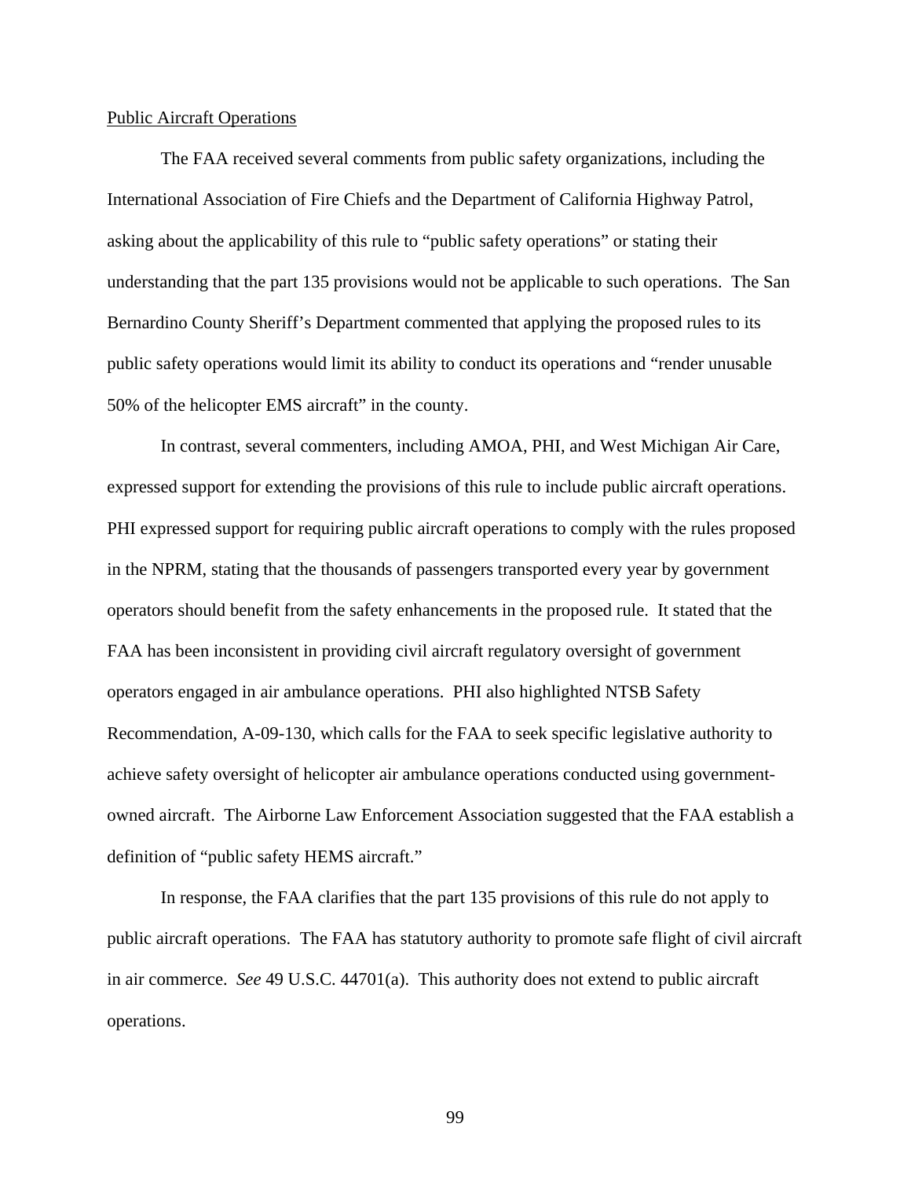Public Aircraft Operations

The FAA received several comments from public safety organizations, including the International Association of Fire Chiefs and the Department of California Highway Patrol, asking about the applicability of this rule to "public safety operations" or stating their understanding that the part 135 provisions would not be applicable to such operations. The San Bernardino County Sheriff's Department commented that applying the proposed rules to its public safety operations would limit its ability to conduct its operations and "render unusable 50% of the helicopter EMS aircraft" in the county.

In contrast, several commenters, including AMOA, PHI, and West Michigan Air Care, expressed support for extending the provisions of this rule to include public aircraft operations. PHI expressed support for requiring public aircraft operations to comply with the rules proposed in the NPRM, stating that the thousands of passengers transported every year by government operators should benefit from the safety enhancements in the proposed rule. It stated that the FAA has been inconsistent in providing civil aircraft regulatory oversight of government operators engaged in air ambulance operations. PHI also highlighted NTSB Safety Recommendation, A-09-130, which calls for the FAA to seek specific legislative authority to achieve safety oversight of helicopter air ambulance operations conducted using government-owned aircraft. The Airborne Law Enforcement Association suggested that the FAA establish a definition of "public safety HEMS aircraft."

In response, the FAA clarifies that the part 135 provisions of this rule do not apply to public aircraft operations. The FAA has statutory authority to promote safe flight of civil aircraft in air commerce. *See* 49 U.S.C. 44701(a). This authority does not extend to public aircraft operations.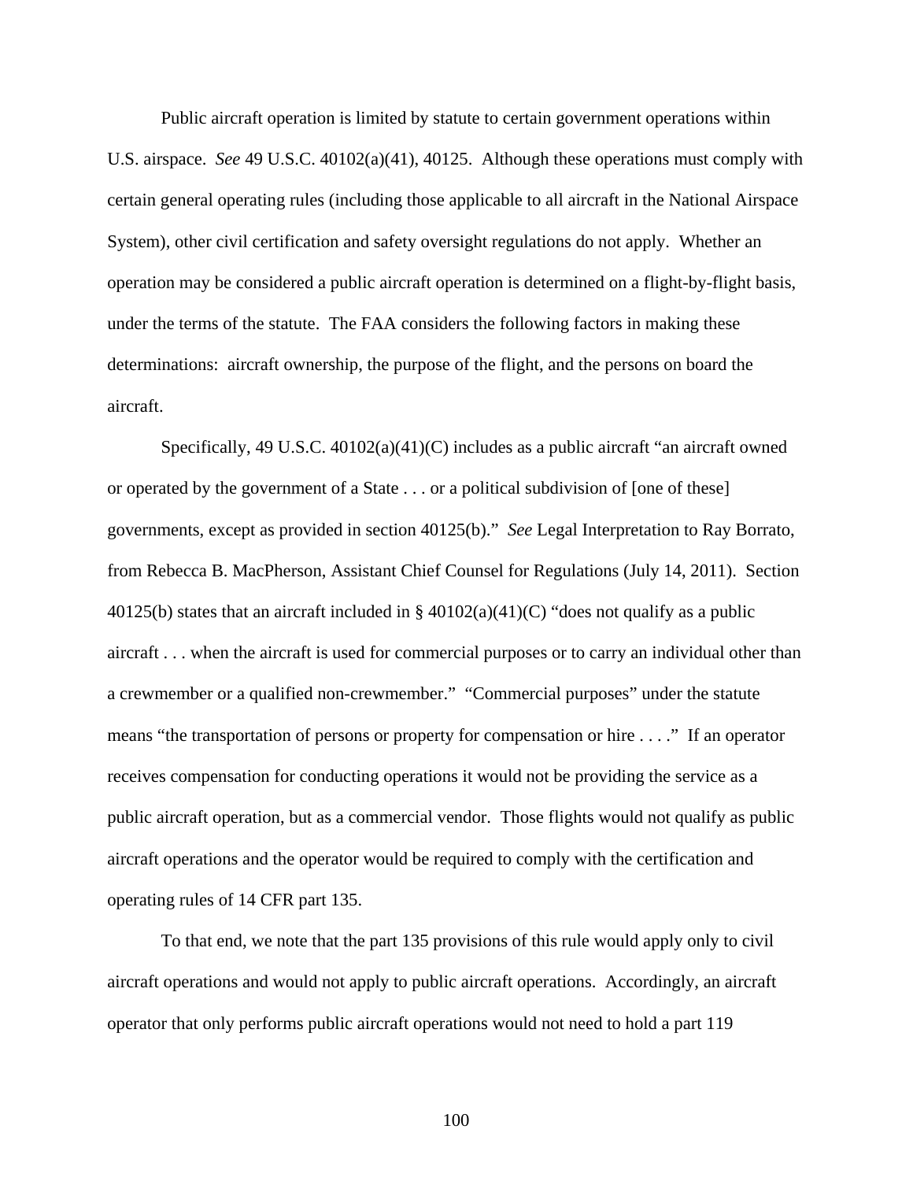Public aircraft operation is limited by statute to certain government operations within U.S. airspace. *See* 49 U.S.C. 40102(a)(41), 40125. Although these operations must comply with certain general operating rules (including those applicable to all aircraft in the National Airspace System), other civil certification and safety oversight regulations do not apply. Whether an operation may be considered a public aircraft operation is determined on a flight-by-flight basis, under the terms of the statute. The FAA considers the following factors in making these determinations: aircraft ownership, the purpose of the flight, and the persons on board the aircraft.

Specifically, 49 U.S.C. 40102(a)(41)(C) includes as a public aircraft "an aircraft owned or operated by the government of a State . . . or a political subdivision of [one of these] governments, except as provided in section 40125(b)." *See* Legal Interpretation to Ray Borrato, from Rebecca B. MacPherson, Assistant Chief Counsel for Regulations (July 14, 2011). Section 40125(b) states that an aircraft included in § 40102(a)(41)(C) "does not qualify as a public aircraft . . . when the aircraft is used for commercial purposes or to carry an individual other than a crewmember or a qualified non-crewmember." "Commercial purposes" under the statute means "the transportation of persons or property for compensation or hire . . . ." If an operator receives compensation for conducting operations it would not be providing the service as a public aircraft operation, but as a commercial vendor. Those flights would not qualify as public aircraft operations and the operator would be required to comply with the certification and operating rules of 14 CFR part 135.

To that end, we note that the part 135 provisions of this rule would apply only to civil aircraft operations and would not apply to public aircraft operations. Accordingly, an aircraft operator that only performs public aircraft operations would not need to hold a part 119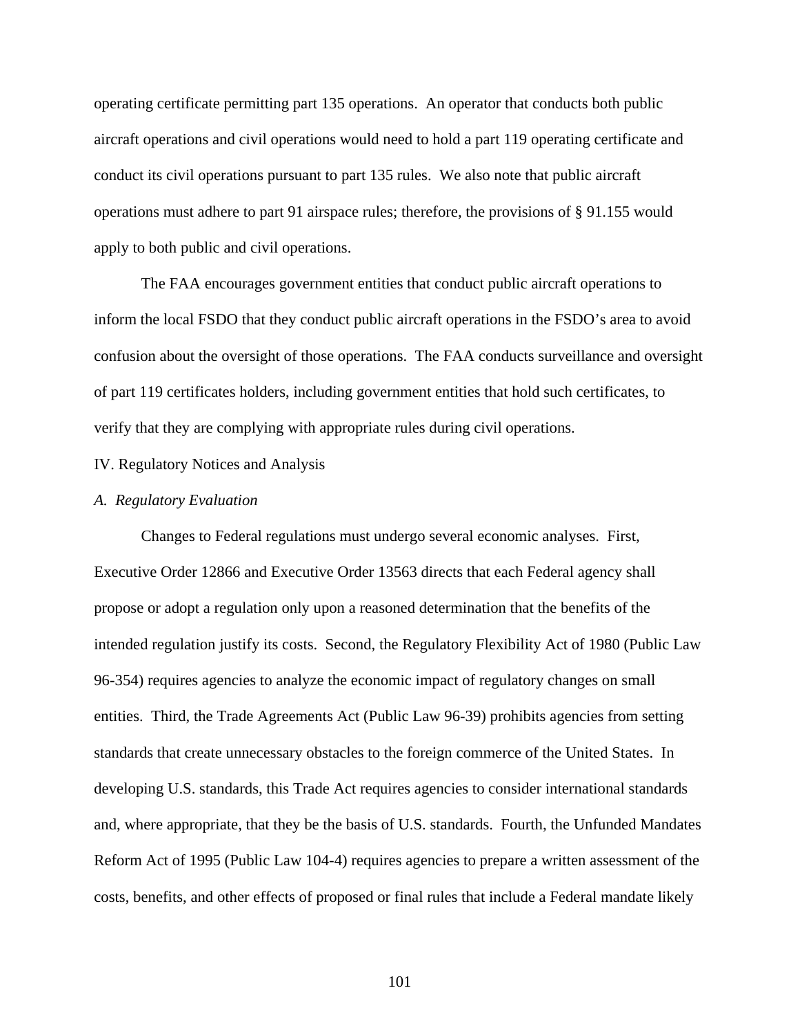operating certificate permitting part 135 operations. An operator that conducts both public aircraft operations and civil operations would need to hold a part 119 operating certificate and conduct its civil operations pursuant to part 135 rules. We also note that public aircraft operations must adhere to part 91 airspace rules; therefore, the provisions of § 91.155 would apply to both public and civil operations.

The FAA encourages government entities that conduct public aircraft operations to inform the local FSDO that they conduct public aircraft operations in the FSDO's area to avoid confusion about the oversight of those operations. The FAA conducts surveillance and oversight of part 119 certificates holders, including government entities that hold such certificates, to verify that they are complying with appropriate rules during civil operations.

## IV. Regulatory Notices and Analysis

### *A. Regulatory Evaluation*

Changes to Federal regulations must undergo several economic analyses. First, Executive Order 12866 and Executive Order 13563 directs that each Federal agency shall propose or adopt a regulation only upon a reasoned determination that the benefits of the intended regulation justify its costs. Second, the Regulatory Flexibility Act of 1980 (Public Law 96-354) requires agencies to analyze the economic impact of regulatory changes on small entities. Third, the Trade Agreements Act (Public Law 96-39) prohibits agencies from setting standards that create unnecessary obstacles to the foreign commerce of the United States. In developing U.S. standards, this Trade Act requires agencies to consider international standards and, where appropriate, that they be the basis of U.S. standards. Fourth, the Unfunded Mandates Reform Act of 1995 (Public Law 104-4) requires agencies to prepare a written assessment of the costs, benefits, and other effects of proposed or final rules that include a Federal mandate likely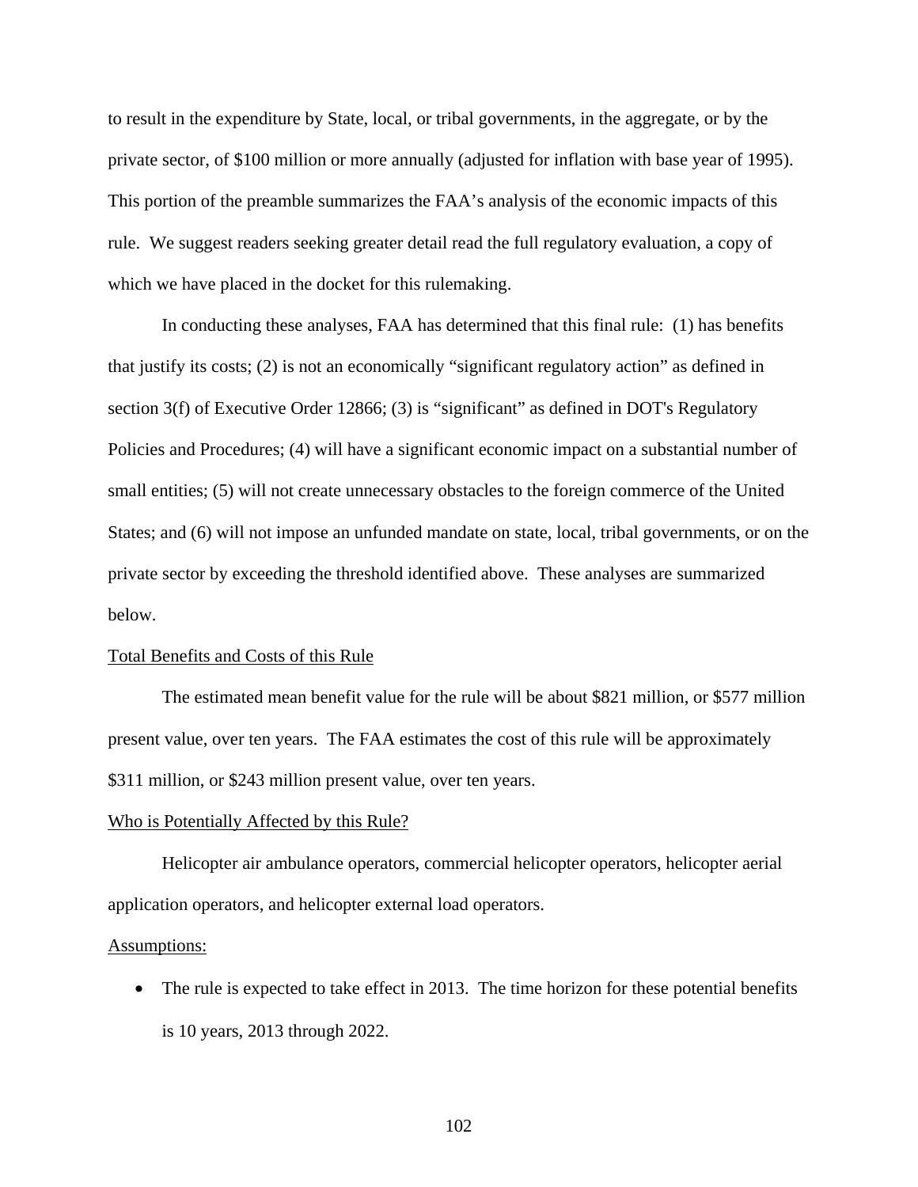to result in the expenditure by State, local, or tribal governments, in the aggregate, or by the private sector, of $100 million or more annually (adjusted for inflation with base year of 1995). This portion of the preamble summarizes the FAA's analysis of the economic impacts of this rule. We suggest readers seeking greater detail read the full regulatory evaluation, a copy of which we have placed in the docket for this rulemaking.

In conducting these analyses, FAA has determined that this final rule: (1) has benefits that justify its costs; (2) is not an economically "significant regulatory action" as defined in section 3(f) of Executive Order 12866; (3) is "significant" as defined in DOT's Regulatory Policies and Procedures; (4) will have a significant economic impact on a substantial number of small entities; (5) will not create unnecessary obstacles to the foreign commerce of the United States; and (6) will not impose an unfunded mandate on state, local, tribal governments, or on the private sector by exceeding the threshold identified above. These analyses are summarized below.

Total Benefits and Costs of this Rule

The estimated mean benefit value for the rule will be about $821 million, or $577 million present value, over ten years. The FAA estimates the cost of this rule will be approximately $311 million, or $243 million present value, over ten years.

Who is Potentially Affected by this Rule?

Helicopter air ambulance operators, commercial helicopter operators, helicopter aerial application operators, and helicopter external load operators.

Assumptions:

- The rule is expected to take effect in 2013. The time horizon for these potential benefits is 10 years, 2013 through 2022.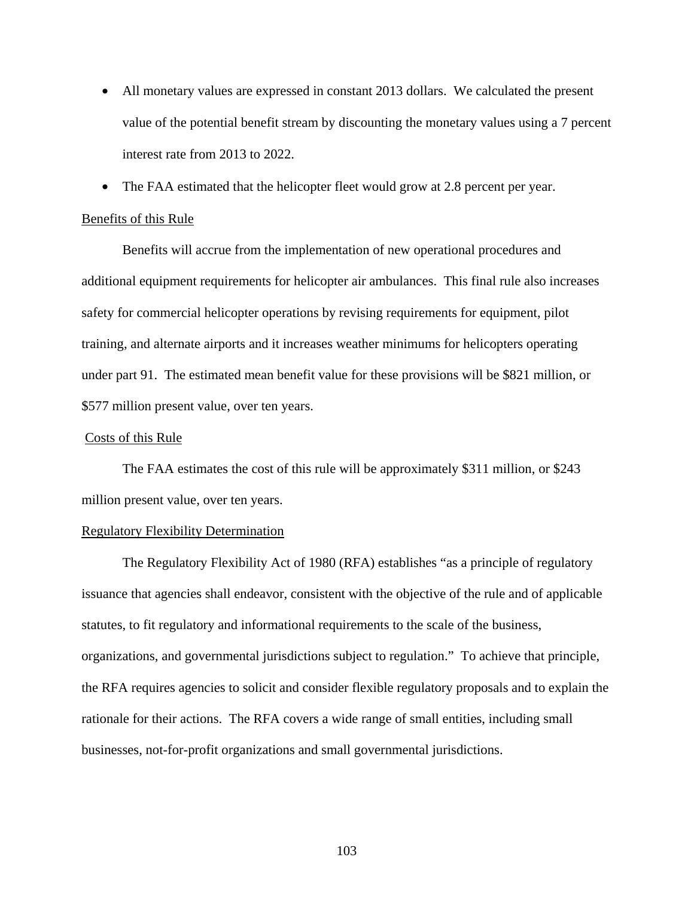- All monetary values are expressed in constant 2013 dollars. We calculated the present value of the potential benefit stream by discounting the monetary values using a 7 percent interest rate from 2013 to 2022.
- The FAA estimated that the helicopter fleet would grow at 2.8 percent per year.

Benefits of this Rule

Benefits will accrue from the implementation of new operational procedures and additional equipment requirements for helicopter air ambulances. This final rule also increases safety for commercial helicopter operations by revising requirements for equipment, pilot training, and alternate airports and it increases weather minimums for helicopters operating under part 91. The estimated mean benefit value for these provisions will be $821 million, or $577 million present value, over ten years.

Costs of this Rule

The FAA estimates the cost of this rule will be approximately $311 million, or $243 million present value, over ten years.

Regulatory Flexibility Determination

The Regulatory Flexibility Act of 1980 (RFA) establishes "as a principle of regulatory issuance that agencies shall endeavor, consistent with the objective of the rule and of applicable statutes, to fit regulatory and informational requirements to the scale of the business, organizations, and governmental jurisdictions subject to regulation." To achieve that principle, the RFA requires agencies to solicit and consider flexible regulatory proposals and to explain the rationale for their actions. The RFA covers a wide range of small entities, including small businesses, not-for-profit organizations and small governmental jurisdictions.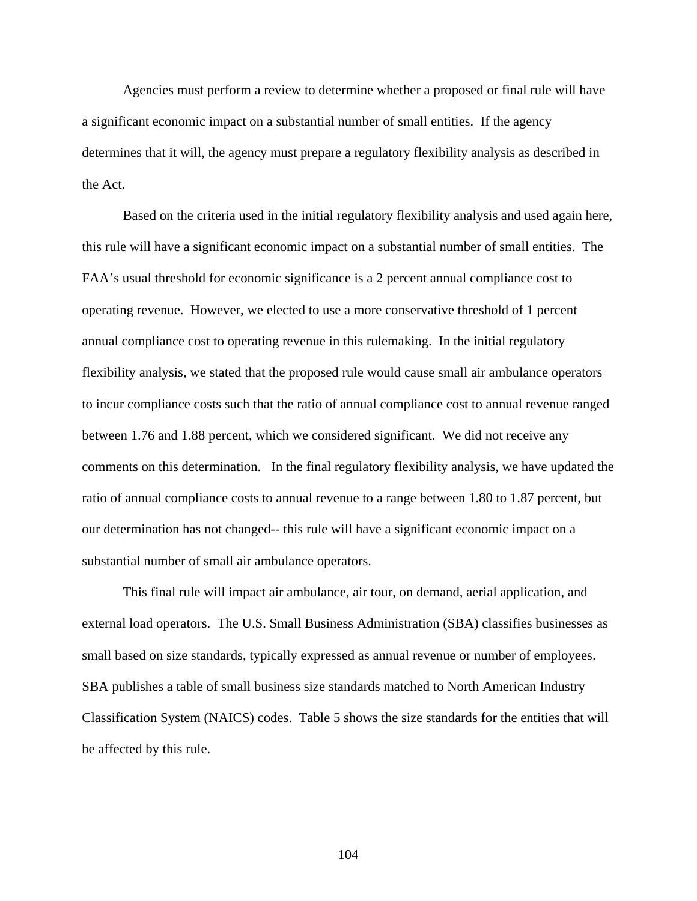Agencies must perform a review to determine whether a proposed or final rule will have a significant economic impact on a substantial number of small entities. If the agency determines that it will, the agency must prepare a regulatory flexibility analysis as described in the Act.

Based on the criteria used in the initial regulatory flexibility analysis and used again here, this rule will have a significant economic impact on a substantial number of small entities. The FAA's usual threshold for economic significance is a 2 percent annual compliance cost to operating revenue. However, we elected to use a more conservative threshold of 1 percent annual compliance cost to operating revenue in this rulemaking. In the initial regulatory flexibility analysis, we stated that the proposed rule would cause small air ambulance operators to incur compliance costs such that the ratio of annual compliance cost to annual revenue ranged between 1.76 and 1.88 percent, which we considered significant. We did not receive any comments on this determination. In the final regulatory flexibility analysis, we have updated the ratio of annual compliance costs to annual revenue to a range between 1.80 to 1.87 percent, but our determination has not changed-- this rule will have a significant economic impact on a substantial number of small air ambulance operators.

This final rule will impact air ambulance, air tour, on demand, aerial application, and external load operators. The U.S. Small Business Administration (SBA) classifies businesses as small based on size standards, typically expressed as annual revenue or number of employees. SBA publishes a table of small business size standards matched to North American Industry Classification System (NAICS) codes. Table 5 shows the size standards for the entities that will be affected by this rule.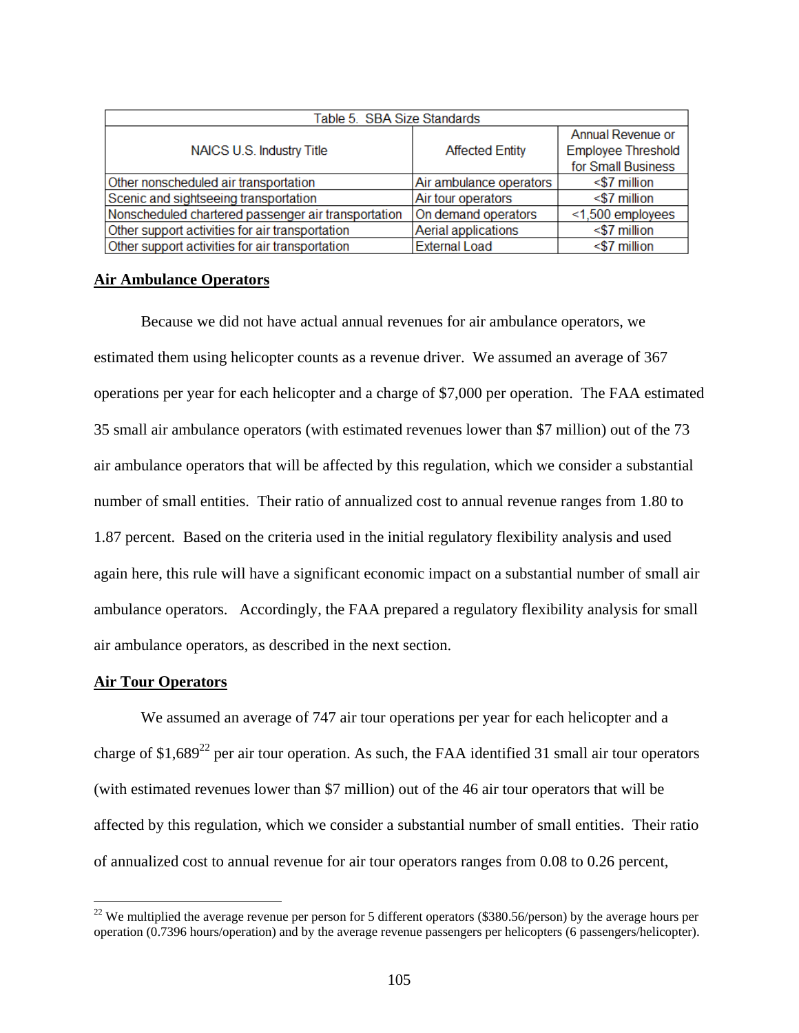| Table 5. SBA Size Standards | | |
|---|---|---|
| NAICS U.S. Industry Title | Affected Entity | Annual Revenue or Employee Threshold for Small Business |
| Other nonscheduled air transportation | Air ambulance operators | <$7 million |
| Scenic and sightseeing transportation | Air tour operators | <$7 million |
| Nonscheduled chartered passenger air transportation | On demand operators | <1,500 employees |
| Other support activities for air transportation | Aerial applications | <$7 million |
| Other support activities for air transportation | External Load | <$7 million |

**Air Ambulance Operators**

Because we did not have actual annual revenues for air ambulance operators, we estimated them using helicopter counts as a revenue driver. We assumed an average of 367 operations per year for each helicopter and a charge of $7,000 per operation. The FAA estimated 35 small air ambulance operators (with estimated revenues lower than $7 million) out of the 73 air ambulance operators that will be affected by this regulation, which we consider a substantial number of small entities. Their ratio of annualized cost to annual revenue ranges from 1.80 to 1.87 percent. Based on the criteria used in the initial regulatory flexibility analysis and used again here, this rule will have a significant economic impact on a substantial number of small air ambulance operators. Accordingly, the FAA prepared a regulatory flexibility analysis for small air ambulance operators, as described in the next section.

**Air Tour Operators**

We assumed an average of 747 air tour operations per year for each helicopter and a charge of $1,689[22] per air tour operation. As such, the FAA identified 31 small air tour operators (with estimated revenues lower than $7 million) out of the 46 air tour operators that will be affected by this regulation, which we consider a substantial number of small entities. Their ratio of annualized cost to annual revenue for air tour operators ranges from 0.08 to 0.26 percent,

[22] We multiplied the average revenue per person for 5 different operators ($380.56/person) by the average hours per operation (0.7396 hours/operation) and by the average revenue passengers per helicopters (6 passengers/helicopter).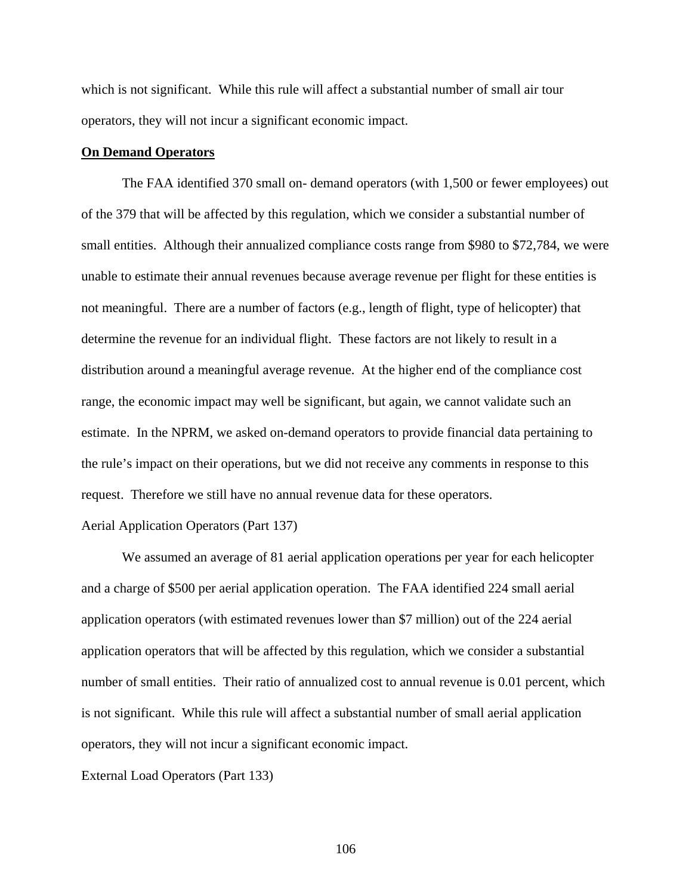which is not significant. While this rule will affect a substantial number of small air tour operators, they will not incur a significant economic impact.

**On Demand Operators**

The FAA identified 370 small on- demand operators (with 1,500 or fewer employees) out of the 379 that will be affected by this regulation, which we consider a substantial number of small entities. Although their annualized compliance costs range from $980 to $72,784, we were unable to estimate their annual revenues because average revenue per flight for these entities is not meaningful. There are a number of factors (e.g., length of flight, type of helicopter) that determine the revenue for an individual flight. These factors are not likely to result in a distribution around a meaningful average revenue. At the higher end of the compliance cost range, the economic impact may well be significant, but again, we cannot validate such an estimate. In the NPRM, we asked on-demand operators to provide financial data pertaining to the rule's impact on their operations, but we did not receive any comments in response to this request. Therefore we still have no annual revenue data for these operators.

Aerial Application Operators (Part 137)

We assumed an average of 81 aerial application operations per year for each helicopter and a charge of $500 per aerial application operation. The FAA identified 224 small aerial application operators (with estimated revenues lower than $7 million) out of the 224 aerial application operators that will be affected by this regulation, which we consider a substantial number of small entities. Their ratio of annualized cost to annual revenue is 0.01 percent, which is not significant. While this rule will affect a substantial number of small aerial application operators, they will not incur a significant economic impact.

External Load Operators (Part 133)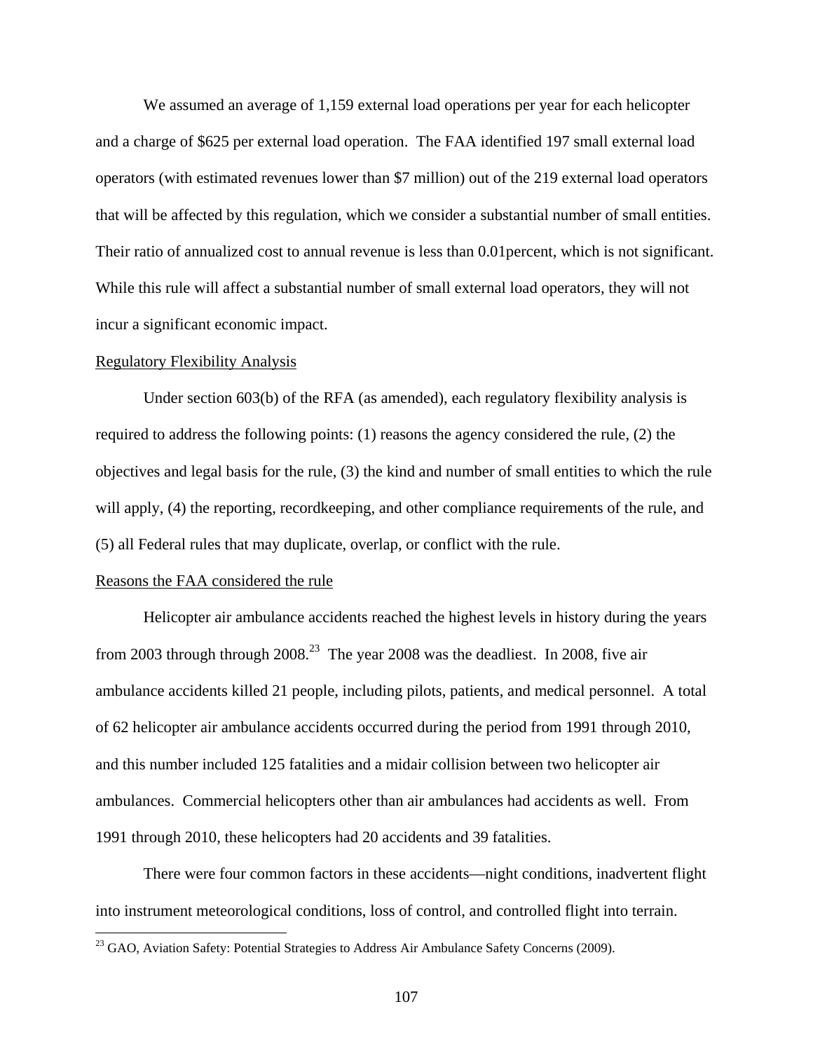We assumed an average of 1,159 external load operations per year for each helicopter and a charge of $625 per external load operation. The FAA identified 197 small external load operators (with estimated revenues lower than $7 million) out of the 219 external load operators that will be affected by this regulation, which we consider a substantial number of small entities. Their ratio of annualized cost to annual revenue is less than 0.01percent, which is not significant. While this rule will affect a substantial number of small external load operators, they will not incur a significant economic impact.

Regulatory Flexibility Analysis

Under section 603(b) of the RFA (as amended), each regulatory flexibility analysis is required to address the following points: (1) reasons the agency considered the rule, (2) the objectives and legal basis for the rule, (3) the kind and number of small entities to which the rule will apply, (4) the reporting, recordkeeping, and other compliance requirements of the rule, and (5) all Federal rules that may duplicate, overlap, or conflict with the rule.

Reasons the FAA considered the rule

Helicopter air ambulance accidents reached the highest levels in history during the years from 2003 through through 2008.[23] The year 2008 was the deadliest. In 2008, five air ambulance accidents killed 21 people, including pilots, patients, and medical personnel. A total of 62 helicopter air ambulance accidents occurred during the period from 1991 through 2010, and this number included 125 fatalities and a midair collision between two helicopter air ambulances. Commercial helicopters other than air ambulances had accidents as well. From 1991 through 2010, these helicopters had 20 accidents and 39 fatalities.

There were four common factors in these accidents—night conditions, inadvertent flight into instrument meteorological conditions, loss of control, and controlled flight into terrain.

[23] GAO, Aviation Safety: Potential Strategies to Address Air Ambulance Safety Concerns (2009).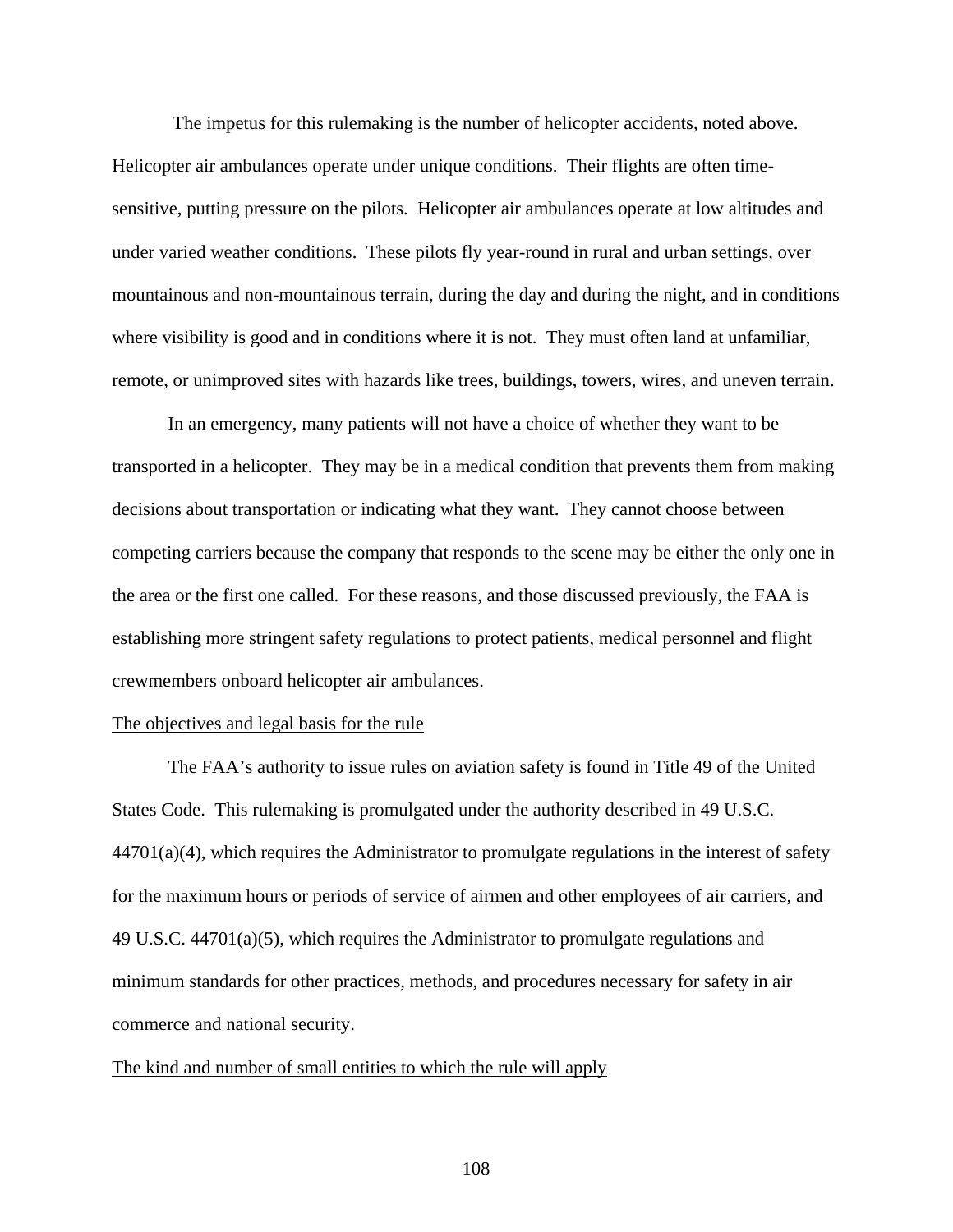The impetus for this rulemaking is the number of helicopter accidents, noted above. Helicopter air ambulances operate under unique conditions. Their flights are often time-sensitive, putting pressure on the pilots. Helicopter air ambulances operate at low altitudes and under varied weather conditions. These pilots fly year-round in rural and urban settings, over mountainous and non-mountainous terrain, during the day and during the night, and in conditions where visibility is good and in conditions where it is not. They must often land at unfamiliar, remote, or unimproved sites with hazards like trees, buildings, towers, wires, and uneven terrain.

In an emergency, many patients will not have a choice of whether they want to be transported in a helicopter. They may be in a medical condition that prevents them from making decisions about transportation or indicating what they want. They cannot choose between competing carriers because the company that responds to the scene may be either the only one in the area or the first one called. For these reasons, and those discussed previously, the FAA is establishing more stringent safety regulations to protect patients, medical personnel and flight crewmembers onboard helicopter air ambulances.

<u>The objectives and legal basis for the rule</u>

The FAA's authority to issue rules on aviation safety is found in Title 49 of the United States Code. This rulemaking is promulgated under the authority described in 49 U.S.C. 44701(a)(4), which requires the Administrator to promulgate regulations in the interest of safety for the maximum hours or periods of service of airmen and other employees of air carriers, and 49 U.S.C. 44701(a)(5), which requires the Administrator to promulgate regulations and minimum standards for other practices, methods, and procedures necessary for safety in air commerce and national security.

<u>The kind and number of small entities to which the rule will apply</u>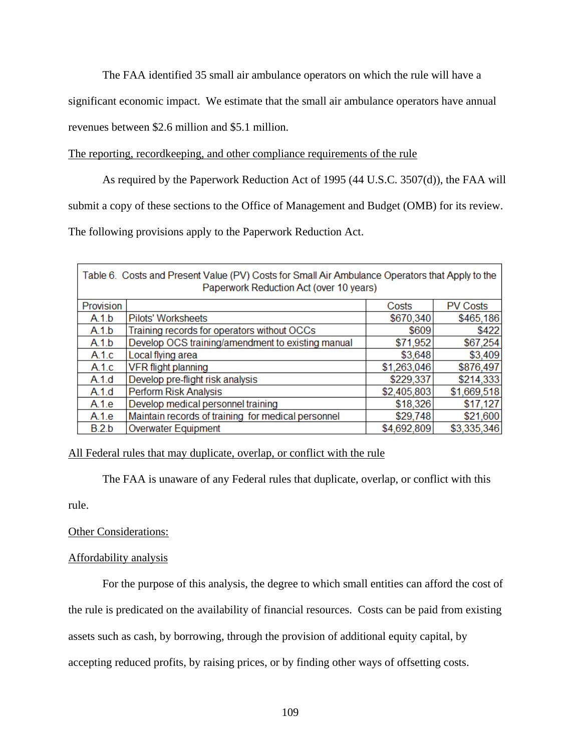The FAA identified 35 small air ambulance operators on which the rule will have a significant economic impact. We estimate that the small air ambulance operators have annual revenues between $2.6 million and $5.1 million.

The reporting, recordkeeping, and other compliance requirements of the rule

As required by the Paperwork Reduction Act of 1995 (44 U.S.C. 3507(d)), the FAA will submit a copy of these sections to the Office of Management and Budget (OMB) for its review. The following provisions apply to the Paperwork Reduction Act.

Table 6. Costs and Present Value (PV) Costs for Small Air Ambulance Operators that Apply to the Paperwork Reduction Act (over 10 years)

| Provision | | Costs | PV Costs |
|---|---|---|---|
| A.1.b | Pilots' Worksheets | $670,340 | $465,186 |
| A.1.b | Training records for operators without OCCs | $609 | $422 |
| A.1.b | Develop OCS training/amendment to existing manual | $71,952 | $67,254 |
| A.1.c | Local flying area | $3,648 | $3,409 |
| A.1.c | VFR flight planning | $1,263,046 | $876,497 |
| A.1.d | Develop pre-flight risk analysis | $229,337 | $214,333 |
| A.1.d | Perform Risk Analysis | $2,405,803 | $1,669,518 |
| A.1.e | Develop medical personnel training | $18,326 | $17,127 |
| A.1.e | Maintain records of training for medical personnel | $29,748 | $21,600 |
| B.2.b | Overwater Equipment | $4,692,809 | $3,335,346 |

All Federal rules that may duplicate, overlap, or conflict with the rule

The FAA is unaware of any Federal rules that duplicate, overlap, or conflict with this rule.

Other Considerations:

Affordability analysis

For the purpose of this analysis, the degree to which small entities can afford the cost of the rule is predicated on the availability of financial resources. Costs can be paid from existing assets such as cash, by borrowing, through the provision of additional equity capital, by accepting reduced profits, by raising prices, or by finding other ways of offsetting costs.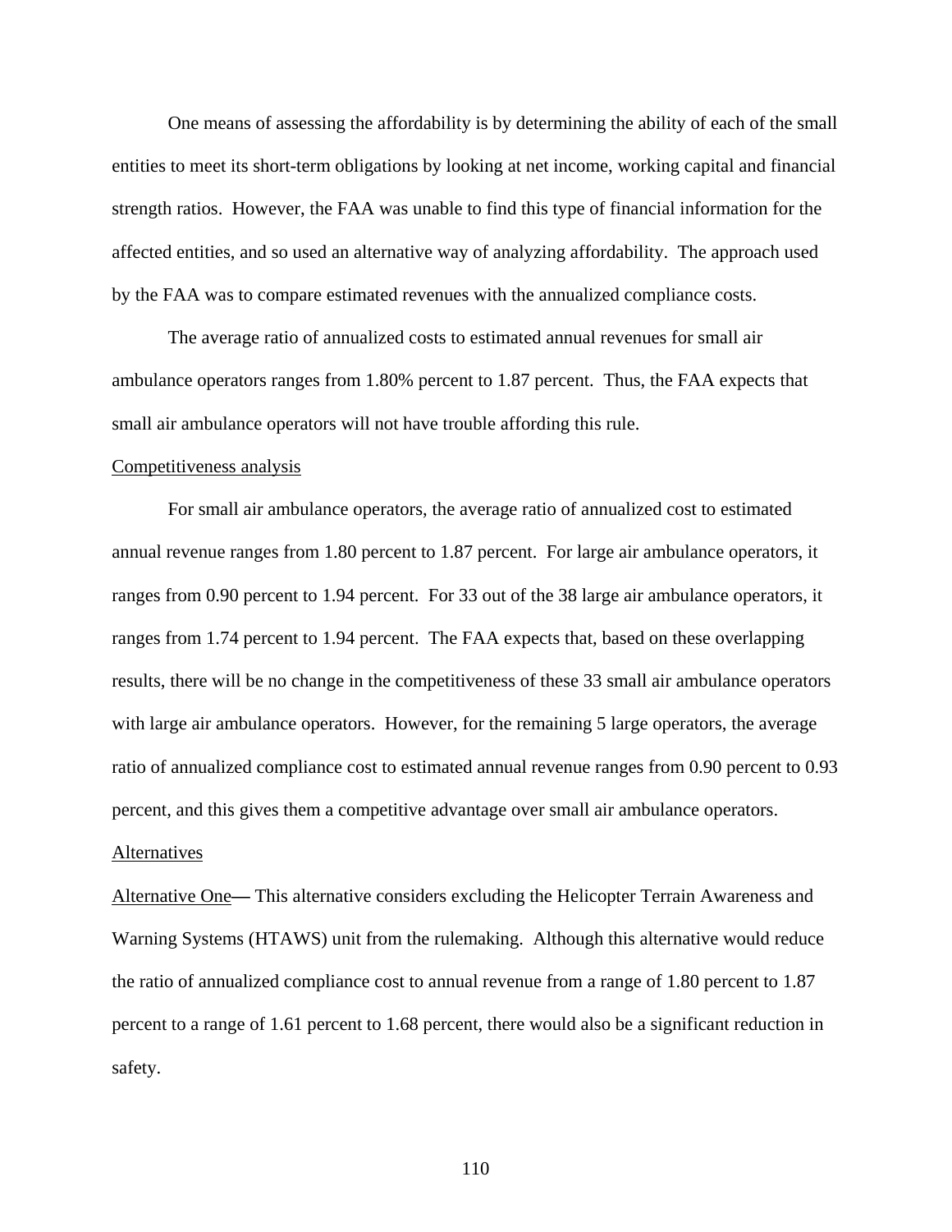One means of assessing the affordability is by determining the ability of each of the small entities to meet its short-term obligations by looking at net income, working capital and financial strength ratios. However, the FAA was unable to find this type of financial information for the affected entities, and so used an alternative way of analyzing affordability. The approach used by the FAA was to compare estimated revenues with the annualized compliance costs.

The average ratio of annualized costs to estimated annual revenues for small air ambulance operators ranges from 1.80% percent to 1.87 percent. Thus, the FAA expects that small air ambulance operators will not have trouble affording this rule.

Competitiveness analysis

For small air ambulance operators, the average ratio of annualized cost to estimated annual revenue ranges from 1.80 percent to 1.87 percent. For large air ambulance operators, it ranges from 0.90 percent to 1.94 percent. For 33 out of the 38 large air ambulance operators, it ranges from 1.74 percent to 1.94 percent. The FAA expects that, based on these overlapping results, there will be no change in the competitiveness of these 33 small air ambulance operators with large air ambulance operators. However, for the remaining 5 large operators, the average ratio of annualized compliance cost to estimated annual revenue ranges from 0.90 percent to 0.93 percent, and this gives them a competitive advantage over small air ambulance operators.

Alternatives

Alternative One— This alternative considers excluding the Helicopter Terrain Awareness and Warning Systems (HTAWS) unit from the rulemaking. Although this alternative would reduce the ratio of annualized compliance cost to annual revenue from a range of 1.80 percent to 1.87 percent to a range of 1.61 percent to 1.68 percent, there would also be a significant reduction in safety.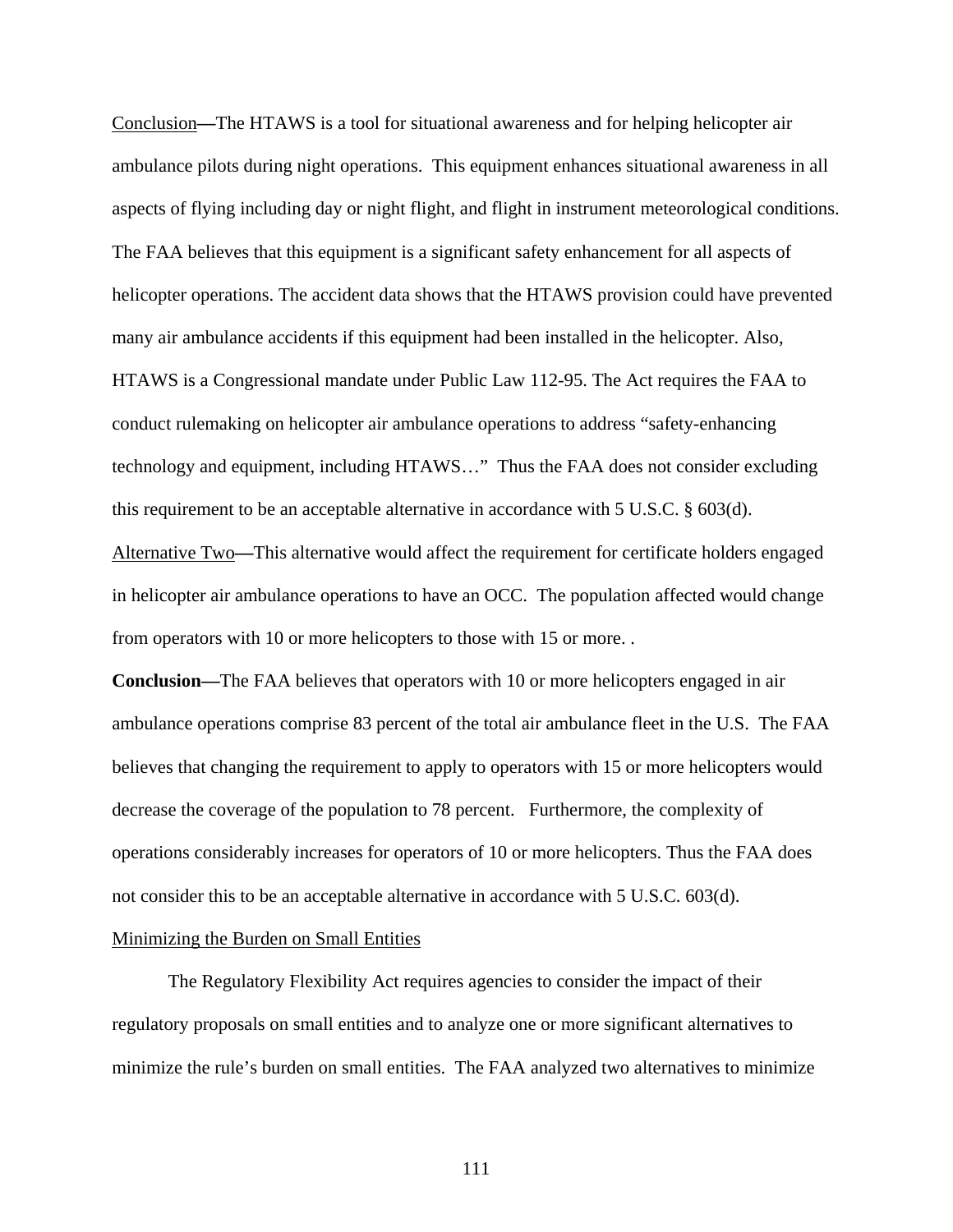Conclusion—The HTAWS is a tool for situational awareness and for helping helicopter air ambulance pilots during night operations. This equipment enhances situational awareness in all aspects of flying including day or night flight, and flight in instrument meteorological conditions. The FAA believes that this equipment is a significant safety enhancement for all aspects of helicopter operations. The accident data shows that the HTAWS provision could have prevented many air ambulance accidents if this equipment had been installed in the helicopter. Also, HTAWS is a Congressional mandate under Public Law 112-95. The Act requires the FAA to conduct rulemaking on helicopter air ambulance operations to address "safety-enhancing technology and equipment, including HTAWS…" Thus the FAA does not consider excluding this requirement to be an acceptable alternative in accordance with 5 U.S.C. § 603(d).

Alternative Two—This alternative would affect the requirement for certificate holders engaged in helicopter air ambulance operations to have an OCC. The population affected would change from operators with 10 or more helicopters to those with 15 or more. .

**Conclusion—**The FAA believes that operators with 10 or more helicopters engaged in air ambulance operations comprise 83 percent of the total air ambulance fleet in the U.S. The FAA believes that changing the requirement to apply to operators with 15 or more helicopters would decrease the coverage of the population to 78 percent. Furthermore, the complexity of operations considerably increases for operators of 10 or more helicopters. Thus the FAA does not consider this to be an acceptable alternative in accordance with 5 U.S.C. 603(d).

Minimizing the Burden on Small Entities

The Regulatory Flexibility Act requires agencies to consider the impact of their regulatory proposals on small entities and to analyze one or more significant alternatives to minimize the rule's burden on small entities. The FAA analyzed two alternatives to minimize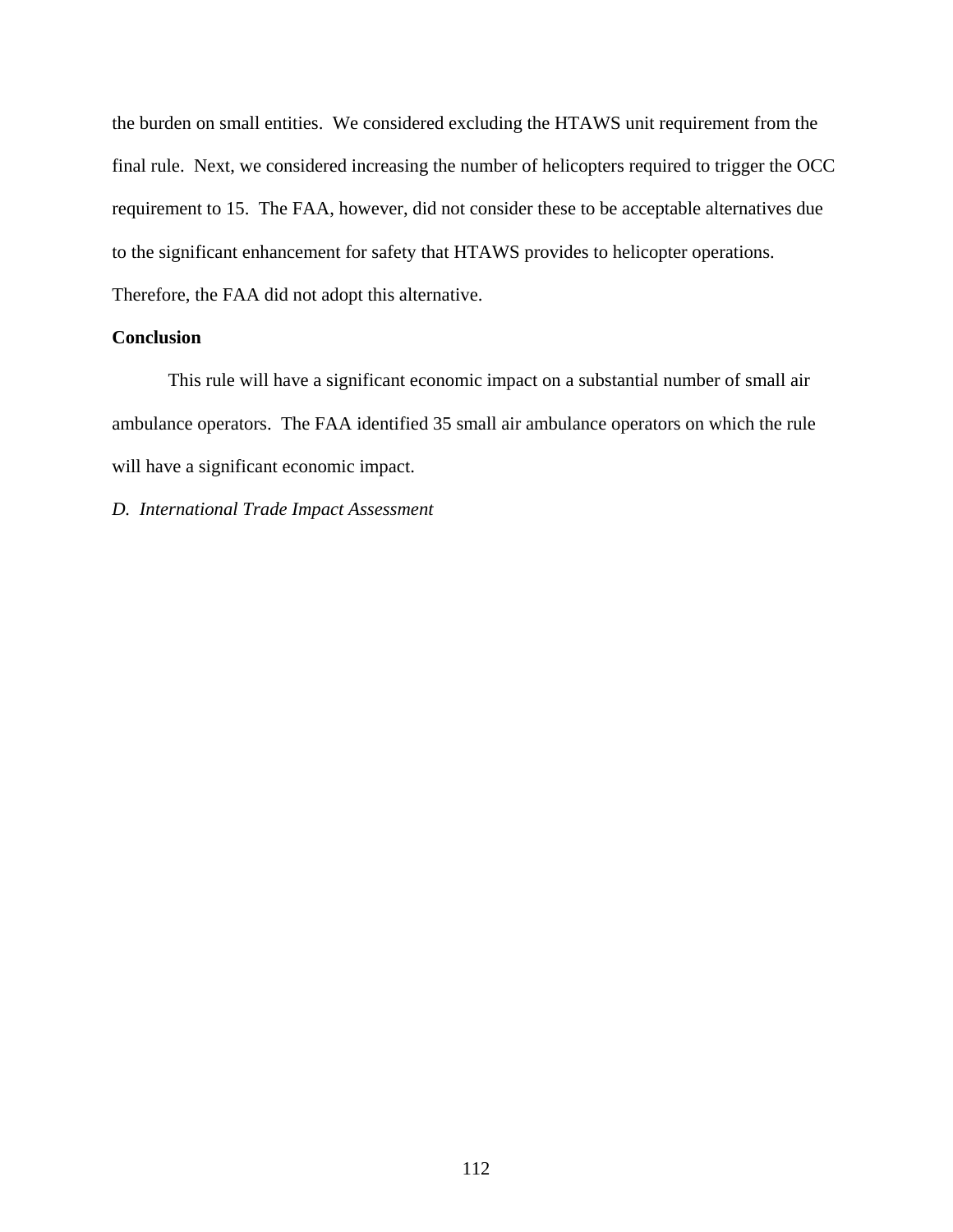the burden on small entities. We considered excluding the HTAWS unit requirement from the final rule. Next, we considered increasing the number of helicopters required to trigger the OCC requirement to 15. The FAA, however, did not consider these to be acceptable alternatives due to the significant enhancement for safety that HTAWS provides to helicopter operations. Therefore, the FAA did not adopt this alternative.

**Conclusion**

This rule will have a significant economic impact on a substantial number of small air ambulance operators. The FAA identified 35 small air ambulance operators on which the rule will have a significant economic impact.

*D. International Trade Impact Assessment*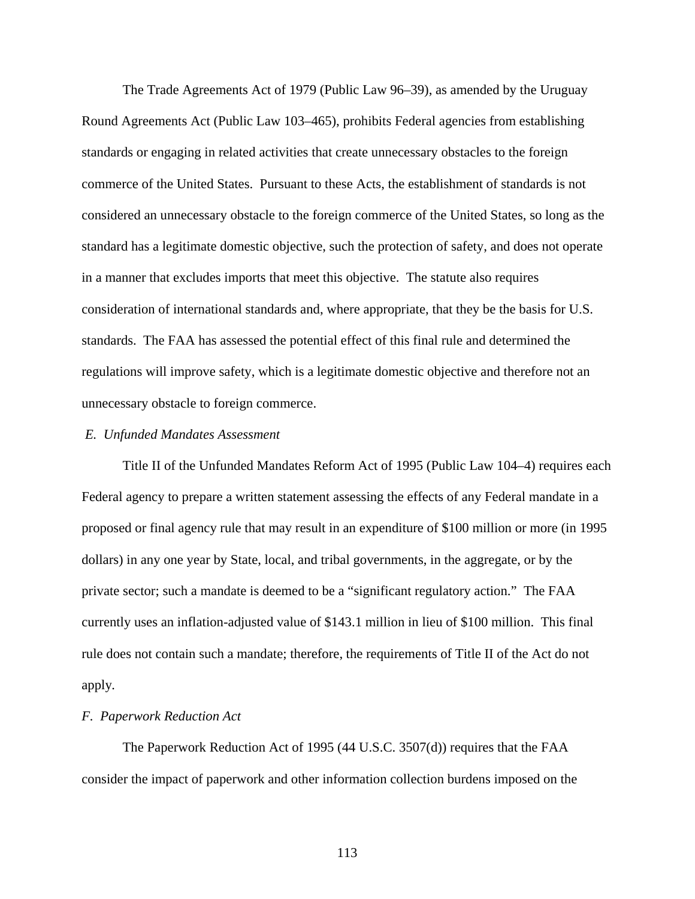The Trade Agreements Act of 1979 (Public Law 96–39), as amended by the Uruguay Round Agreements Act (Public Law 103–465), prohibits Federal agencies from establishing standards or engaging in related activities that create unnecessary obstacles to the foreign commerce of the United States. Pursuant to these Acts, the establishment of standards is not considered an unnecessary obstacle to the foreign commerce of the United States, so long as the standard has a legitimate domestic objective, such the protection of safety, and does not operate in a manner that excludes imports that meet this objective. The statute also requires consideration of international standards and, where appropriate, that they be the basis for U.S. standards. The FAA has assessed the potential effect of this final rule and determined the regulations will improve safety, which is a legitimate domestic objective and therefore not an unnecessary obstacle to foreign commerce.

### *E. Unfunded Mandates Assessment*

Title II of the Unfunded Mandates Reform Act of 1995 (Public Law 104–4) requires each Federal agency to prepare a written statement assessing the effects of any Federal mandate in a proposed or final agency rule that may result in an expenditure of $100 million or more (in 1995 dollars) in any one year by State, local, and tribal governments, in the aggregate, or by the private sector; such a mandate is deemed to be a "significant regulatory action." The FAA currently uses an inflation-adjusted value of $143.1 million in lieu of $100 million. This final rule does not contain such a mandate; therefore, the requirements of Title II of the Act do not apply.

### *F. Paperwork Reduction Act*

The Paperwork Reduction Act of 1995 (44 U.S.C. 3507(d)) requires that the FAA consider the impact of paperwork and other information collection burdens imposed on the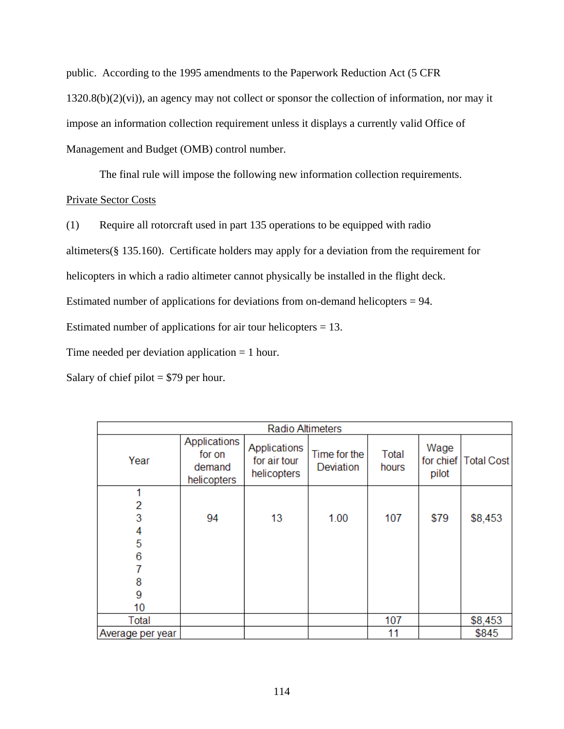public. According to the 1995 amendments to the Paperwork Reduction Act (5 CFR 1320.8(b)(2)(vi)), an agency may not collect or sponsor the collection of information, nor may it impose an information collection requirement unless it displays a currently valid Office of Management and Budget (OMB) control number.

The final rule will impose the following new information collection requirements.

Private Sector Costs

(1) Require all rotorcraft used in part 135 operations to be equipped with radio altimeters(§ 135.160). Certificate holders may apply for a deviation from the requirement for helicopters in which a radio altimeter cannot physically be installed in the flight deck.

Estimated number of applications for deviations from on-demand helicopters = 94.

Estimated number of applications for air tour helicopters = 13.

Time needed per deviation application = 1 hour.

Salary of chief pilot = $79 per hour.

| Radio Altimeters | | | | | | |
|---|---|---|---|---|---|---|
| Year | Applications for on demand helicopters | Applications for air tour helicopters | Time for the Deviation | Total hours | Wage for chief pilot | Total Cost |
| 1<br>2<br>3<br>4<br>5<br>6<br>7<br>8<br>9<br>10 | 94 | 13 | 1.00 | 107 | $79 | $8,453 |
| Total | | | | 107 | | $8,453 |
| Average per year | | | | 11 | | $845 |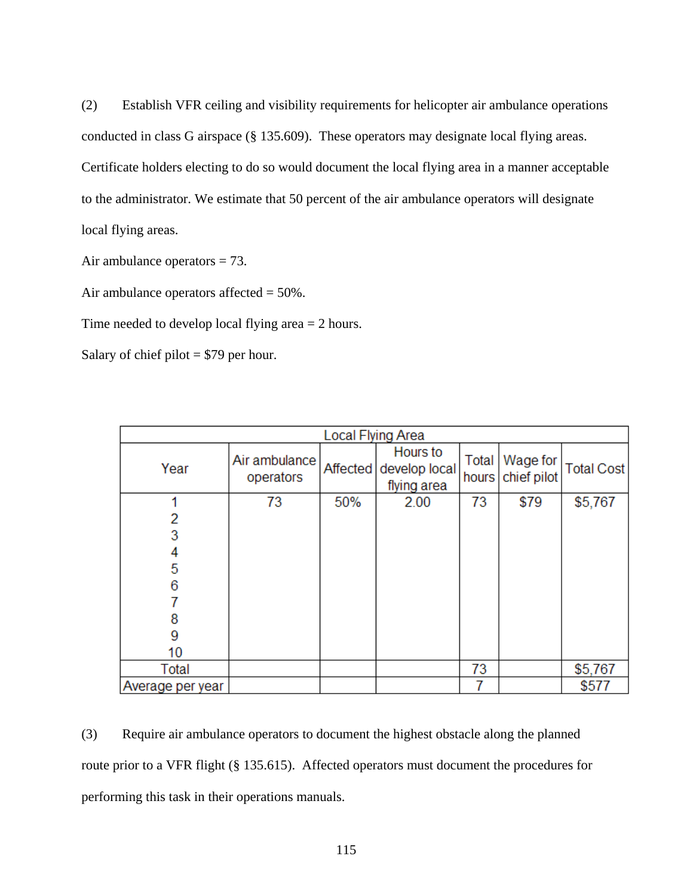(2) Establish VFR ceiling and visibility requirements for helicopter air ambulance operations conducted in class G airspace (§ 135.609). These operators may designate local flying areas. Certificate holders electing to do so would document the local flying area in a manner acceptable to the administrator. We estimate that 50 percent of the air ambulance operators will designate local flying areas.

Air ambulance operators = 73.

Air ambulance operators affected = 50%.

Time needed to develop local flying area = 2 hours.

Salary of chief pilot = $79 per hour.

| Local Flying Area | | | | | | |
|---|---|---|---|---|---|---|
| Year | Air ambulance operators | Affected | Hours to develop local flying area | Total hours | Wage for chief pilot | Total Cost |
| 1 | 73 | 50% | 2.00 | 73 | $79 | $5,767 |
| 2 | | | | | | |
| 3 | | | | | | |
| 4 | | | | | | |
| 5 | | | | | | |
| 6 | | | | | | |
| 7 | | | | | | |
| 8 | | | | | | |
| 9 | | | | | | |
| 10 | | | | | | |
| Total | | | | 73 | | $5,767 |
| Average per year | | | | 7 | | $577 |

(3) Require air ambulance operators to document the highest obstacle along the planned route prior to a VFR flight (§ 135.615). Affected operators must document the procedures for performing this task in their operations manuals.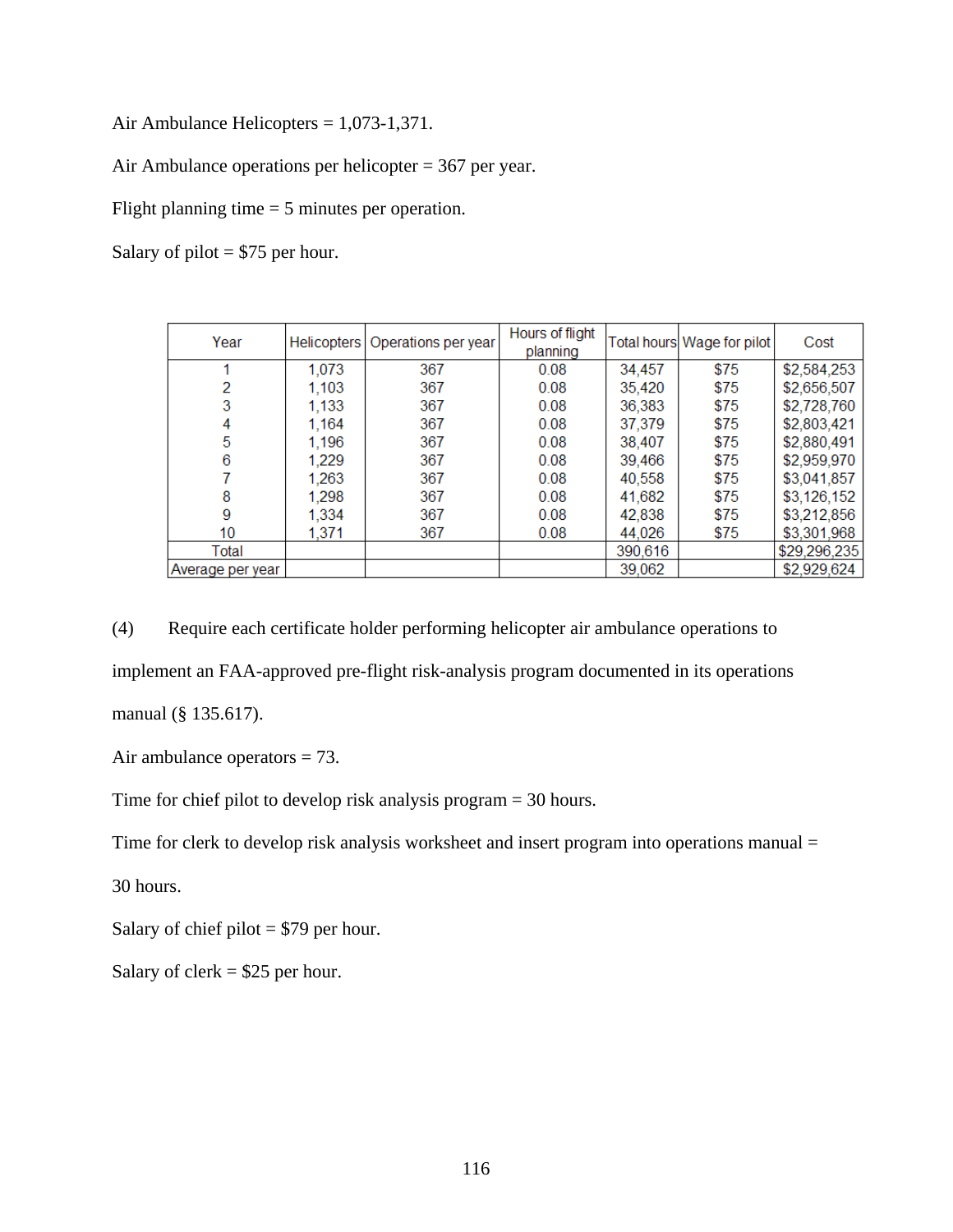Air Ambulance Helicopters = 1,073-1,371.

Air Ambulance operations per helicopter = 367 per year.

Flight planning time = 5 minutes per operation.

Salary of pilot = $75 per hour.

| Year | Helicopters | Operations per year | Hours of flight planning | Total hours | Wage for pilot | Cost |
|---|---|---|---|---|---|---|
| 1 | 1,073 | 367 | 0.08 | 34,457 | $75 | $2,584,253 |
| 2 | 1,103 | 367 | 0.08 | 35,420 | $75 | $2,656,507 |
| 3 | 1,133 | 367 | 0.08 | 36,383 | $75 | $2,728,760 |
| 4 | 1,164 | 367 | 0.08 | 37,379 | $75 | $2,803,421 |
| 5 | 1,196 | 367 | 0.08 | 38,407 | $75 | $2,880,491 |
| 6 | 1,229 | 367 | 0.08 | 39,466 | $75 | $2,959,970 |
| 7 | 1,263 | 367 | 0.08 | 40,558 | $75 | $3,041,857 |
| 8 | 1,298 | 367 | 0.08 | 41,682 | $75 | $3,126,152 |
| 9 | 1,334 | 367 | 0.08 | 42,838 | $75 | $3,212,856 |
| 10 | 1,371 | 367 | 0.08 | 44,026 | $75 | $3,301,968 |
| Total | | | | 390,616 | | $29,296,235 |
| Average per year | | | | 39,062 | | $2,929,624 |

(4) Require each certificate holder performing helicopter air ambulance operations to implement an FAA-approved pre-flight risk-analysis program documented in its operations manual (§ 135.617).

Air ambulance operators = 73.

Time for chief pilot to develop risk analysis program = 30 hours.

Time for clerk to develop risk analysis worksheet and insert program into operations manual = 30 hours.

Salary of chief pilot = $79 per hour.

Salary of clerk = $25 per hour.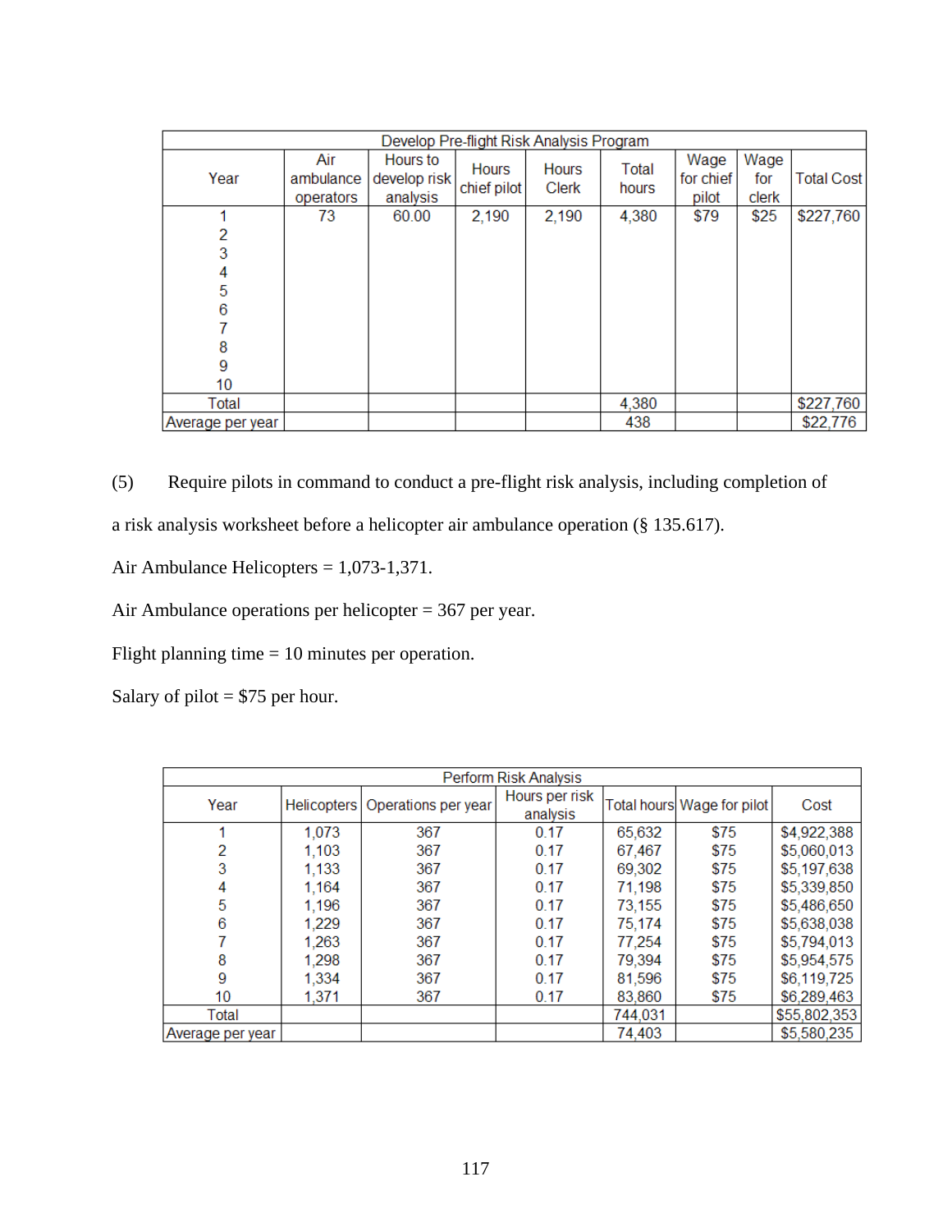| Develop Pre-flight Risk Analysis Program | | | | | | | | |
|---|---|---|---|---|---|---|---|---|
| Year | Air ambulance operators | Hours to develop risk analysis | Hours chief pilot | Hours Clerk | Total hours | Wage for chief pilot | Wage for clerk | Total Cost |
| 1 | 73 | 60.00 | 2,190 | 2,190 | 4,380 | $79 | $25 | $227,760 |
| 2 | | | | | | | | |
| 3 | | | | | | | | |
| 4 | | | | | | | | |
| 5 | | | | | | | | |
| 6 | | | | | | | | |
| 7 | | | | | | | | |
| 8 | | | | | | | | |
| 9 | | | | | | | | |
| 10 | | | | | | | | |
| Total | | | | | 4,380 | | | $227,760 |
| Average per year | | | | | 438 | | | $22,776 |

(5) Require pilots in command to conduct a pre-flight risk analysis, including completion of a risk analysis worksheet before a helicopter air ambulance operation (§ 135.617).

Air Ambulance Helicopters = 1,073-1,371.

Air Ambulance operations per helicopter = 367 per year.

Flight planning time = 10 minutes per operation.

Salary of pilot = $75 per hour.

| Perform Risk Analysis | | | | | | |
|---|---|---|---|---|---|---|
| Year | Helicopters | Operations per year | Hours per risk analysis | Total hours | Wage for pilot | Cost |
| 1 | 1,073 | 367 | 0.17 | 65,632 | $75 | $4,922,388 |
| 2 | 1,103 | 367 | 0.17 | 67,467 | $75 | $5,060,013 |
| 3 | 1,133 | 367 | 0.17 | 69,302 | $75 | $5,197,638 |
| 4 | 1,164 | 367 | 0.17 | 71,198 | $75 | $5,339,850 |
| 5 | 1,196 | 367 | 0.17 | 73,155 | $75 | $5,486,650 |
| 6 | 1,229 | 367 | 0.17 | 75,174 | $75 | $5,638,038 |
| 7 | 1,263 | 367 | 0.17 | 77,254 | $75 | $5,794,013 |
| 8 | 1,298 | 367 | 0.17 | 79,394 | $75 | $5,954,575 |
| 9 | 1,334 | 367 | 0.17 | 81,596 | $75 | $6,119,725 |
| 10 | 1,371 | 367 | 0.17 | 83,860 | $75 | $6,289,463 |
| Total | | | | 744,031 | | $55,802,353 |
| Average per year | | | | 74,403 | | $5,580,235 |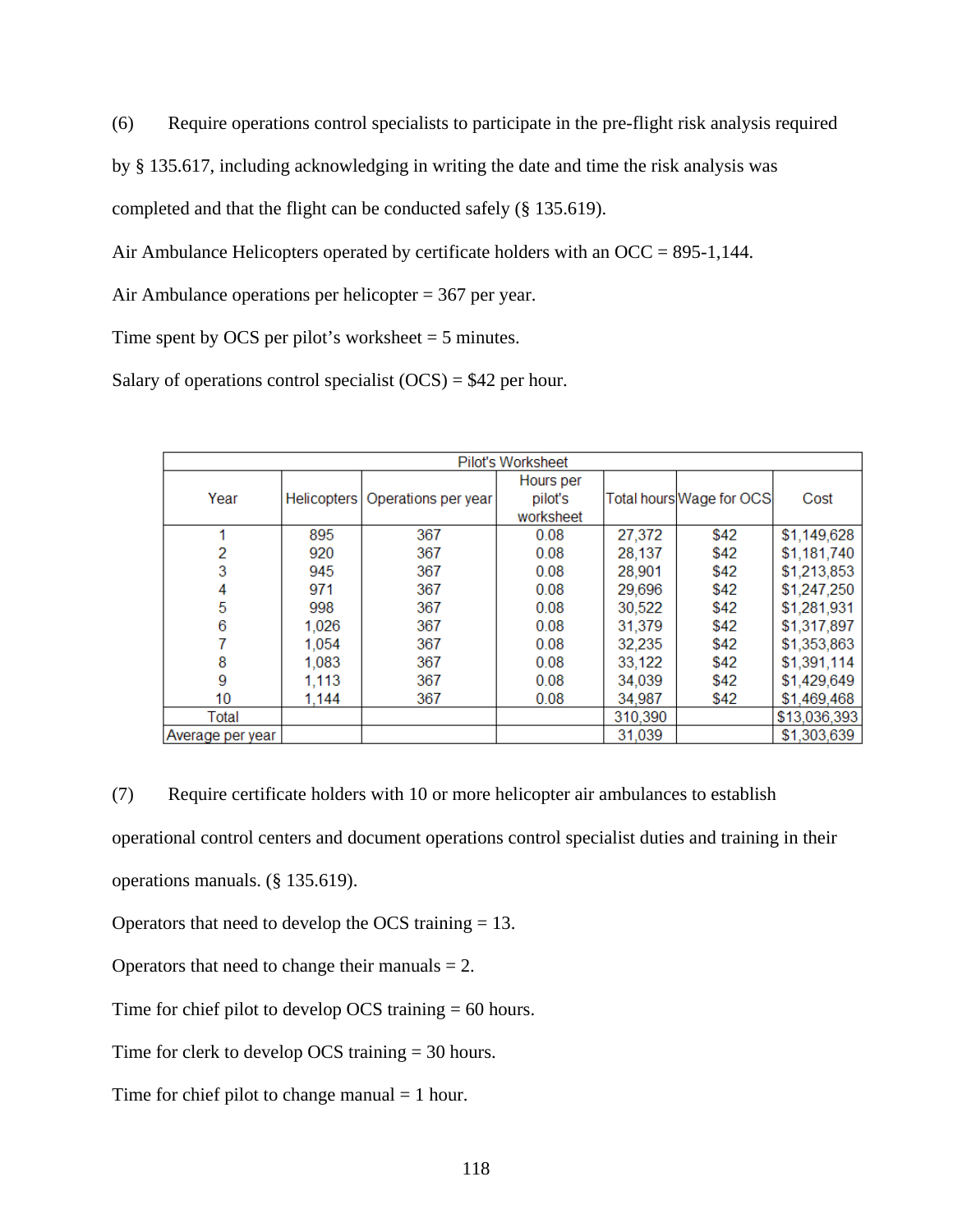(6) Require operations control specialists to participate in the pre-flight risk analysis required by § 135.617, including acknowledging in writing the date and time the risk analysis was completed and that the flight can be conducted safely (§ 135.619).

Air Ambulance Helicopters operated by certificate holders with an OCC = 895-1,144.

Air Ambulance operations per helicopter = 367 per year.

Time spent by OCS per pilot's worksheet = 5 minutes.

Salary of operations control specialist (OCS) = $42 per hour.

| Pilot's Worksheet | | | | | | |
|---|---|---|---|---|---|---|
| Year | Helicopters | Operations per year | Hours per pilot's worksheet | Total hours | Wage for OCS | Cost |
| 1 | 895 | 367 | 0.08 | 27,372 | $42 | $1,149,628 |
| 2 | 920 | 367 | 0.08 | 28,137 | $42 | $1,181,740 |
| 3 | 945 | 367 | 0.08 | 28,901 | $42 | $1,213,853 |
| 4 | 971 | 367 | 0.08 | 29,696 | $42 | $1,247,250 |
| 5 | 998 | 367 | 0.08 | 30,522 | $42 | $1,281,931 |
| 6 | 1,026 | 367 | 0.08 | 31,379 | $42 | $1,317,897 |
| 7 | 1,054 | 367 | 0.08 | 32,235 | $42 | $1,353,863 |
| 8 | 1,083 | 367 | 0.08 | 33,122 | $42 | $1,391,114 |
| 9 | 1,113 | 367 | 0.08 | 34,039 | $42 | $1,429,649 |
| 10 | 1,144 | 367 | 0.08 | 34,987 | $42 | $1,469,468 |
| Total | | | | 310,390 | | $13,036,393 |
| Average per year | | | | 31,039 | | $1,303,639 |

(7) Require certificate holders with 10 or more helicopter air ambulances to establish operational control centers and document operations control specialist duties and training in their operations manuals. (§ 135.619).

Operators that need to develop the OCS training = 13.

Operators that need to change their manuals = 2.

Time for chief pilot to develop OCS training = 60 hours.

Time for clerk to develop OCS training = 30 hours.

Time for chief pilot to change manual = 1 hour.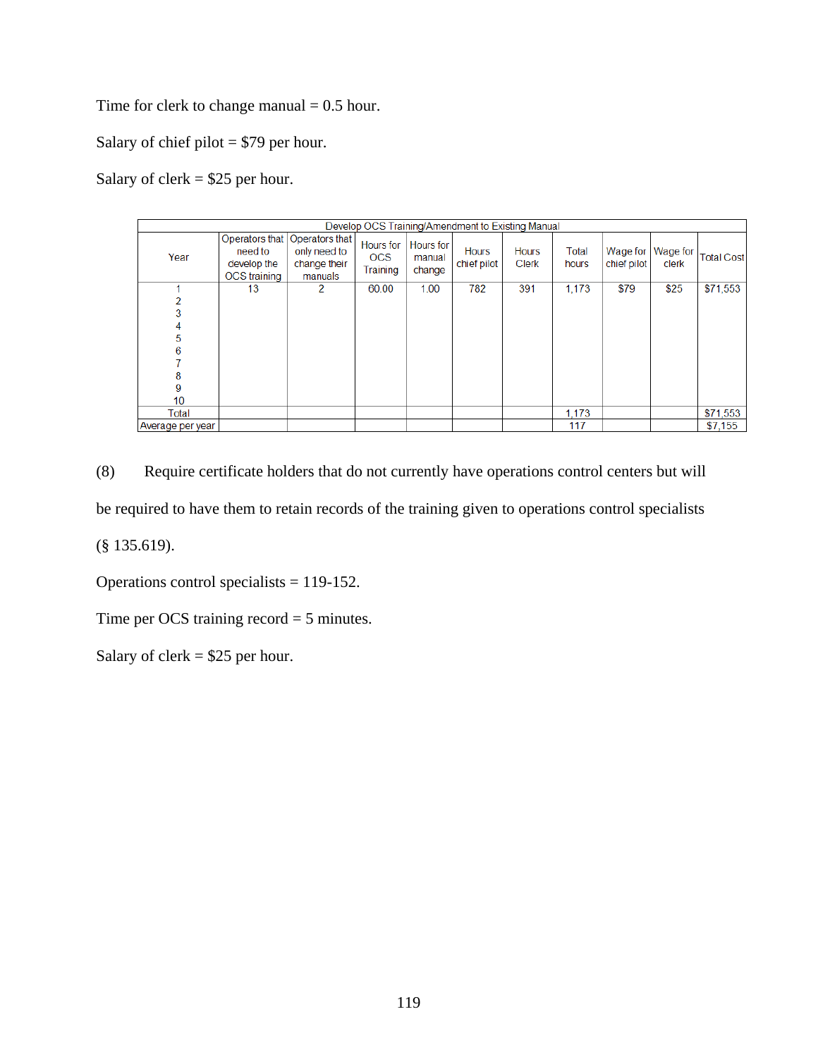Time for clerk to change manual = 0.5 hour.

Salary of chief pilot = $79 per hour.

Salary of clerk = $25 per hour.

| Develop OCS Training/Amendment to Existing Manual | | | | | | | | | | |
|---|---|---|---|---|---|---|---|---|---|---|
| Year | Operators that need to develop the OCS training | Operators that only need to change their manuals | Hours for OCS Training | Hours for manual change | Hours chief pilot | Hours Clerk | Total hours | Wage for chief pilot | Wage for clerk | Total Cost |
| 1 | 13 | 2 | 60.00 | 1.00 | 782 | 391 | 1,173 | $79 | $25 | $71,553 |
| 2 | | | | | | | | | | |
| 3 | | | | | | | | | | |
| 4 | | | | | | | | | | |
| 5 | | | | | | | | | | |
| 6 | | | | | | | | | | |
| 7 | | | | | | | | | | |
| 8 | | | | | | | | | | |
| 9 | | | | | | | | | | |
| 10 | | | | | | | | | | |
| Total | | | | | | | 1,173 | | | $71,553 |
| Average per year | | | | | | | 117 | | | $7,155 |

(8) Require certificate holders that do not currently have operations control centers but will be required to have them to retain records of the training given to operations control specialists (§ 135.619).

Operations control specialists = 119-152.

Time per OCS training record = 5 minutes.

Salary of clerk = $25 per hour.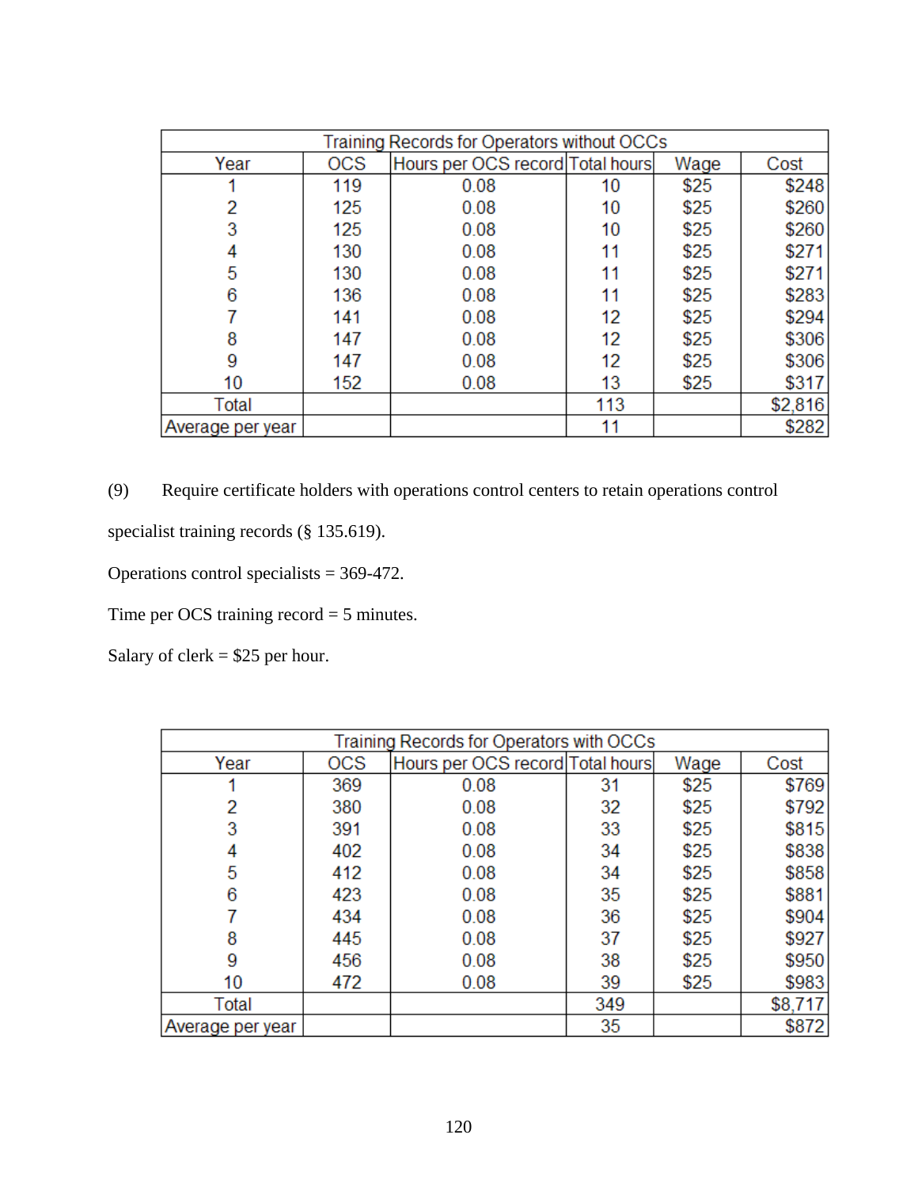| Training Records for Operators without OCCs | | | | | |
|---|---|---|---|---|---|
| Year | OCS | Hours per OCS record | Total hours | Wage | Cost |
| 1 | 119 | 0.08 | 10 | $25 | $248 |
| 2 | 125 | 0.08 | 10 | $25 | $260 |
| 3 | 125 | 0.08 | 10 | $25 | $260 |
| 4 | 130 | 0.08 | 11 | $25 | $271 |
| 5 | 130 | 0.08 | 11 | $25 | $271 |
| 6 | 136 | 0.08 | 11 | $25 | $283 |
| 7 | 141 | 0.08 | 12 | $25 | $294 |
| 8 | 147 | 0.08 | 12 | $25 | $306 |
| 9 | 147 | 0.08 | 12 | $25 | $306 |
| 10 | 152 | 0.08 | 13 | $25 | $317 |
| Total | | | 113 | | $2,816 |
| Average per year | | | 11 | | $282 |

(9) Require certificate holders with operations control centers to retain operations control specialist training records (§ 135.619).

Operations control specialists = 369-472.

Time per OCS training record = 5 minutes.

Salary of clerk = $25 per hour.

| Training Records for Operators with OCCs | | | | | |
|---|---|---|---|---|---|
| Year | OCS | Hours per OCS record | Total hours | Wage | Cost |
| 1 | 369 | 0.08 | 31 | $25 | $769 |
| 2 | 380 | 0.08 | 32 | $25 | $792 |
| 3 | 391 | 0.08 | 33 | $25 | $815 |
| 4 | 402 | 0.08 | 34 | $25 | $838 |
| 5 | 412 | 0.08 | 34 | $25 | $858 |
| 6 | 423 | 0.08 | 35 | $25 | $881 |
| 7 | 434 | 0.08 | 36 | $25 | $904 |
| 8 | 445 | 0.08 | 37 | $25 | $927 |
| 9 | 456 | 0.08 | 38 | $25 | $950 |
| 10 | 472 | 0.08 | 39 | $25 | $983 |
| Total | | | 349 | | $8,717 |
| Average per year | | | 35 | | $872 |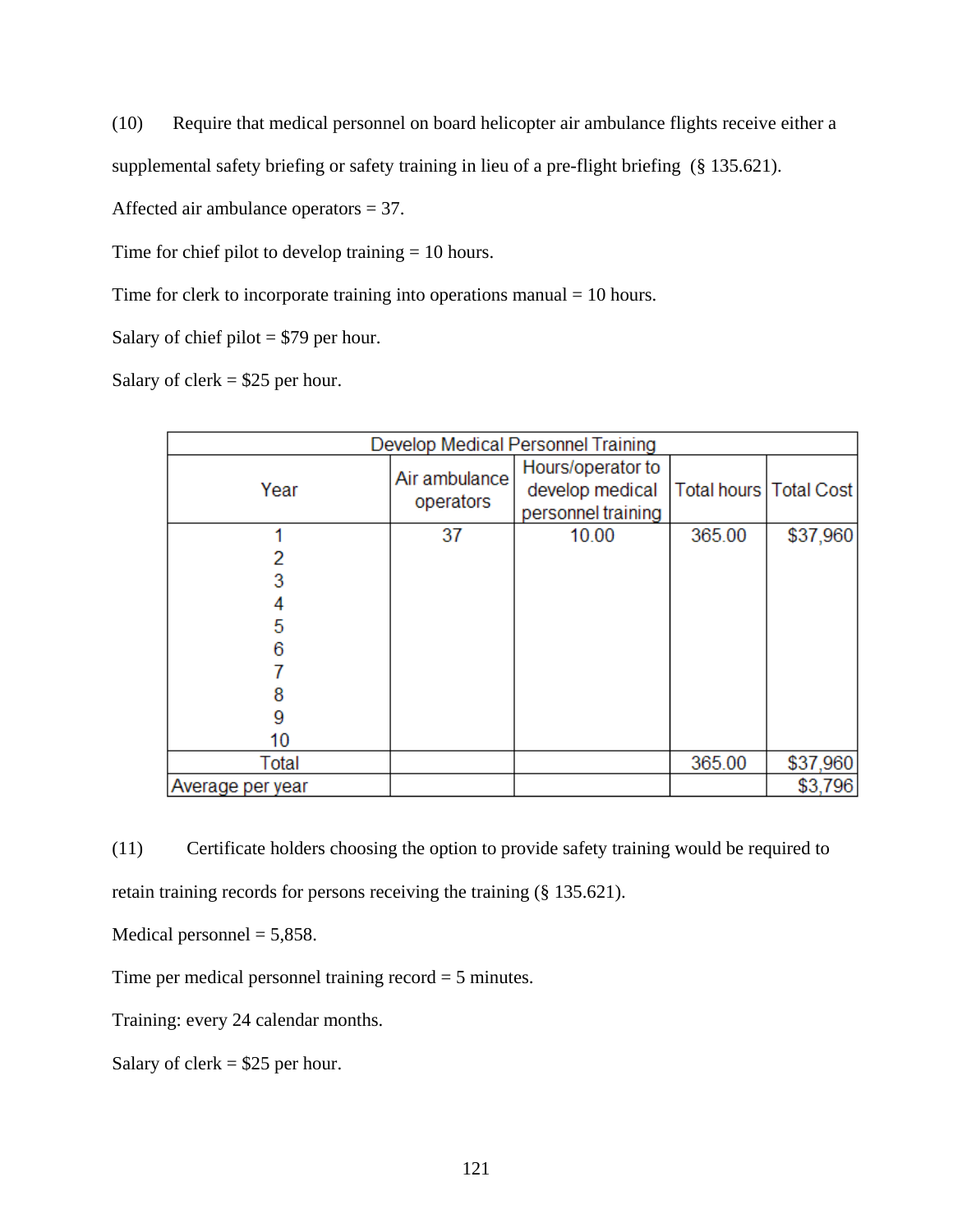(10) Require that medical personnel on board helicopter air ambulance flights receive either a supplemental safety briefing or safety training in lieu of a pre-flight briefing (§ 135.621).

Affected air ambulance operators = 37.

Time for chief pilot to develop training = 10 hours.

Time for clerk to incorporate training into operations manual = 10 hours.

Salary of chief pilot = $79 per hour.

Salary of clerk = $25 per hour.

| Develop Medical Personnel Training | | | | |
|---|---|---|---|---|
| Year | Air ambulance operators | Hours/operator to develop medical personnel training | Total hours | Total Cost |
| 1 | 37 | 10.00 | 365.00 | $37,960 |
| 2 | | | | |
| 3 | | | | |
| 4 | | | | |
| 5 | | | | |
| 6 | | | | |
| 7 | | | | |
| 8 | | | | |
| 9 | | | | |
| 10 | | | | |
| Total | | | 365.00 | $37,960 |
| Average per year | | | | $3,796 |

(11) Certificate holders choosing the option to provide safety training would be required to retain training records for persons receiving the training (§ 135.621).

Medical personnel = 5,858.

Time per medical personnel training record = 5 minutes.

Training: every 24 calendar months.

Salary of clerk = $25 per hour.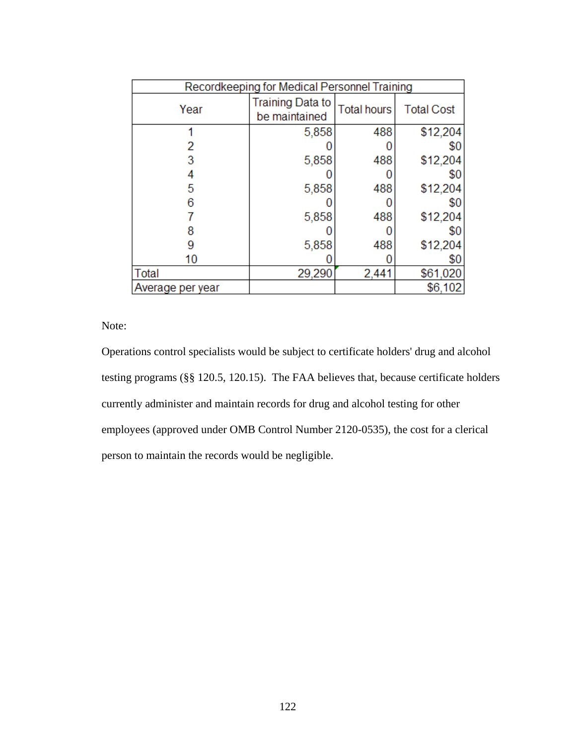| Recordkeeping for Medical Personnel Training | | | |
|---|---|---|---|
| Year | Training Data to be maintained | Total hours | Total Cost |
| 1 | 5,858 | 488 | $12,204 |
| 2 | 0 | 0 | $0 |
| 3 | 5,858 | 488 | $12,204 |
| 4 | 0 | 0 | $0 |
| 5 | 5,858 | 488 | $12,204 |
| 6 | 0 | 0 | $0 |
| 7 | 5,858 | 488 | $12,204 |
| 8 | 0 | 0 | $0 |
| 9 | 5,858 | 488 | $12,204 |
| 10 | 0 | 0 | $0 |
| Total | 29,290 | 2,441 | $61,020 |
| Average per year | | | $6,102 |

Note:

Operations control specialists would be subject to certificate holders' drug and alcohol testing programs (§§ 120.5, 120.15). The FAA believes that, because certificate holders currently administer and maintain records for drug and alcohol testing for other employees (approved under OMB Control Number 2120-0535), the cost for a clerical person to maintain the records would be negligible.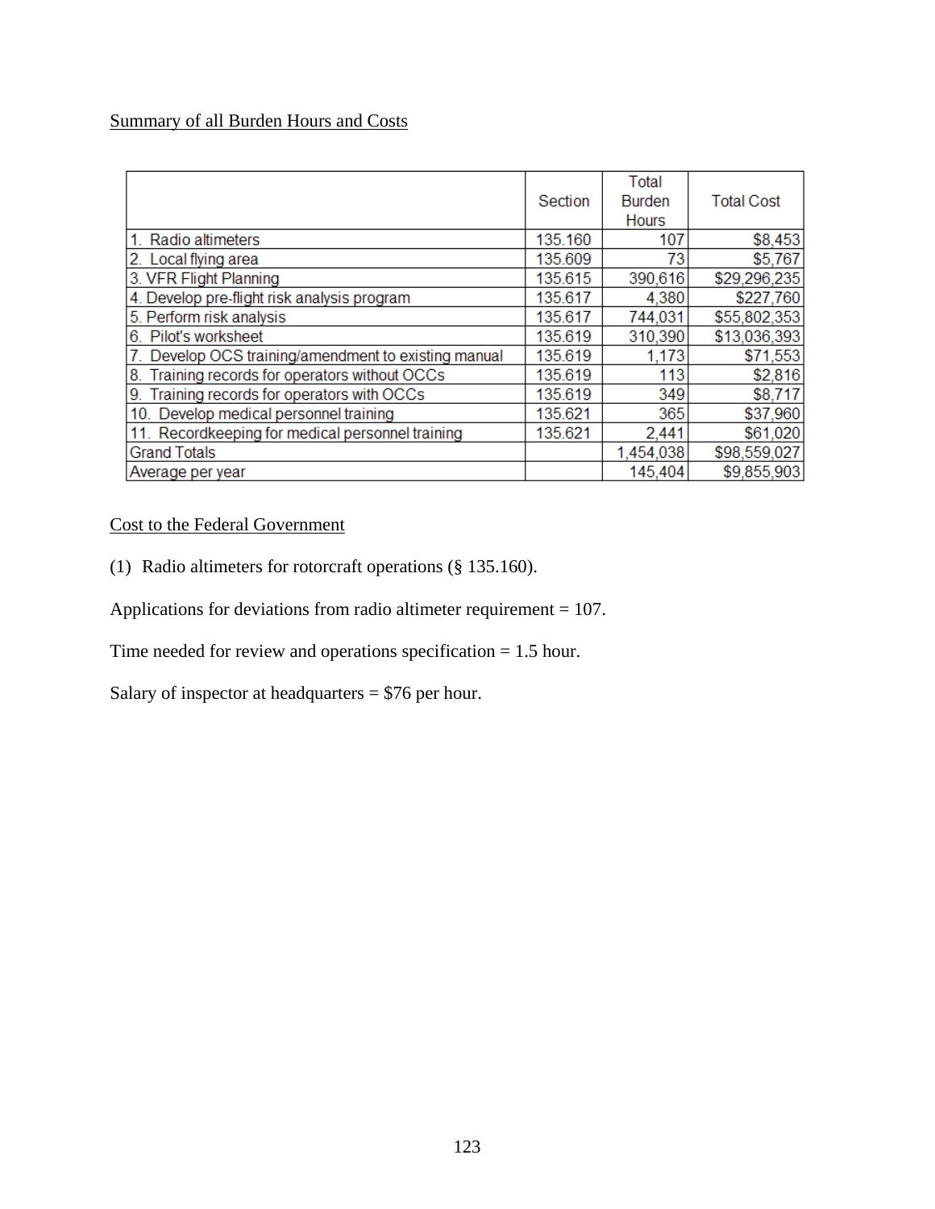Summary of all Burden Hours and Costs

| | Section | Total Burden Hours | Total Cost |
|---|---|---|---|
| 1. Radio altimeters | 135.160 | 107 | $8,453 |
| 2. Local flying area | 135.609 | 73 | $5,767 |
| 3. VFR Flight Planning | 135.615 | 390,616 | $29,296,235 |
| 4. Develop pre-flight risk analysis program | 135.617 | 4,380 | $227,760 |
| 5. Perform risk analysis | 135.617 | 744,031 | $55,802,353 |
| 6. Pilot's worksheet | 135.619 | 310,390 | $13,036,393 |
| 7. Develop OCS training/amendment to existing manual | 135.619 | 1,173 | $71,553 |
| 8. Training records for operators without OCCs | 135.619 | 113 | $2,816 |
| 9. Training records for operators with OCCs | 135.619 | 349 | $8,717 |
| 10. Develop medical personnel training | 135.621 | 365 | $37,960 |
| 11. Recordkeeping for medical personnel training | 135.621 | 2,441 | $61,020 |
| Grand Totals | | 1,454,038 | $98,559,027 |
| Average per year | | 145,404 | $9,855,903 |

Cost to the Federal Government

(1) Radio altimeters for rotorcraft operations (§ 135.160).

Applications for deviations from radio altimeter requirement = 107.

Time needed for review and operations specification = 1.5 hour.

Salary of inspector at headquarters = $76 per hour.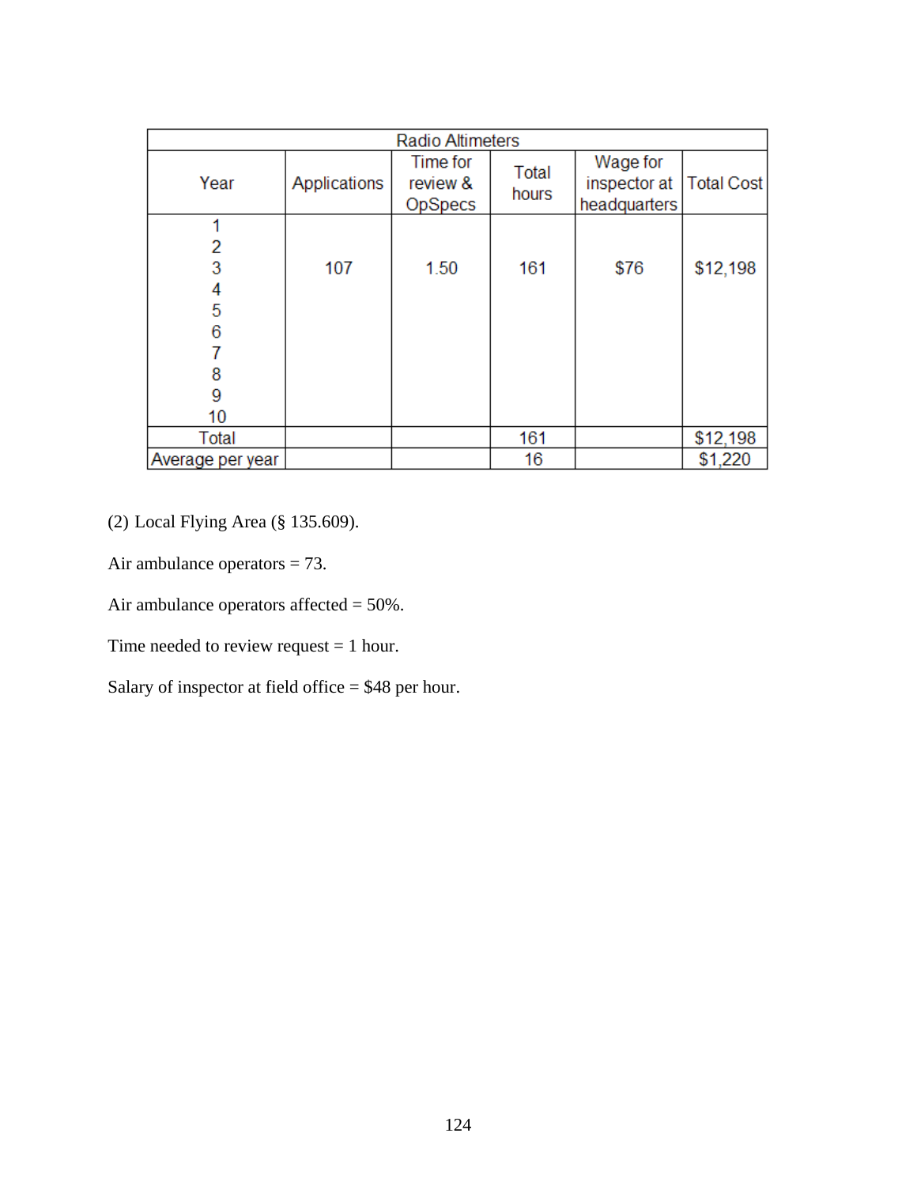| Radio Altimeters | | | | | |
|---|---|---|---|---|---|
| Year | Applications | Time for review & OpSpecs | Total hours | Wage for inspector at headquarters | Total Cost |
| 1<br>2<br>3<br>4<br>5<br>6<br>7<br>8<br>9<br>10 | 107 | 1.50 | 161 | $76 | $12,198 |
| Total | | | 161 | | $12,198 |
| Average per year | | | 16 | | $1,220 |

(2) Local Flying Area (§ 135.609).

Air ambulance operators = 73.

Air ambulance operators affected = 50%.

Time needed to review request = 1 hour.

Salary of inspector at field office = $48 per hour.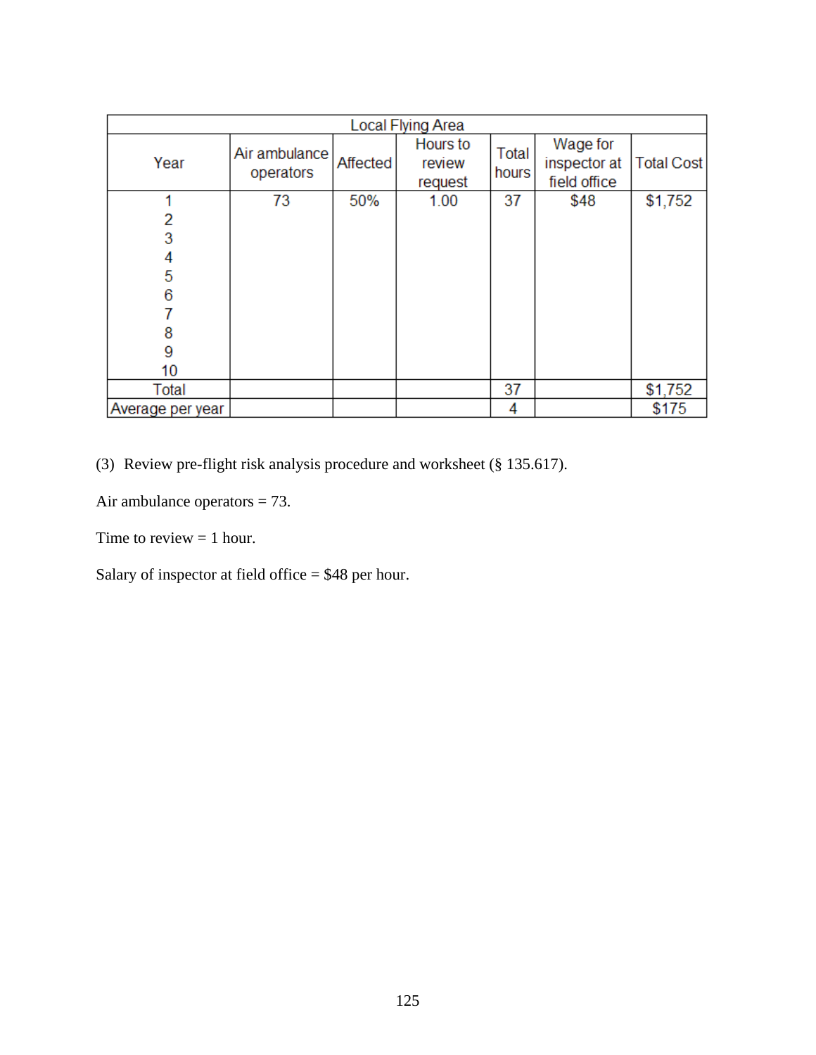| Local Flying Area | | | | | | |
|---|---|---|---|---|---|---|
| Year | Air ambulance operators | Affected | Hours to review request | Total hours | Wage for inspector at field office | Total Cost |
| 1 | 73 | 50% | 1.00 | 37 | $48 | $1,752 |
| 2 | | | | | | |
| 3 | | | | | | |
| 4 | | | | | | |
| 5 | | | | | | |
| 6 | | | | | | |
| 7 | | | | | | |
| 8 | | | | | | |
| 9 | | | | | | |
| 10 | | | | | | |
| Total | | | | 37 | | $1,752 |
| Average per year | | | | 4 | | $175 |

(3) Review pre-flight risk analysis procedure and worksheet (§ 135.617).

Air ambulance operators = 73.

Time to review = 1 hour.

Salary of inspector at field office = $48 per hour.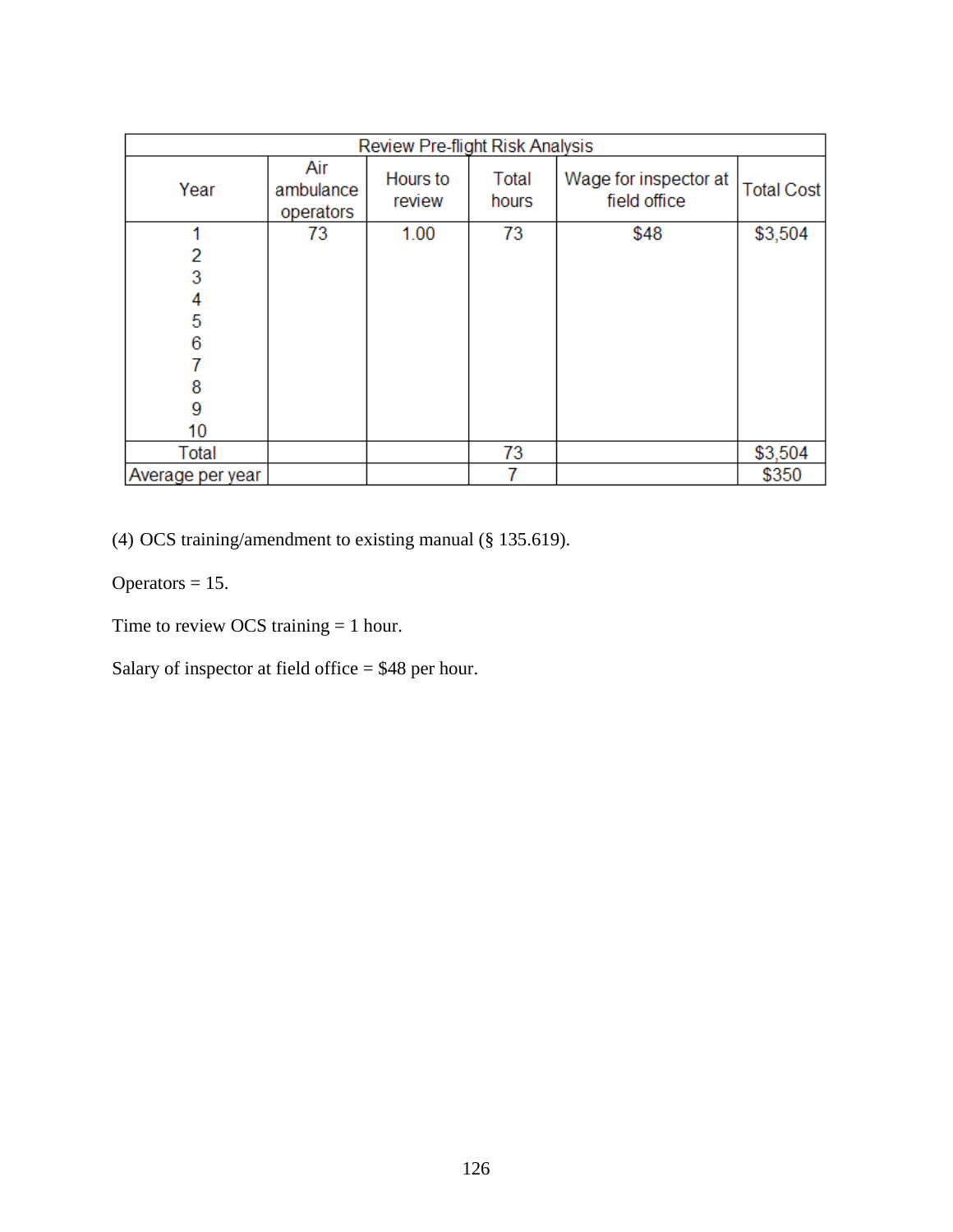| Review Pre-flight Risk Analysis | | | | | |
|---|---|---|---|---|---|
| Year | Air ambulance operators | Hours to review | Total hours | Wage for inspector at field office | Total Cost |
| 1 | 73 | 1.00 | 73 | $48 | $3,504 |
| 2 | | | | | |
| 3 | | | | | |
| 4 | | | | | |
| 5 | | | | | |
| 6 | | | | | |
| 7 | | | | | |
| 8 | | | | | |
| 9 | | | | | |
| 10 | | | | | |
| Total | | | 73 | | $3,504 |
| Average per year | | | 7 | | $350 |

(4) OCS training/amendment to existing manual (§ 135.619).

Operators = 15.

Time to review OCS training = 1 hour.

Salary of inspector at field office = $48 per hour.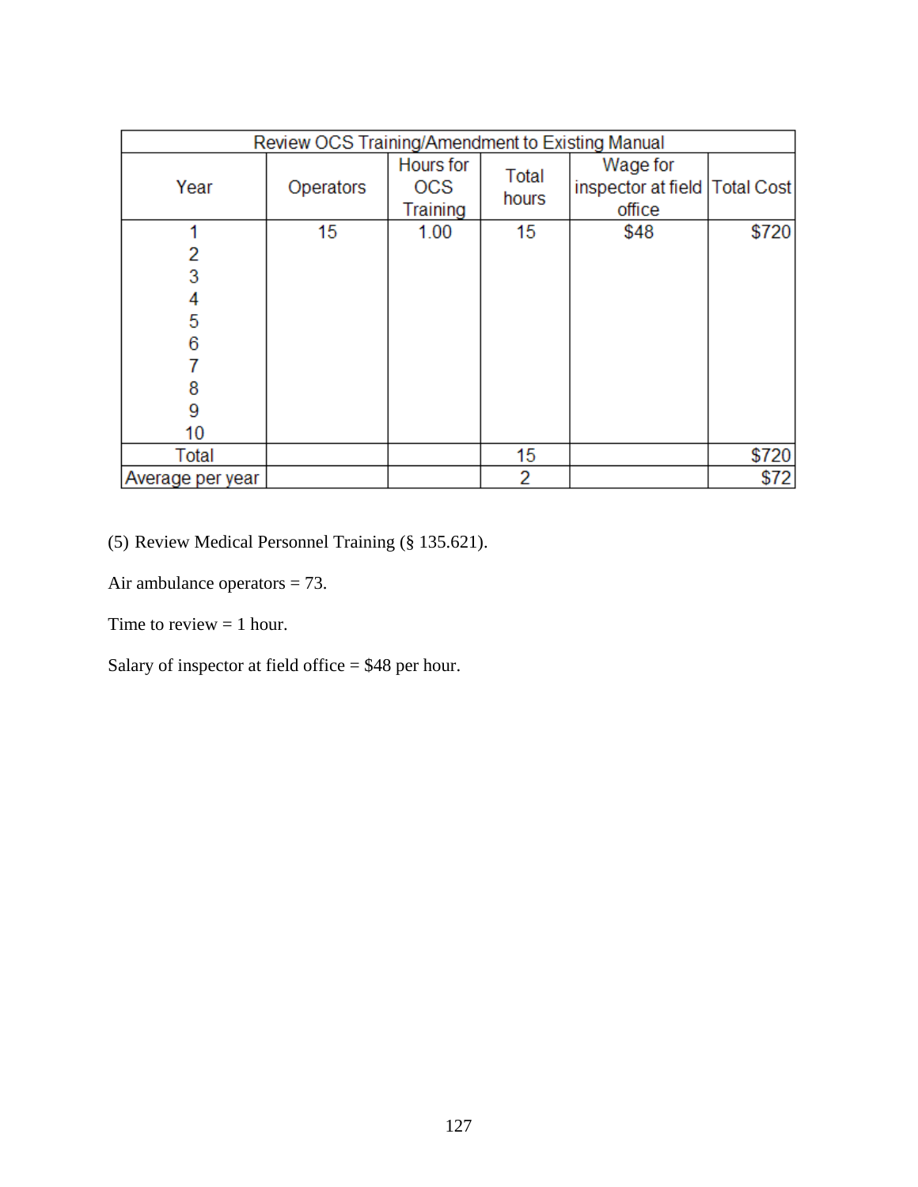| Review OCS Training/Amendment to Existing Manual | | | | | |
|---|---|---|---|---|---|
| Year | Operators | Hours for OCS Training | Total hours | Wage for inspector at field office | Total Cost |
| 1 | 15 | 1.00 | 15 | $48 | $720 |
| 2 | | | | | |
| 3 | | | | | |
| 4 | | | | | |
| 5 | | | | | |
| 6 | | | | | |
| 7 | | | | | |
| 8 | | | | | |
| 9 | | | | | |
| 10 | | | | | |
| Total | | | 15 | | $720 |
| Average per year | | | 2 | | $72 |

(5) Review Medical Personnel Training (§ 135.621).

Air ambulance operators = 73.

Time to review = 1 hour.

Salary of inspector at field office = $48 per hour.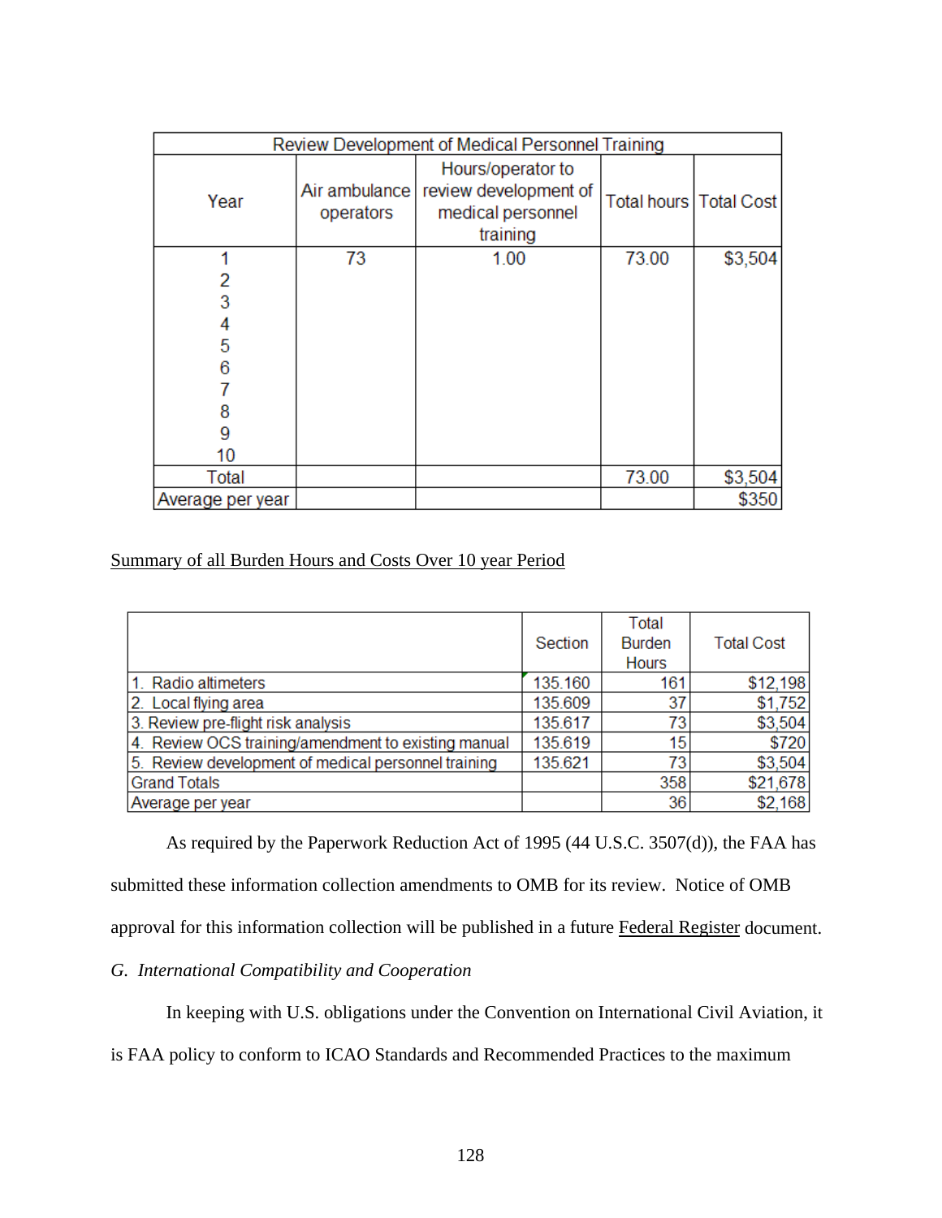| Review Development of Medical Personnel Training | | | | |
|---|---|---|---|---|
| Year | Air ambulance operators | Hours/operator to review development of medical personnel training | Total hours | Total Cost |
| 1 | 73 | 1.00 | 73.00 | $3,504 |
| 2 | | | | |
| 3 | | | | |
| 4 | | | | |
| 5 | | | | |
| 6 | | | | |
| 7 | | | | |
| 8 | | | | |
| 9 | | | | |
| 10 | | | | |
| Total | | | 73.00 | $3,504 |
| Average per year | | | | $350 |

Summary of all Burden Hours and Costs Over 10 year Period

| | Section | Total Burden Hours | Total Cost |
|---|---|---|---|
| 1. Radio altimeters | 135.160 | 161 | $12,198 |
| 2. Local flying area | 135.609 | 37 | $1,752 |
| 3. Review pre-flight risk analysis | 135.617 | 73 | $3,504 |
| 4. Review OCS training/amendment to existing manual | 135.619 | 15 | $720 |
| 5. Review development of medical personnel training | 135.621 | 73 | $3,504 |
| Grand Totals | | 358 | $21,678 |
| Average per year | | 36 | $2,168 |

As required by the Paperwork Reduction Act of 1995 (44 U.S.C. 3507(d)), the FAA has submitted these information collection amendments to OMB for its review. Notice of OMB approval for this information collection will be published in a future Federal Register document.

*G. International Compatibility and Cooperation*

In keeping with U.S. obligations under the Convention on International Civil Aviation, it is FAA policy to conform to ICAO Standards and Recommended Practices to the maximum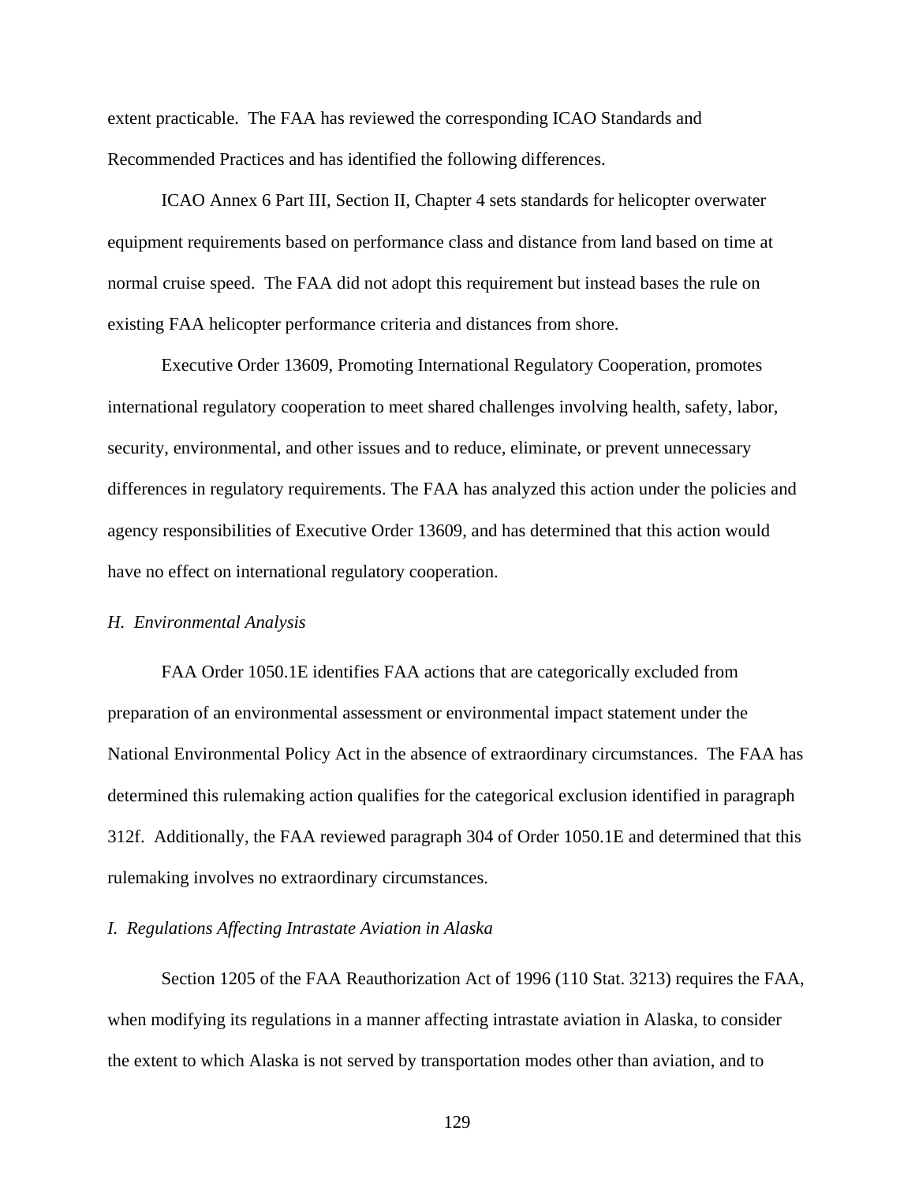extent practicable. The FAA has reviewed the corresponding ICAO Standards and Recommended Practices and has identified the following differences.

ICAO Annex 6 Part III, Section II, Chapter 4 sets standards for helicopter overwater equipment requirements based on performance class and distance from land based on time at normal cruise speed. The FAA did not adopt this requirement but instead bases the rule on existing FAA helicopter performance criteria and distances from shore.

Executive Order 13609, Promoting International Regulatory Cooperation, promotes international regulatory cooperation to meet shared challenges involving health, safety, labor, security, environmental, and other issues and to reduce, eliminate, or prevent unnecessary differences in regulatory requirements. The FAA has analyzed this action under the policies and agency responsibilities of Executive Order 13609, and has determined that this action would have no effect on international regulatory cooperation.

*H. Environmental Analysis*

FAA Order 1050.1E identifies FAA actions that are categorically excluded from preparation of an environmental assessment or environmental impact statement under the National Environmental Policy Act in the absence of extraordinary circumstances. The FAA has determined this rulemaking action qualifies for the categorical exclusion identified in paragraph 312f. Additionally, the FAA reviewed paragraph 304 of Order 1050.1E and determined that this rulemaking involves no extraordinary circumstances.

*I. Regulations Affecting Intrastate Aviation in Alaska*

Section 1205 of the FAA Reauthorization Act of 1996 (110 Stat. 3213) requires the FAA, when modifying its regulations in a manner affecting intrastate aviation in Alaska, to consider the extent to which Alaska is not served by transportation modes other than aviation, and to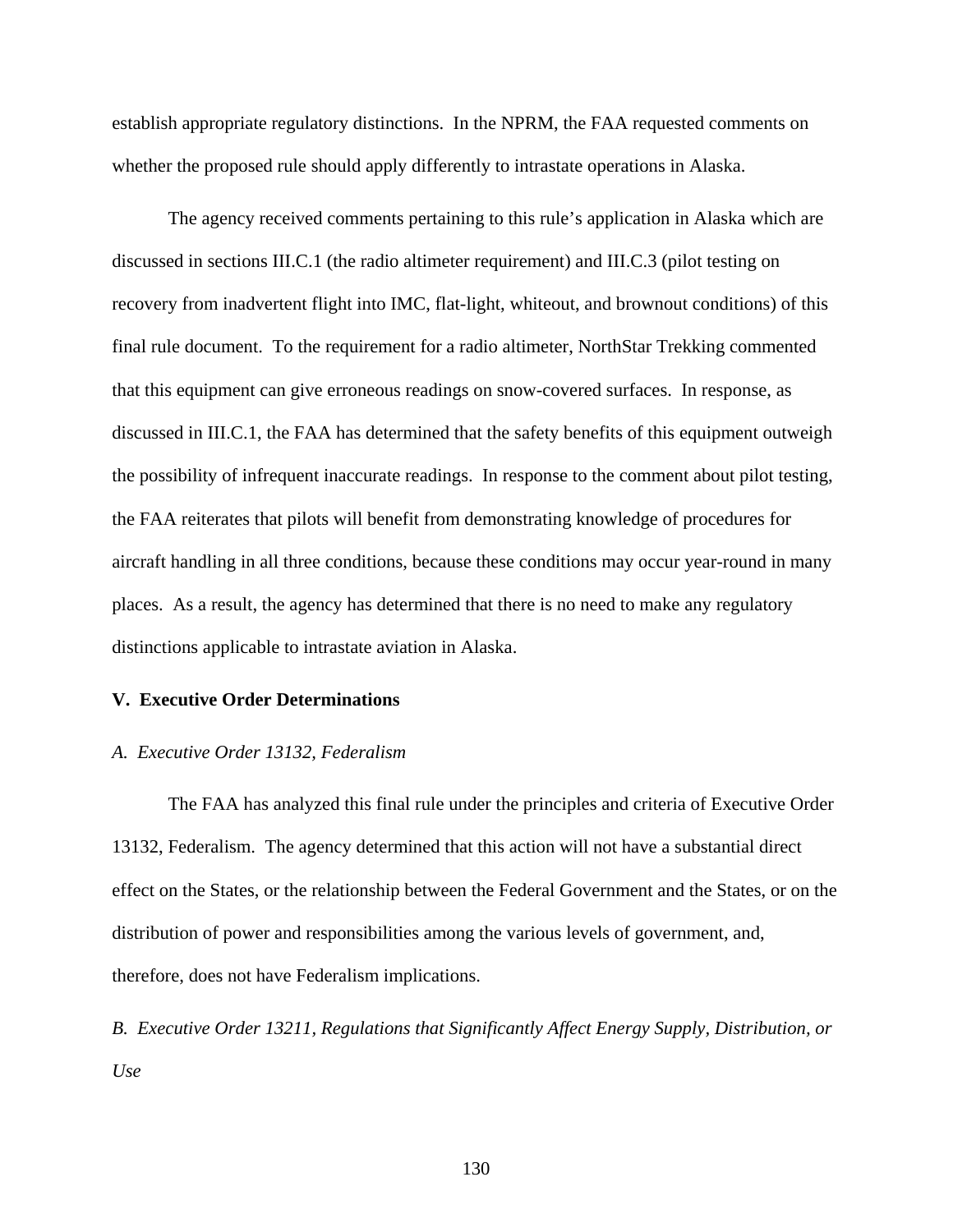establish appropriate regulatory distinctions. In the NPRM, the FAA requested comments on whether the proposed rule should apply differently to intrastate operations in Alaska.

The agency received comments pertaining to this rule's application in Alaska which are discussed in sections III.C.1 (the radio altimeter requirement) and III.C.3 (pilot testing on recovery from inadvertent flight into IMC, flat-light, whiteout, and brownout conditions) of this final rule document. To the requirement for a radio altimeter, NorthStar Trekking commented that this equipment can give erroneous readings on snow-covered surfaces. In response, as discussed in III.C.1, the FAA has determined that the safety benefits of this equipment outweigh the possibility of infrequent inaccurate readings. In response to the comment about pilot testing, the FAA reiterates that pilots will benefit from demonstrating knowledge of procedures for aircraft handling in all three conditions, because these conditions may occur year-round in many places. As a result, the agency has determined that there is no need to make any regulatory distinctions applicable to intrastate aviation in Alaska.

## V. Executive Order Determinations

### *A. Executive Order 13132, Federalism*

The FAA has analyzed this final rule under the principles and criteria of Executive Order 13132, Federalism. The agency determined that this action will not have a substantial direct effect on the States, or the relationship between the Federal Government and the States, or on the distribution of power and responsibilities among the various levels of government, and, therefore, does not have Federalism implications.

### *B. Executive Order 13211, Regulations that Significantly Affect Energy Supply, Distribution, or Use*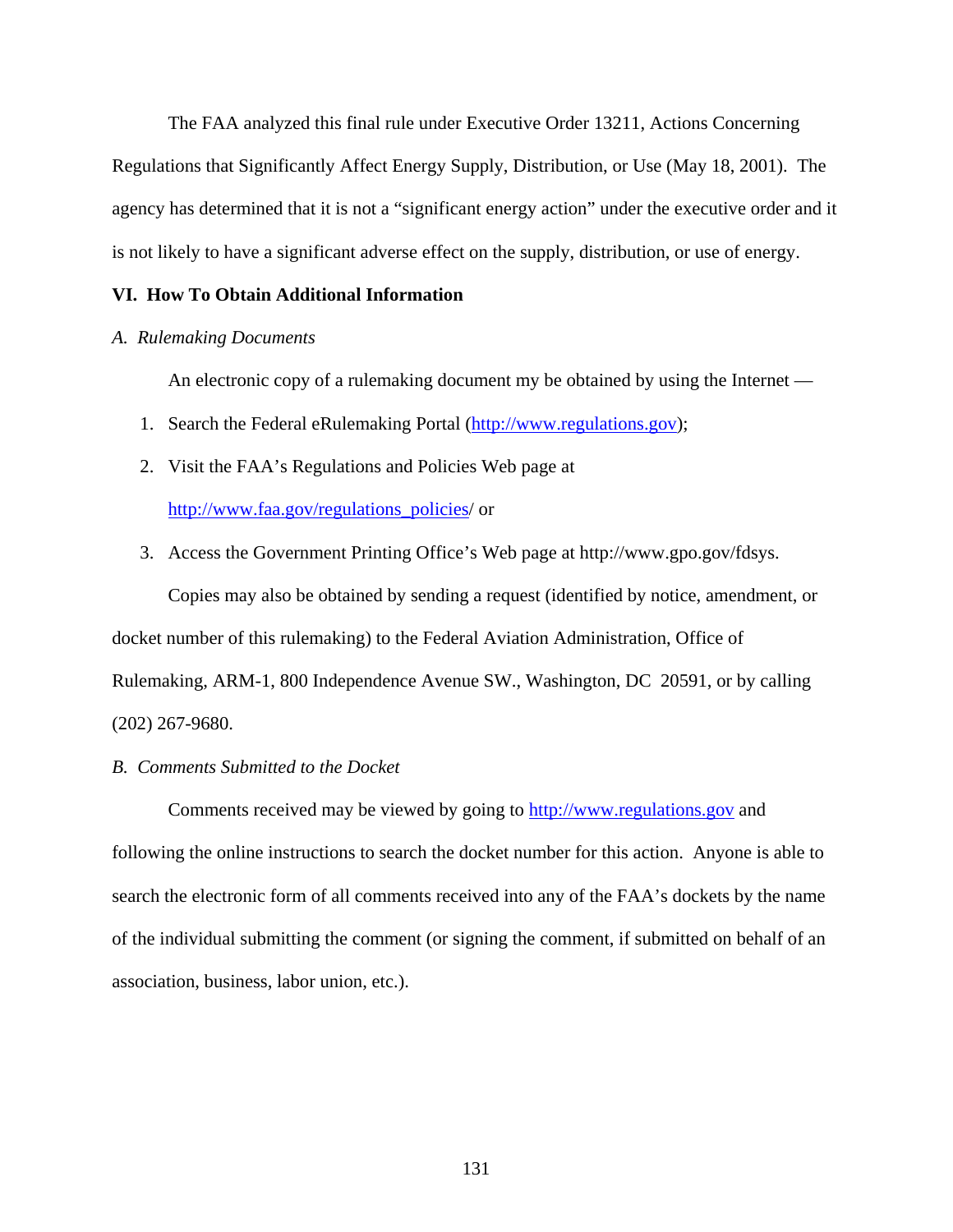The FAA analyzed this final rule under Executive Order 13211, Actions Concerning Regulations that Significantly Affect Energy Supply, Distribution, or Use (May 18, 2001). The agency has determined that it is not a "significant energy action" under the executive order and it is not likely to have a significant adverse effect on the supply, distribution, or use of energy.

## VI. How To Obtain Additional Information

### *A. Rulemaking Documents*

An electronic copy of a rulemaking document my be obtained by using the Internet —

1. Search the Federal eRulemaking Portal (http://www.regulations.gov);
2. Visit the FAA's Regulations and Policies Web page at http://www.faa.gov/regulations_policies/ or
3. Access the Government Printing Office's Web page at http://www.gpo.gov/fdsys.

Copies may also be obtained by sending a request (identified by notice, amendment, or docket number of this rulemaking) to the Federal Aviation Administration, Office of Rulemaking, ARM-1, 800 Independence Avenue SW., Washington, DC 20591, or by calling (202) 267-9680.

### *B. Comments Submitted to the Docket*

Comments received may be viewed by going to http://www.regulations.gov and following the online instructions to search the docket number for this action. Anyone is able to search the electronic form of all comments received into any of the FAA's dockets by the name of the individual submitting the comment (or signing the comment, if submitted on behalf of an association, business, labor union, etc.).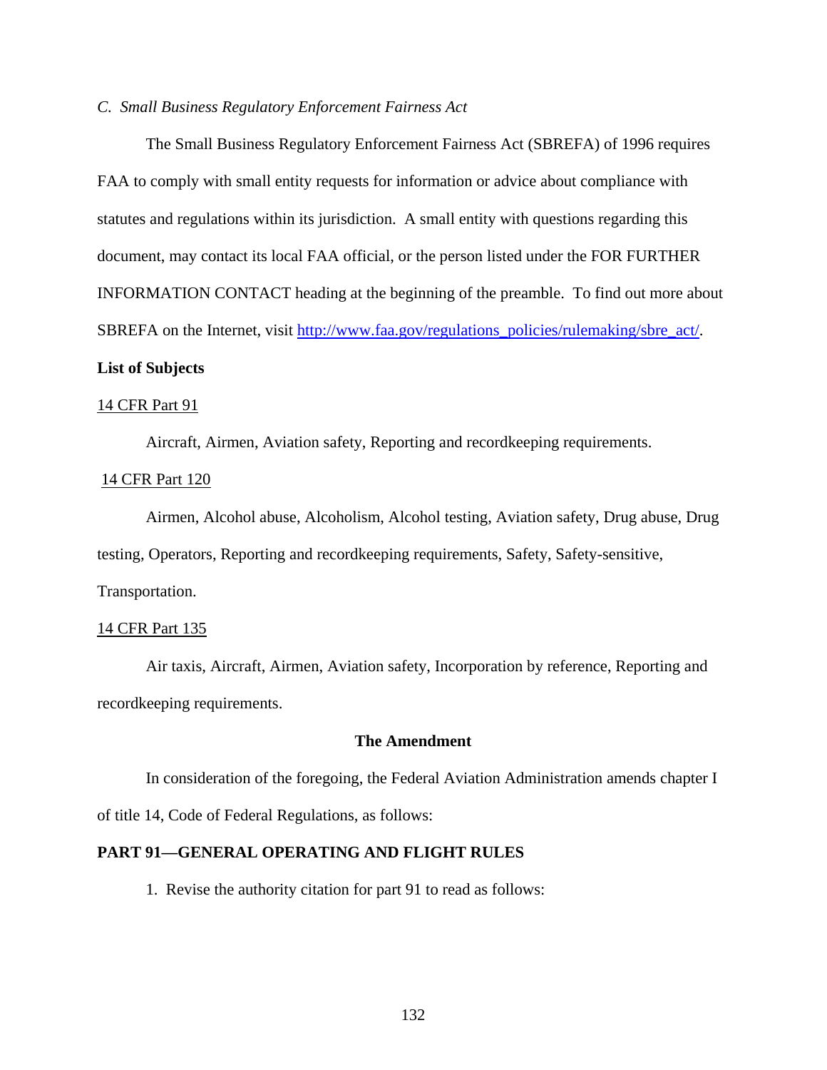### *C. Small Business Regulatory Enforcement Fairness Act*

The Small Business Regulatory Enforcement Fairness Act (SBREFA) of 1996 requires FAA to comply with small entity requests for information or advice about compliance with statutes and regulations within its jurisdiction. A small entity with questions regarding this document, may contact its local FAA official, or the person listed under the FOR FURTHER INFORMATION CONTACT heading at the beginning of the preamble. To find out more about SBREFA on the Internet, visit [http://www.faa.gov/regulations_policies/rulemaking/sbre_act/](http://www.faa.gov/regulations_policies/rulemaking/sbre_act/).

**List of Subjects**

14 CFR Part 91

Aircraft, Airmen, Aviation safety, Reporting and recordkeeping requirements.

14 CFR Part 120

Airmen, Alcohol abuse, Alcoholism, Alcohol testing, Aviation safety, Drug abuse, Drug testing, Operators, Reporting and recordkeeping requirements, Safety, Safety-sensitive, Transportation.

14 CFR Part 135

Air taxis, Aircraft, Airmen, Aviation safety, Incorporation by reference, Reporting and recordkeeping requirements.

**The Amendment**

In consideration of the foregoing, the Federal Aviation Administration amends chapter I of title 14, Code of Federal Regulations, as follows:

**PART 91—GENERAL OPERATING AND FLIGHT RULES**

1. Revise the authority citation for part 91 to read as follows: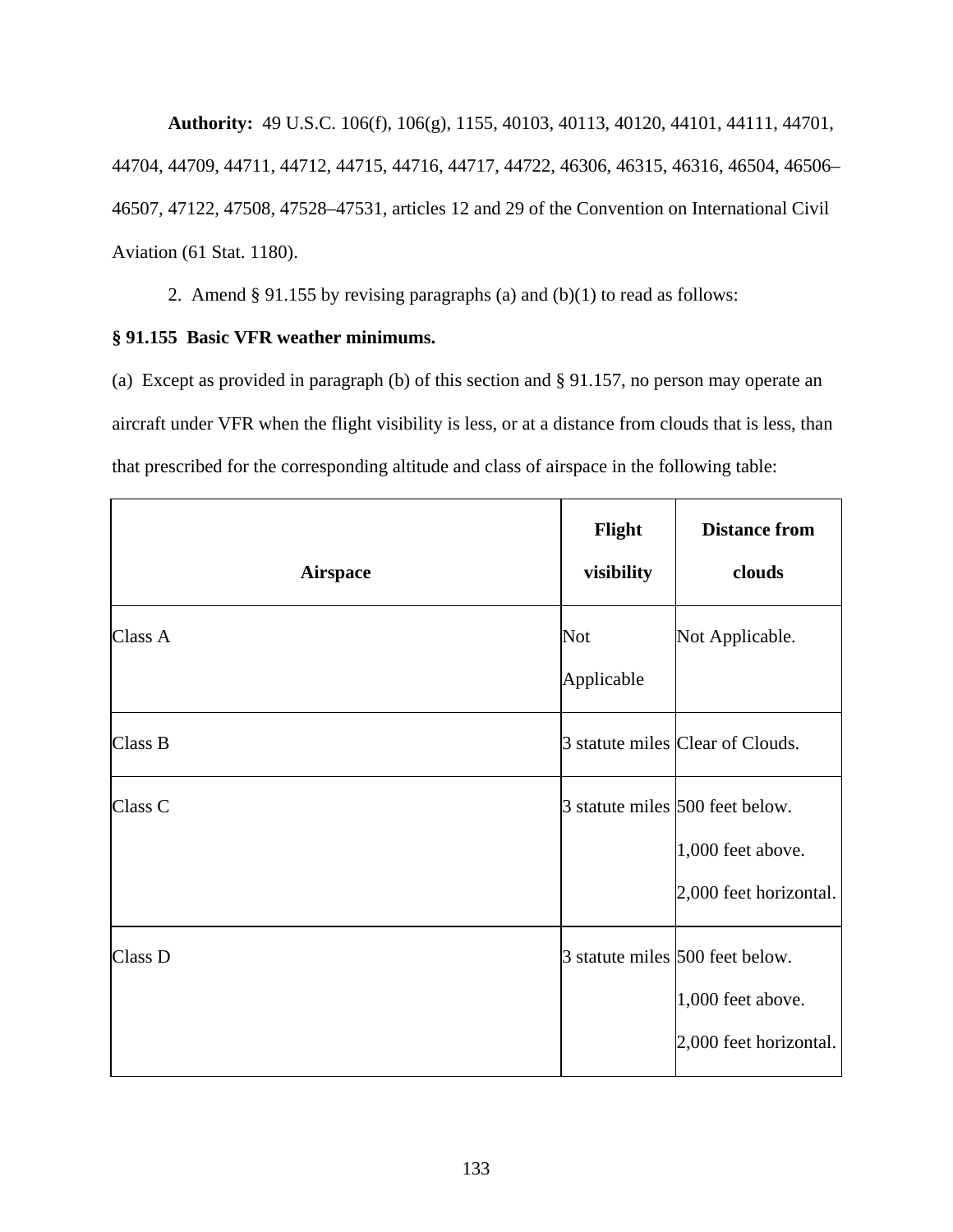**Authority:** 49 U.S.C. 106(f), 106(g), 1155, 40103, 40113, 40120, 44101, 44111, 44701, 44704, 44709, 44711, 44712, 44715, 44716, 44717, 44722, 46306, 46315, 46316, 46504, 46506–46507, 47122, 47508, 47528–47531, articles 12 and 29 of the Convention on International Civil Aviation (61 Stat. 1180).

2. Amend § 91.155 by revising paragraphs (a) and (b)(1) to read as follows:

**§ 91.155 Basic VFR weather minimums.**

(a) Except as provided in paragraph (b) of this section and § 91.157, no person may operate an aircraft under VFR when the flight visibility is less, or at a distance from clouds that is less, than that prescribed for the corresponding altitude and class of airspace in the following table:

| Airspace | Flight visibility | Distance from clouds |
|---|---|---|
| Class A | Not Applicable | Not Applicable. |
| Class B | 3 statute miles | Clear of Clouds. |
| Class C | 3 statute miles | 500 feet below.<br>1,000 feet above.<br>2,000 feet horizontal. |
| Class D | 3 statute miles | 500 feet below.<br>1,000 feet above.<br>2,000 feet horizontal. |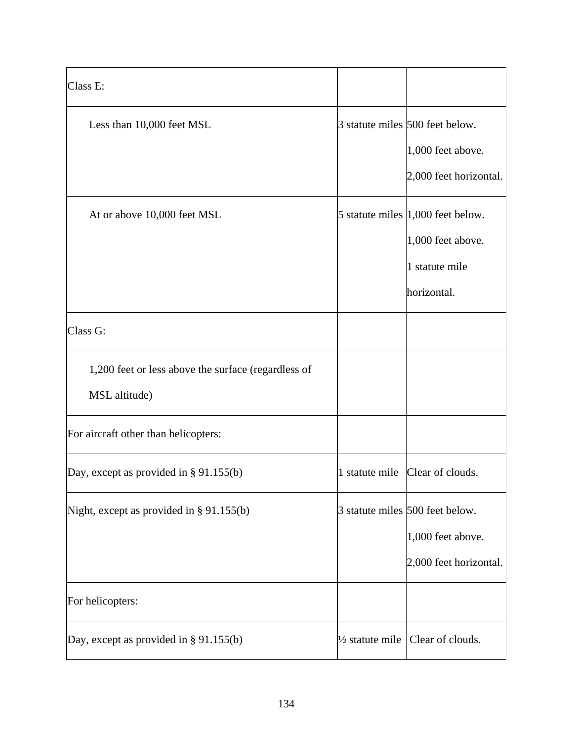| Class E: | | |
|---|---|---|
| Less than 10,000 feet MSL | 3 statute miles | 500 feet below.<br>1,000 feet above.<br>2,000 feet horizontal. |
| At or above 10,000 feet MSL | 5 statute miles | 1,000 feet below.<br>1,000 feet above.<br>1 statute mile horizontal. |
| Class G: | | |
| 1,200 feet or less above the surface (regardless of MSL altitude) | | |
| For aircraft other than helicopters: | | |
| Day, except as provided in § 91.155(b) | 1 statute mile | Clear of clouds. |
| Night, except as provided in § 91.155(b) | 3 statute miles | 500 feet below.<br>1,000 feet above.<br>2,000 feet horizontal. |
| For helicopters: | | |
| Day, except as provided in § 91.155(b) | ½ statute mile | Clear of clouds. |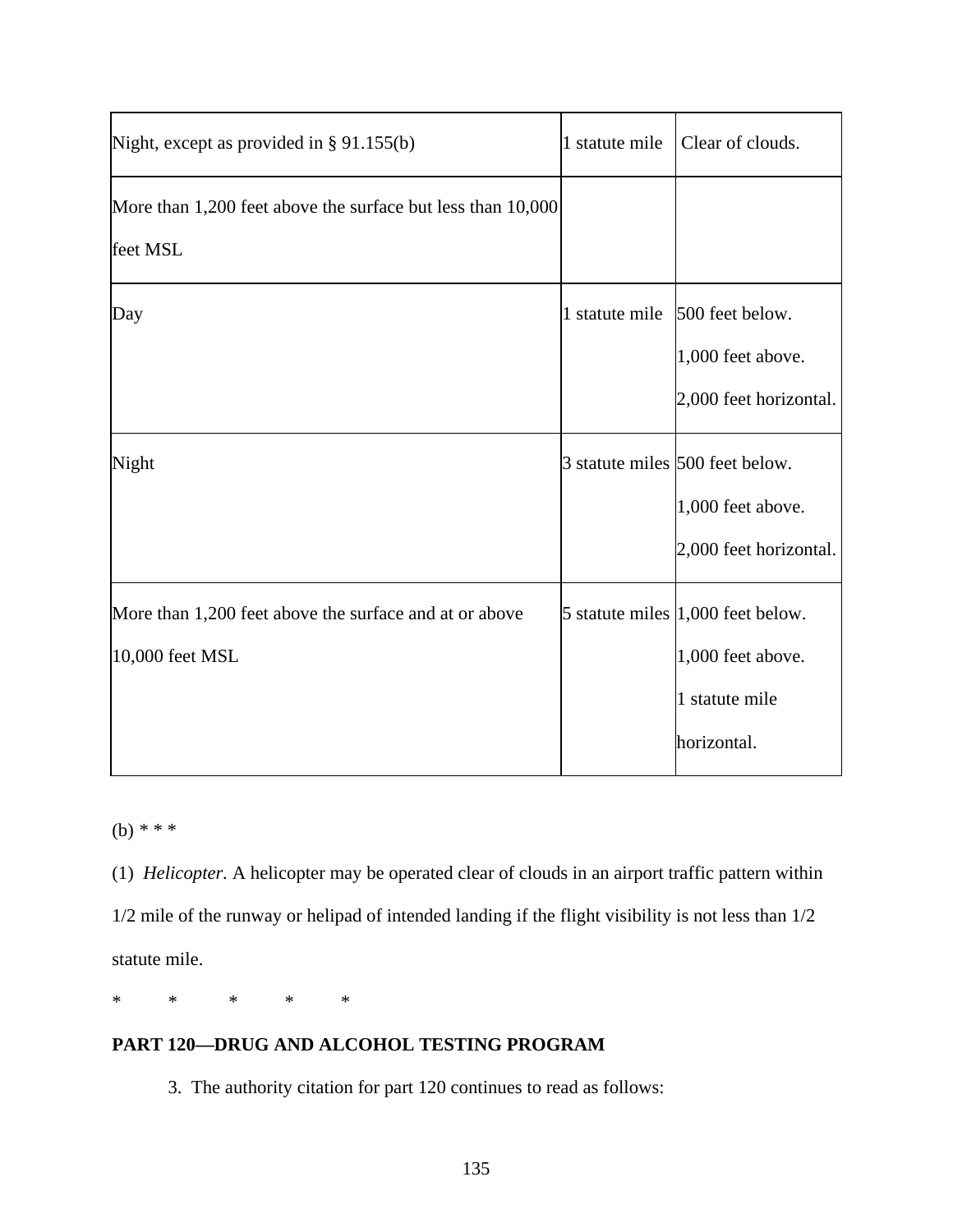| | | |
|---|---|---|
| Night, except as provided in § 91.155(b) | 1 statute mile | Clear of clouds. |
| More than 1,200 feet above the surface but less than 10,000 feet MSL | | |
| Day | 1 statute mile | 500 feet below.<br>1,000 feet above.<br>2,000 feet horizontal. |
| Night | 3 statute miles | 500 feet below.<br>1,000 feet above.<br>2,000 feet horizontal. |
| More than 1,200 feet above the surface and at or above 10,000 feet MSL | 5 statute miles | 1,000 feet below.<br>1,000 feet above.<br>1 statute mile horizontal. |

(b) * * *

(1) *Helicopter.* A helicopter may be operated clear of clouds in an airport traffic pattern within 1/2 mile of the runway or helipad of intended landing if the flight visibility is not less than 1/2 statute mile.

\* \* \* \* \*

**PART 120—DRUG AND ALCOHOL TESTING PROGRAM**

3. The authority citation for part 120 continues to read as follows: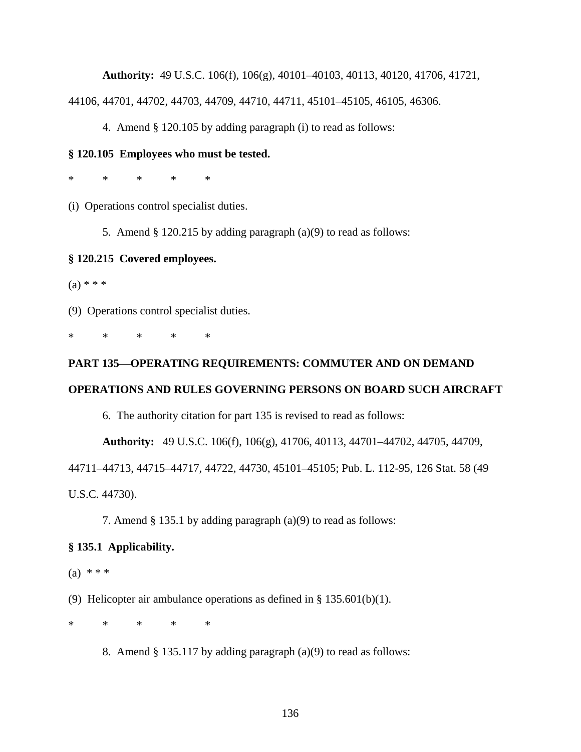**Authority:** 49 U.S.C. 106(f), 106(g), 40101–40103, 40113, 40120, 41706, 41721, 44106, 44701, 44702, 44703, 44709, 44710, 44711, 45101–45105, 46105, 46306.

4. Amend § 120.105 by adding paragraph (i) to read as follows:

**§ 120.105 Employees who must be tested.**

\* \* \* \* \*

(i) Operations control specialist duties.

5. Amend § 120.215 by adding paragraph (a)(9) to read as follows:

**§ 120.215 Covered employees.**

(a) * * *

(9) Operations control specialist duties.

\* \* \* \* \*

**PART 135—OPERATING REQUIREMENTS: COMMUTER AND ON DEMAND OPERATIONS AND RULES GOVERNING PERSONS ON BOARD SUCH AIRCRAFT**

6. The authority citation for part 135 is revised to read as follows:

**Authority:** 49 U.S.C. 106(f), 106(g), 41706, 40113, 44701–44702, 44705, 44709, 44711–44713, 44715–44717, 44722, 44730, 45101–45105; Pub. L. 112-95, 126 Stat. 58 (49 U.S.C. 44730).

7. Amend § 135.1 by adding paragraph (a)(9) to read as follows:

**§ 135.1 Applicability.**

(a) * * *

(9) Helicopter air ambulance operations as defined in § 135.601(b)(1).

\* \* \* \* \*

8. Amend § 135.117 by adding paragraph (a)(9) to read as follows: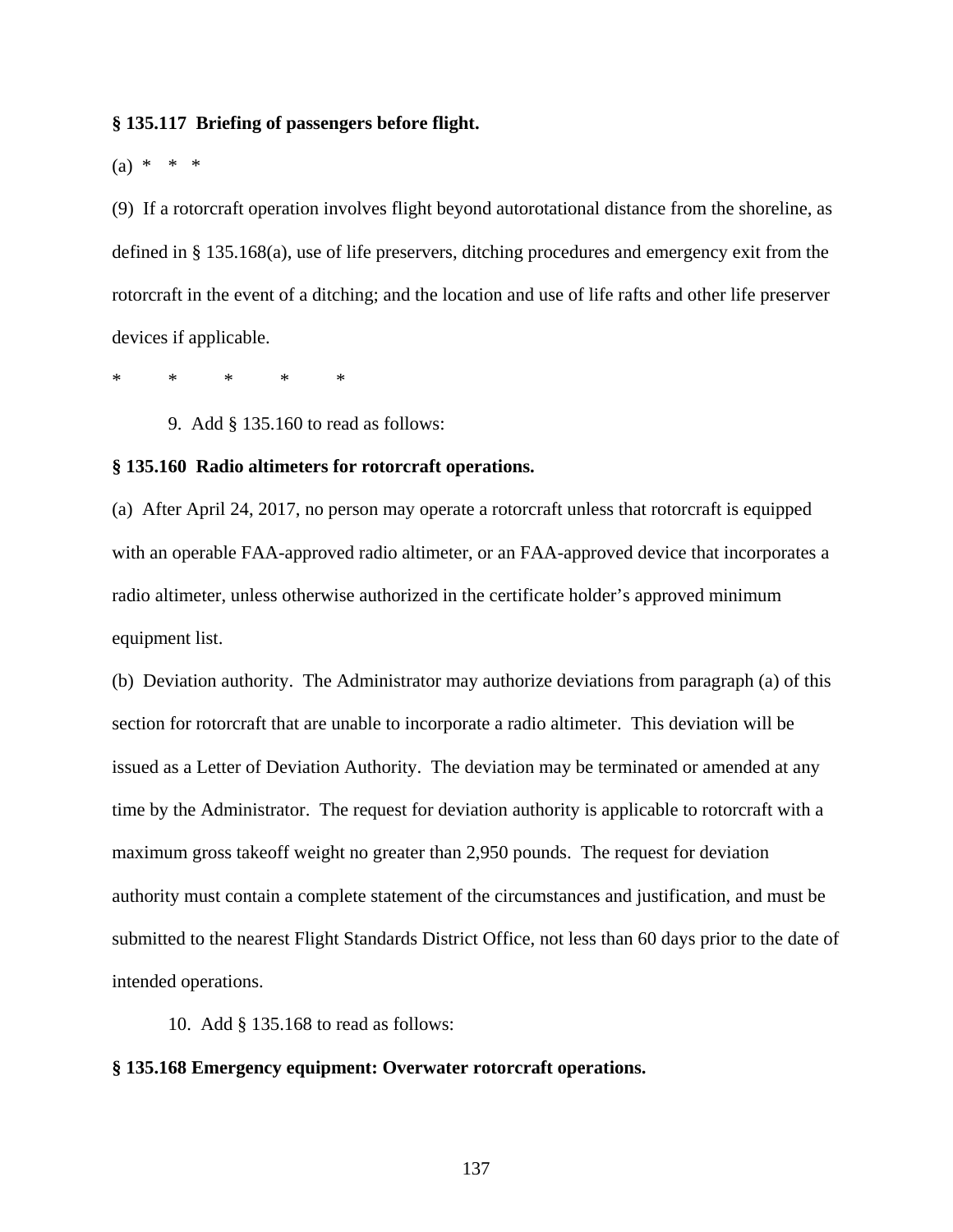**§ 135.117 Briefing of passengers before flight.**

(a) * * *

(9) If a rotorcraft operation involves flight beyond autorotational distance from the shoreline, as defined in § 135.168(a), use of life preservers, ditching procedures and emergency exit from the rotorcraft in the event of a ditching; and the location and use of life rafts and other life preserver devices if applicable.

\* \* \* \* \*

9. Add § 135.160 to read as follows:

**§ 135.160 Radio altimeters for rotorcraft operations.**

(a) After April 24, 2017, no person may operate a rotorcraft unless that rotorcraft is equipped with an operable FAA-approved radio altimeter, or an FAA-approved device that incorporates a radio altimeter, unless otherwise authorized in the certificate holder's approved minimum equipment list.

(b) Deviation authority. The Administrator may authorize deviations from paragraph (a) of this section for rotorcraft that are unable to incorporate a radio altimeter. This deviation will be issued as a Letter of Deviation Authority. The deviation may be terminated or amended at any time by the Administrator. The request for deviation authority is applicable to rotorcraft with a maximum gross takeoff weight no greater than 2,950 pounds. The request for deviation authority must contain a complete statement of the circumstances and justification, and must be submitted to the nearest Flight Standards District Office, not less than 60 days prior to the date of intended operations.

10. Add § 135.168 to read as follows:

**§ 135.168 Emergency equipment: Overwater rotorcraft operations.**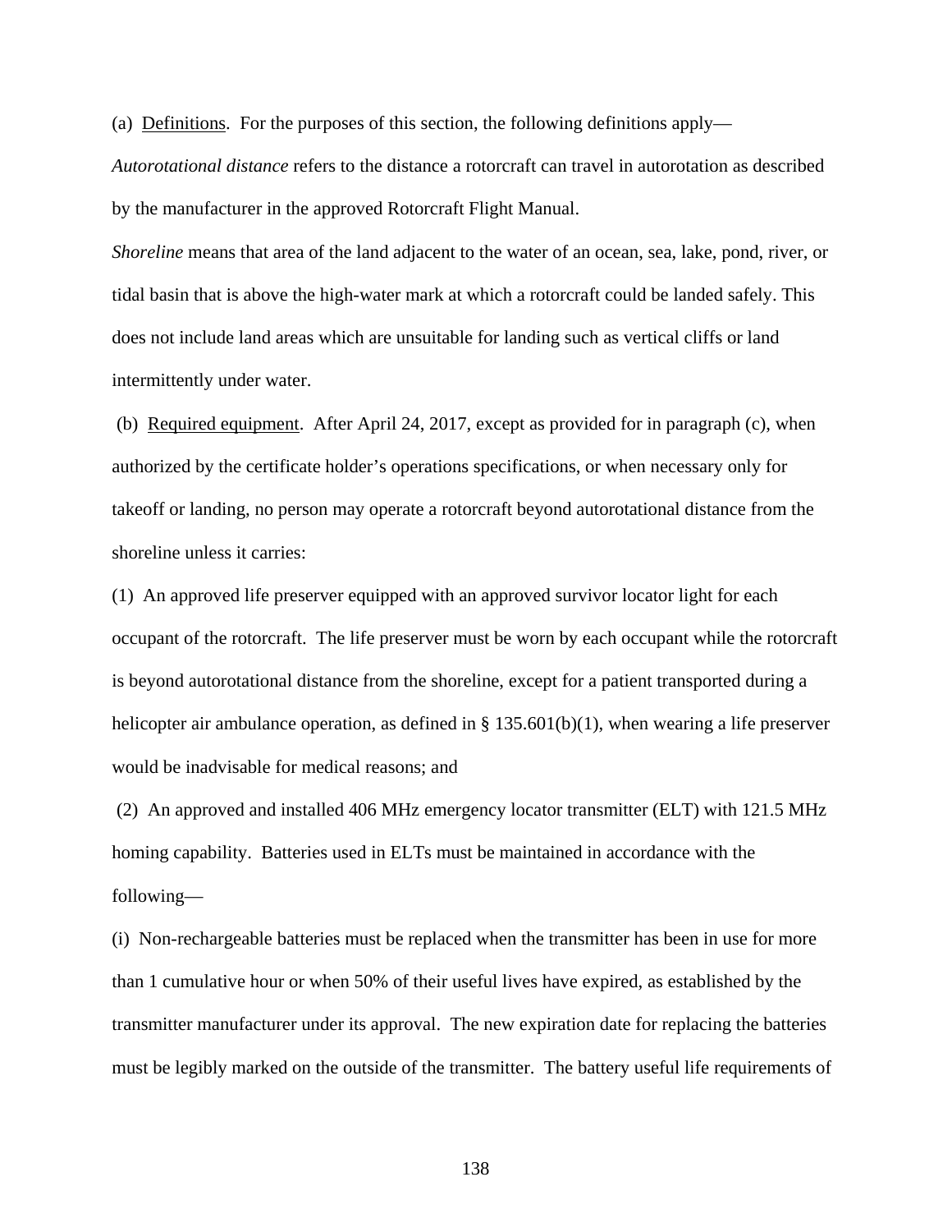(a) Definitions. For the purposes of this section, the following definitions apply—

*Autorotational distance* refers to the distance a rotorcraft can travel in autorotation as described by the manufacturer in the approved Rotorcraft Flight Manual.

*Shoreline* means that area of the land adjacent to the water of an ocean, sea, lake, pond, river, or tidal basin that is above the high-water mark at which a rotorcraft could be landed safely. This does not include land areas which are unsuitable for landing such as vertical cliffs or land intermittently under water.

(b) Required equipment. After April 24, 2017, except as provided for in paragraph (c), when authorized by the certificate holder's operations specifications, or when necessary only for takeoff or landing, no person may operate a rotorcraft beyond autorotational distance from the shoreline unless it carries:

(1) An approved life preserver equipped with an approved survivor locator light for each occupant of the rotorcraft. The life preserver must be worn by each occupant while the rotorcraft is beyond autorotational distance from the shoreline, except for a patient transported during a helicopter air ambulance operation, as defined in § 135.601(b)(1), when wearing a life preserver would be inadvisable for medical reasons; and

(2) An approved and installed 406 MHz emergency locator transmitter (ELT) with 121.5 MHz homing capability. Batteries used in ELTs must be maintained in accordance with the following—

(i) Non-rechargeable batteries must be replaced when the transmitter has been in use for more than 1 cumulative hour or when 50% of their useful lives have expired, as established by the transmitter manufacturer under its approval. The new expiration date for replacing the batteries must be legibly marked on the outside of the transmitter. The battery useful life requirements of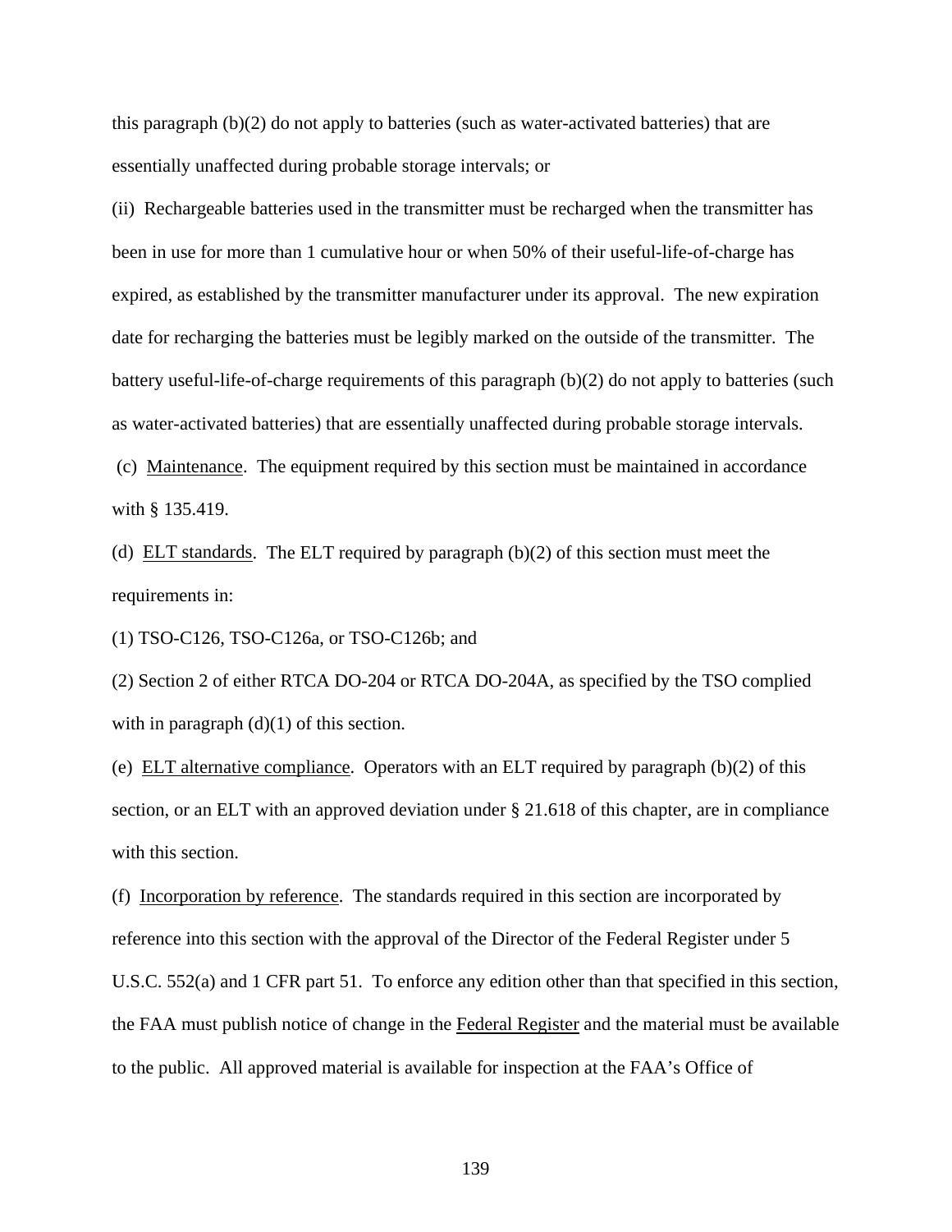this paragraph (b)(2) do not apply to batteries (such as water-activated batteries) that are essentially unaffected during probable storage intervals; or

(ii) Rechargeable batteries used in the transmitter must be recharged when the transmitter has been in use for more than 1 cumulative hour or when 50% of their useful-life-of-charge has expired, as established by the transmitter manufacturer under its approval. The new expiration date for recharging the batteries must be legibly marked on the outside of the transmitter. The battery useful-life-of-charge requirements of this paragraph (b)(2) do not apply to batteries (such as water-activated batteries) that are essentially unaffected during probable storage intervals.

(c) Maintenance. The equipment required by this section must be maintained in accordance with § 135.419.

(d) ELT standards. The ELT required by paragraph (b)(2) of this section must meet the requirements in:

(1) TSO-C126, TSO-C126a, or TSO-C126b; and

(2) Section 2 of either RTCA DO-204 or RTCA DO-204A, as specified by the TSO complied with in paragraph (d)(1) of this section.

(e) ELT alternative compliance. Operators with an ELT required by paragraph (b)(2) of this section, or an ELT with an approved deviation under § 21.618 of this chapter, are in compliance with this section.

(f) Incorporation by reference. The standards required in this section are incorporated by reference into this section with the approval of the Director of the Federal Register under 5 U.S.C. 552(a) and 1 CFR part 51. To enforce any edition other than that specified in this section, the FAA must publish notice of change in the Federal Register and the material must be available to the public. All approved material is available for inspection at the FAA's Office of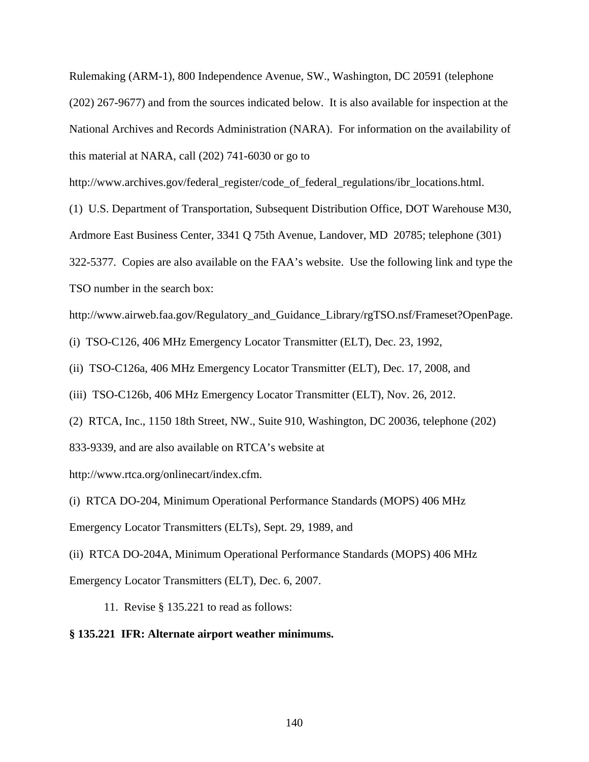Rulemaking (ARM-1), 800 Independence Avenue, SW., Washington, DC 20591 (telephone (202) 267-9677) and from the sources indicated below. It is also available for inspection at the National Archives and Records Administration (NARA). For information on the availability of this material at NARA, call (202) 741-6030 or go to http://www.archives.gov/federal_register/code_of_federal_regulations/ibr_locations.html.

(1) U.S. Department of Transportation, Subsequent Distribution Office, DOT Warehouse M30, Ardmore East Business Center, 3341 Q 75th Avenue, Landover, MD 20785; telephone (301) 322-5377. Copies are also available on the FAA's website. Use the following link and type the TSO number in the search box: http://www.airweb.faa.gov/Regulatory_and_Guidance_Library/rgTSO.nsf/Frameset?OpenPage.

(i) TSO-C126, 406 MHz Emergency Locator Transmitter (ELT), Dec. 23, 1992,

(ii) TSO-C126a, 406 MHz Emergency Locator Transmitter (ELT), Dec. 17, 2008, and

(iii) TSO-C126b, 406 MHz Emergency Locator Transmitter (ELT), Nov. 26, 2012.

(2) RTCA, Inc., 1150 18th Street, NW., Suite 910, Washington, DC 20036, telephone (202) 833-9339, and are also available on RTCA's website at http://www.rtca.org/onlinecart/index.cfm.

(i) RTCA DO-204, Minimum Operational Performance Standards (MOPS) 406 MHz Emergency Locator Transmitters (ELTs), Sept. 29, 1989, and

(ii) RTCA DO-204A, Minimum Operational Performance Standards (MOPS) 406 MHz Emergency Locator Transmitters (ELT), Dec. 6, 2007.

11. Revise § 135.221 to read as follows:

**§ 135.221 IFR: Alternate airport weather minimums.**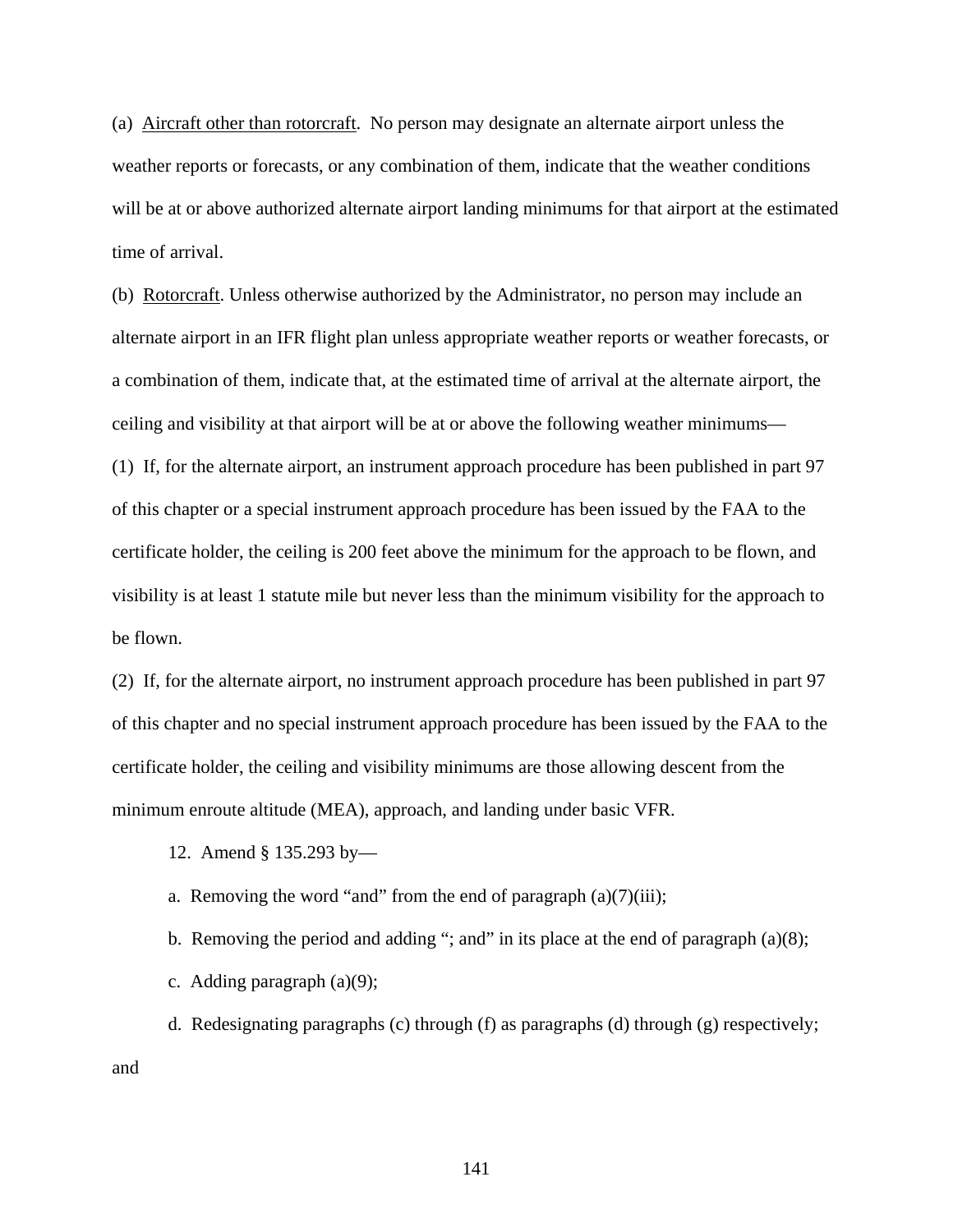(a) Aircraft other than rotorcraft. No person may designate an alternate airport unless the weather reports or forecasts, or any combination of them, indicate that the weather conditions will be at or above authorized alternate airport landing minimums for that airport at the estimated time of arrival.

(b) Rotorcraft. Unless otherwise authorized by the Administrator, no person may include an alternate airport in an IFR flight plan unless appropriate weather reports or weather forecasts, or a combination of them, indicate that, at the estimated time of arrival at the alternate airport, the ceiling and visibility at that airport will be at or above the following weather minimums—

(1) If, for the alternate airport, an instrument approach procedure has been published in part 97 of this chapter or a special instrument approach procedure has been issued by the FAA to the certificate holder, the ceiling is 200 feet above the minimum for the approach to be flown, and visibility is at least 1 statute mile but never less than the minimum visibility for the approach to be flown.

(2) If, for the alternate airport, no instrument approach procedure has been published in part 97 of this chapter and no special instrument approach procedure has been issued by the FAA to the certificate holder, the ceiling and visibility minimums are those allowing descent from the minimum enroute altitude (MEA), approach, and landing under basic VFR.

12. Amend § 135.293 by—

a. Removing the word "and" from the end of paragraph (a)(7)(iii);

b. Removing the period and adding "; and" in its place at the end of paragraph (a)(8);

c. Adding paragraph (a)(9);

d. Redesignating paragraphs (c) through (f) as paragraphs (d) through (g) respectively; and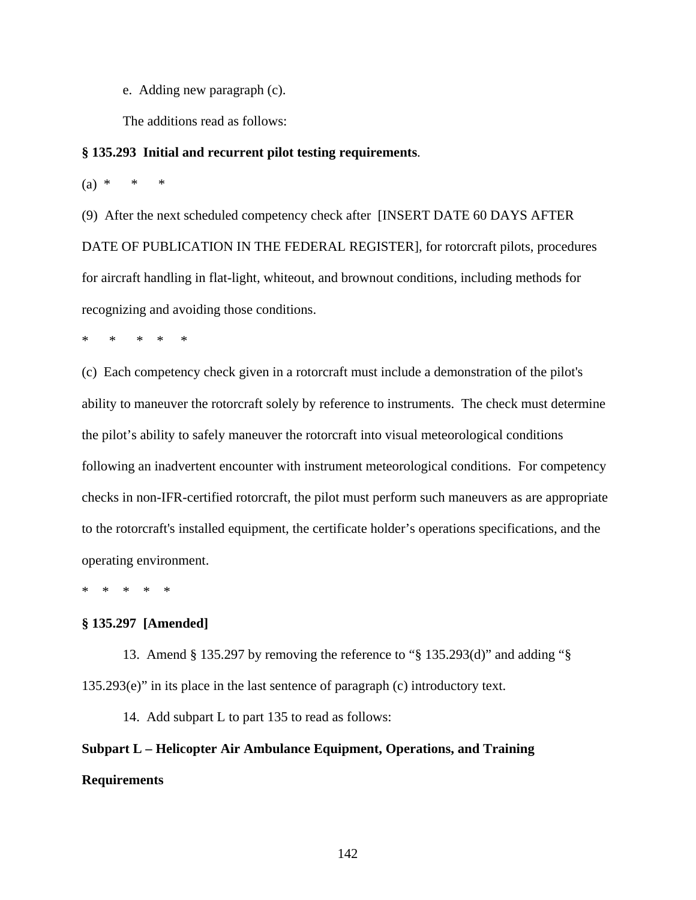e. Adding new paragraph (c).

The additions read as follows:

**§ 135.293 Initial and recurrent pilot testing requirements**.

(a) * * *

(9) After the next scheduled competency check after [INSERT DATE 60 DAYS AFTER DATE OF PUBLICATION IN THE FEDERAL REGISTER], for rotorcraft pilots, procedures for aircraft handling in flat-light, whiteout, and brownout conditions, including methods for recognizing and avoiding those conditions.

* * * * *

(c) Each competency check given in a rotorcraft must include a demonstration of the pilot's ability to maneuver the rotorcraft solely by reference to instruments. The check must determine the pilot's ability to safely maneuver the rotorcraft into visual meteorological conditions following an inadvertent encounter with instrument meteorological conditions. For competency checks in non-IFR-certified rotorcraft, the pilot must perform such maneuvers as are appropriate to the rotorcraft's installed equipment, the certificate holder's operations specifications, and the operating environment.

* * * * *

**§ 135.297 [Amended]**

13. Amend § 135.297 by removing the reference to "§ 135.293(d)" and adding "§ 135.293(e)" in its place in the last sentence of paragraph (c) introductory text.

14. Add subpart L to part 135 to read as follows:

**Subpart L – Helicopter Air Ambulance Equipment, Operations, and Training Requirements**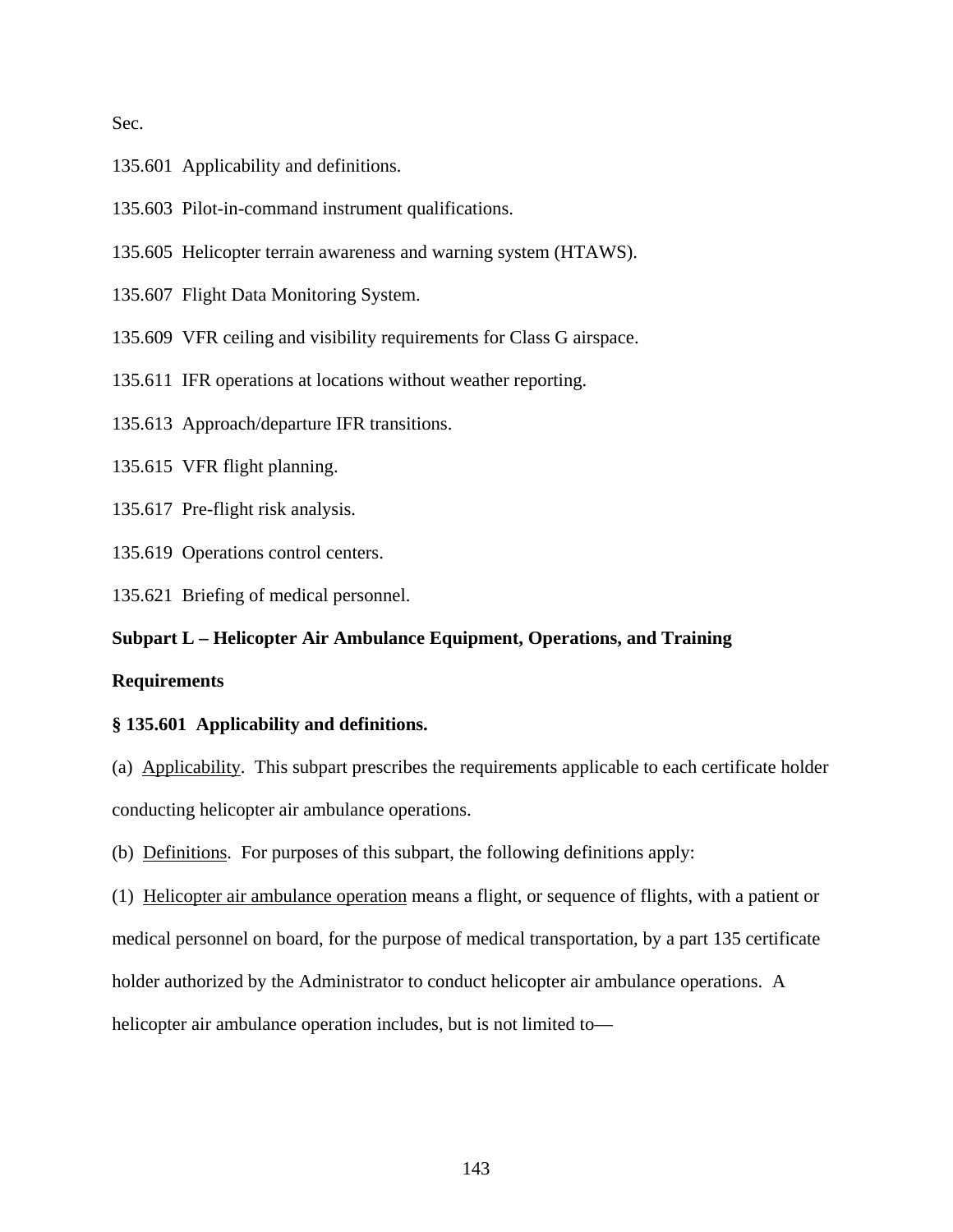Sec.

135.601 Applicability and definitions.

135.603 Pilot-in-command instrument qualifications.

135.605 Helicopter terrain awareness and warning system (HTAWS).

135.607 Flight Data Monitoring System.

135.609 VFR ceiling and visibility requirements for Class G airspace.

135.611 IFR operations at locations without weather reporting.

135.613 Approach/departure IFR transitions.

135.615 VFR flight planning.

135.617 Pre-flight risk analysis.

135.619 Operations control centers.

135.621 Briefing of medical personnel.

## Subpart L – Helicopter Air Ambulance Equipment, Operations, and Training Requirements

### § 135.601 Applicability and definitions.

(a) Applicability. This subpart prescribes the requirements applicable to each certificate holder conducting helicopter air ambulance operations.

(b) Definitions. For purposes of this subpart, the following definitions apply:

(1) Helicopter air ambulance operation means a flight, or sequence of flights, with a patient or medical personnel on board, for the purpose of medical transportation, by a part 135 certificate holder authorized by the Administrator to conduct helicopter air ambulance operations. A helicopter air ambulance operation includes, but is not limited to—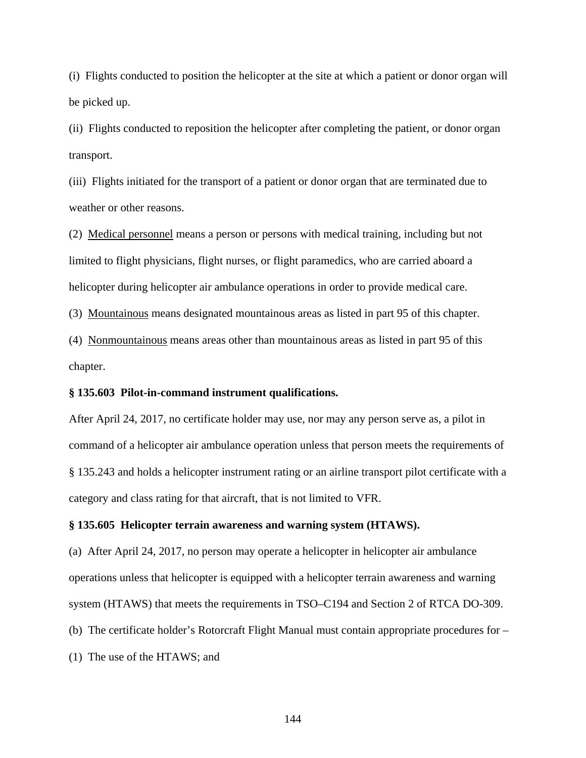(i) Flights conducted to position the helicopter at the site at which a patient or donor organ will be picked up.

(ii) Flights conducted to reposition the helicopter after completing the patient, or donor organ transport.

(iii) Flights initiated for the transport of a patient or donor organ that are terminated due to weather or other reasons.

(2) Medical personnel means a person or persons with medical training, including but not limited to flight physicians, flight nurses, or flight paramedics, who are carried aboard a helicopter during helicopter air ambulance operations in order to provide medical care.

(3) Mountainous means designated mountainous areas as listed in part 95 of this chapter.

(4) Nonmountainous means areas other than mountainous areas as listed in part 95 of this chapter.

**§ 135.603 Pilot-in-command instrument qualifications.**

After April 24, 2017, no certificate holder may use, nor may any person serve as, a pilot in command of a helicopter air ambulance operation unless that person meets the requirements of § 135.243 and holds a helicopter instrument rating or an airline transport pilot certificate with a category and class rating for that aircraft, that is not limited to VFR.

**§ 135.605 Helicopter terrain awareness and warning system (HTAWS).**

(a) After April 24, 2017, no person may operate a helicopter in helicopter air ambulance operations unless that helicopter is equipped with a helicopter terrain awareness and warning system (HTAWS) that meets the requirements in TSO–C194 and Section 2 of RTCA DO-309.

(b) The certificate holder's Rotorcraft Flight Manual must contain appropriate procedures for –

(1) The use of the HTAWS; and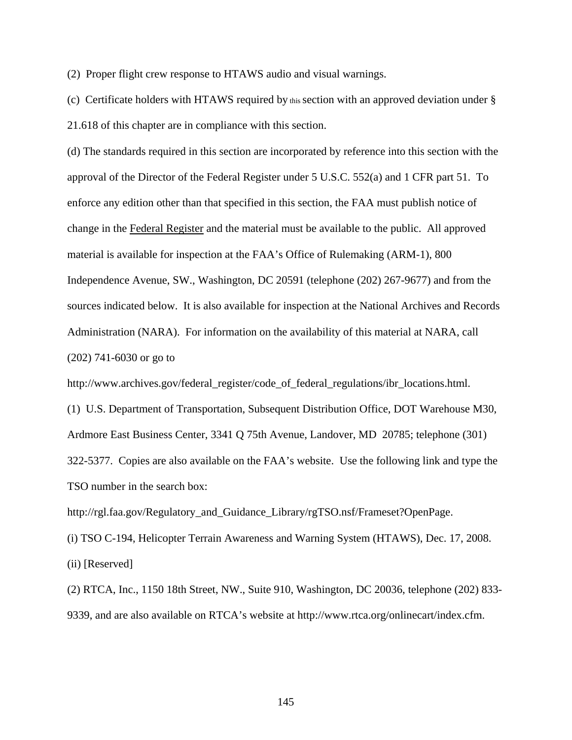(2) Proper flight crew response to HTAWS audio and visual warnings.

(c) Certificate holders with HTAWS required by this section with an approved deviation under § 21.618 of this chapter are in compliance with this section.

(d) The standards required in this section are incorporated by reference into this section with the approval of the Director of the Federal Register under 5 U.S.C. 552(a) and 1 CFR part 51. To enforce any edition other than that specified in this section, the FAA must publish notice of change in the Federal Register and the material must be available to the public. All approved material is available for inspection at the FAA's Office of Rulemaking (ARM-1), 800 Independence Avenue, SW., Washington, DC 20591 (telephone (202) 267-9677) and from the sources indicated below. It is also available for inspection at the National Archives and Records Administration (NARA). For information on the availability of this material at NARA, call (202) 741-6030 or go to

http://www.archives.gov/federal_register/code_of_federal_regulations/ibr_locations.html.

(1) U.S. Department of Transportation, Subsequent Distribution Office, DOT Warehouse M30, Ardmore East Business Center, 3341 Q 75th Avenue, Landover, MD 20785; telephone (301) 322-5377. Copies are also available on the FAA's website. Use the following link and type the TSO number in the search box:

http://rgl.faa.gov/Regulatory_and_Guidance_Library/rgTSO.nsf/Frameset?OpenPage.

(i) TSO C-194, Helicopter Terrain Awareness and Warning System (HTAWS), Dec. 17, 2008.

(ii) [Reserved]

(2) RTCA, Inc., 1150 18th Street, NW., Suite 910, Washington, DC 20036, telephone (202) 833-9339, and are also available on RTCA's website at http://www.rtca.org/onlinecart/index.cfm.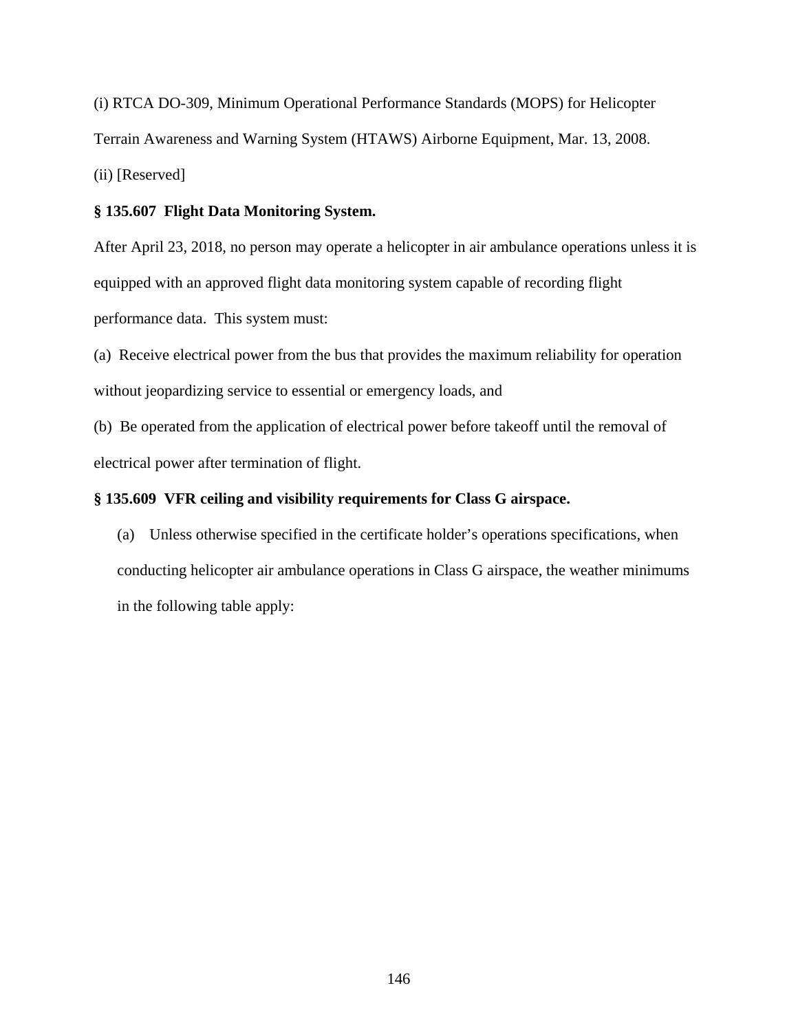(i) RTCA DO-309, Minimum Operational Performance Standards (MOPS) for Helicopter Terrain Awareness and Warning System (HTAWS) Airborne Equipment, Mar. 13, 2008.

(ii) [Reserved]

**§ 135.607 Flight Data Monitoring System.**

After April 23, 2018, no person may operate a helicopter in air ambulance operations unless it is equipped with an approved flight data monitoring system capable of recording flight performance data. This system must:

(a) Receive electrical power from the bus that provides the maximum reliability for operation without jeopardizing service to essential or emergency loads, and

(b) Be operated from the application of electrical power before takeoff until the removal of electrical power after termination of flight.

**§ 135.609 VFR ceiling and visibility requirements for Class G airspace.**

(a) Unless otherwise specified in the certificate holder's operations specifications, when conducting helicopter air ambulance operations in Class G airspace, the weather minimums in the following table apply: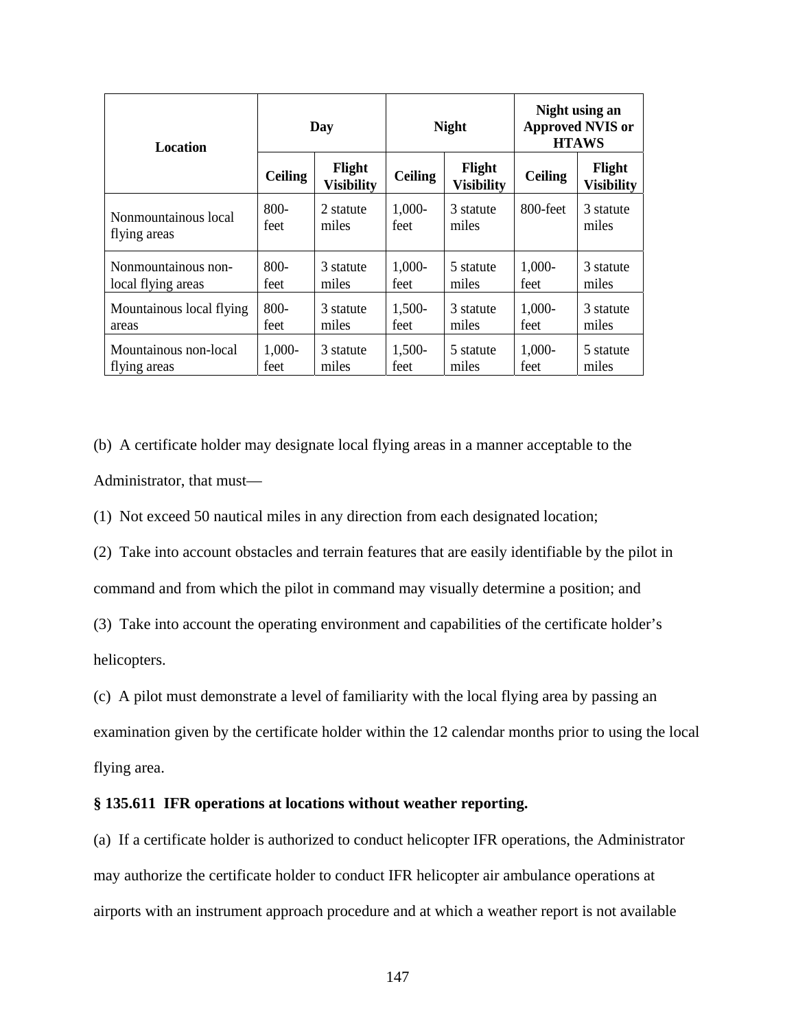| Location | Day | | Night | | Night using an Approved NVIS or HTAWS | |
|---|---|---|---|---|---|---|
| | Ceiling | Flight Visibility | Ceiling | Flight Visibility | Ceiling | Flight Visibility |
| Nonmountainous local flying areas | 800-feet | 2 statute miles | 1,000-feet | 3 statute miles | 800-feet | 3 statute miles |
| Nonmountainous non-local flying areas | 800-feet | 3 statute miles | 1,000-feet | 5 statute miles | 1,000-feet | 3 statute miles |
| Mountainous local flying areas | 800-feet | 3 statute miles | 1,500-feet | 3 statute miles | 1,000-feet | 3 statute miles |
| Mountainous non-local flying areas | 1,000-feet | 3 statute miles | 1,500-feet | 5 statute miles | 1,000-feet | 5 statute miles |

(b) A certificate holder may designate local flying areas in a manner acceptable to the Administrator, that must—

(1) Not exceed 50 nautical miles in any direction from each designated location;

(2) Take into account obstacles and terrain features that are easily identifiable by the pilot in command and from which the pilot in command may visually determine a position; and

(3) Take into account the operating environment and capabilities of the certificate holder's helicopters.

(c) A pilot must demonstrate a level of familiarity with the local flying area by passing an examination given by the certificate holder within the 12 calendar months prior to using the local flying area.

**§ 135.611 IFR operations at locations without weather reporting.**

(a) If a certificate holder is authorized to conduct helicopter IFR operations, the Administrator may authorize the certificate holder to conduct IFR helicopter air ambulance operations at airports with an instrument approach procedure and at which a weather report is not available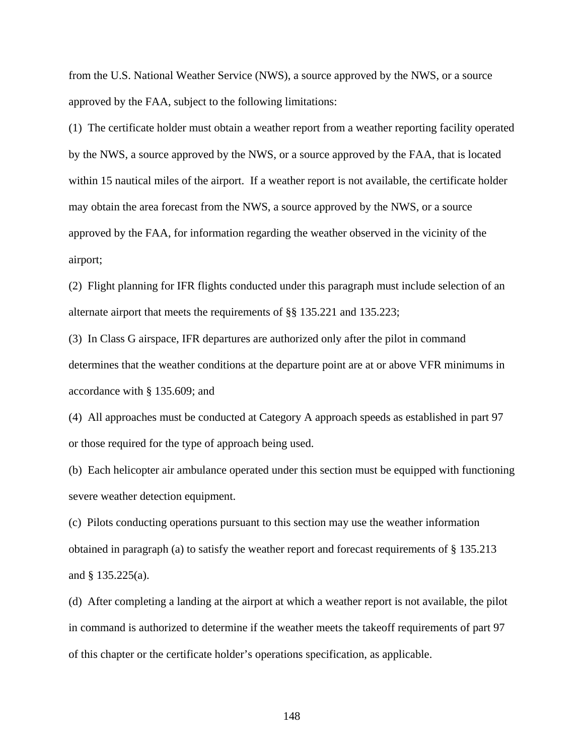from the U.S. National Weather Service (NWS), a source approved by the NWS, or a source approved by the FAA, subject to the following limitations:

(1) The certificate holder must obtain a weather report from a weather reporting facility operated by the NWS, a source approved by the NWS, or a source approved by the FAA, that is located within 15 nautical miles of the airport. If a weather report is not available, the certificate holder may obtain the area forecast from the NWS, a source approved by the NWS, or a source approved by the FAA, for information regarding the weather observed in the vicinity of the airport;

(2) Flight planning for IFR flights conducted under this paragraph must include selection of an alternate airport that meets the requirements of §§ 135.221 and 135.223;

(3) In Class G airspace, IFR departures are authorized only after the pilot in command determines that the weather conditions at the departure point are at or above VFR minimums in accordance with § 135.609; and

(4) All approaches must be conducted at Category A approach speeds as established in part 97 or those required for the type of approach being used.

(b) Each helicopter air ambulance operated under this section must be equipped with functioning severe weather detection equipment.

(c) Pilots conducting operations pursuant to this section may use the weather information obtained in paragraph (a) to satisfy the weather report and forecast requirements of § 135.213 and § 135.225(a).

(d) After completing a landing at the airport at which a weather report is not available, the pilot in command is authorized to determine if the weather meets the takeoff requirements of part 97 of this chapter or the certificate holder's operations specification, as applicable.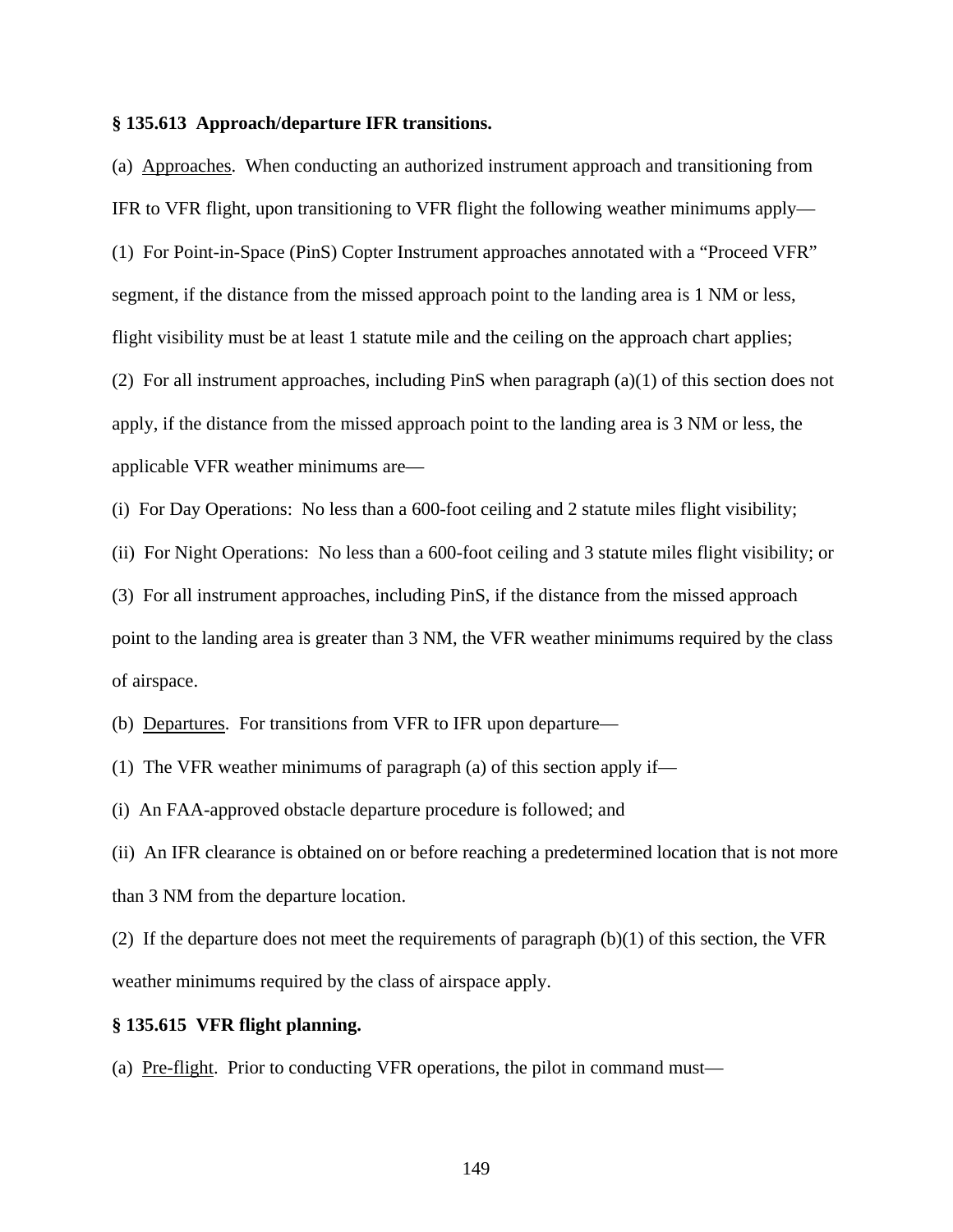**§ 135.613 Approach/departure IFR transitions.**

(a) Approaches. When conducting an authorized instrument approach and transitioning from IFR to VFR flight, upon transitioning to VFR flight the following weather minimums apply—

(1) For Point-in-Space (PinS) Copter Instrument approaches annotated with a "Proceed VFR" segment, if the distance from the missed approach point to the landing area is 1 NM or less, flight visibility must be at least 1 statute mile and the ceiling on the approach chart applies;

(2) For all instrument approaches, including PinS when paragraph (a)(1) of this section does not apply, if the distance from the missed approach point to the landing area is 3 NM or less, the applicable VFR weather minimums are—

(i) For Day Operations: No less than a 600-foot ceiling and 2 statute miles flight visibility;

(ii) For Night Operations: No less than a 600-foot ceiling and 3 statute miles flight visibility; or

(3) For all instrument approaches, including PinS, if the distance from the missed approach point to the landing area is greater than 3 NM, the VFR weather minimums required by the class of airspace.

(b) Departures. For transitions from VFR to IFR upon departure—

(1) The VFR weather minimums of paragraph (a) of this section apply if—

(i) An FAA-approved obstacle departure procedure is followed; and

(ii) An IFR clearance is obtained on or before reaching a predetermined location that is not more than 3 NM from the departure location.

(2) If the departure does not meet the requirements of paragraph (b)(1) of this section, the VFR weather minimums required by the class of airspace apply.

**§ 135.615 VFR flight planning.**

(a) Pre-flight. Prior to conducting VFR operations, the pilot in command must—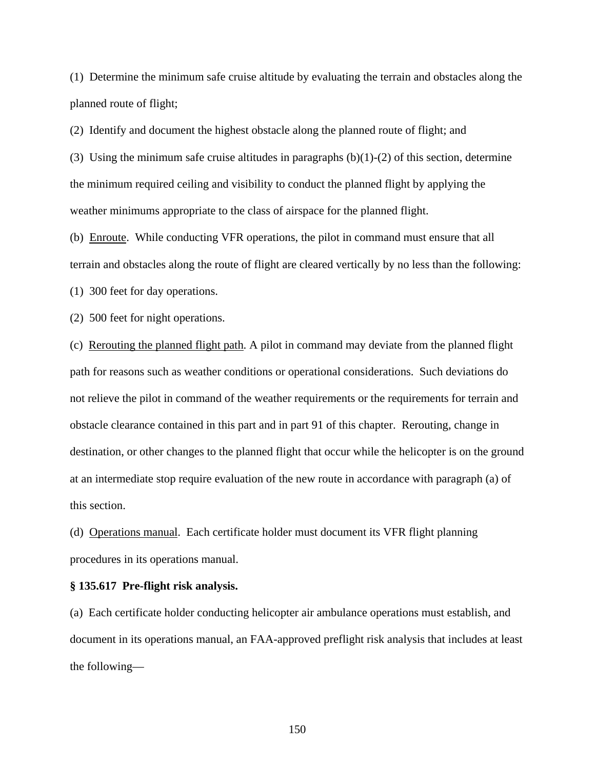(1) Determine the minimum safe cruise altitude by evaluating the terrain and obstacles along the planned route of flight;

(2) Identify and document the highest obstacle along the planned route of flight; and

(3) Using the minimum safe cruise altitudes in paragraphs (b)(1)-(2) of this section, determine the minimum required ceiling and visibility to conduct the planned flight by applying the weather minimums appropriate to the class of airspace for the planned flight.

(b) Enroute. While conducting VFR operations, the pilot in command must ensure that all terrain and obstacles along the route of flight are cleared vertically by no less than the following:

(1) 300 feet for day operations.

(2) 500 feet for night operations.

(c) Rerouting the planned flight path. A pilot in command may deviate from the planned flight path for reasons such as weather conditions or operational considerations. Such deviations do not relieve the pilot in command of the weather requirements or the requirements for terrain and obstacle clearance contained in this part and in part 91 of this chapter. Rerouting, change in destination, or other changes to the planned flight that occur while the helicopter is on the ground at an intermediate stop require evaluation of the new route in accordance with paragraph (a) of this section.

(d) Operations manual. Each certificate holder must document its VFR flight planning procedures in its operations manual.

**§ 135.617 Pre-flight risk analysis.**

(a) Each certificate holder conducting helicopter air ambulance operations must establish, and document in its operations manual, an FAA-approved preflight risk analysis that includes at least the following—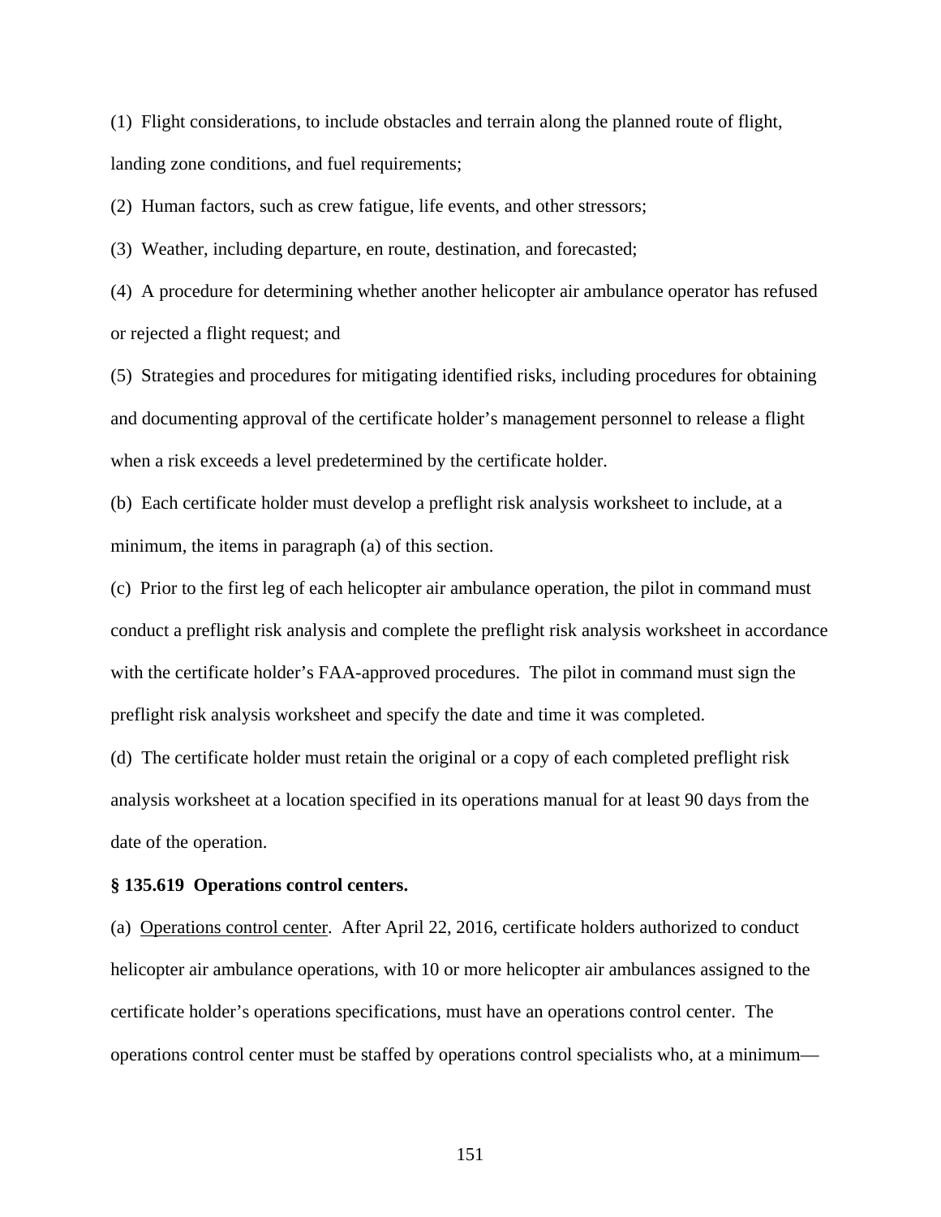(1) Flight considerations, to include obstacles and terrain along the planned route of flight, landing zone conditions, and fuel requirements;

(2) Human factors, such as crew fatigue, life events, and other stressors;

(3) Weather, including departure, en route, destination, and forecasted;

(4) A procedure for determining whether another helicopter air ambulance operator has refused or rejected a flight request; and

(5) Strategies and procedures for mitigating identified risks, including procedures for obtaining and documenting approval of the certificate holder's management personnel to release a flight when a risk exceeds a level predetermined by the certificate holder.

(b) Each certificate holder must develop a preflight risk analysis worksheet to include, at a minimum, the items in paragraph (a) of this section.

(c) Prior to the first leg of each helicopter air ambulance operation, the pilot in command must conduct a preflight risk analysis and complete the preflight risk analysis worksheet in accordance with the certificate holder's FAA-approved procedures. The pilot in command must sign the preflight risk analysis worksheet and specify the date and time it was completed.

(d) The certificate holder must retain the original or a copy of each completed preflight risk analysis worksheet at a location specified in its operations manual for at least 90 days from the date of the operation.

**§ 135.619 Operations control centers.**

(a) Operations control center. After April 22, 2016, certificate holders authorized to conduct helicopter air ambulance operations, with 10 or more helicopter air ambulances assigned to the certificate holder's operations specifications, must have an operations control center. The operations control center must be staffed by operations control specialists who, at a minimum—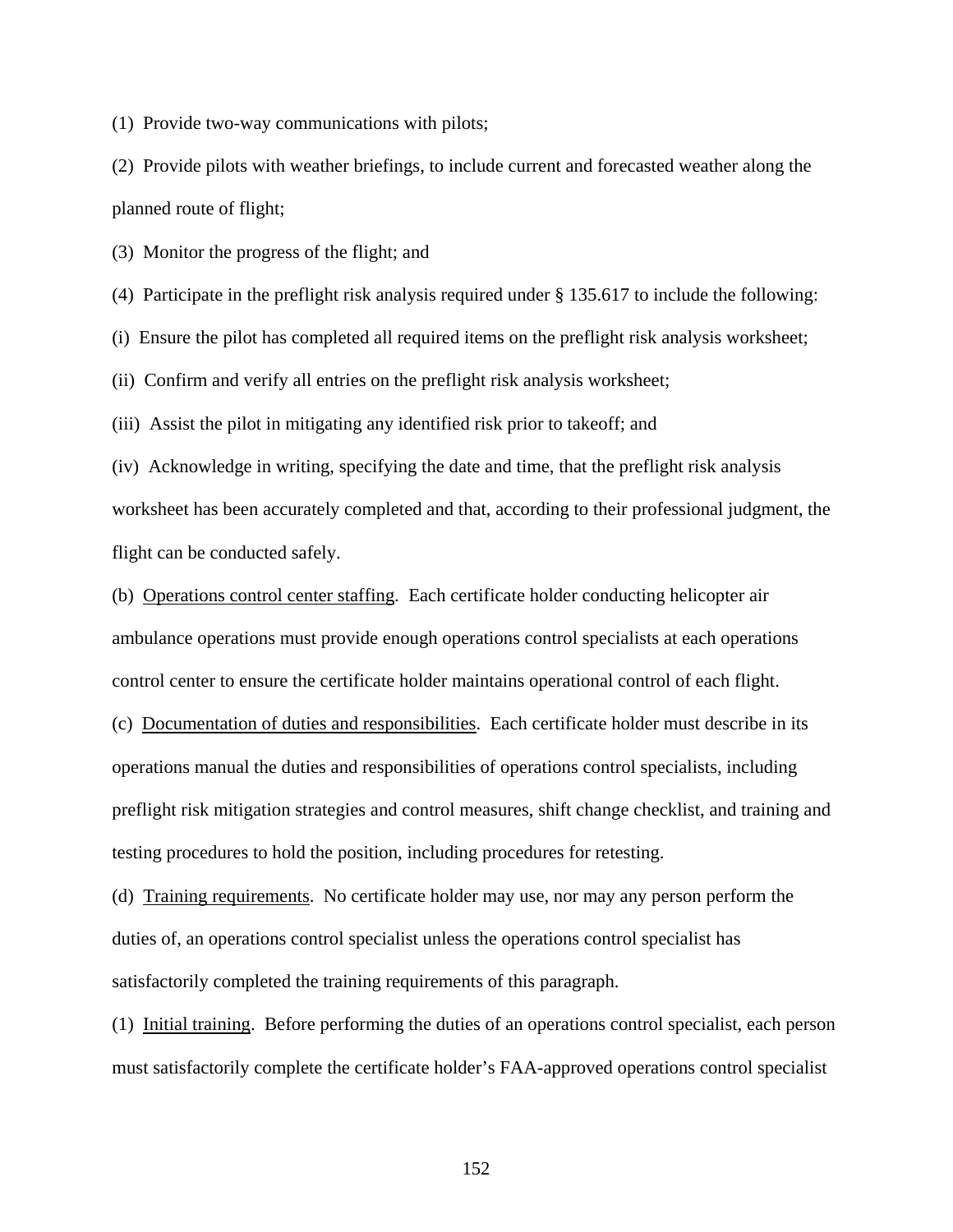(1) Provide two-way communications with pilots;

(2) Provide pilots with weather briefings, to include current and forecasted weather along the planned route of flight;

(3) Monitor the progress of the flight; and

(4) Participate in the preflight risk analysis required under § 135.617 to include the following:

(i) Ensure the pilot has completed all required items on the preflight risk analysis worksheet;

(ii) Confirm and verify all entries on the preflight risk analysis worksheet;

(iii) Assist the pilot in mitigating any identified risk prior to takeoff; and

(iv) Acknowledge in writing, specifying the date and time, that the preflight risk analysis worksheet has been accurately completed and that, according to their professional judgment, the flight can be conducted safely.

(b) Operations control center staffing. Each certificate holder conducting helicopter air ambulance operations must provide enough operations control specialists at each operations control center to ensure the certificate holder maintains operational control of each flight.

(c) Documentation of duties and responsibilities. Each certificate holder must describe in its operations manual the duties and responsibilities of operations control specialists, including preflight risk mitigation strategies and control measures, shift change checklist, and training and testing procedures to hold the position, including procedures for retesting.

(d) Training requirements. No certificate holder may use, nor may any person perform the duties of, an operations control specialist unless the operations control specialist has satisfactorily completed the training requirements of this paragraph.

(1) Initial training. Before performing the duties of an operations control specialist, each person must satisfactorily complete the certificate holder's FAA-approved operations control specialist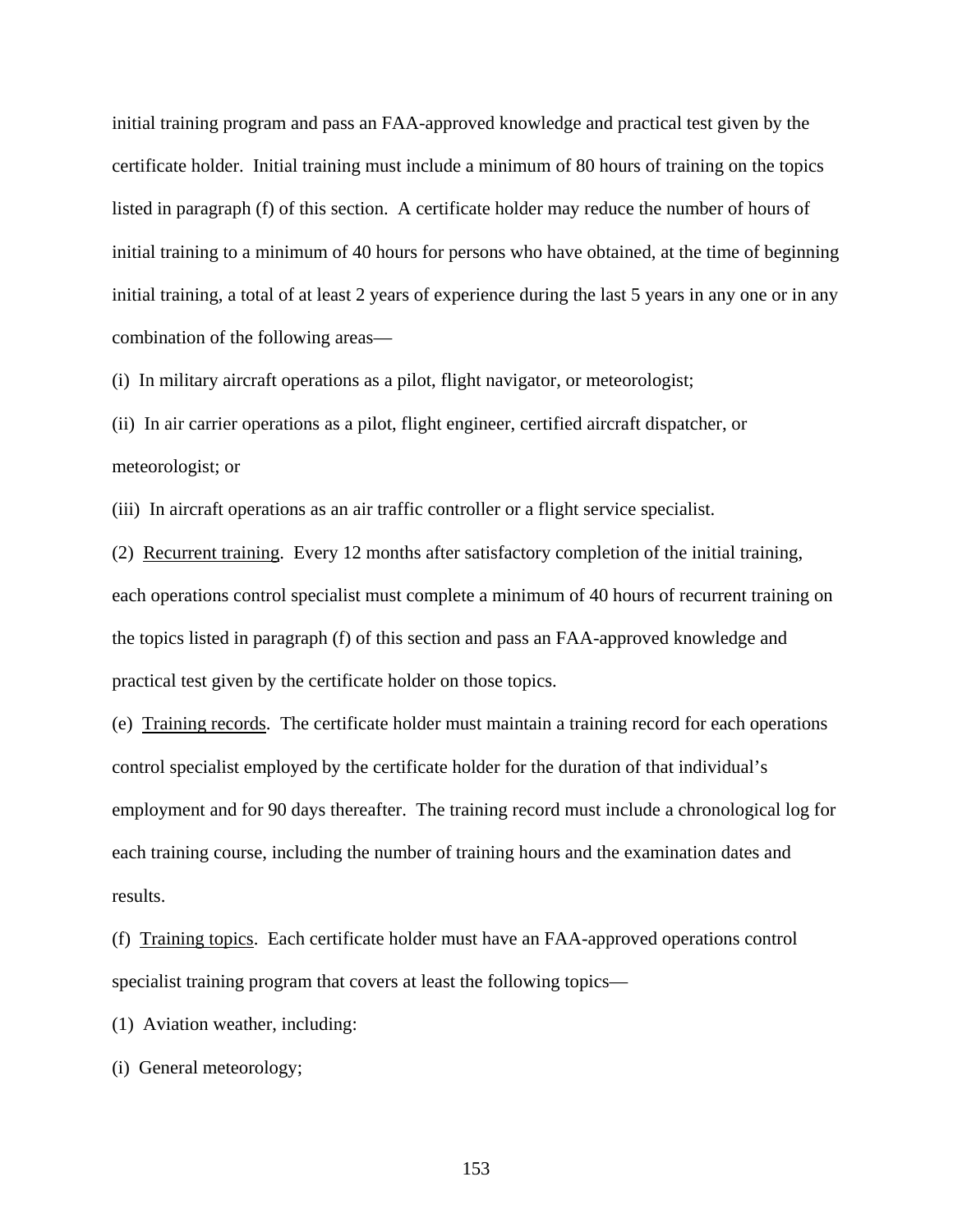initial training program and pass an FAA-approved knowledge and practical test given by the certificate holder. Initial training must include a minimum of 80 hours of training on the topics listed in paragraph (f) of this section. A certificate holder may reduce the number of hours of initial training to a minimum of 40 hours for persons who have obtained, at the time of beginning initial training, a total of at least 2 years of experience during the last 5 years in any one or in any combination of the following areas—

(i) In military aircraft operations as a pilot, flight navigator, or meteorologist;

(ii) In air carrier operations as a pilot, flight engineer, certified aircraft dispatcher, or meteorologist; or

(iii) In aircraft operations as an air traffic controller or a flight service specialist.

(2) <u>Recurrent training</u>. Every 12 months after satisfactory completion of the initial training, each operations control specialist must complete a minimum of 40 hours of recurrent training on the topics listed in paragraph (f) of this section and pass an FAA-approved knowledge and practical test given by the certificate holder on those topics.

(e) <u>Training records</u>. The certificate holder must maintain a training record for each operations control specialist employed by the certificate holder for the duration of that individual's employment and for 90 days thereafter. The training record must include a chronological log for each training course, including the number of training hours and the examination dates and results.

(f) <u>Training topics</u>. Each certificate holder must have an FAA-approved operations control specialist training program that covers at least the following topics—

(1) Aviation weather, including:

(i) General meteorology;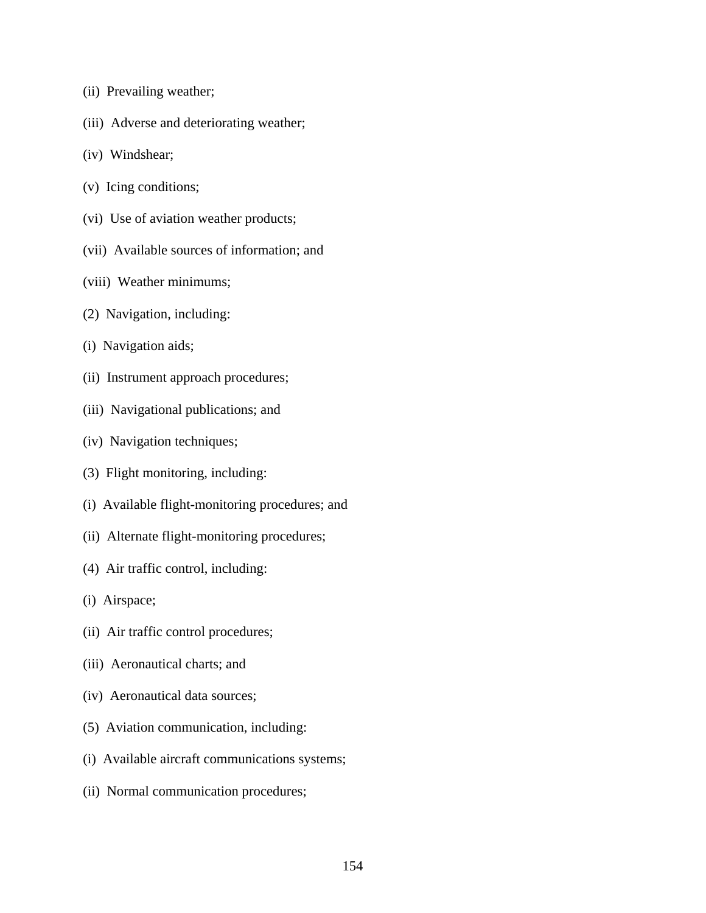(ii)  Prevailing weather;

(iii)  Adverse and deteriorating weather;

(iv)  Windshear;

(v)  Icing conditions;

(vi)  Use of aviation weather products;

(vii)  Available sources of information; and

(viii)  Weather minimums;

(2)  Navigation, including:

(i)  Navigation aids;

(ii)  Instrument approach procedures;

(iii)  Navigational publications; and

(iv)  Navigation techniques;

(3)  Flight monitoring, including:

(i)  Available flight-monitoring procedures; and

(ii)  Alternate flight-monitoring procedures;

(4)  Air traffic control, including:

(i)  Airspace;

(ii)  Air traffic control procedures;

(iii)  Aeronautical charts; and

(iv)  Aeronautical data sources;

(5)  Aviation communication, including:

(i)  Available aircraft communications systems;

(ii)  Normal communication procedures;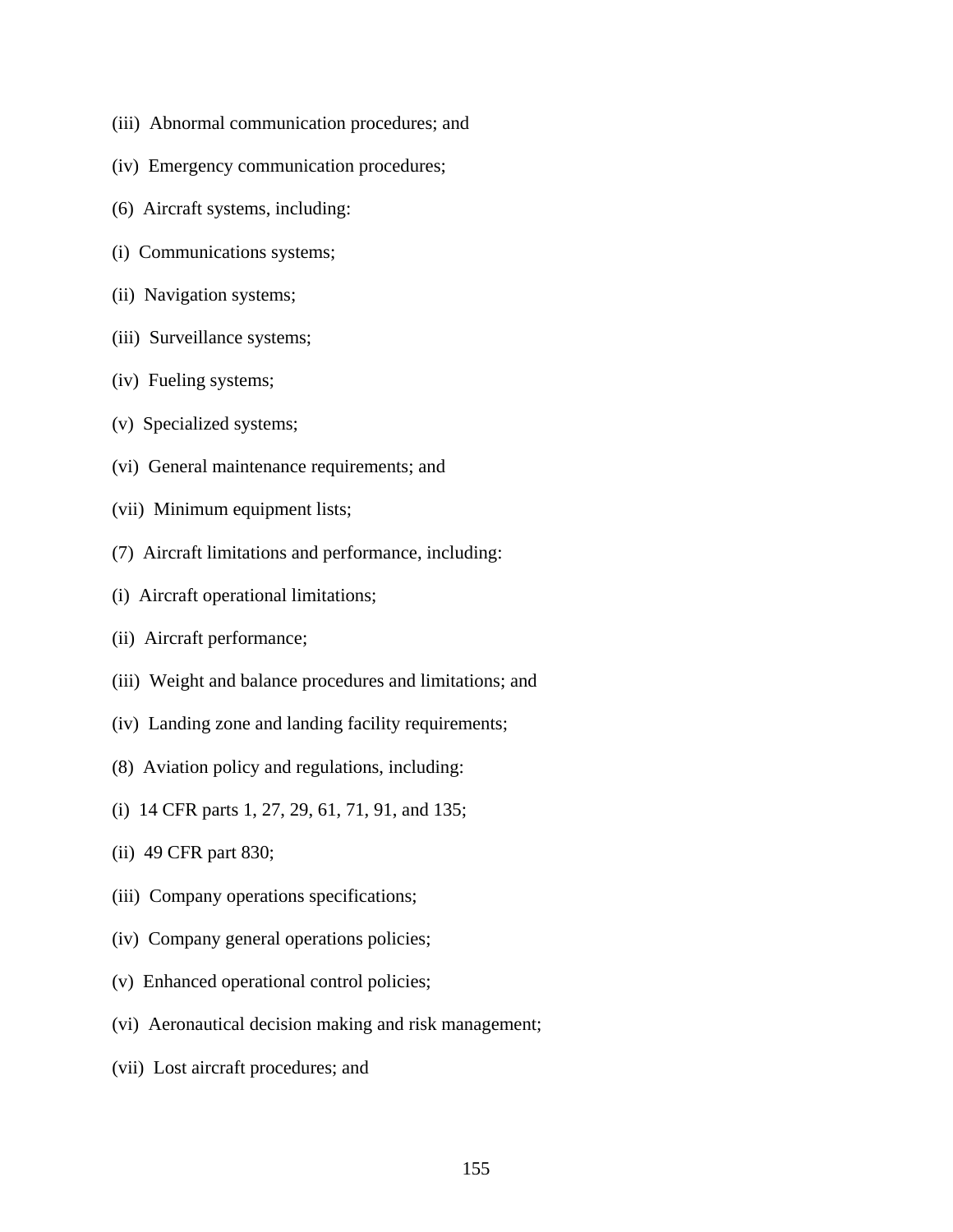(iii)  Abnormal communication procedures; and

(iv)  Emergency communication procedures;

(6)  Aircraft systems, including:

(i)  Communications systems;

(ii)  Navigation systems;

(iii)  Surveillance systems;

(iv)  Fueling systems;

(v)  Specialized systems;

(vi)  General maintenance requirements; and

(vii)  Minimum equipment lists;

(7)  Aircraft limitations and performance, including:

(i)  Aircraft operational limitations;

(ii)  Aircraft performance;

(iii)  Weight and balance procedures and limitations; and

(iv)  Landing zone and landing facility requirements;

(8)  Aviation policy and regulations, including:

(i)  14 CFR parts 1, 27, 29, 61, 71, 91, and 135;

(ii)  49 CFR part 830;

(iii)  Company operations specifications;

(iv)  Company general operations policies;

(v)  Enhanced operational control policies;

(vi)  Aeronautical decision making and risk management;

(vii)  Lost aircraft procedures; and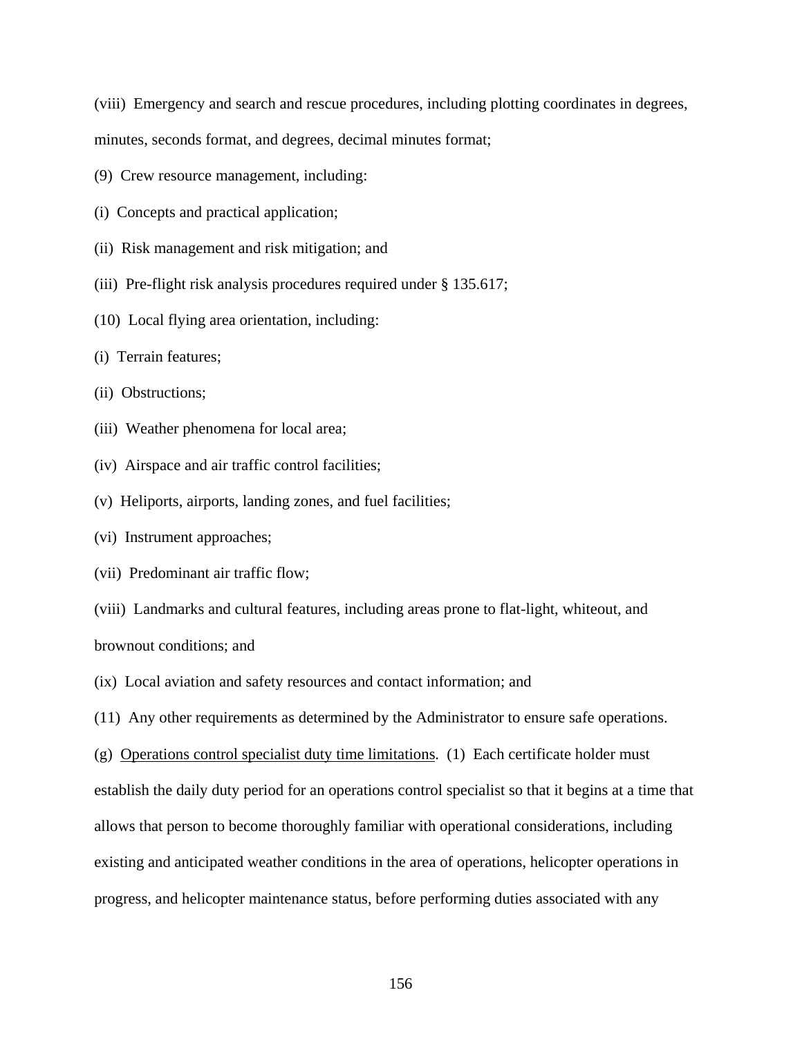(viii) Emergency and search and rescue procedures, including plotting coordinates in degrees, minutes, seconds format, and degrees, decimal minutes format;

(9) Crew resource management, including:

(i) Concepts and practical application;

(ii) Risk management and risk mitigation; and

(iii) Pre-flight risk analysis procedures required under § 135.617;

(10) Local flying area orientation, including:

(i) Terrain features;

(ii) Obstructions;

(iii) Weather phenomena for local area;

(iv) Airspace and air traffic control facilities;

(v) Heliports, airports, landing zones, and fuel facilities;

(vi) Instrument approaches;

(vii) Predominant air traffic flow;

(viii) Landmarks and cultural features, including areas prone to flat-light, whiteout, and brownout conditions; and

(ix) Local aviation and safety resources and contact information; and

(11) Any other requirements as determined by the Administrator to ensure safe operations.

(g) Operations control specialist duty time limitations. (1) Each certificate holder must establish the daily duty period for an operations control specialist so that it begins at a time that allows that person to become thoroughly familiar with operational considerations, including existing and anticipated weather conditions in the area of operations, helicopter operations in progress, and helicopter maintenance status, before performing duties associated with any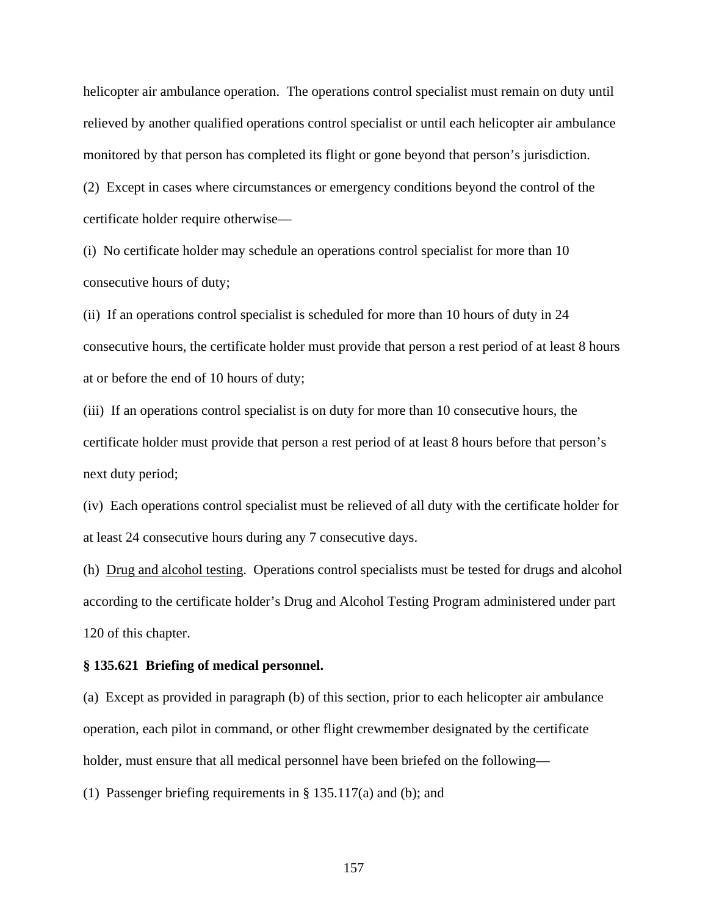helicopter air ambulance operation. The operations control specialist must remain on duty until relieved by another qualified operations control specialist or until each helicopter air ambulance monitored by that person has completed its flight or gone beyond that person's jurisdiction.

(2) Except in cases where circumstances or emergency conditions beyond the control of the certificate holder require otherwise—

(i) No certificate holder may schedule an operations control specialist for more than 10 consecutive hours of duty;

(ii) If an operations control specialist is scheduled for more than 10 hours of duty in 24 consecutive hours, the certificate holder must provide that person a rest period of at least 8 hours at or before the end of 10 hours of duty;

(iii) If an operations control specialist is on duty for more than 10 consecutive hours, the certificate holder must provide that person a rest period of at least 8 hours before that person's next duty period;

(iv) Each operations control specialist must be relieved of all duty with the certificate holder for at least 24 consecutive hours during any 7 consecutive days.

(h) <u>Drug and alcohol testing</u>. Operations control specialists must be tested for drugs and alcohol according to the certificate holder's Drug and Alcohol Testing Program administered under part 120 of this chapter.

**§ 135.621 Briefing of medical personnel.**

(a) Except as provided in paragraph (b) of this section, prior to each helicopter air ambulance operation, each pilot in command, or other flight crewmember designated by the certificate holder, must ensure that all medical personnel have been briefed on the following—

(1) Passenger briefing requirements in § 135.117(a) and (b); and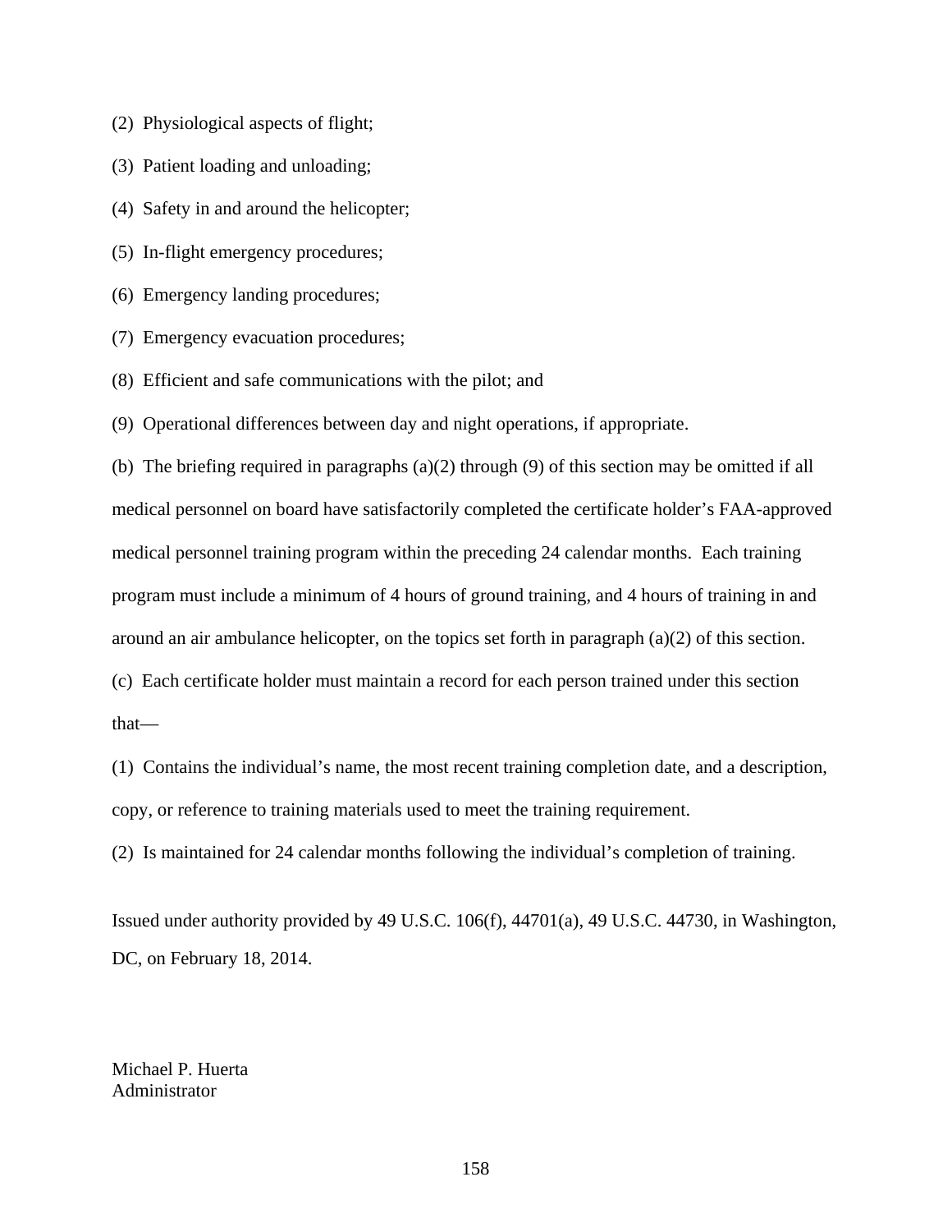(2) Physiological aspects of flight;

(3) Patient loading and unloading;

(4) Safety in and around the helicopter;

(5) In-flight emergency procedures;

(6) Emergency landing procedures;

(7) Emergency evacuation procedures;

(8) Efficient and safe communications with the pilot; and

(9) Operational differences between day and night operations, if appropriate.

(b) The briefing required in paragraphs (a)(2) through (9) of this section may be omitted if all medical personnel on board have satisfactorily completed the certificate holder's FAA-approved medical personnel training program within the preceding 24 calendar months. Each training program must include a minimum of 4 hours of ground training, and 4 hours of training in and around an air ambulance helicopter, on the topics set forth in paragraph (a)(2) of this section.

(c) Each certificate holder must maintain a record for each person trained under this section that—

(1) Contains the individual's name, the most recent training completion date, and a description, copy, or reference to training materials used to meet the training requirement.

(2) Is maintained for 24 calendar months following the individual's completion of training.

Issued under authority provided by 49 U.S.C. 106(f), 44701(a), 49 U.S.C. 44730, in Washington, DC, on February 18, 2014.

Michael P. Huerta
Administrator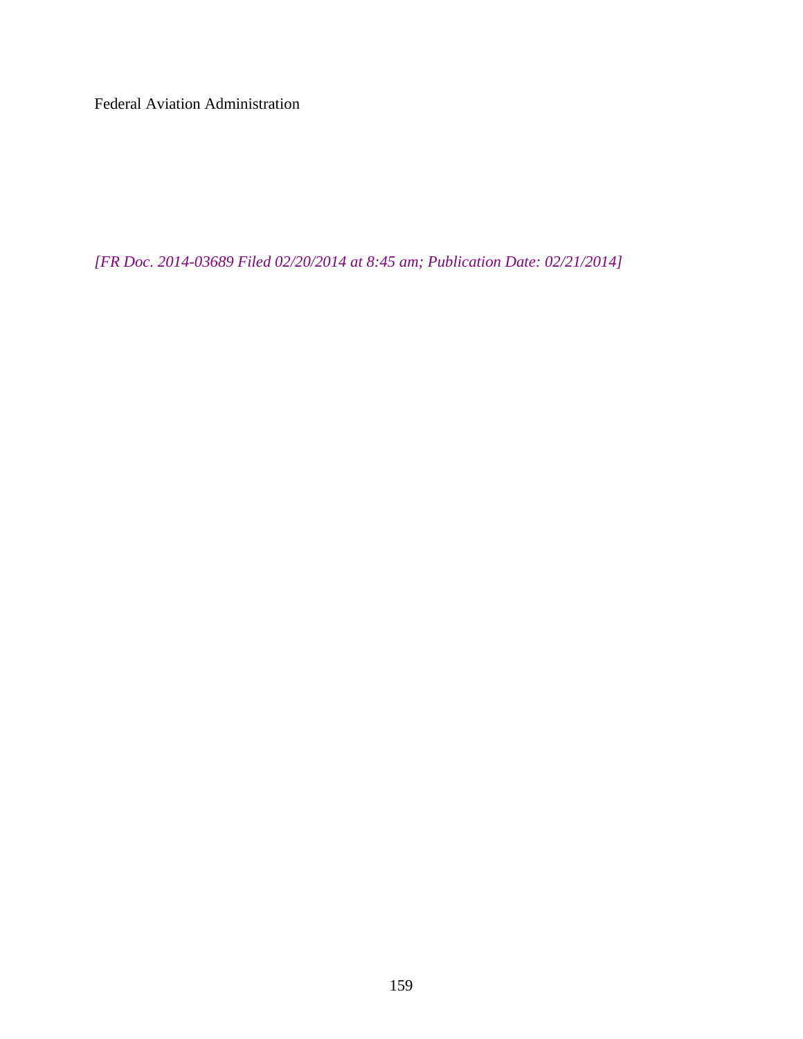Federal Aviation Administration

*[FR Doc. 2014-03689 Filed 02/20/2014 at 8:45 am; Publication Date: 02/21/2014]*